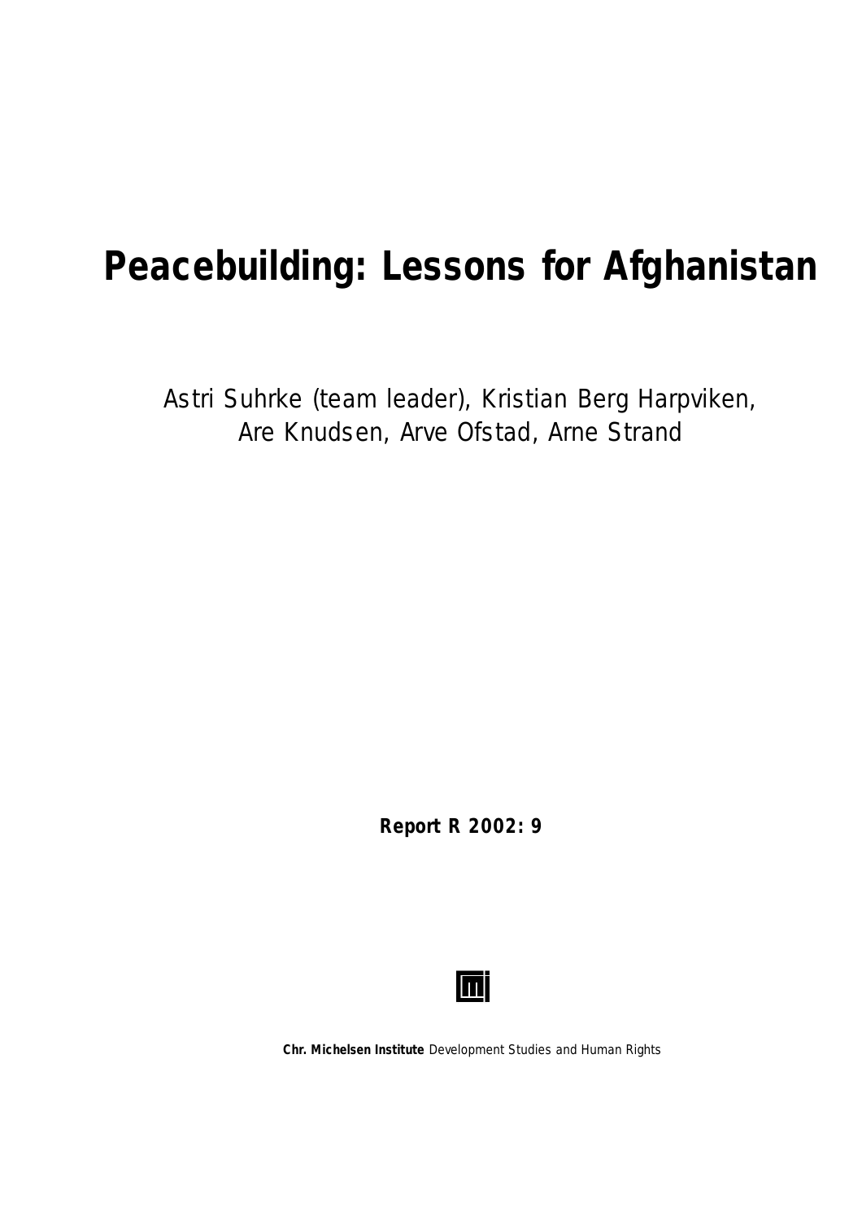# Peacebuilding: Lessons for Afghanistan

Astri Suhrke (team leader), Kristian Berg Harpviken, Are Knudsen, Arve Ofstad, Arne Strand

**Report R 2002: 9**

**Chr. Michelsen Institute** Development Studies and Human Rights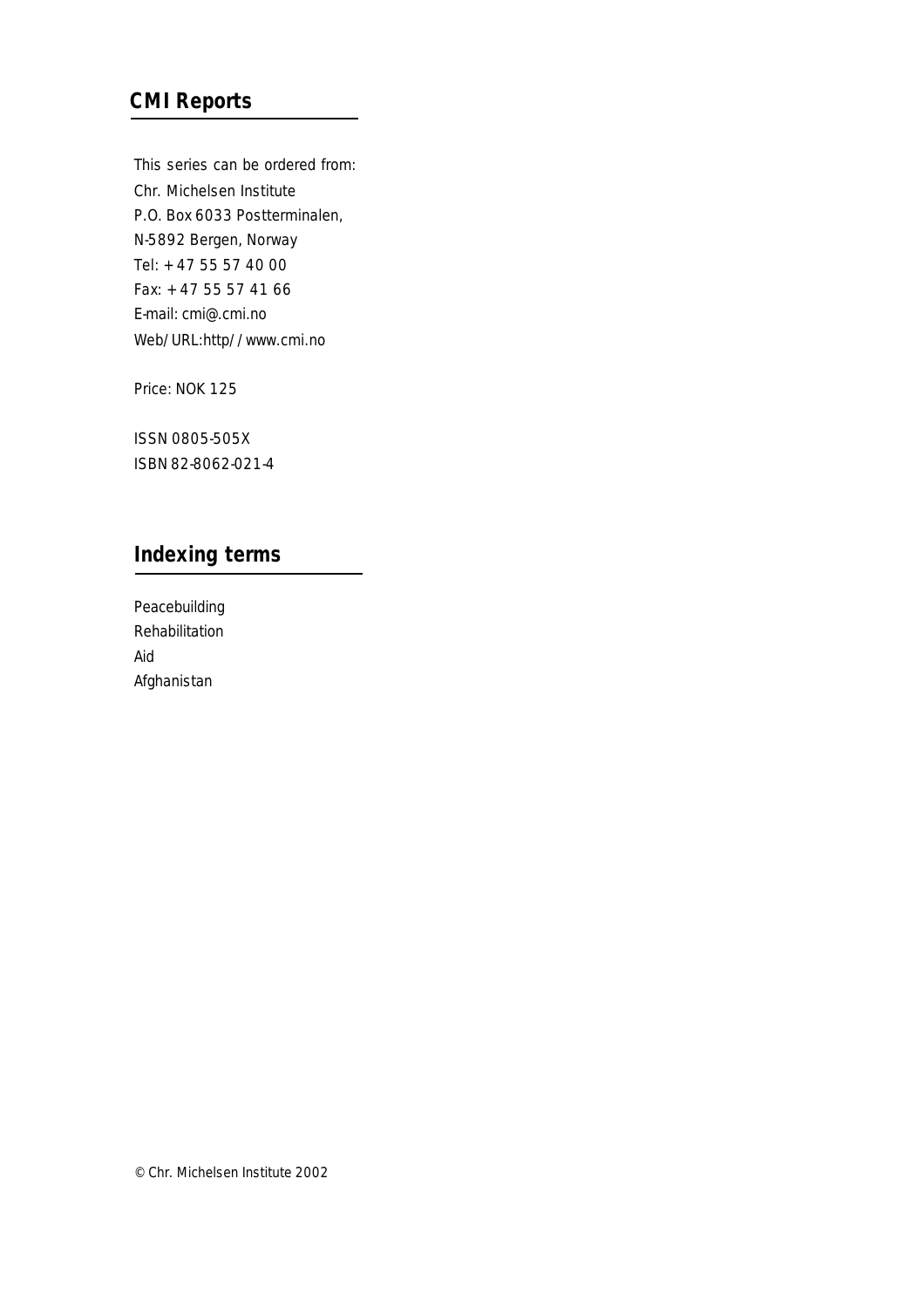## CMI Reports

This series can be ordered from:
Chr. Michelsen Institute
P.O. Box 6033 Postterminalen,
N-5892 Bergen, Norway
Tel: + 47 55 57 40 00
Fax: + 47 55 57 41 66
E-mail: cmi@.cmi.no
Web/URL:http//www.cmi.no

Price: NOK 125

ISSN 0805-505X
ISBN 82-8062-021-4

## Indexing terms

Peacebuilding
Rehabilitation
Aid
Afghanistan

© Chr. Michelsen Institute 2002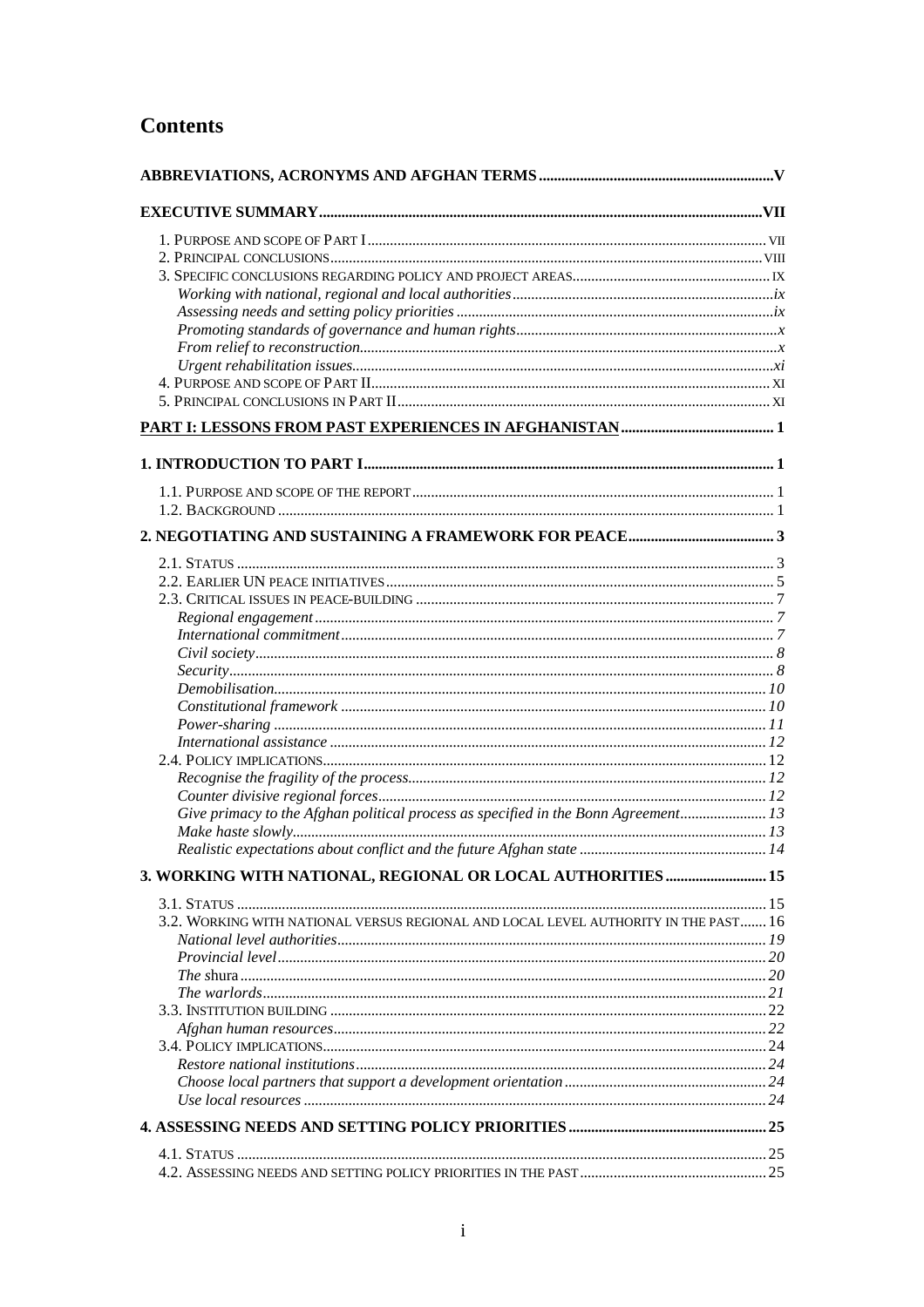# Contents

**ABBREVIATIONS, ACRONYMS AND AFGHAN TERMS ..... V**

**EXECUTIVE SUMMARY ..... VII**

1. PURPOSE AND SCOPE OF PART I ..... VII
2. PRINCIPAL CONCLUSIONS ..... VIII
3. SPECIFIC CONCLUSIONS REGARDING POLICY AND PROJECT AREAS ..... IX
   - *Working with national, regional and local authorities* ..... *ix*
   - *Assessing needs and setting policy priorities* ..... *ix*
   - *Promoting standards of governance and human rights* ..... *x*
   - *From relief to reconstruction* ..... *x*
   - *Urgent rehabilitation issues* ..... *xi*
4. PURPOSE AND SCOPE OF PART II ..... XI
5. PRINCIPAL CONCLUSIONS IN PART II ..... XI

**PART I: LESSONS FROM PAST EXPERIENCES IN AFGHANISTAN ..... 1**

**1. INTRODUCTION TO PART I ..... 1**

1.1. PURPOSE AND SCOPE OF THE REPORT ..... 1
1.2. BACKGROUND ..... 1

**2. NEGOTIATING AND SUSTAINING A FRAMEWORK FOR PEACE ..... 3**

2.1. STATUS ..... 3
2.2. EARLIER UN PEACE INITIATIVES ..... 5
2.3. CRITICAL ISSUES IN PEACE-BUILDING ..... 7
   - *Regional engagement* ..... *7*
   - *International commitment* ..... *7*
   - *Civil society* ..... *8*
   - *Security* ..... *8*
   - *Demobilisation* ..... *10*
   - *Constitutional framework* ..... *10*
   - *Power-sharing* ..... *11*
   - *International assistance* ..... *12*

2.4. POLICY IMPLICATIONS ..... 12
   - *Recognise the fragility of the process* ..... *12*
   - *Counter divisive regional forces* ..... *12*
   - *Give primacy to the Afghan political process as specified in the Bonn Agreement* ..... *13*
   - *Make haste slowly* ..... *13*
   - *Realistic expectations about conflict and the future Afghan state* ..... *14*

**3. WORKING WITH NATIONAL, REGIONAL OR LOCAL AUTHORITIES ..... 15**

3.1. STATUS ..... 15
3.2. WORKING WITH NATIONAL VERSUS REGIONAL AND LOCAL LEVEL AUTHORITY IN THE PAST ..... 16
   - *National level authorities* ..... *19*
   - *Provincial level* ..... *20*
   - *The* shura ..... *20*
   - *The warlords* ..... *21*

3.3. INSTITUTION BUILDING ..... 22
   - *Afghan human resources* ..... *22*

3.4. POLICY IMPLICATIONS ..... 24
   - *Restore national institutions* ..... *24*
   - *Choose local partners that support a development orientation* ..... *24*
   - *Use local resources* ..... *24*

**4. ASSESSING NEEDS AND SETTING POLICY PRIORITIES ..... 25**

4.1. STATUS ..... 25
4.2. ASSESSING NEEDS AND SETTING POLICY PRIORITIES IN THE PAST ..... 25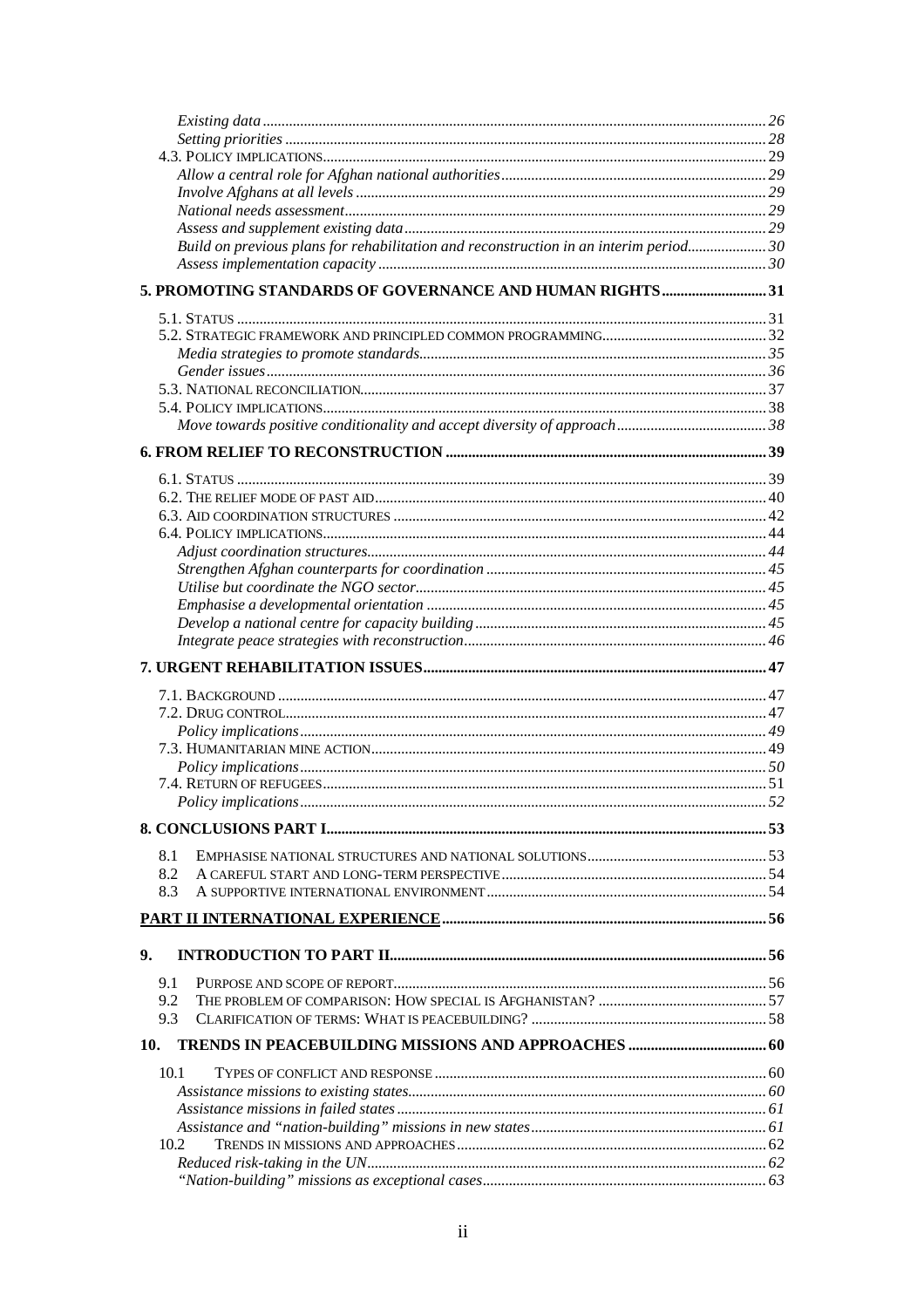*Existing data* ............................................................ *26*
*Setting priorities* ............................................................ *28*
4.3. POLICY IMPLICATIONS ............................................................ 29
*Allow a central role for Afghan national authorities* ............................................................ *29*
*Involve Afghans at all levels* ............................................................ *29*
*National needs assessment* ............................................................ *29*
*Assess and supplement existing data* ............................................................ *29*
*Build on previous plans for rehabilitation and reconstruction in an interim period* ............................................................ *30*
*Assess implementation capacity* ............................................................ *30*

**5. PROMOTING STANDARDS OF GOVERNANCE AND HUMAN RIGHTS ............................................................ 31**

5.1. STATUS ............................................................ 31
5.2. STRATEGIC FRAMEWORK AND PRINCIPLED COMMON PROGRAMMING ............................................................ 32
*Media strategies to promote standards* ............................................................ *35*
*Gender issues* ............................................................ *36*
5.3. NATIONAL RECONCILIATION ............................................................ 37
5.4. POLICY IMPLICATIONS ............................................................ 38
*Move towards positive conditionality and accept diversity of approach* ............................................................ *38*

**6. FROM RELIEF TO RECONSTRUCTION ............................................................ 39**

6.1. STATUS ............................................................ 39
6.2. THE RELIEF MODE OF PAST AID ............................................................ 40
6.3. AID COORDINATION STRUCTURES ............................................................ 42
6.4. POLICY IMPLICATIONS ............................................................ 44
*Adjust coordination structures* ............................................................ *44*
*Strengthen Afghan counterparts for coordination* ............................................................ *45*
*Utilise but coordinate the NGO sector* ............................................................ *45*
*Emphasise a developmental orientation* ............................................................ *45*
*Develop a national centre for capacity building* ............................................................ *45*
*Integrate peace strategies with reconstruction* ............................................................ *46*

**7. URGENT REHABILITATION ISSUES ............................................................ 47**

7.1. BACKGROUND ............................................................ 47
7.2. DRUG CONTROL ............................................................ 47
*Policy implications* ............................................................ *49*
7.3. HUMANITARIAN MINE ACTION ............................................................ 49
*Policy implications* ............................................................ *50*
7.4. RETURN OF REFUGEES ............................................................ 51
*Policy implications* ............................................................ *52*

**8. CONCLUSIONS PART I ............................................................ 53**

8.1 EMPHASISE NATIONAL STRUCTURES AND NATIONAL SOLUTIONS ............................................................ 53
8.2 A CAREFUL START AND LONG-TERM PERSPECTIVE ............................................................ 54
8.3 A SUPPORTIVE INTERNATIONAL ENVIRONMENT ............................................................ 54

**PART II INTERNATIONAL EXPERIENCE ............................................................ 56**

**9. INTRODUCTION TO PART II ............................................................ 56**

9.1 PURPOSE AND SCOPE OF REPORT ............................................................ 56
9.2 THE PROBLEM OF COMPARISON: HOW SPECIAL IS AFGHANISTAN? ............................................................ 57
9.3 CLARIFICATION OF TERMS: WHAT IS PEACEBUILDING? ............................................................ 58

**10. TRENDS IN PEACEBUILDING MISSIONS AND APPROACHES ............................................................ 60**

10.1 TYPES OF CONFLICT AND RESPONSE ............................................................ 60
*Assistance missions to existing states* ............................................................ *60*
*Assistance missions in failed states* ............................................................ *61*
*Assistance and "nation-building" missions in new states* ............................................................ *61*
10.2 TRENDS IN MISSIONS AND APPROACHES ............................................................ 62
*Reduced risk-taking in the UN* ............................................................ *62*
*"Nation-building" missions as exceptional cases* ............................................................ *63*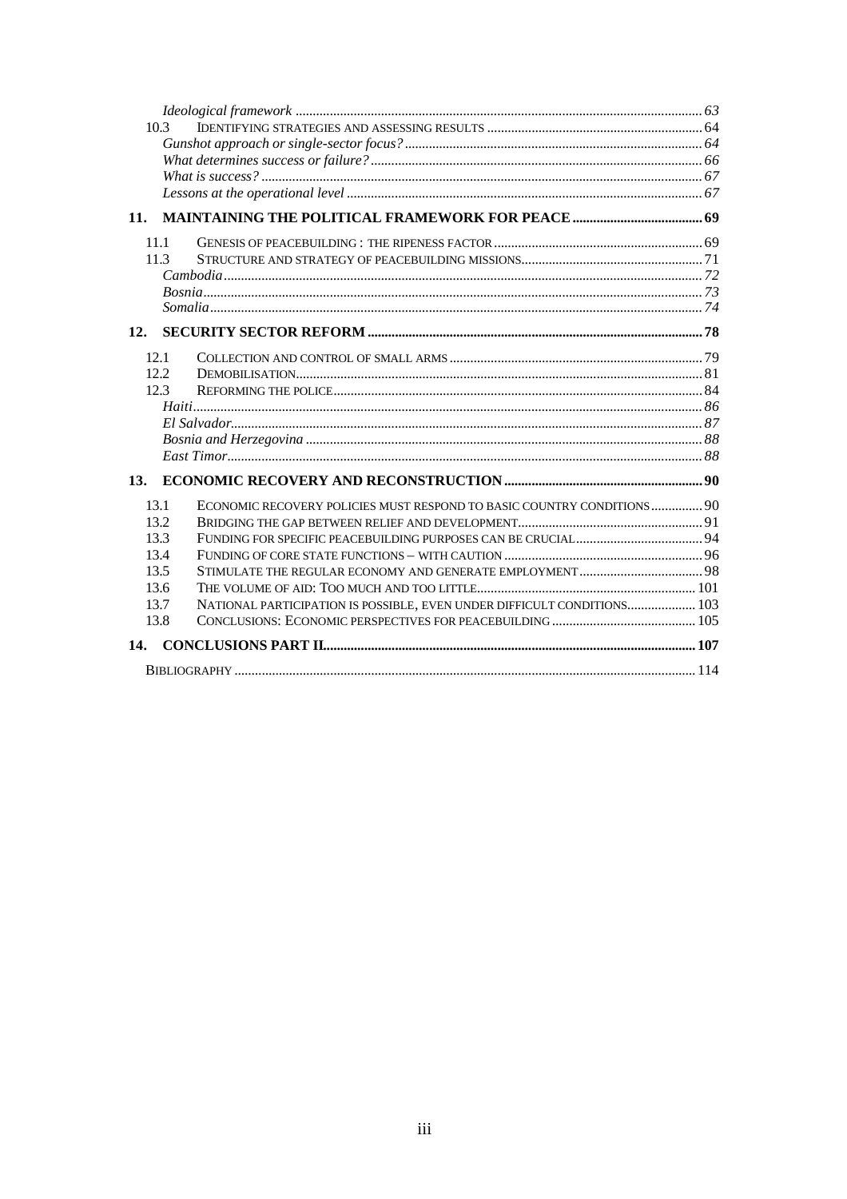*Ideological framework* ..... 63

10.3 IDENTIFYING STRATEGIES AND ASSESSING RESULTS ..... 64

*Gunshot approach or single-sector focus?* ..... 64

*What determines success or failure?* ..... 66

*What is success?* ..... 67

*Lessons at the operational level* ..... 67

**11. MAINTAINING THE POLITICAL FRAMEWORK FOR PEACE ..... 69**

11.1 GENESIS OF PEACEBUILDING : THE RIPENESS FACTOR ..... 69

11.3 STRUCTURE AND STRATEGY OF PEACEBUILDING MISSIONS ..... 71

*Cambodia* ..... 72

*Bosnia* ..... 73

*Somalia* ..... 74

**12. SECURITY SECTOR REFORM ..... 78**

12.1 COLLECTION AND CONTROL OF SMALL ARMS ..... 79

12.2 DEMOBILISATION ..... 81

12.3 REFORMING THE POLICE ..... 84

*Haiti* ..... 86

*El Salvador* ..... 87

*Bosnia and Herzegovina* ..... 88

*East Timor* ..... 88

**13. ECONOMIC RECOVERY AND RECONSTRUCTION ..... 90**

13.1 ECONOMIC RECOVERY POLICIES MUST RESPOND TO BASIC COUNTRY CONDITIONS ..... 90

13.2 BRIDGING THE GAP BETWEEN RELIEF AND DEVELOPMENT ..... 91

13.3 FUNDING FOR SPECIFIC PEACEBUILDING PURPOSES CAN BE CRUCIAL ..... 94

13.4 FUNDING OF CORE STATE FUNCTIONS – WITH CAUTION ..... 96

13.5 STIMULATE THE REGULAR ECONOMY AND GENERATE EMPLOYMENT ..... 98

13.6 THE VOLUME OF AID: TOO MUCH AND TOO LITTLE ..... 101

13.7 NATIONAL PARTICIPATION IS POSSIBLE, EVEN UNDER DIFFICULT CONDITIONS ..... 103

13.8 CONCLUSIONS: ECONOMIC PERSPECTIVES FOR PEACEBUILDING ..... 105

**14. CONCLUSIONS PART II ..... 107**

BIBLIOGRAPHY ..... 114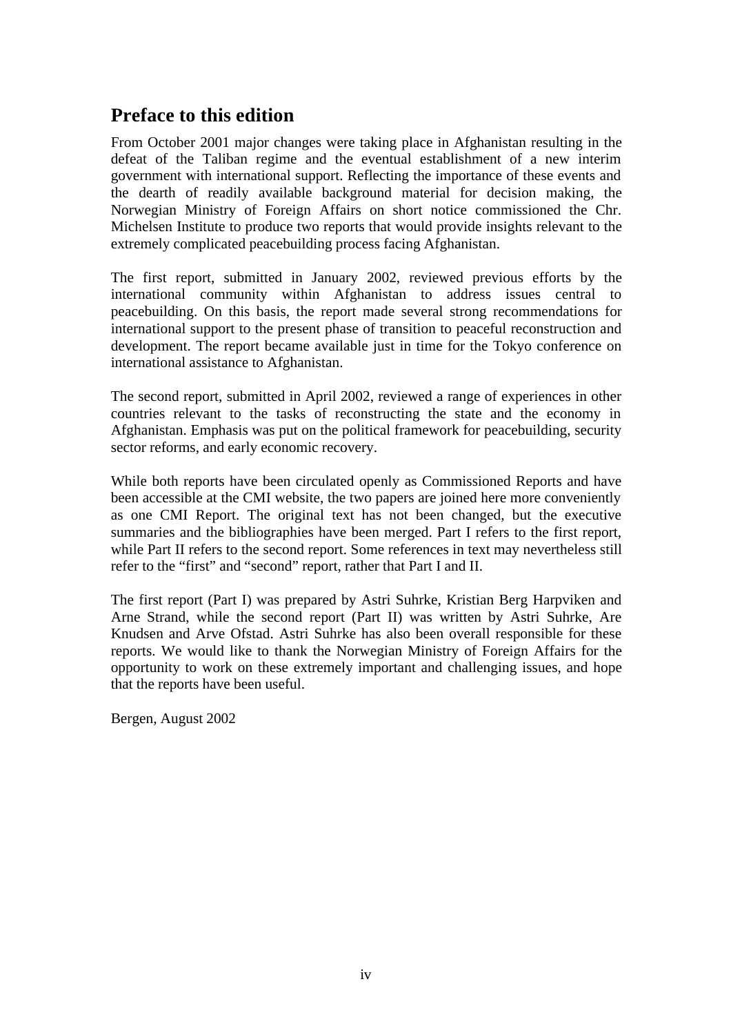## Preface to this edition

From October 2001 major changes were taking place in Afghanistan resulting in the defeat of the Taliban regime and the eventual establishment of a new interim government with international support. Reflecting the importance of these events and the dearth of readily available background material for decision making, the Norwegian Ministry of Foreign Affairs on short notice commissioned the Chr. Michelsen Institute to produce two reports that would provide insights relevant to the extremely complicated peacebuilding process facing Afghanistan.

The first report, submitted in January 2002, reviewed previous efforts by the international community within Afghanistan to address issues central to peacebuilding. On this basis, the report made several strong recommendations for international support to the present phase of transition to peaceful reconstruction and development. The report became available just in time for the Tokyo conference on international assistance to Afghanistan.

The second report, submitted in April 2002, reviewed a range of experiences in other countries relevant to the tasks of reconstructing the state and the economy in Afghanistan. Emphasis was put on the political framework for peacebuilding, security sector reforms, and early economic recovery.

While both reports have been circulated openly as Commissioned Reports and have been accessible at the CMI website, the two papers are joined here more conveniently as one CMI Report. The original text has not been changed, but the executive summaries and the bibliographies have been merged. Part I refers to the first report, while Part II refers to the second report. Some references in text may nevertheless still refer to the "first" and "second" report, rather that Part I and II.

The first report (Part I) was prepared by Astri Suhrke, Kristian Berg Harpviken and Arne Strand, while the second report (Part II) was written by Astri Suhrke, Are Knudsen and Arve Ofstad. Astri Suhrke has also been overall responsible for these reports. We would like to thank the Norwegian Ministry of Foreign Affairs for the opportunity to work on these extremely important and challenging issues, and hope that the reports have been useful.

Bergen, August 2002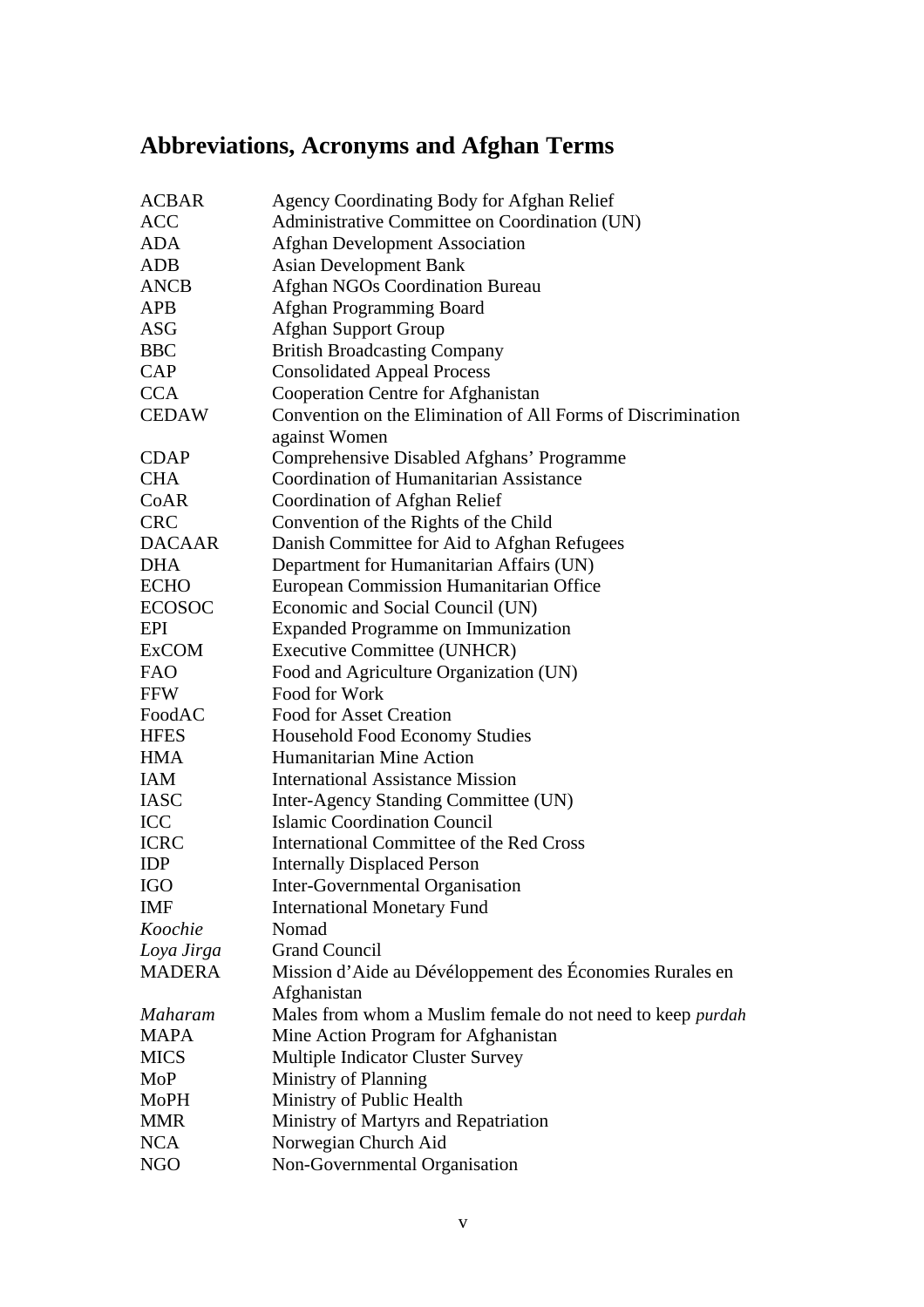# Abbreviations, Acronyms and Afghan Terms

| | |
|---|---|
| ACBAR | Agency Coordinating Body for Afghan Relief |
| ACC | Administrative Committee on Coordination (UN) |
| ADA | Afghan Development Association |
| ADB | Asian Development Bank |
| ANCB | Afghan NGOs Coordination Bureau |
| APB | Afghan Programming Board |
| ASG | Afghan Support Group |
| BBC | British Broadcasting Company |
| CAP | Consolidated Appeal Process |
| CCA | Cooperation Centre for Afghanistan |
| CEDAW | Convention on the Elimination of All Forms of Discrimination against Women |
| CDAP | Comprehensive Disabled Afghans' Programme |
| CHA | Coordination of Humanitarian Assistance |
| CoAR | Coordination of Afghan Relief |
| CRC | Convention of the Rights of the Child |
| DACAAR | Danish Committee for Aid to Afghan Refugees |
| DHA | Department for Humanitarian Affairs (UN) |
| ECHO | European Commission Humanitarian Office |
| ECOSOC | Economic and Social Council (UN) |
| EPI | Expanded Programme on Immunization |
| ExCOM | Executive Committee (UNHCR) |
| FAO | Food and Agriculture Organization (UN) |
| FFW | Food for Work |
| FoodAC | Food for Asset Creation |
| HFES | Household Food Economy Studies |
| HMA | Humanitarian Mine Action |
| IAM | International Assistance Mission |
| IASC | Inter-Agency Standing Committee (UN) |
| ICC | Islamic Coordination Council |
| ICRC | International Committee of the Red Cross |
| IDP | Internally Displaced Person |
| IGO | Inter-Governmental Organisation |
| IMF | International Monetary Fund |
| *Koochie* | Nomad |
| *Loya Jirga* | Grand Council |
| MADERA | Mission d'Aide au Dévéloppement des Économies Rurales en Afghanistan |
| *Maharam* | Males from whom a Muslim female do not need to keep *purdah* |
| MAPA | Mine Action Program for Afghanistan |
| MICS | Multiple Indicator Cluster Survey |
| MoP | Ministry of Planning |
| MoPH | Ministry of Public Health |
| MMR | Ministry of Martyrs and Repatriation |
| NCA | Norwegian Church Aid |
| NGO | Non-Governmental Organisation |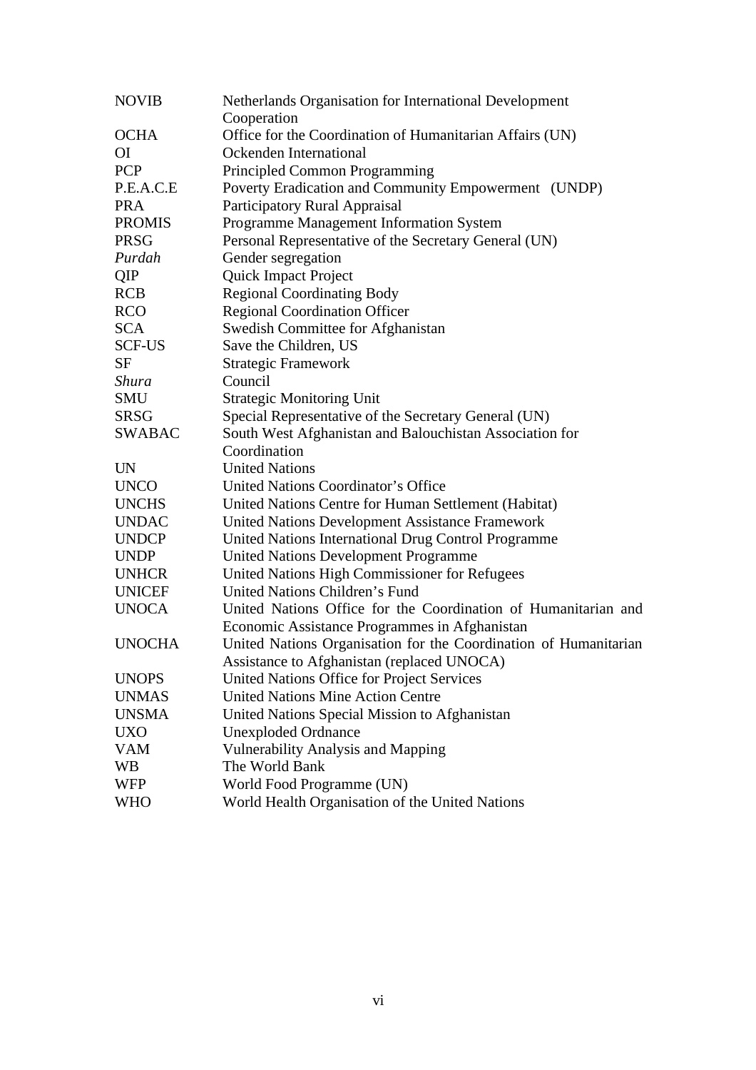| | |
|---|---|
| NOVIB | Netherlands Organisation for International Development Cooperation |
| OCHA | Office for the Coordination of Humanitarian Affairs (UN) |
| OI | Ockenden International |
| PCP | Principled Common Programming |
| P.E.A.C.E | Poverty Eradication and Community Empowerment (UNDP) |
| PRA | Participatory Rural Appraisal |
| PROMIS | Programme Management Information System |
| PRSG | Personal Representative of the Secretary General (UN) |
| *Purdah* | Gender segregation |
| QIP | Quick Impact Project |
| RCB | Regional Coordinating Body |
| RCO | Regional Coordination Officer |
| SCA | Swedish Committee for Afghanistan |
| SCF-US | Save the Children, US |
| SF | Strategic Framework |
| *Shura* | Council |
| SMU | Strategic Monitoring Unit |
| SRSG | Special Representative of the Secretary General (UN) |
| SWABAC | South West Afghanistan and Balouchistan Association for Coordination |
| UN | United Nations |
| UNCO | United Nations Coordinator's Office |
| UNCHS | United Nations Centre for Human Settlement (Habitat) |
| UNDAC | United Nations Development Assistance Framework |
| UNDCP | United Nations International Drug Control Programme |
| UNDP | United Nations Development Programme |
| UNHCR | United Nations High Commissioner for Refugees |
| UNICEF | United Nations Children's Fund |
| UNOCA | United Nations Office for the Coordination of Humanitarian and Economic Assistance Programmes in Afghanistan |
| UNOCHA | United Nations Organisation for the Coordination of Humanitarian Assistance to Afghanistan (replaced UNOCA) |
| UNOPS | United Nations Office for Project Services |
| UNMAS | United Nations Mine Action Centre |
| UNSMA | United Nations Special Mission to Afghanistan |
| UXO | Unexploded Ordnance |
| VAM | Vulnerability Analysis and Mapping |
| WB | The World Bank |
| WFP | World Food Programme (UN) |
| WHO | World Health Organisation of the United Nations |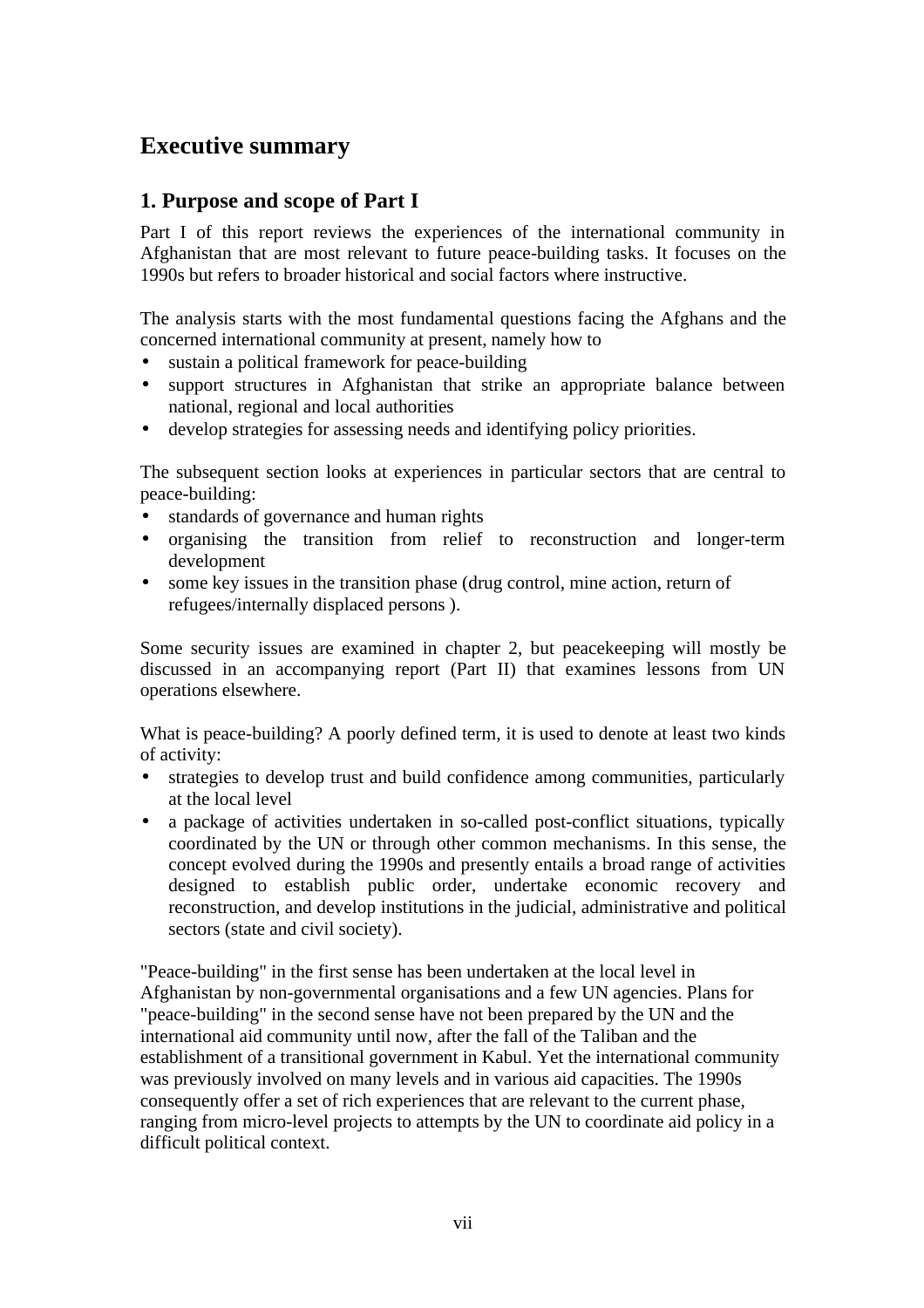# Executive summary

## 1. Purpose and scope of Part I

Part I of this report reviews the experiences of the international community in Afghanistan that are most relevant to future peace-building tasks. It focuses on the 1990s but refers to broader historical and social factors where instructive.

The analysis starts with the most fundamental questions facing the Afghans and the concerned international community at present, namely how to

- sustain a political framework for peace-building
- support structures in Afghanistan that strike an appropriate balance between national, regional and local authorities
- develop strategies for assessing needs and identifying policy priorities.

The subsequent section looks at experiences in particular sectors that are central to peace-building:

- standards of governance and human rights
- organising the transition from relief to reconstruction and longer-term development
- some key issues in the transition phase (drug control, mine action, return of refugees/internally displaced persons ).

Some security issues are examined in chapter 2, but peacekeeping will mostly be discussed in an accompanying report (Part II) that examines lessons from UN operations elsewhere.

What is peace-building? A poorly defined term, it is used to denote at least two kinds of activity:

- strategies to develop trust and build confidence among communities, particularly at the local level
- a package of activities undertaken in so-called post-conflict situations, typically coordinated by the UN or through other common mechanisms. In this sense, the concept evolved during the 1990s and presently entails a broad range of activities designed to establish public order, undertake economic recovery and reconstruction, and develop institutions in the judicial, administrative and political sectors (state and civil society).

"Peace-building" in the first sense has been undertaken at the local level in Afghanistan by non-governmental organisations and a few UN agencies. Plans for "peace-building" in the second sense have not been prepared by the UN and the international aid community until now, after the fall of the Taliban and the establishment of a transitional government in Kabul. Yet the international community was previously involved on many levels and in various aid capacities. The 1990s consequently offer a set of rich experiences that are relevant to the current phase, ranging from micro-level projects to attempts by the UN to coordinate aid policy in a difficult political context.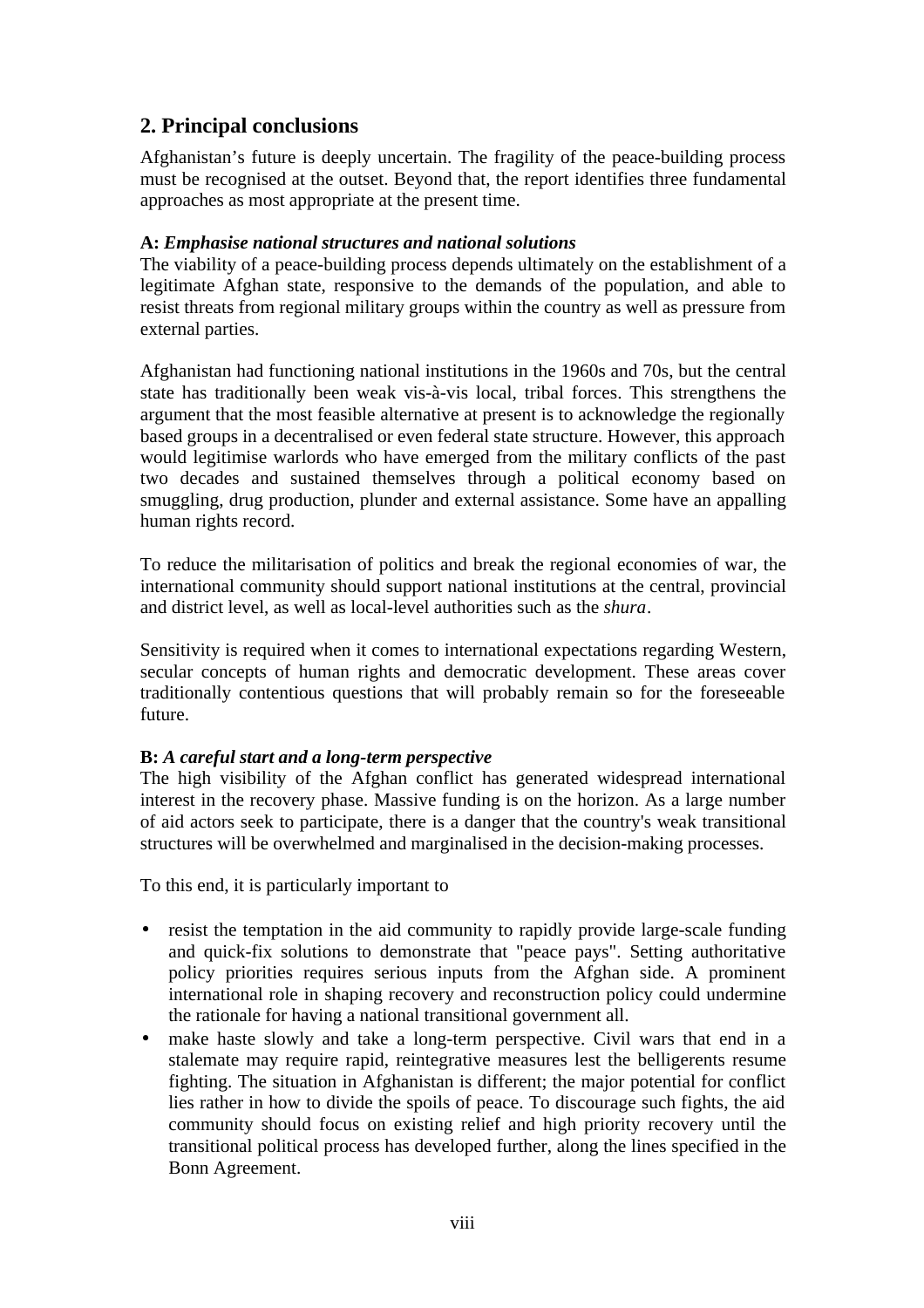## 2. Principal conclusions

Afghanistan's future is deeply uncertain. The fragility of the peace-building process must be recognised at the outset. Beyond that, the report identifies three fundamental approaches as most appropriate at the present time.

**A:** ***Emphasise national structures and national solutions***
The viability of a peace-building process depends ultimately on the establishment of a legitimate Afghan state, responsive to the demands of the population, and able to resist threats from regional military groups within the country as well as pressure from external parties.

Afghanistan had functioning national institutions in the 1960s and 70s, but the central state has traditionally been weak vis-à-vis local, tribal forces. This strengthens the argument that the most feasible alternative at present is to acknowledge the regionally based groups in a decentralised or even federal state structure. However, this approach would legitimise warlords who have emerged from the military conflicts of the past two decades and sustained themselves through a political economy based on smuggling, drug production, plunder and external assistance. Some have an appalling human rights record.

To reduce the militarisation of politics and break the regional economies of war, the international community should support national institutions at the central, provincial and district level, as well as local-level authorities such as the *shura*.

Sensitivity is required when it comes to international expectations regarding Western, secular concepts of human rights and democratic development. These areas cover traditionally contentious questions that will probably remain so for the foreseeable future.

**B:** ***A careful start and a long-term perspective***
The high visibility of the Afghan conflict has generated widespread international interest in the recovery phase. Massive funding is on the horizon. As a large number of aid actors seek to participate, there is a danger that the country's weak transitional structures will be overwhelmed and marginalised in the decision-making processes.

To this end, it is particularly important to

- resist the temptation in the aid community to rapidly provide large-scale funding and quick-fix solutions to demonstrate that "peace pays". Setting authoritative policy priorities requires serious inputs from the Afghan side. A prominent international role in shaping recovery and reconstruction policy could undermine the rationale for having a national transitional government all.
- make haste slowly and take a long-term perspective. Civil wars that end in a stalemate may require rapid, reintegrative measures lest the belligerents resume fighting. The situation in Afghanistan is different; the major potential for conflict lies rather in how to divide the spoils of peace. To discourage such fights, the aid community should focus on existing relief and high priority recovery until the transitional political process has developed further, along the lines specified in the Bonn Agreement.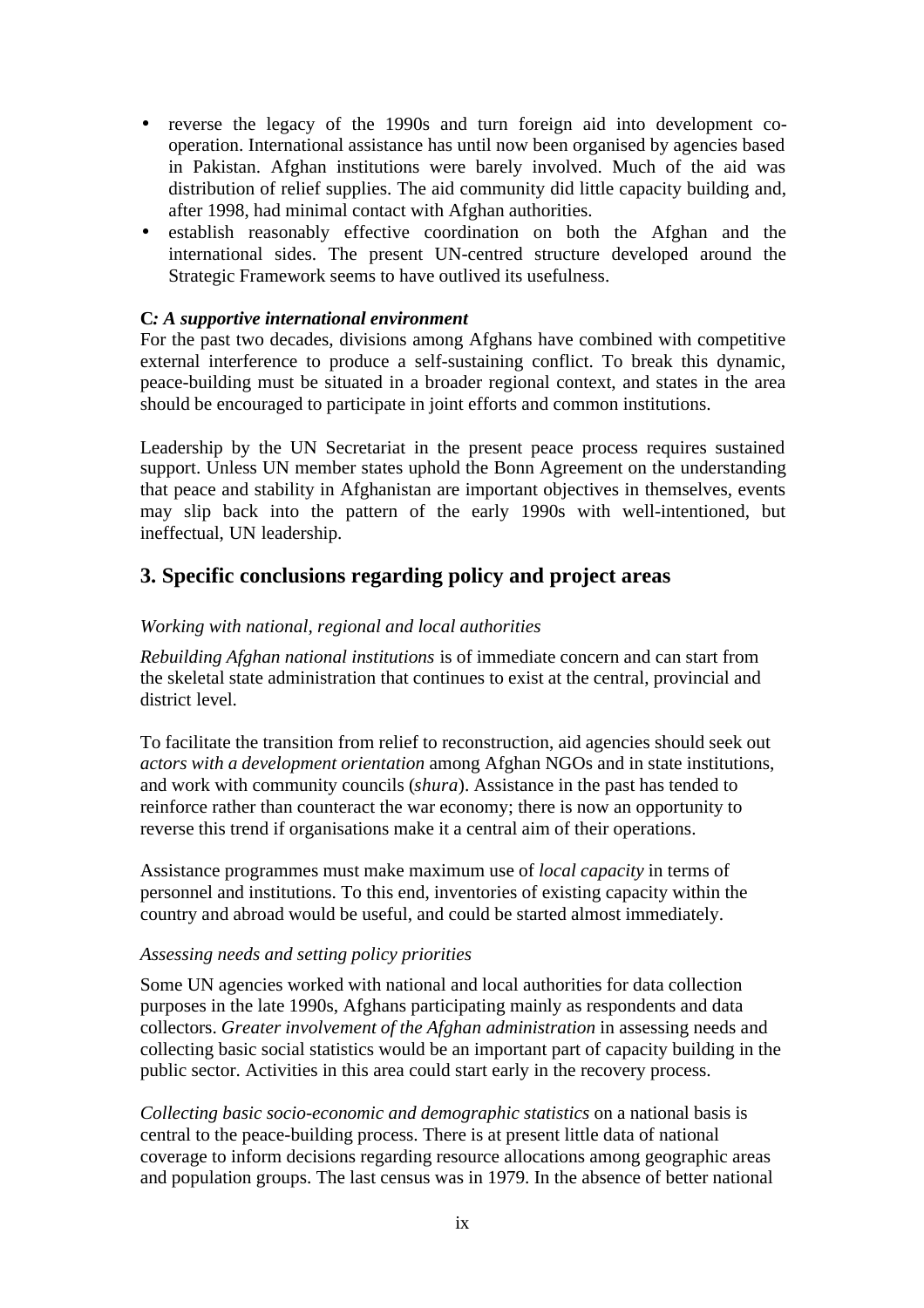- reverse the legacy of the 1990s and turn foreign aid into development co-operation. International assistance has until now been organised by agencies based in Pakistan. Afghan institutions were barely involved. Much of the aid was distribution of relief supplies. The aid community did little capacity building and, after 1998, had minimal contact with Afghan authorities.
- establish reasonably effective coordination on both the Afghan and the international sides. The present UN-centred structure developed around the Strategic Framework seems to have outlived its usefulness.

**C*: A supportive international environment***

For the past two decades, divisions among Afghans have combined with competitive external interference to produce a self-sustaining conflict. To break this dynamic, peace-building must be situated in a broader regional context, and states in the area should be encouraged to participate in joint efforts and common institutions.

Leadership by the UN Secretariat in the present peace process requires sustained support. Unless UN member states uphold the Bonn Agreement on the understanding that peace and stability in Afghanistan are important objectives in themselves, events may slip back into the pattern of the early 1990s with well-intentioned, but ineffectual, UN leadership.

## 3. Specific conclusions regarding policy and project areas

*Working with national, regional and local authorities*

*Rebuilding Afghan national institutions* is of immediate concern and can start from the skeletal state administration that continues to exist at the central, provincial and district level.

To facilitate the transition from relief to reconstruction, aid agencies should seek out *actors with a development orientation* among Afghan NGOs and in state institutions, and work with community councils (*shura*). Assistance in the past has tended to reinforce rather than counteract the war economy; there is now an opportunity to reverse this trend if organisations make it a central aim of their operations.

Assistance programmes must make maximum use of *local capacity* in terms of personnel and institutions. To this end, inventories of existing capacity within the country and abroad would be useful, and could be started almost immediately.

*Assessing needs and setting policy priorities*

Some UN agencies worked with national and local authorities for data collection purposes in the late 1990s, Afghans participating mainly as respondents and data collectors. *Greater involvement of the Afghan administration* in assessing needs and collecting basic social statistics would be an important part of capacity building in the public sector. Activities in this area could start early in the recovery process.

*Collecting basic socio-economic and demographic statistics* on a national basis is central to the peace-building process. There is at present little data of national coverage to inform decisions regarding resource allocations among geographic areas and population groups. The last census was in 1979. In the absence of better national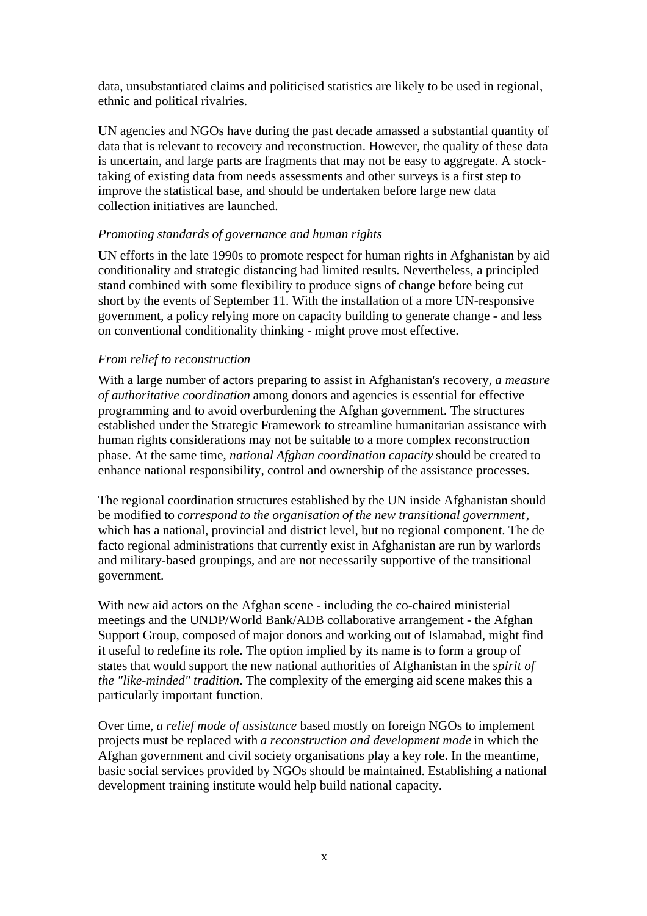data, unsubstantiated claims and politicised statistics are likely to be used in regional, ethnic and political rivalries.

UN agencies and NGOs have during the past decade amassed a substantial quantity of data that is relevant to recovery and reconstruction. However, the quality of these data is uncertain, and large parts are fragments that may not be easy to aggregate. A stock-taking of existing data from needs assessments and other surveys is a first step to improve the statistical base, and should be undertaken before large new data collection initiatives are launched.

*Promoting standards of governance and human rights*

UN efforts in the late 1990s to promote respect for human rights in Afghanistan by aid conditionality and strategic distancing had limited results. Nevertheless, a principled stand combined with some flexibility to produce signs of change before being cut short by the events of September 11. With the installation of a more UN-responsive government, a policy relying more on capacity building to generate change - and less on conventional conditionality thinking - might prove most effective.

*From relief to reconstruction*

With a large number of actors preparing to assist in Afghanistan's recovery, *a measure of authoritative coordination* among donors and agencies is essential for effective programming and to avoid overburdening the Afghan government. The structures established under the Strategic Framework to streamline humanitarian assistance with human rights considerations may not be suitable to a more complex reconstruction phase. At the same time, *national Afghan coordination capacity* should be created to enhance national responsibility, control and ownership of the assistance processes.

The regional coordination structures established by the UN inside Afghanistan should be modified to *correspond to the organisation of the new transitional government*, which has a national, provincial and district level, but no regional component. The de facto regional administrations that currently exist in Afghanistan are run by warlords and military-based groupings, and are not necessarily supportive of the transitional government.

With new aid actors on the Afghan scene - including the co-chaired ministerial meetings and the UNDP/World Bank/ADB collaborative arrangement - the Afghan Support Group, composed of major donors and working out of Islamabad, might find it useful to redefine its role. The option implied by its name is to form a group of states that would support the new national authorities of Afghanistan in the *spirit of the "like-minded" tradition*. The complexity of the emerging aid scene makes this a particularly important function.

Over time, *a relief mode of assistance* based mostly on foreign NGOs to implement projects must be replaced with *a reconstruction and development mode* in which the Afghan government and civil society organisations play a key role. In the meantime, basic social services provided by NGOs should be maintained. Establishing a national development training institute would help build national capacity.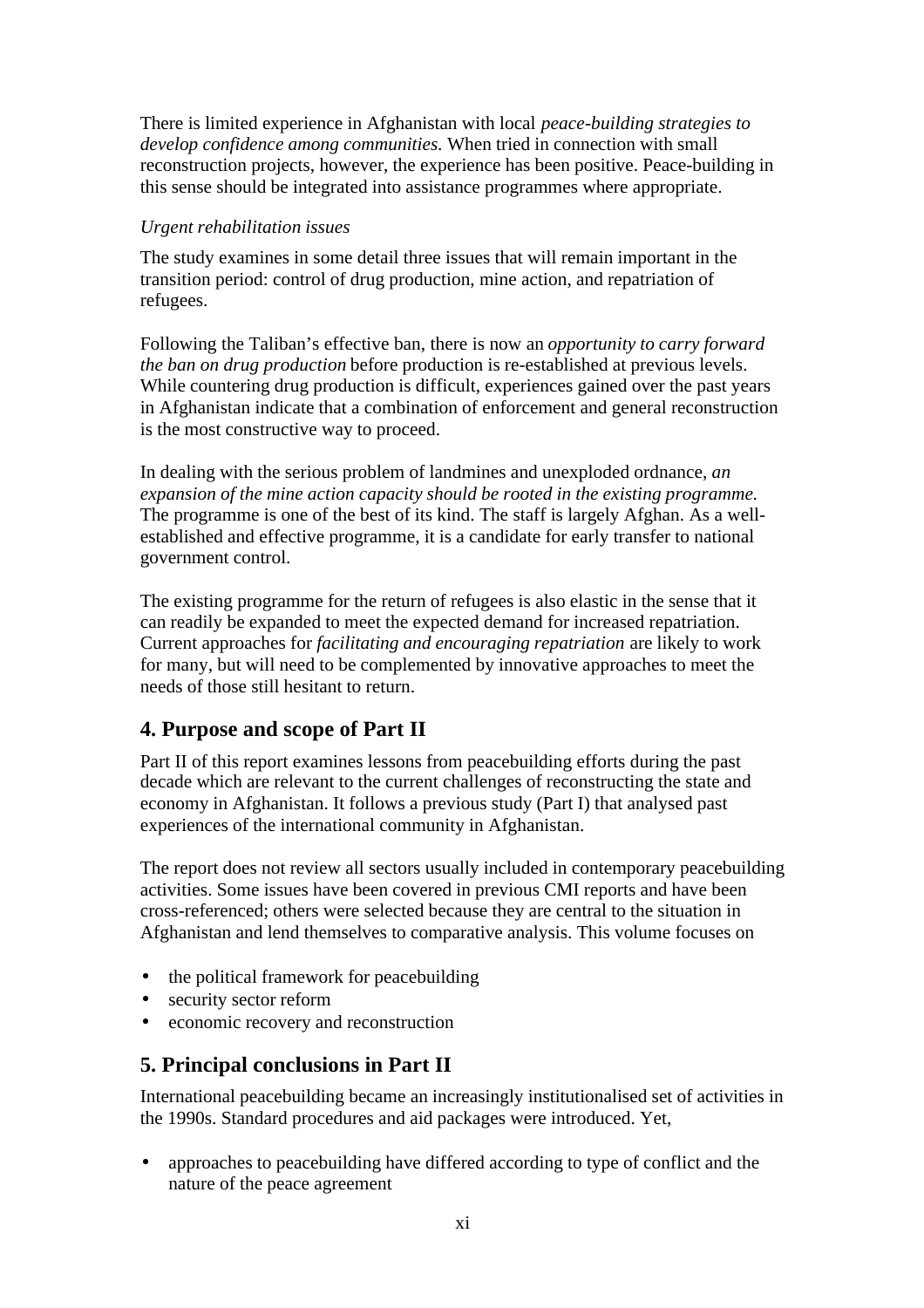There is limited experience in Afghanistan with local *peace-building strategies to develop confidence among communities.* When tried in connection with small reconstruction projects, however, the experience has been positive. Peace-building in this sense should be integrated into assistance programmes where appropriate.

*Urgent rehabilitation issues*

The study examines in some detail three issues that will remain important in the transition period: control of drug production, mine action, and repatriation of refugees.

Following the Taliban's effective ban, there is now an *opportunity to carry forward the ban on drug production* before production is re-established at previous levels. While countering drug production is difficult, experiences gained over the past years in Afghanistan indicate that a combination of enforcement and general reconstruction is the most constructive way to proceed.

In dealing with the serious problem of landmines and unexploded ordnance, *an expansion of the mine action capacity should be rooted in the existing programme.* The programme is one of the best of its kind. The staff is largely Afghan. As a well-established and effective programme, it is a candidate for early transfer to national government control.

The existing programme for the return of refugees is also elastic in the sense that it can readily be expanded to meet the expected demand for increased repatriation. Current approaches for *facilitating and encouraging repatriation* are likely to work for many, but will need to be complemented by innovative approaches to meet the needs of those still hesitant to return.

## 4. Purpose and scope of Part II

Part II of this report examines lessons from peacebuilding efforts during the past decade which are relevant to the current challenges of reconstructing the state and economy in Afghanistan. It follows a previous study (Part I) that analysed past experiences of the international community in Afghanistan.

The report does not review all sectors usually included in contemporary peacebuilding activities. Some issues have been covered in previous CMI reports and have been cross-referenced; others were selected because they are central to the situation in Afghanistan and lend themselves to comparative analysis. This volume focuses on

- the political framework for peacebuilding
- security sector reform
- economic recovery and reconstruction

## 5. Principal conclusions in Part II

International peacebuilding became an increasingly institutionalised set of activities in the 1990s. Standard procedures and aid packages were introduced. Yet,

- approaches to peacebuilding have differed according to type of conflict and the nature of the peace agreement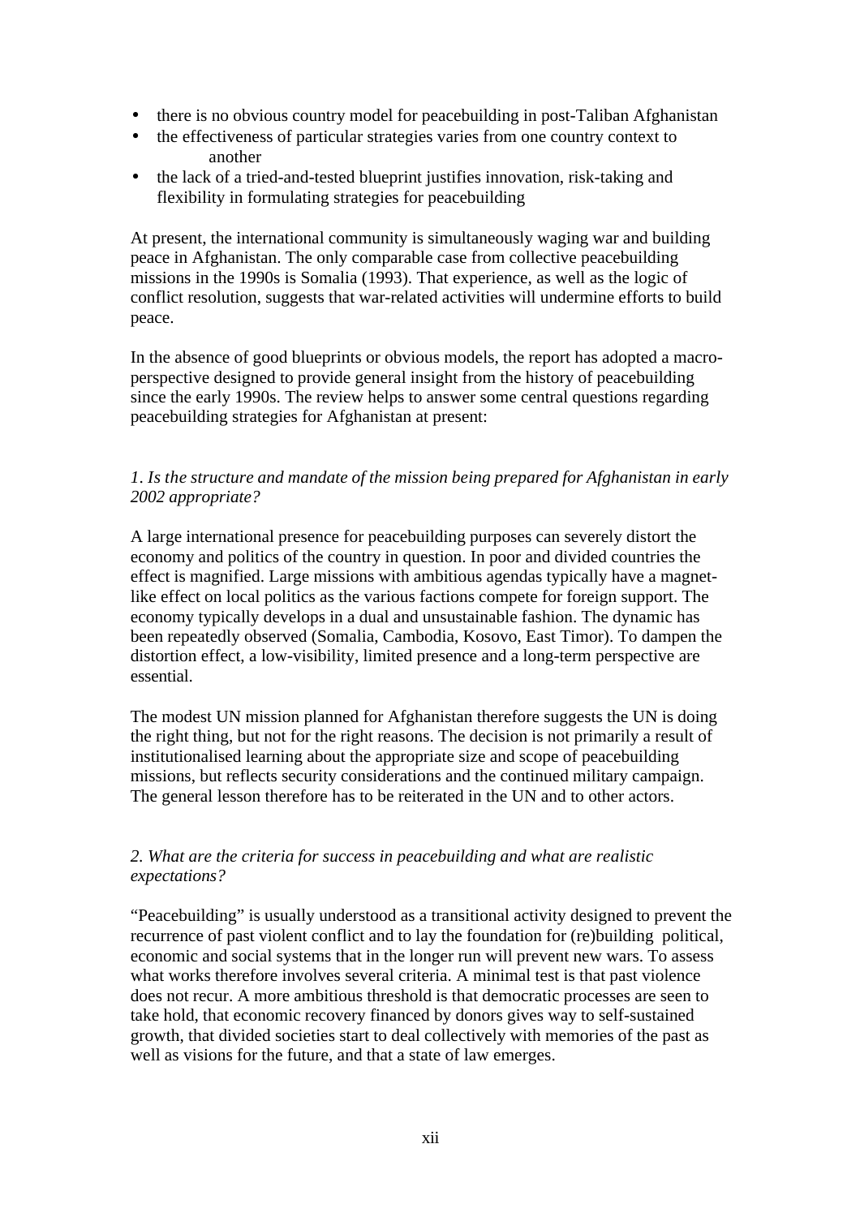- there is no obvious country model for peacebuilding in post-Taliban Afghanistan
- the effectiveness of particular strategies varies from one country context to another
- the lack of a tried-and-tested blueprint justifies innovation, risk-taking and flexibility in formulating strategies for peacebuilding

At present, the international community is simultaneously waging war and building peace in Afghanistan. The only comparable case from collective peacebuilding missions in the 1990s is Somalia (1993). That experience, as well as the logic of conflict resolution, suggests that war-related activities will undermine efforts to build peace.

In the absence of good blueprints or obvious models, the report has adopted a macro-perspective designed to provide general insight from the history of peacebuilding since the early 1990s. The review helps to answer some central questions regarding peacebuilding strategies for Afghanistan at present:

*1. Is the structure and mandate of the mission being prepared for Afghanistan in early 2002 appropriate?*

A large international presence for peacebuilding purposes can severely distort the economy and politics of the country in question. In poor and divided countries the effect is magnified. Large missions with ambitious agendas typically have a magnet-like effect on local politics as the various factions compete for foreign support. The economy typically develops in a dual and unsustainable fashion. The dynamic has been repeatedly observed (Somalia, Cambodia, Kosovo, East Timor). To dampen the distortion effect, a low-visibility, limited presence and a long-term perspective are essential.

The modest UN mission planned for Afghanistan therefore suggests the UN is doing the right thing, but not for the right reasons. The decision is not primarily a result of institutionalised learning about the appropriate size and scope of peacebuilding missions, but reflects security considerations and the continued military campaign. The general lesson therefore has to be reiterated in the UN and to other actors.

*2. What are the criteria for success in peacebuilding and what are realistic expectations?*

"Peacebuilding" is usually understood as a transitional activity designed to prevent the recurrence of past violent conflict and to lay the foundation for (re)building political, economic and social systems that in the longer run will prevent new wars. To assess what works therefore involves several criteria. A minimal test is that past violence does not recur. A more ambitious threshold is that democratic processes are seen to take hold, that economic recovery financed by donors gives way to self-sustained growth, that divided societies start to deal collectively with memories of the past as well as visions for the future, and that a state of law emerges.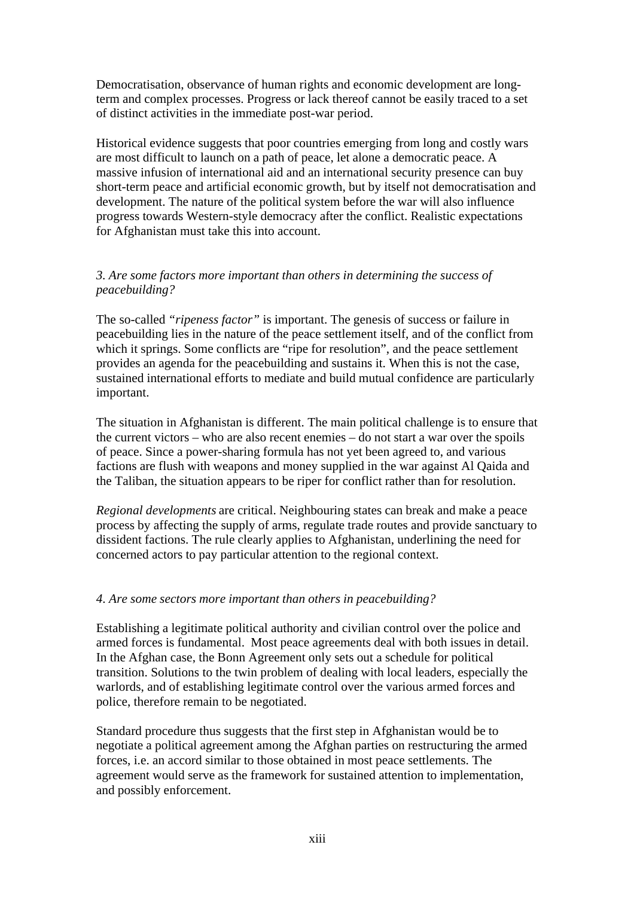Democratisation, observance of human rights and economic development are long-term and complex processes. Progress or lack thereof cannot be easily traced to a set of distinct activities in the immediate post-war period.

Historical evidence suggests that poor countries emerging from long and costly wars are most difficult to launch on a path of peace, let alone a democratic peace. A massive infusion of international aid and an international security presence can buy short-term peace and artificial economic growth, but by itself not democratisation and development. The nature of the political system before the war will also influence progress towards Western-style democracy after the conflict. Realistic expectations for Afghanistan must take this into account.

*3. Are some factors more important than others in determining the success of peacebuilding?*

The so-called *"ripeness factor"* is important. The genesis of success or failure in peacebuilding lies in the nature of the peace settlement itself, and of the conflict from which it springs. Some conflicts are "ripe for resolution", and the peace settlement provides an agenda for the peacebuilding and sustains it. When this is not the case, sustained international efforts to mediate and build mutual confidence are particularly important.

The situation in Afghanistan is different. The main political challenge is to ensure that the current victors – who are also recent enemies – do not start a war over the spoils of peace. Since a power-sharing formula has not yet been agreed to, and various factions are flush with weapons and money supplied in the war against Al Qaida and the Taliban, the situation appears to be riper for conflict rather than for resolution.

*Regional developments* are critical. Neighbouring states can break and make a peace process by affecting the supply of arms, regulate trade routes and provide sanctuary to dissident factions. The rule clearly applies to Afghanistan, underlining the need for concerned actors to pay particular attention to the regional context.

*4. Are some sectors more important than others in peacebuilding?*

Establishing a legitimate political authority and civilian control over the police and armed forces is fundamental. Most peace agreements deal with both issues in detail. In the Afghan case, the Bonn Agreement only sets out a schedule for political transition. Solutions to the twin problem of dealing with local leaders, especially the warlords, and of establishing legitimate control over the various armed forces and police, therefore remain to be negotiated.

Standard procedure thus suggests that the first step in Afghanistan would be to negotiate a political agreement among the Afghan parties on restructuring the armed forces, i.e. an accord similar to those obtained in most peace settlements. The agreement would serve as the framework for sustained attention to implementation, and possibly enforcement.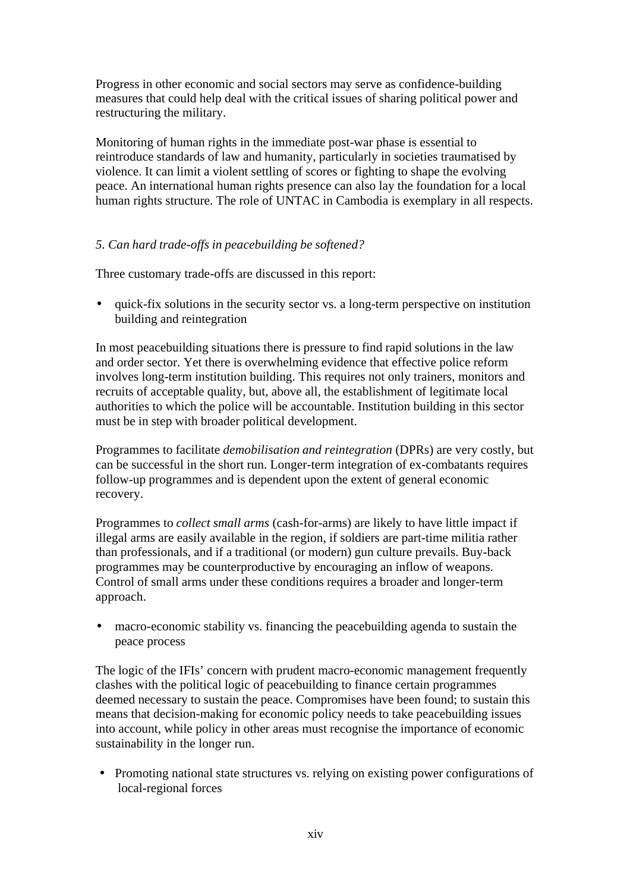Progress in other economic and social sectors may serve as confidence-building measures that could help deal with the critical issues of sharing political power and restructuring the military.

Monitoring of human rights in the immediate post-war phase is essential to reintroduce standards of law and humanity, particularly in societies traumatised by violence. It can limit a violent settling of scores or fighting to shape the evolving peace. An international human rights presence can also lay the foundation for a local human rights structure. The role of UNTAC in Cambodia is exemplary in all respects.

*5. Can hard trade-offs in peacebuilding be softened?*

Three customary trade-offs are discussed in this report:

- quick-fix solutions in the security sector vs. a long-term perspective on institution building and reintegration

In most peacebuilding situations there is pressure to find rapid solutions in the law and order sector. Yet there is overwhelming evidence that effective police reform involves long-term institution building. This requires not only trainers, monitors and recruits of acceptable quality, but, above all, the establishment of legitimate local authorities to which the police will be accountable. Institution building in this sector must be in step with broader political development.

Programmes to facilitate *demobilisation and reintegration* (DPRs) are very costly, but can be successful in the short run. Longer-term integration of ex-combatants requires follow-up programmes and is dependent upon the extent of general economic recovery.

Programmes to *collect small arms* (cash-for-arms) are likely to have little impact if illegal arms are easily available in the region, if soldiers are part-time militia rather than professionals, and if a traditional (or modern) gun culture prevails. Buy-back programmes may be counterproductive by encouraging an inflow of weapons. Control of small arms under these conditions requires a broader and longer-term approach.

- macro-economic stability vs. financing the peacebuilding agenda to sustain the peace process

The logic of the IFIs' concern with prudent macro-economic management frequently clashes with the political logic of peacebuilding to finance certain programmes deemed necessary to sustain the peace. Compromises have been found; to sustain this means that decision-making for economic policy needs to take peacebuilding issues into account, while policy in other areas must recognise the importance of economic sustainability in the longer run.

- Promoting national state structures vs. relying on existing power configurations of local-regional forces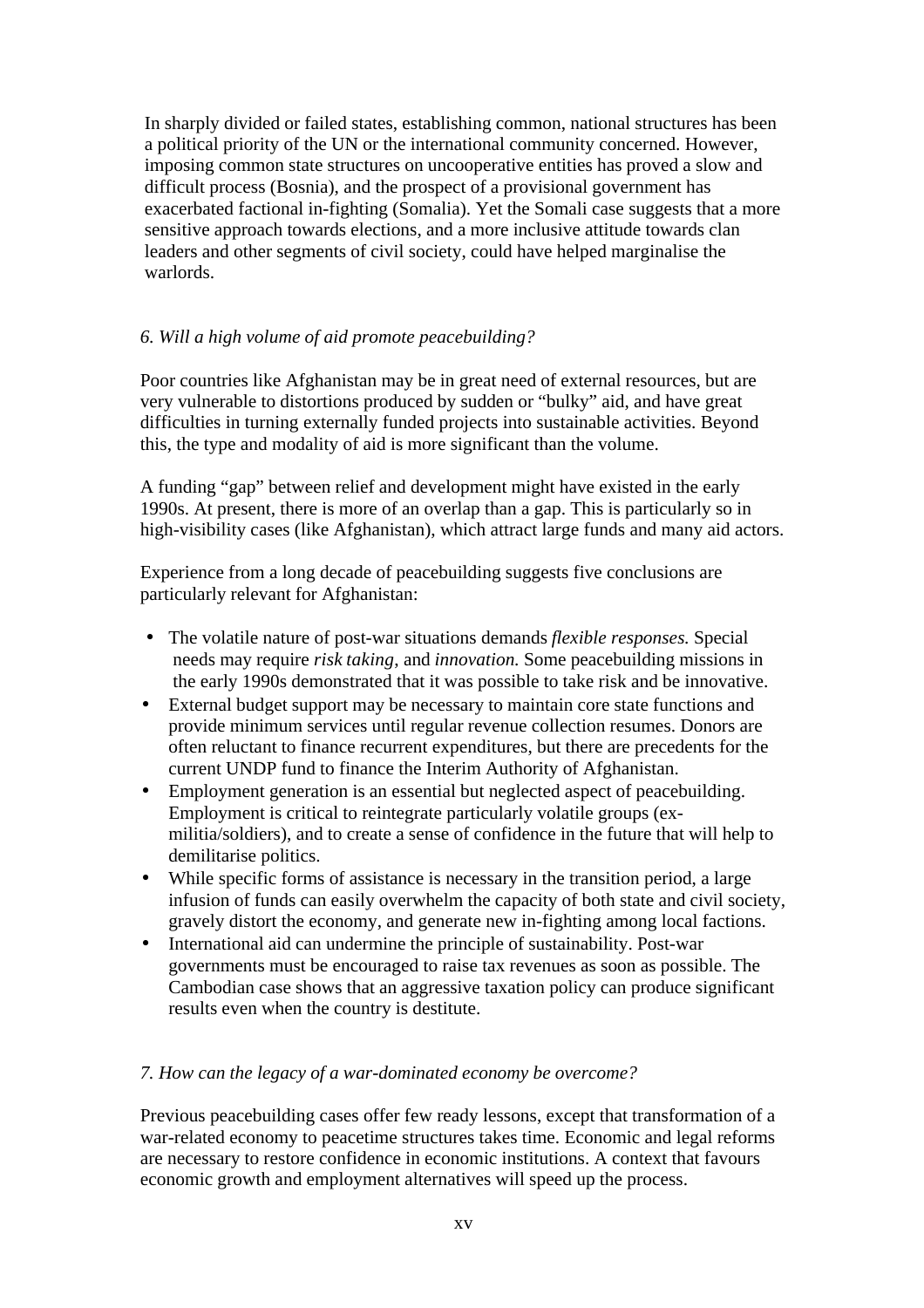In sharply divided or failed states, establishing common, national structures has been a political priority of the UN or the international community concerned. However, imposing common state structures on uncooperative entities has proved a slow and difficult process (Bosnia), and the prospect of a provisional government has exacerbated factional in-fighting (Somalia). Yet the Somali case suggests that a more sensitive approach towards elections, and a more inclusive attitude towards clan leaders and other segments of civil society, could have helped marginalise the warlords.

*6. Will a high volume of aid promote peacebuilding?*

Poor countries like Afghanistan may be in great need of external resources, but are very vulnerable to distortions produced by sudden or "bulky" aid, and have great difficulties in turning externally funded projects into sustainable activities. Beyond this, the type and modality of aid is more significant than the volume.

A funding "gap" between relief and development might have existed in the early 1990s. At present, there is more of an overlap than a gap. This is particularly so in high-visibility cases (like Afghanistan), which attract large funds and many aid actors.

Experience from a long decade of peacebuilding suggests five conclusions are particularly relevant for Afghanistan:

- The volatile nature of post-war situations demands *flexible responses.* Special needs may require *risk taking,* and *innovation.* Some peacebuilding missions in the early 1990s demonstrated that it was possible to take risk and be innovative.
- External budget support may be necessary to maintain core state functions and provide minimum services until regular revenue collection resumes. Donors are often reluctant to finance recurrent expenditures, but there are precedents for the current UNDP fund to finance the Interim Authority of Afghanistan.
- Employment generation is an essential but neglected aspect of peacebuilding. Employment is critical to reintegrate particularly volatile groups (ex-militia/soldiers), and to create a sense of confidence in the future that will help to demilitarise politics.
- While specific forms of assistance is necessary in the transition period, a large infusion of funds can easily overwhelm the capacity of both state and civil society, gravely distort the economy, and generate new in-fighting among local factions.
- International aid can undermine the principle of sustainability. Post-war governments must be encouraged to raise tax revenues as soon as possible. The Cambodian case shows that an aggressive taxation policy can produce significant results even when the country is destitute.

*7. How can the legacy of a war-dominated economy be overcome?*

Previous peacebuilding cases offer few ready lessons, except that transformation of a war-related economy to peacetime structures takes time. Economic and legal reforms are necessary to restore confidence in economic institutions. A context that favours economic growth and employment alternatives will speed up the process.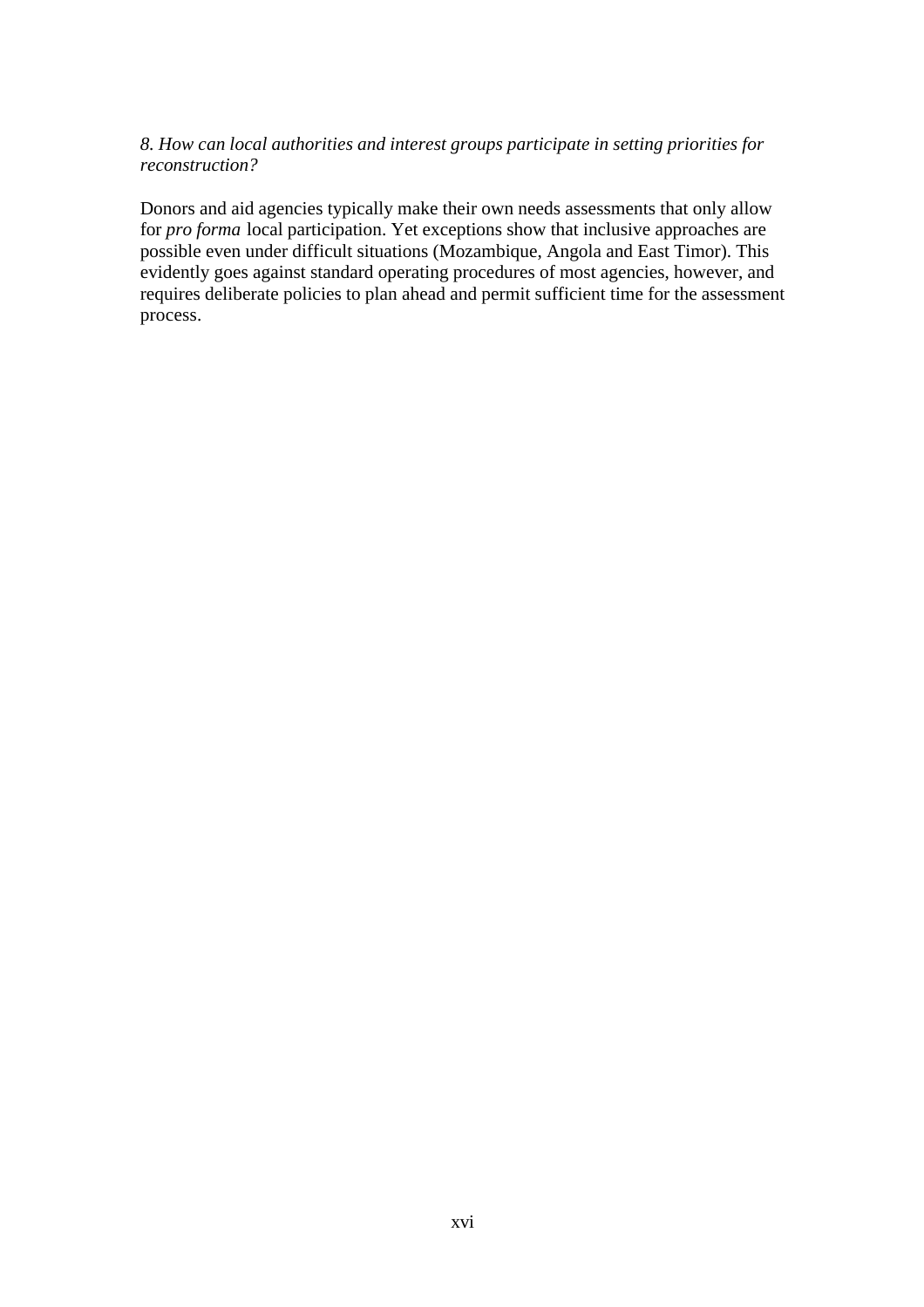*8. How can local authorities and interest groups participate in setting priorities for reconstruction?*

Donors and aid agencies typically make their own needs assessments that only allow for *pro forma* local participation. Yet exceptions show that inclusive approaches are possible even under difficult situations (Mozambique, Angola and East Timor). This evidently goes against standard operating procedures of most agencies, however, and requires deliberate policies to plan ahead and permit sufficient time for the assessment process.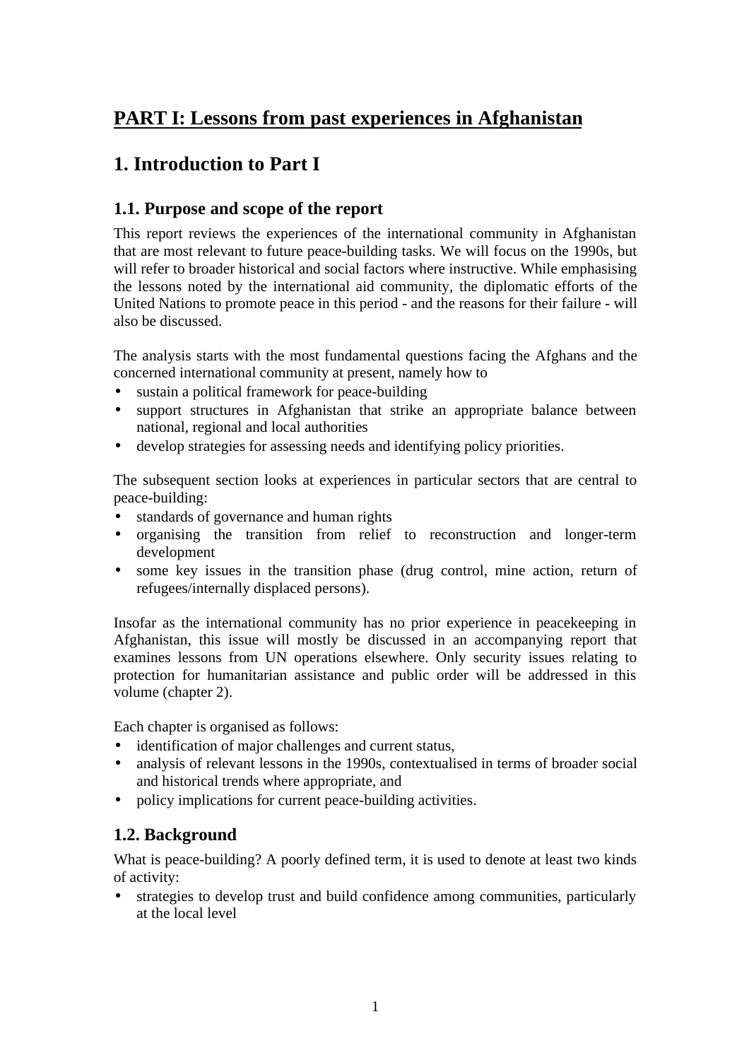# PART I: Lessons from past experiences in Afghanistan

## 1. Introduction to Part I

### 1.1. Purpose and scope of the report

This report reviews the experiences of the international community in Afghanistan that are most relevant to future peace-building tasks. We will focus on the 1990s, but will refer to broader historical and social factors where instructive. While emphasising the lessons noted by the international aid community, the diplomatic efforts of the United Nations to promote peace in this period - and the reasons for their failure - will also be discussed.

The analysis starts with the most fundamental questions facing the Afghans and the concerned international community at present, namely how to

- sustain a political framework for peace-building
- support structures in Afghanistan that strike an appropriate balance between national, regional and local authorities
- develop strategies for assessing needs and identifying policy priorities.

The subsequent section looks at experiences in particular sectors that are central to peace-building:

- standards of governance and human rights
- organising the transition from relief to reconstruction and longer-term development
- some key issues in the transition phase (drug control, mine action, return of refugees/internally displaced persons).

Insofar as the international community has no prior experience in peacekeeping in Afghanistan, this issue will mostly be discussed in an accompanying report that examines lessons from UN operations elsewhere. Only security issues relating to protection for humanitarian assistance and public order will be addressed in this volume (chapter 2).

Each chapter is organised as follows:

- identification of major challenges and current status,
- analysis of relevant lessons in the 1990s, contextualised in terms of broader social and historical trends where appropriate, and
- policy implications for current peace-building activities.

### 1.2. Background

What is peace-building? A poorly defined term, it is used to denote at least two kinds of activity:

- strategies to develop trust and build confidence among communities, particularly at the local level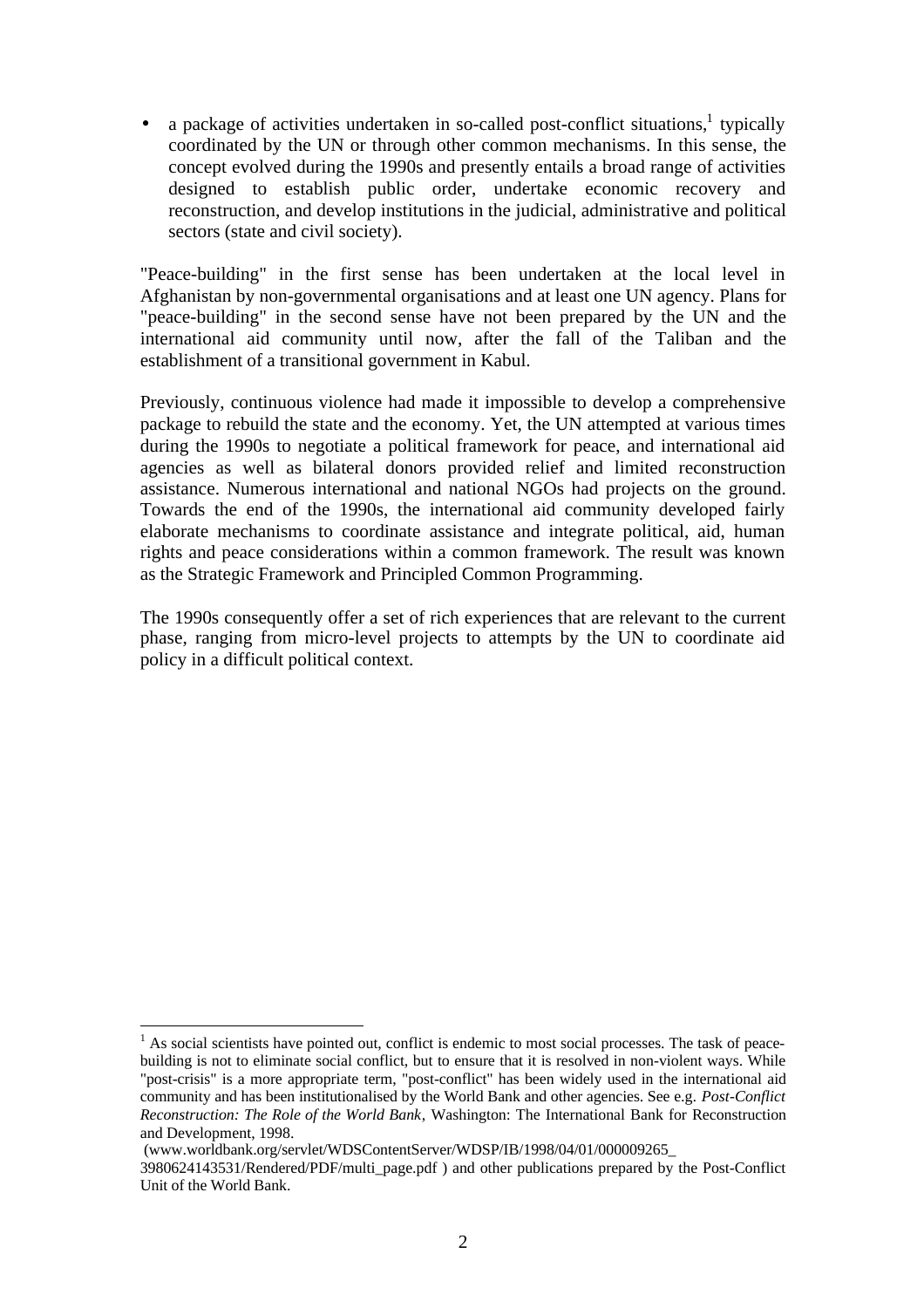- a package of activities undertaken in so-called post-conflict situations,[1] typically coordinated by the UN or through other common mechanisms. In this sense, the concept evolved during the 1990s and presently entails a broad range of activities designed to establish public order, undertake economic recovery and reconstruction, and develop institutions in the judicial, administrative and political sectors (state and civil society).

"Peace-building" in the first sense has been undertaken at the local level in Afghanistan by non-governmental organisations and at least one UN agency. Plans for "peace-building" in the second sense have not been prepared by the UN and the international aid community until now, after the fall of the Taliban and the establishment of a transitional government in Kabul.

Previously, continuous violence had made it impossible to develop a comprehensive package to rebuild the state and the economy. Yet, the UN attempted at various times during the 1990s to negotiate a political framework for peace, and international aid agencies as well as bilateral donors provided relief and limited reconstruction assistance. Numerous international and national NGOs had projects on the ground. Towards the end of the 1990s, the international aid community developed fairly elaborate mechanisms to coordinate assistance and integrate political, aid, human rights and peace considerations within a common framework. The result was known as the Strategic Framework and Principled Common Programming.

The 1990s consequently offer a set of rich experiences that are relevant to the current phase, ranging from micro-level projects to attempts by the UN to coordinate aid policy in a difficult political context.

---

[1] As social scientists have pointed out, conflict is endemic to most social processes. The task of peace-building is not to eliminate social conflict, but to ensure that it is resolved in non-violent ways. While "post-crisis" is a more appropriate term, "post-conflict" has been widely used in the international aid community and has been institutionalised by the World Bank and other agencies. See e.g. *Post-Conflict Reconstruction: The Role of the World Bank*, Washington: The International Bank for Reconstruction and Development, 1998.
(www.worldbank.org/servlet/WDSContentServer/WDSP/IB/1998/04/01/000009265_3980624143531/Rendered/PDF/multi_page.pdf ) and other publications prepared by the Post-Conflict Unit of the World Bank.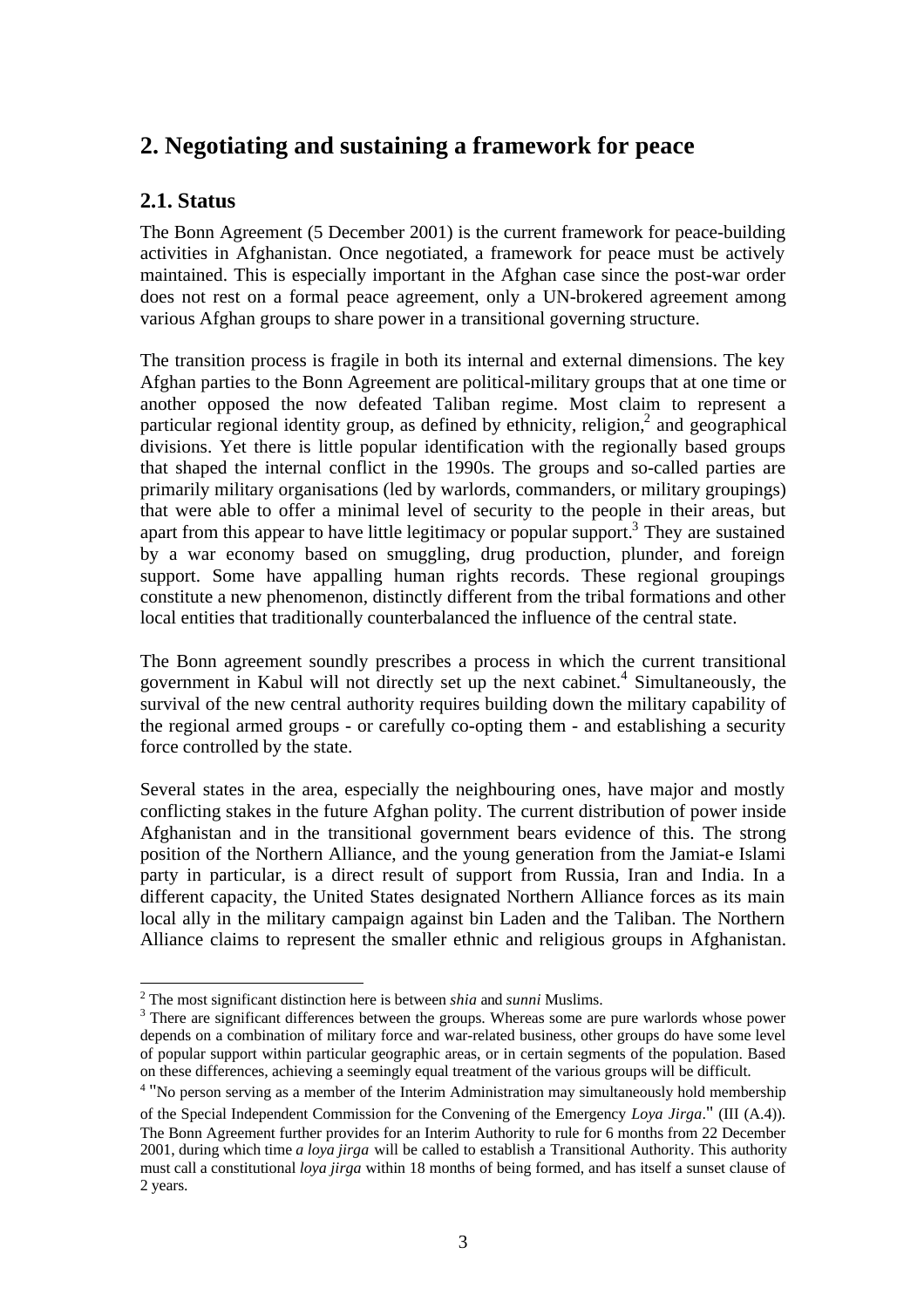## 2. Negotiating and sustaining a framework for peace

### 2.1. Status

The Bonn Agreement (5 December 2001) is the current framework for peace-building activities in Afghanistan. Once negotiated, a framework for peace must be actively maintained. This is especially important in the Afghan case since the post-war order does not rest on a formal peace agreement, only a UN-brokered agreement among various Afghan groups to share power in a transitional governing structure.

The transition process is fragile in both its internal and external dimensions. The key Afghan parties to the Bonn Agreement are political-military groups that at one time or another opposed the now defeated Taliban regime. Most claim to represent a particular regional identity group, as defined by ethnicity, religion,[2] and geographical divisions. Yet there is little popular identification with the regionally based groups that shaped the internal conflict in the 1990s. The groups and so-called parties are primarily military organisations (led by warlords, commanders, or military groupings) that were able to offer a minimal level of security to the people in their areas, but apart from this appear to have little legitimacy or popular support.[3] They are sustained by a war economy based on smuggling, drug production, plunder, and foreign support. Some have appalling human rights records. These regional groupings constitute a new phenomenon, distinctly different from the tribal formations and other local entities that traditionally counterbalanced the influence of the central state.

The Bonn agreement soundly prescribes a process in which the current transitional government in Kabul will not directly set up the next cabinet.[4] Simultaneously, the survival of the new central authority requires building down the military capability of the regional armed groups - or carefully co-opting them - and establishing a security force controlled by the state.

Several states in the area, especially the neighbouring ones, have major and mostly conflicting stakes in the future Afghan polity. The current distribution of power inside Afghanistan and in the transitional government bears evidence of this. The strong position of the Northern Alliance, and the young generation from the Jamiat-e Islami party in particular, is a direct result of support from Russia, Iran and India. In a different capacity, the United States designated Northern Alliance forces as its main local ally in the military campaign against bin Laden and the Taliban. The Northern Alliance claims to represent the smaller ethnic and religious groups in Afghanistan.

---

[2] The most significant distinction here is between *shia* and *sunni* Muslims.

[3] There are significant differences between the groups. Whereas some are pure warlords whose power depends on a combination of military force and war-related business, other groups do have some level of popular support within particular geographic areas, or in certain segments of the population. Based on these differences, achieving a seemingly equal treatment of the various groups will be difficult.

[4] "No person serving as a member of the Interim Administration may simultaneously hold membership of the Special Independent Commission for the Convening of the Emergency *Loya Jirga*." (III (A.4)). The Bonn Agreement further provides for an Interim Authority to rule for 6 months from 22 December 2001, during which time *a loya jirga* will be called to establish a Transitional Authority. This authority must call a constitutional *loya jirga* within 18 months of being formed, and has itself a sunset clause of 2 years.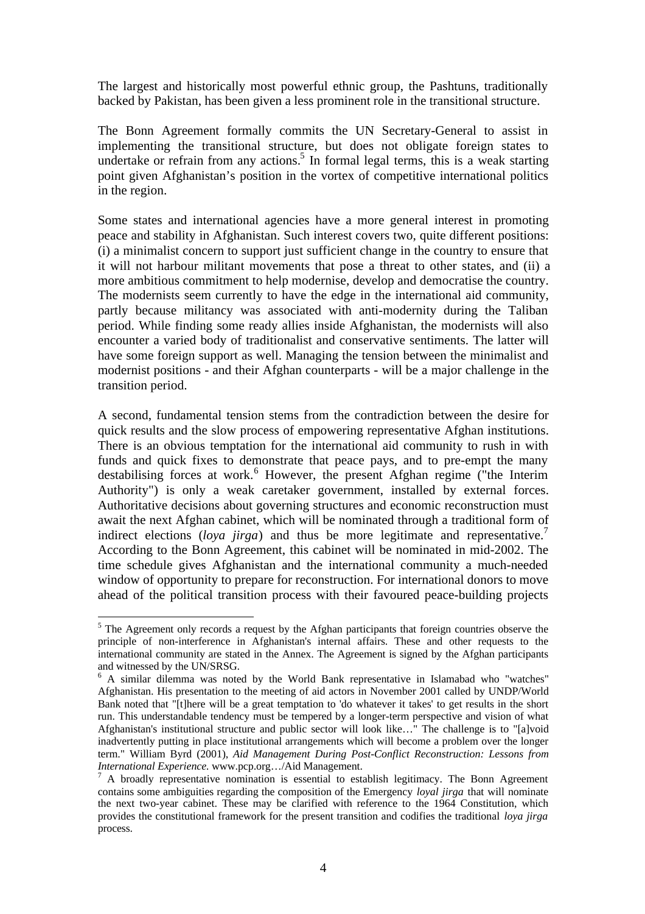The largest and historically most powerful ethnic group, the Pashtuns, traditionally backed by Pakistan, has been given a less prominent role in the transitional structure.

The Bonn Agreement formally commits the UN Secretary-General to assist in implementing the transitional structure, but does not obligate foreign states to undertake or refrain from any actions.[5] In formal legal terms, this is a weak starting point given Afghanistan's position in the vortex of competitive international politics in the region.

Some states and international agencies have a more general interest in promoting peace and stability in Afghanistan. Such interest covers two, quite different positions: (i) a minimalist concern to support just sufficient change in the country to ensure that it will not harbour militant movements that pose a threat to other states, and (ii) a more ambitious commitment to help modernise, develop and democratise the country. The modernists seem currently to have the edge in the international aid community, partly because militancy was associated with anti-modernity during the Taliban period. While finding some ready allies inside Afghanistan, the modernists will also encounter a varied body of traditionalist and conservative sentiments. The latter will have some foreign support as well. Managing the tension between the minimalist and modernist positions - and their Afghan counterparts - will be a major challenge in the transition period.

A second, fundamental tension stems from the contradiction between the desire for quick results and the slow process of empowering representative Afghan institutions. There is an obvious temptation for the international aid community to rush in with funds and quick fixes to demonstrate that peace pays, and to pre-empt the many destabilising forces at work.[6] However, the present Afghan regime ("the Interim Authority") is only a weak caretaker government, installed by external forces. Authoritative decisions about governing structures and economic reconstruction must await the next Afghan cabinet, which will be nominated through a traditional form of indirect elections (*loya jirga*) and thus be more legitimate and representative.[7] According to the Bonn Agreement, this cabinet will be nominated in mid-2002. The time schedule gives Afghanistan and the international community a much-needed window of opportunity to prepare for reconstruction. For international donors to move ahead of the political transition process with their favoured peace-building projects

---

[5] The Agreement only records a request by the Afghan participants that foreign countries observe the principle of non-interference in Afghanistan's internal affairs. These and other requests to the international community are stated in the Annex. The Agreement is signed by the Afghan participants and witnessed by the UN/SRSG.

[6] A similar dilemma was noted by the World Bank representative in Islamabad who "watches" Afghanistan. His presentation to the meeting of aid actors in November 2001 called by UNDP/World Bank noted that "[t]here will be a great temptation to 'do whatever it takes' to get results in the short run. This understandable tendency must be tempered by a longer-term perspective and vision of what Afghanistan's institutional structure and public sector will look like…" The challenge is to "[a]void inadvertently putting in place institutional arrangements which will become a problem over the longer term." William Byrd (2001), *Aid Management During Post-Conflict Reconstruction: Lessons from International Experience.* www.pcp.org…/Aid Management.

[7] A broadly representative nomination is essential to establish legitimacy. The Bonn Agreement contains some ambiguities regarding the composition of the Emergency *loyal jirga* that will nominate the next two-year cabinet. These may be clarified with reference to the 1964 Constitution, which provides the constitutional framework for the present transition and codifies the traditional *loya jirga* process.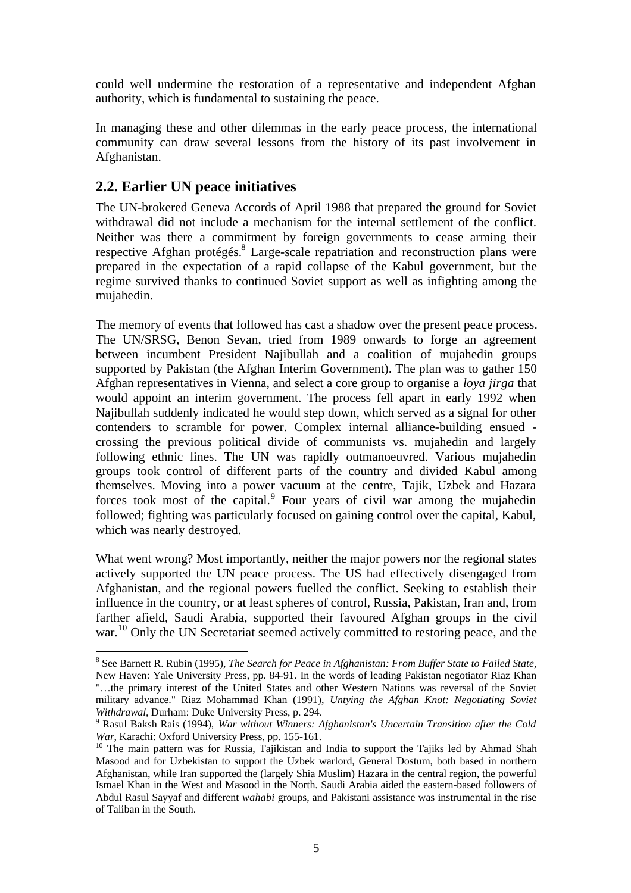could well undermine the restoration of a representative and independent Afghan authority, which is fundamental to sustaining the peace.

In managing these and other dilemmas in the early peace process, the international community can draw several lessons from the history of its past involvement in Afghanistan.

## 2.2. Earlier UN peace initiatives

The UN-brokered Geneva Accords of April 1988 that prepared the ground for Soviet withdrawal did not include a mechanism for the internal settlement of the conflict. Neither was there a commitment by foreign governments to cease arming their respective Afghan protégés.[8] Large-scale repatriation and reconstruction plans were prepared in the expectation of a rapid collapse of the Kabul government, but the regime survived thanks to continued Soviet support as well as infighting among the mujahedin.

The memory of events that followed has cast a shadow over the present peace process. The UN/SRSG, Benon Sevan, tried from 1989 onwards to forge an agreement between incumbent President Najibullah and a coalition of mujahedin groups supported by Pakistan (the Afghan Interim Government). The plan was to gather 150 Afghan representatives in Vienna, and select a core group to organise a *loya jirga* that would appoint an interim government. The process fell apart in early 1992 when Najibullah suddenly indicated he would step down, which served as a signal for other contenders to scramble for power. Complex internal alliance-building ensued - crossing the previous political divide of communists vs. mujahedin and largely following ethnic lines. The UN was rapidly outmanoeuvred. Various mujahedin groups took control of different parts of the country and divided Kabul among themselves. Moving into a power vacuum at the centre, Tajik, Uzbek and Hazara forces took most of the capital.[9] Four years of civil war among the mujahedin followed; fighting was particularly focused on gaining control over the capital, Kabul, which was nearly destroyed.

What went wrong? Most importantly, neither the major powers nor the regional states actively supported the UN peace process. The US had effectively disengaged from Afghanistan, and the regional powers fuelled the conflict. Seeking to establish their influence in the country, or at least spheres of control, Russia, Pakistan, Iran and, from farther afield, Saudi Arabia, supported their favoured Afghan groups in the civil war.[10] Only the UN Secretariat seemed actively committed to restoring peace, and the

---

[8] See Barnett R. Rubin (1995), *The Search for Peace in Afghanistan: From Buffer State to Failed State*, New Haven: Yale University Press, pp. 84-91. In the words of leading Pakistan negotiator Riaz Khan "…the primary interest of the United States and other Western Nations was reversal of the Soviet military advance." Riaz Mohammad Khan (1991), *Untying the Afghan Knot: Negotiating Soviet Withdrawal*, Durham: Duke University Press, p. 294.

[9] Rasul Baksh Rais (1994), *War without Winners: Afghanistan's Uncertain Transition after the Cold War*, Karachi: Oxford University Press, pp. 155-161.

[10] The main pattern was for Russia, Tajikistan and India to support the Tajiks led by Ahmad Shah Masood and for Uzbekistan to support the Uzbek warlord, General Dostum, both based in northern Afghanistan, while Iran supported the (largely Shia Muslim) Hazara in the central region, the powerful Ismael Khan in the West and Masood in the North. Saudi Arabia aided the eastern-based followers of Abdul Rasul Sayyaf and different *wahabi* groups, and Pakistani assistance was instrumental in the rise of Taliban in the South.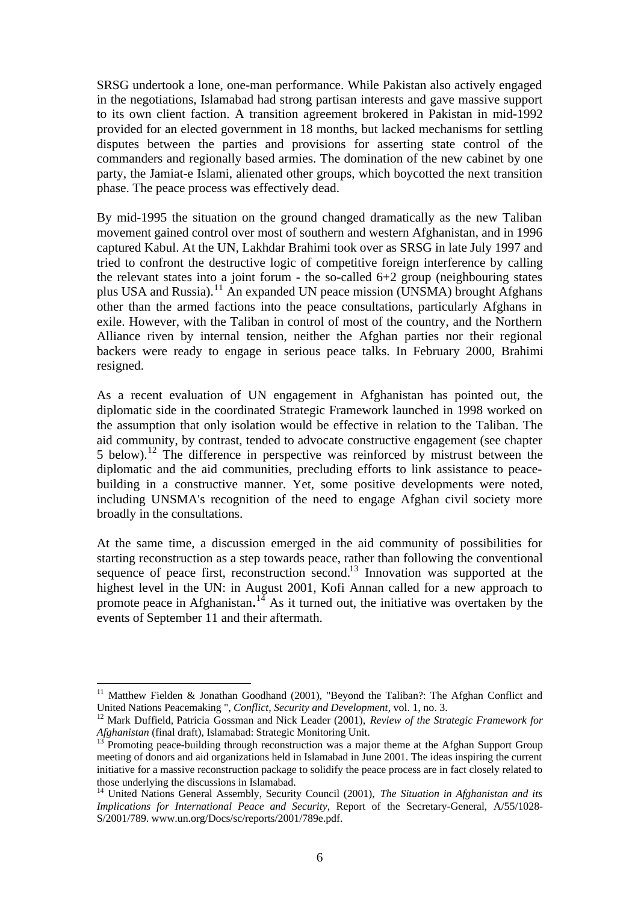SRSG undertook a lone, one-man performance. While Pakistan also actively engaged in the negotiations, Islamabad had strong partisan interests and gave massive support to its own client faction. A transition agreement brokered in Pakistan in mid-1992 provided for an elected government in 18 months, but lacked mechanisms for settling disputes between the parties and provisions for asserting state control of the commanders and regionally based armies. The domination of the new cabinet by one party, the Jamiat-e Islami, alienated other groups, which boycotted the next transition phase. The peace process was effectively dead.

By mid-1995 the situation on the ground changed dramatically as the new Taliban movement gained control over most of southern and western Afghanistan, and in 1996 captured Kabul. At the UN, Lakhdar Brahimi took over as SRSG in late July 1997 and tried to confront the destructive logic of competitive foreign interference by calling the relevant states into a joint forum - the so-called 6+2 group (neighbouring states plus USA and Russia).[11] An expanded UN peace mission (UNSMA) brought Afghans other than the armed factions into the peace consultations, particularly Afghans in exile. However, with the Taliban in control of most of the country, and the Northern Alliance riven by internal tension, neither the Afghan parties nor their regional backers were ready to engage in serious peace talks. In February 2000, Brahimi resigned.

As a recent evaluation of UN engagement in Afghanistan has pointed out, the diplomatic side in the coordinated Strategic Framework launched in 1998 worked on the assumption that only isolation would be effective in relation to the Taliban. The aid community, by contrast, tended to advocate constructive engagement (see chapter 5 below).[12] The difference in perspective was reinforced by mistrust between the diplomatic and the aid communities, precluding efforts to link assistance to peace-building in a constructive manner. Yet, some positive developments were noted, including UNSMA's recognition of the need to engage Afghan civil society more broadly in the consultations.

At the same time, a discussion emerged in the aid community of possibilities for starting reconstruction as a step towards peace, rather than following the conventional sequence of peace first, reconstruction second.[13] Innovation was supported at the highest level in the UN: in August 2001, Kofi Annan called for a new approach to promote peace in Afghanistan**.**[14] As it turned out, the initiative was overtaken by the events of September 11 and their aftermath.

---

[11] Matthew Fielden & Jonathan Goodhand (2001), "Beyond the Taliban?: The Afghan Conflict and United Nations Peacemaking ", *Conflict, Security and Development*, vol. 1, no. 3.

[12] Mark Duffield, Patricia Gossman and Nick Leader (2001), *Review of the Strategic Framework for Afghanistan* (final draft), Islamabad: Strategic Monitoring Unit.

[13] Promoting peace-building through reconstruction was a major theme at the Afghan Support Group meeting of donors and aid organizations held in Islamabad in June 2001. The ideas inspiring the current initiative for a massive reconstruction package to solidify the peace process are in fact closely related to those underlying the discussions in Islamabad.

[14] United Nations General Assembly, Security Council (2001), *The Situation in Afghanistan and its Implications for International Peace and Security*, Report of the Secretary-General, A/55/1028-S/2001/789. www.un.org/Docs/sc/reports/2001/789e.pdf.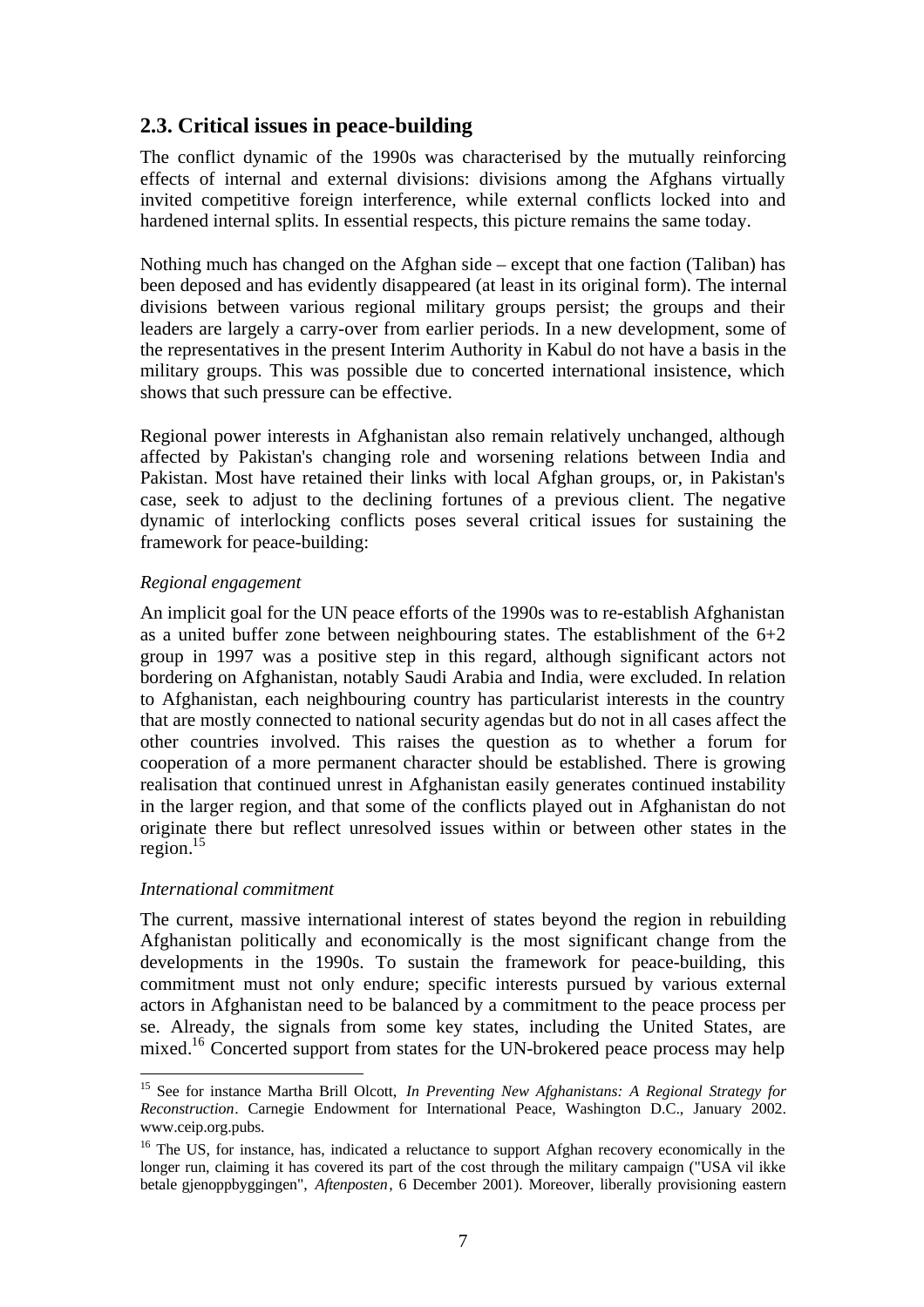## 2.3. Critical issues in peace-building

The conflict dynamic of the 1990s was characterised by the mutually reinforcing effects of internal and external divisions: divisions among the Afghans virtually invited competitive foreign interference, while external conflicts locked into and hardened internal splits. In essential respects, this picture remains the same today.

Nothing much has changed on the Afghan side – except that one faction (Taliban) has been deposed and has evidently disappeared (at least in its original form). The internal divisions between various regional military groups persist; the groups and their leaders are largely a carry-over from earlier periods. In a new development, some of the representatives in the present Interim Authority in Kabul do not have a basis in the military groups. This was possible due to concerted international insistence, which shows that such pressure can be effective.

Regional power interests in Afghanistan also remain relatively unchanged, although affected by Pakistan's changing role and worsening relations between India and Pakistan. Most have retained their links with local Afghan groups, or, in Pakistan's case, seek to adjust to the declining fortunes of a previous client. The negative dynamic of interlocking conflicts poses several critical issues for sustaining the framework for peace-building:

*Regional engagement*

An implicit goal for the UN peace efforts of the 1990s was to re-establish Afghanistan as a united buffer zone between neighbouring states. The establishment of the 6+2 group in 1997 was a positive step in this regard, although significant actors not bordering on Afghanistan, notably Saudi Arabia and India, were excluded. In relation to Afghanistan, each neighbouring country has particularist interests in the country that are mostly connected to national security agendas but do not in all cases affect the other countries involved. This raises the question as to whether a forum for cooperation of a more permanent character should be established. There is growing realisation that continued unrest in Afghanistan easily generates continued instability in the larger region, and that some of the conflicts played out in Afghanistan do not originate there but reflect unresolved issues within or between other states in the region.[15]

*International commitment*

The current, massive international interest of states beyond the region in rebuilding Afghanistan politically and economically is the most significant change from the developments in the 1990s. To sustain the framework for peace-building, this commitment must not only endure; specific interests pursued by various external actors in Afghanistan need to be balanced by a commitment to the peace process per se. Already, the signals from some key states, including the United States, are mixed.[16] Concerted support from states for the UN-brokered peace process may help

[15] See for instance Martha Brill Olcott, *In Preventing New Afghanistans: A Regional Strategy for Reconstruction*. Carnegie Endowment for International Peace, Washington D.C., January 2002. www.ceip.org.pubs.

[16] The US, for instance, has, indicated a reluctance to support Afghan recovery economically in the longer run, claiming it has covered its part of the cost through the military campaign ("USA vil ikke betale gjenoppbyggingen", *Aftenposten*, 6 December 2001). Moreover, liberally provisioning eastern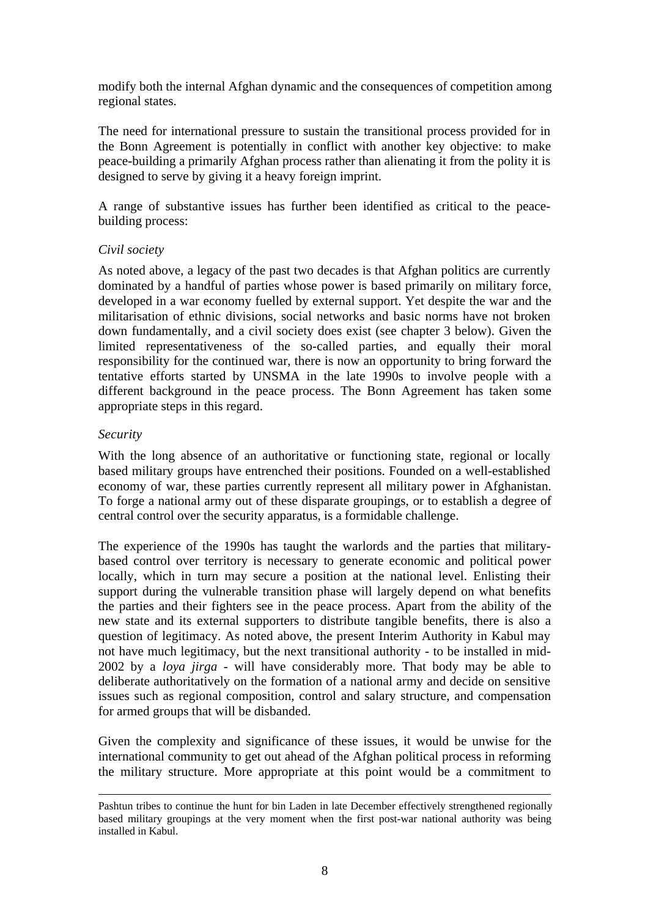modify both the internal Afghan dynamic and the consequences of competition among regional states.

The need for international pressure to sustain the transitional process provided for in the Bonn Agreement is potentially in conflict with another key objective: to make peace-building a primarily Afghan process rather than alienating it from the polity it is designed to serve by giving it a heavy foreign imprint.

A range of substantive issues has further been identified as critical to the peace-building process:

*Civil society*

As noted above, a legacy of the past two decades is that Afghan politics are currently dominated by a handful of parties whose power is based primarily on military force, developed in a war economy fuelled by external support. Yet despite the war and the militarisation of ethnic divisions, social networks and basic norms have not broken down fundamentally, and a civil society does exist (see chapter 3 below). Given the limited representativeness of the so-called parties, and equally their moral responsibility for the continued war, there is now an opportunity to bring forward the tentative efforts started by UNSMA in the late 1990s to involve people with a different background in the peace process. The Bonn Agreement has taken some appropriate steps in this regard.

*Security*

With the long absence of an authoritative or functioning state, regional or locally based military groups have entrenched their positions. Founded on a well-established economy of war, these parties currently represent all military power in Afghanistan. To forge a national army out of these disparate groupings, or to establish a degree of central control over the security apparatus, is a formidable challenge.

The experience of the 1990s has taught the warlords and the parties that military-based control over territory is necessary to generate economic and political power locally, which in turn may secure a position at the national level. Enlisting their support during the vulnerable transition phase will largely depend on what benefits the parties and their fighters see in the peace process. Apart from the ability of the new state and its external supporters to distribute tangible benefits, there is also a question of legitimacy. As noted above, the present Interim Authority in Kabul may not have much legitimacy, but the next transitional authority - to be installed in mid-2002 by a *loya jirga* - will have considerably more. That body may be able to deliberate authoritatively on the formation of a national army and decide on sensitive issues such as regional composition, control and salary structure, and compensation for armed groups that will be disbanded.

Given the complexity and significance of these issues, it would be unwise for the international community to get out ahead of the Afghan political process in reforming the military structure. More appropriate at this point would be a commitment to

---

Pashtun tribes to continue the hunt for bin Laden in late December effectively strengthened regionally based military groupings at the very moment when the first post-war national authority was being installed in Kabul.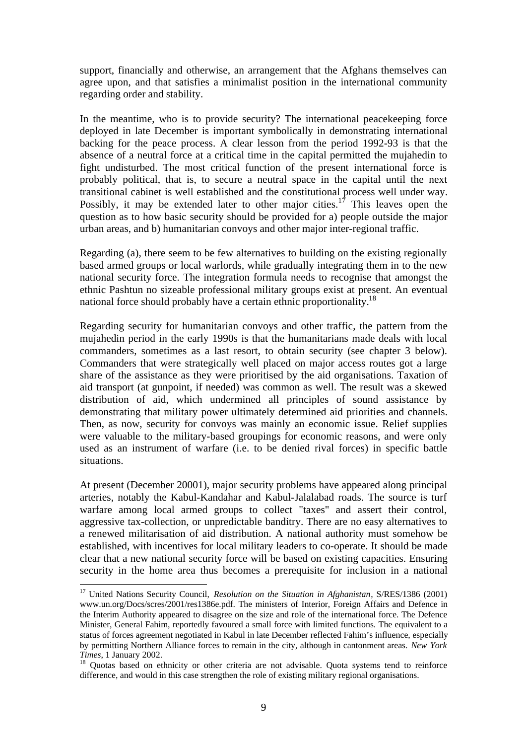support, financially and otherwise, an arrangement that the Afghans themselves can agree upon, and that satisfies a minimalist position in the international community regarding order and stability.

In the meantime, who is to provide security? The international peacekeeping force deployed in late December is important symbolically in demonstrating international backing for the peace process. A clear lesson from the period 1992-93 is that the absence of a neutral force at a critical time in the capital permitted the mujahedin to fight undisturbed. The most critical function of the present international force is probably political, that is, to secure a neutral space in the capital until the next transitional cabinet is well established and the constitutional process well under way. Possibly, it may be extended later to other major cities.[17] This leaves open the question as to how basic security should be provided for a) people outside the major urban areas, and b) humanitarian convoys and other major inter-regional traffic.

Regarding (a), there seem to be few alternatives to building on the existing regionally based armed groups or local warlords, while gradually integrating them in to the new national security force. The integration formula needs to recognise that amongst the ethnic Pashtun no sizeable professional military groups exist at present. An eventual national force should probably have a certain ethnic proportionality.[18]

Regarding security for humanitarian convoys and other traffic, the pattern from the mujahedin period in the early 1990s is that the humanitarians made deals with local commanders, sometimes as a last resort, to obtain security (see chapter 3 below). Commanders that were strategically well placed on major access routes got a large share of the assistance as they were prioritised by the aid organisations. Taxation of aid transport (at gunpoint, if needed) was common as well. The result was a skewed distribution of aid, which undermined all principles of sound assistance by demonstrating that military power ultimately determined aid priorities and channels. Then, as now, security for convoys was mainly an economic issue. Relief supplies were valuable to the military-based groupings for economic reasons, and were only used as an instrument of warfare (i.e. to be denied rival forces) in specific battle situations.

At present (December 20001), major security problems have appeared along principal arteries, notably the Kabul-Kandahar and Kabul-Jalalabad roads. The source is turf warfare among local armed groups to collect "taxes" and assert their control, aggressive tax-collection, or unpredictable banditry. There are no easy alternatives to a renewed militarisation of aid distribution. A national authority must somehow be established, with incentives for local military leaders to co-operate. It should be made clear that a new national security force will be based on existing capacities. Ensuring security in the home area thus becomes a prerequisite for inclusion in a national

---

[17] United Nations Security Council, *Resolution on the Situation in Afghanistan*, S/RES/1386 (2001) www.un.org/Docs/scres/2001/res1386e.pdf. The ministers of Interior, Foreign Affairs and Defence in the Interim Authority appeared to disagree on the size and role of the international force. The Defence Minister, General Fahim, reportedly favoured a small force with limited functions. The equivalent to a status of forces agreement negotiated in Kabul in late December reflected Fahim's influence, especially by permitting Northern Alliance forces to remain in the city, although in cantonment areas. *New York Times*, 1 January 2002.

[18] Quotas based on ethnicity or other criteria are not advisable. Quota systems tend to reinforce difference, and would in this case strengthen the role of existing military regional organisations.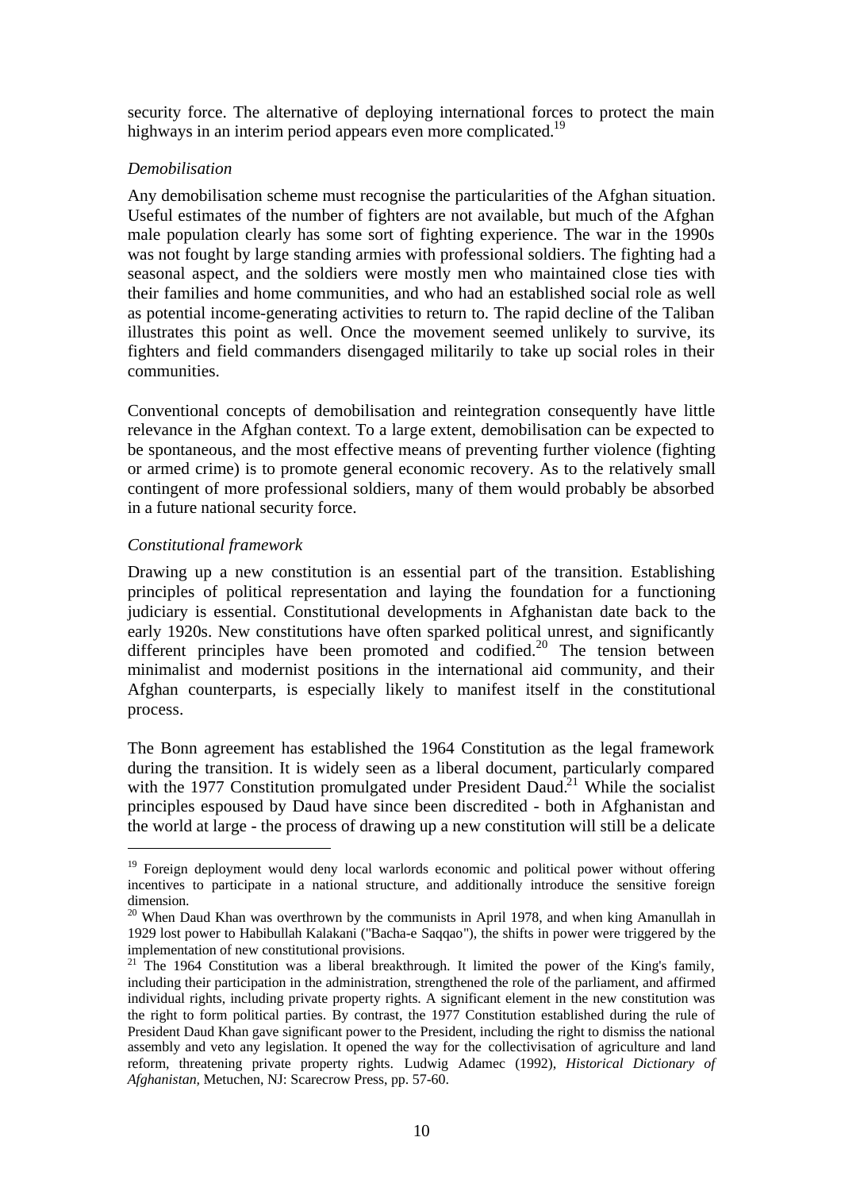security force. The alternative of deploying international forces to protect the main highways in an interim period appears even more complicated.[19]

*Demobilisation*

Any demobilisation scheme must recognise the particularities of the Afghan situation. Useful estimates of the number of fighters are not available, but much of the Afghan male population clearly has some sort of fighting experience. The war in the 1990s was not fought by large standing armies with professional soldiers. The fighting had a seasonal aspect, and the soldiers were mostly men who maintained close ties with their families and home communities, and who had an established social role as well as potential income-generating activities to return to. The rapid decline of the Taliban illustrates this point as well. Once the movement seemed unlikely to survive, its fighters and field commanders disengaged militarily to take up social roles in their communities.

Conventional concepts of demobilisation and reintegration consequently have little relevance in the Afghan context. To a large extent, demobilisation can be expected to be spontaneous, and the most effective means of preventing further violence (fighting or armed crime) is to promote general economic recovery. As to the relatively small contingent of more professional soldiers, many of them would probably be absorbed in a future national security force.

*Constitutional framework*

Drawing up a new constitution is an essential part of the transition. Establishing principles of political representation and laying the foundation for a functioning judiciary is essential. Constitutional developments in Afghanistan date back to the early 1920s. New constitutions have often sparked political unrest, and significantly different principles have been promoted and codified.[20] The tension between minimalist and modernist positions in the international aid community, and their Afghan counterparts, is especially likely to manifest itself in the constitutional process.

The Bonn agreement has established the 1964 Constitution as the legal framework during the transition. It is widely seen as a liberal document, particularly compared with the 1977 Constitution promulgated under President Daud.[21] While the socialist principles espoused by Daud have since been discredited - both in Afghanistan and the world at large - the process of drawing up a new constitution will still be a delicate

---

[19] Foreign deployment would deny local warlords economic and political power without offering incentives to participate in a national structure, and additionally introduce the sensitive foreign dimension.

[20] When Daud Khan was overthrown by the communists in April 1978, and when king Amanullah in 1929 lost power to Habibullah Kalakani ("Bacha-e Saqqao"), the shifts in power were triggered by the implementation of new constitutional provisions.

[21] The 1964 Constitution was a liberal breakthrough. It limited the power of the King's family, including their participation in the administration, strengthened the role of the parliament, and affirmed individual rights, including private property rights. A significant element in the new constitution was the right to form political parties. By contrast, the 1977 Constitution established during the rule of President Daud Khan gave significant power to the President, including the right to dismiss the national assembly and veto any legislation. It opened the way for the collectivisation of agriculture and land reform, threatening private property rights. Ludwig Adamec (1992), *Historical Dictionary of Afghanistan*, Metuchen, NJ: Scarecrow Press, pp. 57-60.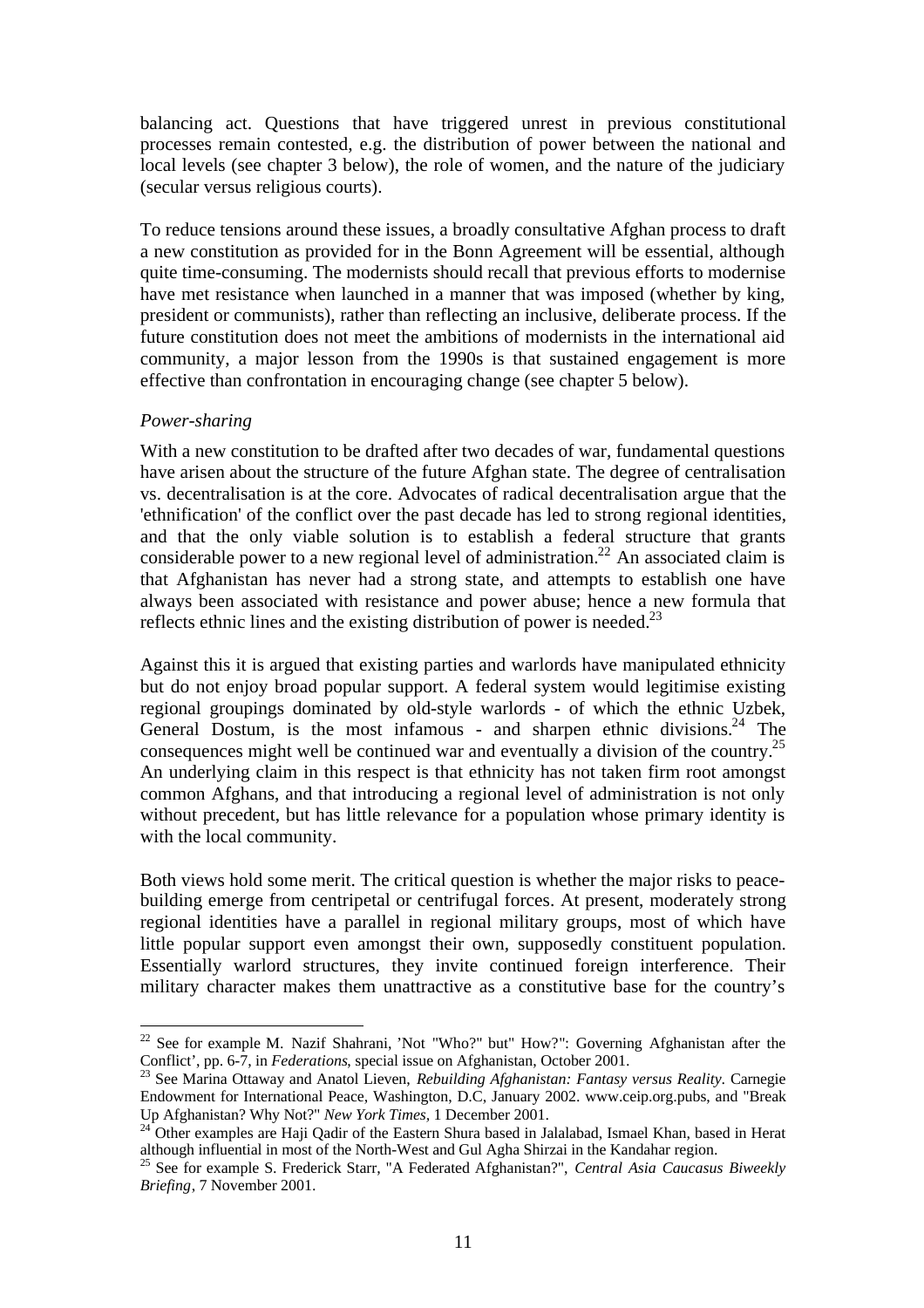balancing act. Questions that have triggered unrest in previous constitutional processes remain contested, e.g. the distribution of power between the national and local levels (see chapter 3 below), the role of women, and the nature of the judiciary (secular versus religious courts).

To reduce tensions around these issues, a broadly consultative Afghan process to draft a new constitution as provided for in the Bonn Agreement will be essential, although quite time-consuming. The modernists should recall that previous efforts to modernise have met resistance when launched in a manner that was imposed (whether by king, president or communists), rather than reflecting an inclusive, deliberate process. If the future constitution does not meet the ambitions of modernists in the international aid community, a major lesson from the 1990s is that sustained engagement is more effective than confrontation in encouraging change (see chapter 5 below).

*Power-sharing*

With a new constitution to be drafted after two decades of war, fundamental questions have arisen about the structure of the future Afghan state. The degree of centralisation vs. decentralisation is at the core. Advocates of radical decentralisation argue that the 'ethnification' of the conflict over the past decade has led to strong regional identities, and that the only viable solution is to establish a federal structure that grants considerable power to a new regional level of administration.[22] An associated claim is that Afghanistan has never had a strong state, and attempts to establish one have always been associated with resistance and power abuse; hence a new formula that reflects ethnic lines and the existing distribution of power is needed.[23]

Against this it is argued that existing parties and warlords have manipulated ethnicity but do not enjoy broad popular support. A federal system would legitimise existing regional groupings dominated by old-style warlords - of which the ethnic Uzbek, General Dostum, is the most infamous - and sharpen ethnic divisions.[24] The consequences might well be continued war and eventually a division of the country.[25] An underlying claim in this respect is that ethnicity has not taken firm root amongst common Afghans, and that introducing a regional level of administration is not only without precedent, but has little relevance for a population whose primary identity is with the local community.

Both views hold some merit. The critical question is whether the major risks to peace-building emerge from centripetal or centrifugal forces. At present, moderately strong regional identities have a parallel in regional military groups, most of which have little popular support even amongst their own, supposedly constituent population. Essentially warlord structures, they invite continued foreign interference. Their military character makes them unattractive as a constitutive base for the country's

---

[22] See for example M. Nazif Shahrani, 'Not "Who?" but" How?": Governing Afghanistan after the Conflict', pp. 6-7, in *Federations*, special issue on Afghanistan, October 2001.

[23] See Marina Ottaway and Anatol Lieven, *Rebuilding Afghanistan: Fantasy versus Reality*. Carnegie Endowment for International Peace, Washington, D.C, January 2002. www.ceip.org.pubs, and "Break Up Afghanistan? Why Not?" *New York Times*, 1 December 2001.

[24] Other examples are Haji Qadir of the Eastern Shura based in Jalalabad, Ismael Khan, based in Herat although influential in most of the North-West and Gul Agha Shirzai in the Kandahar region.

[25] See for example S. Frederick Starr, "A Federated Afghanistan?", *Central Asia Caucasus Biweekly Briefing*, 7 November 2001.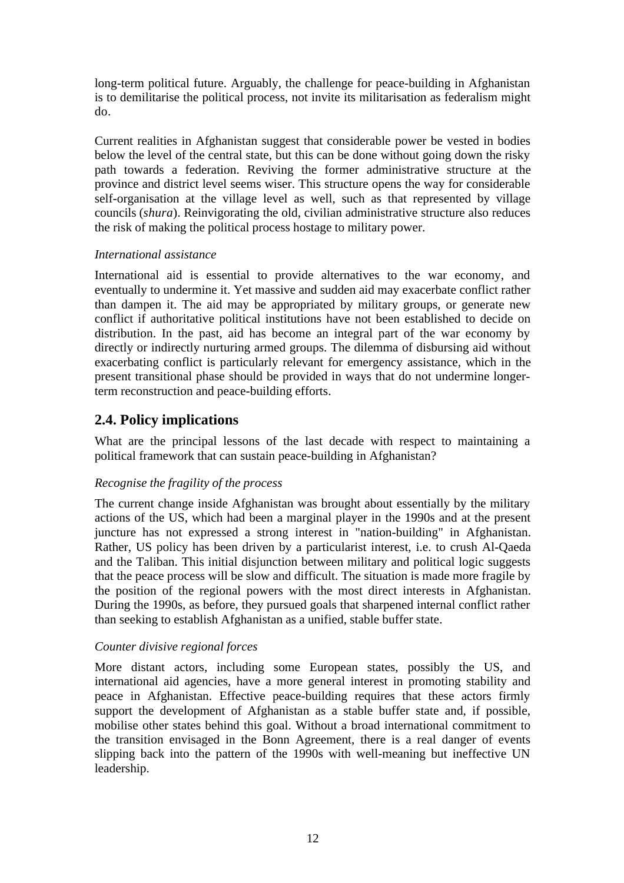long-term political future. Arguably, the challenge for peace-building in Afghanistan is to demilitarise the political process, not invite its militarisation as federalism might do.

Current realities in Afghanistan suggest that considerable power be vested in bodies below the level of the central state, but this can be done without going down the risky path towards a federation. Reviving the former administrative structure at the province and district level seems wiser. This structure opens the way for considerable self-organisation at the village level as well, such as that represented by village councils (*shura*). Reinvigorating the old, civilian administrative structure also reduces the risk of making the political process hostage to military power.

*International assistance*

International aid is essential to provide alternatives to the war economy, and eventually to undermine it. Yet massive and sudden aid may exacerbate conflict rather than dampen it. The aid may be appropriated by military groups, or generate new conflict if authoritative political institutions have not been established to decide on distribution. In the past, aid has become an integral part of the war economy by directly or indirectly nurturing armed groups. The dilemma of disbursing aid without exacerbating conflict is particularly relevant for emergency assistance, which in the present transitional phase should be provided in ways that do not undermine longer-term reconstruction and peace-building efforts.

## 2.4. Policy implications

What are the principal lessons of the last decade with respect to maintaining a political framework that can sustain peace-building in Afghanistan?

*Recognise the fragility of the process*

The current change inside Afghanistan was brought about essentially by the military actions of the US, which had been a marginal player in the 1990s and at the present juncture has not expressed a strong interest in "nation-building" in Afghanistan. Rather, US policy has been driven by a particularist interest, i.e. to crush Al-Qaeda and the Taliban. This initial disjunction between military and political logic suggests that the peace process will be slow and difficult. The situation is made more fragile by the position of the regional powers with the most direct interests in Afghanistan. During the 1990s, as before, they pursued goals that sharpened internal conflict rather than seeking to establish Afghanistan as a unified, stable buffer state.

*Counter divisive regional forces*

More distant actors, including some European states, possibly the US, and international aid agencies, have a more general interest in promoting stability and peace in Afghanistan. Effective peace-building requires that these actors firmly support the development of Afghanistan as a stable buffer state and, if possible, mobilise other states behind this goal. Without a broad international commitment to the transition envisaged in the Bonn Agreement, there is a real danger of events slipping back into the pattern of the 1990s with well-meaning but ineffective UN leadership.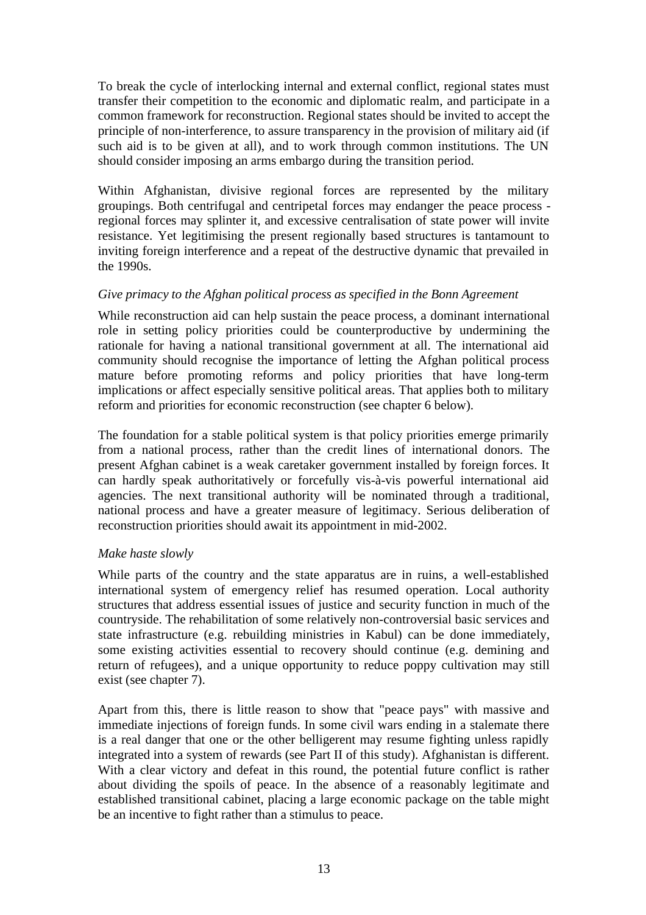To break the cycle of interlocking internal and external conflict, regional states must transfer their competition to the economic and diplomatic realm, and participate in a common framework for reconstruction. Regional states should be invited to accept the principle of non-interference, to assure transparency in the provision of military aid (if such aid is to be given at all), and to work through common institutions. The UN should consider imposing an arms embargo during the transition period.

Within Afghanistan, divisive regional forces are represented by the military groupings. Both centrifugal and centripetal forces may endanger the peace process - regional forces may splinter it, and excessive centralisation of state power will invite resistance. Yet legitimising the present regionally based structures is tantamount to inviting foreign interference and a repeat of the destructive dynamic that prevailed in the 1990s.

*Give primacy to the Afghan political process as specified in the Bonn Agreement*

While reconstruction aid can help sustain the peace process, a dominant international role in setting policy priorities could be counterproductive by undermining the rationale for having a national transitional government at all. The international aid community should recognise the importance of letting the Afghan political process mature before promoting reforms and policy priorities that have long-term implications or affect especially sensitive political areas. That applies both to military reform and priorities for economic reconstruction (see chapter 6 below).

The foundation for a stable political system is that policy priorities emerge primarily from a national process, rather than the credit lines of international donors. The present Afghan cabinet is a weak caretaker government installed by foreign forces. It can hardly speak authoritatively or forcefully vis-à-vis powerful international aid agencies. The next transitional authority will be nominated through a traditional, national process and have a greater measure of legitimacy. Serious deliberation of reconstruction priorities should await its appointment in mid-2002.

*Make haste slowly*

While parts of the country and the state apparatus are in ruins, a well-established international system of emergency relief has resumed operation. Local authority structures that address essential issues of justice and security function in much of the countryside. The rehabilitation of some relatively non-controversial basic services and state infrastructure (e.g. rebuilding ministries in Kabul) can be done immediately, some existing activities essential to recovery should continue (e.g. demining and return of refugees), and a unique opportunity to reduce poppy cultivation may still exist (see chapter 7).

Apart from this, there is little reason to show that "peace pays" with massive and immediate injections of foreign funds. In some civil wars ending in a stalemate there is a real danger that one or the other belligerent may resume fighting unless rapidly integrated into a system of rewards (see Part II of this study). Afghanistan is different. With a clear victory and defeat in this round, the potential future conflict is rather about dividing the spoils of peace. In the absence of a reasonably legitimate and established transitional cabinet, placing a large economic package on the table might be an incentive to fight rather than a stimulus to peace.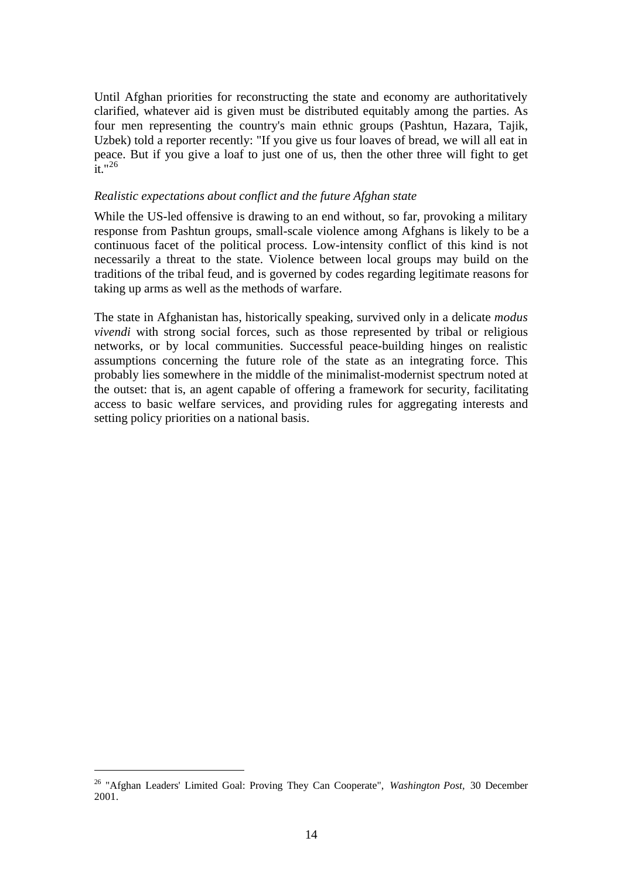Until Afghan priorities for reconstructing the state and economy are authoritatively clarified, whatever aid is given must be distributed equitably among the parties. As four men representing the country's main ethnic groups (Pashtun, Hazara, Tajik, Uzbek) told a reporter recently: "If you give us four loaves of bread, we will all eat in peace. But if you give a loaf to just one of us, then the other three will fight to get it."[26]

*Realistic expectations about conflict and the future Afghan state*

While the US-led offensive is drawing to an end without, so far, provoking a military response from Pashtun groups, small-scale violence among Afghans is likely to be a continuous facet of the political process. Low-intensity conflict of this kind is not necessarily a threat to the state. Violence between local groups may build on the traditions of the tribal feud, and is governed by codes regarding legitimate reasons for taking up arms as well as the methods of warfare.

The state in Afghanistan has, historically speaking, survived only in a delicate *modus vivendi* with strong social forces, such as those represented by tribal or religious networks, or by local communities. Successful peace-building hinges on realistic assumptions concerning the future role of the state as an integrating force. This probably lies somewhere in the middle of the minimalist-modernist spectrum noted at the outset: that is, an agent capable of offering a framework for security, facilitating access to basic welfare services, and providing rules for aggregating interests and setting policy priorities on a national basis.

---

[26] "Afghan Leaders' Limited Goal: Proving They Can Cooperate", *Washington Post*, 30 December 2001.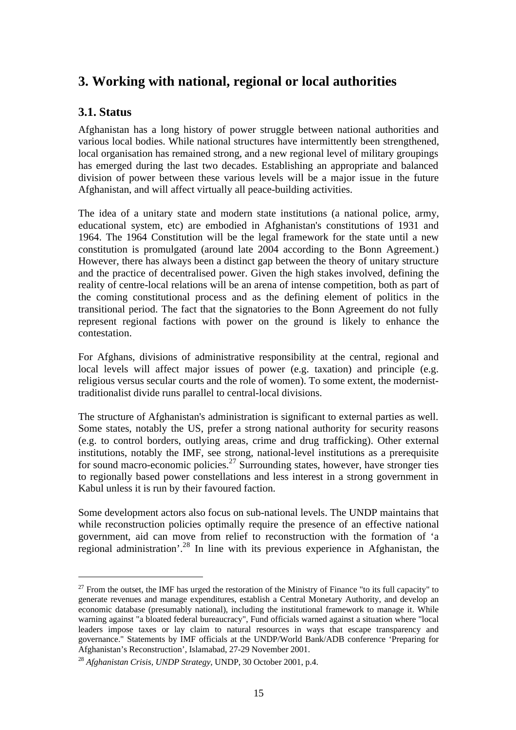# 3. Working with national, regional or local authorities

## 3.1. Status

Afghanistan has a long history of power struggle between national authorities and various local bodies. While national structures have intermittently been strengthened, local organisation has remained strong, and a new regional level of military groupings has emerged during the last two decades. Establishing an appropriate and balanced division of power between these various levels will be a major issue in the future Afghanistan, and will affect virtually all peace-building activities.

The idea of a unitary state and modern state institutions (a national police, army, educational system, etc) are embodied in Afghanistan's constitutions of 1931 and 1964. The 1964 Constitution will be the legal framework for the state until a new constitution is promulgated (around late 2004 according to the Bonn Agreement.) However, there has always been a distinct gap between the theory of unitary structure and the practice of decentralised power. Given the high stakes involved, defining the reality of centre-local relations will be an arena of intense competition, both as part of the coming constitutional process and as the defining element of politics in the transitional period. The fact that the signatories to the Bonn Agreement do not fully represent regional factions with power on the ground is likely to enhance the contestation.

For Afghans, divisions of administrative responsibility at the central, regional and local levels will affect major issues of power (e.g. taxation) and principle (e.g. religious versus secular courts and the role of women). To some extent, the modernist-traditionalist divide runs parallel to central-local divisions.

The structure of Afghanistan's administration is significant to external parties as well. Some states, notably the US, prefer a strong national authority for security reasons (e.g. to control borders, outlying areas, crime and drug trafficking). Other external institutions, notably the IMF, see strong, national-level institutions as a prerequisite for sound macro-economic policies.[27] Surrounding states, however, have stronger ties to regionally based power constellations and less interest in a strong government in Kabul unless it is run by their favoured faction.

Some development actors also focus on sub-national levels. The UNDP maintains that while reconstruction policies optimally require the presence of an effective national government, aid can move from relief to reconstruction with the formation of 'a regional administration'.[28] In line with its previous experience in Afghanistan, the

---

[27] From the outset, the IMF has urged the restoration of the Ministry of Finance "to its full capacity" to generate revenues and manage expenditures, establish a Central Monetary Authority, and develop an economic database (presumably national), including the institutional framework to manage it. While warning against "a bloated federal bureaucracy", Fund officials warned against a situation where "local leaders impose taxes or lay claim to natural resources in ways that escape transparency and governance." Statements by IMF officials at the UNDP/World Bank/ADB conference 'Preparing for Afghanistan's Reconstruction', Islamabad, 27-29 November 2001.

[28] *Afghanistan Crisis, UNDP Strategy*, UNDP, 30 October 2001, p.4.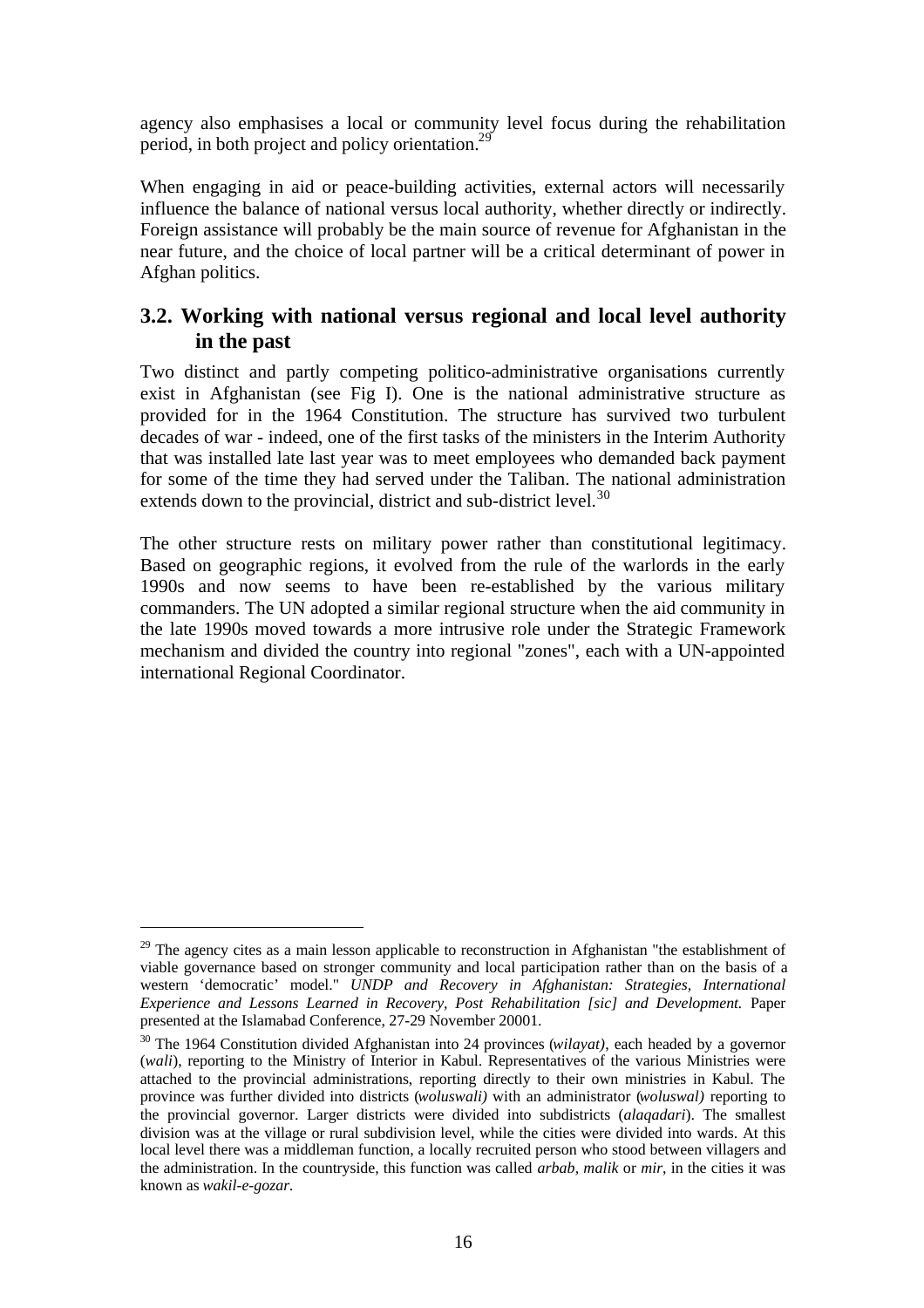agency also emphasises a local or community level focus during the rehabilitation period, in both project and policy orientation.[29]

When engaging in aid or peace-building activities, external actors will necessarily influence the balance of national versus local authority, whether directly or indirectly. Foreign assistance will probably be the main source of revenue for Afghanistan in the near future, and the choice of local partner will be a critical determinant of power in Afghan politics.

## 3.2. Working with national versus regional and local level authority in the past

Two distinct and partly competing politico-administrative organisations currently exist in Afghanistan (see Fig I). One is the national administrative structure as provided for in the 1964 Constitution. The structure has survived two turbulent decades of war - indeed, one of the first tasks of the ministers in the Interim Authority that was installed late last year was to meet employees who demanded back payment for some of the time they had served under the Taliban. The national administration extends down to the provincial, district and sub-district level.[30]

The other structure rests on military power rather than constitutional legitimacy. Based on geographic regions, it evolved from the rule of the warlords in the early 1990s and now seems to have been re-established by the various military commanders. The UN adopted a similar regional structure when the aid community in the late 1990s moved towards a more intrusive role under the Strategic Framework mechanism and divided the country into regional "zones", each with a UN-appointed international Regional Coordinator.

---

[29] The agency cites as a main lesson applicable to reconstruction in Afghanistan "the establishment of viable governance based on stronger community and local participation rather than on the basis of a western 'democratic' model." *UNDP and Recovery in Afghanistan: Strategies, International Experience and Lessons Learned in Recovery, Post Rehabilitation [sic] and Development.* Paper presented at the Islamabad Conference, 27-29 November 20001.

[30] The 1964 Constitution divided Afghanistan into 24 provinces (*wilayat)*, each headed by a governor (*wali*), reporting to the Ministry of Interior in Kabul. Representatives of the various Ministries were attached to the provincial administrations, reporting directly to their own ministries in Kabul. The province was further divided into districts (*woluswali)* with an administrator (*woluswal)* reporting to the provincial governor. Larger districts were divided into subdistricts (*alaqadari*). The smallest division was at the village or rural subdivision level, while the cities were divided into wards. At this local level there was a middleman function, a locally recruited person who stood between villagers and the administration. In the countryside, this function was called *arbab, malik* or *mir*, in the cities it was known as *wakil-e-gozar.*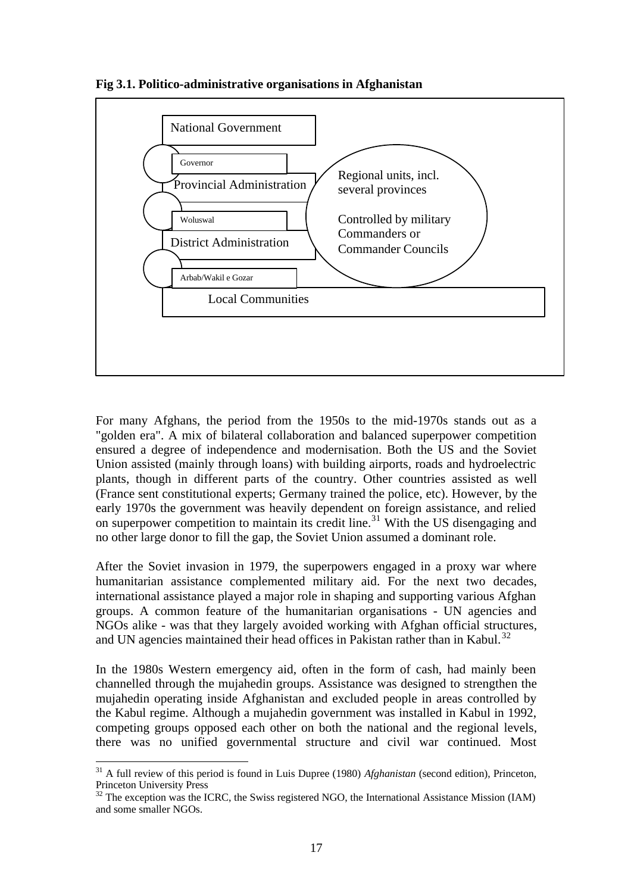**Fig 3.1. Politico-administrative organisations in Afghanistan**

National Government

Governor

Provincial Administration

Woluswal

District Administration

Arbab/Wakil e Gozar

Local Communities

Regional units, incl. several provinces

Controlled by military Commanders or Commander Councils

For many Afghans, the period from the 1950s to the mid-1970s stands out as a "golden era". A mix of bilateral collaboration and balanced superpower competition ensured a degree of independence and modernisation. Both the US and the Soviet Union assisted (mainly through loans) with building airports, roads and hydroelectric plants, though in different parts of the country. Other countries assisted as well (France sent constitutional experts; Germany trained the police, etc). However, by the early 1970s the government was heavily dependent on foreign assistance, and relied on superpower competition to maintain its credit line.[31] With the US disengaging and no other large donor to fill the gap, the Soviet Union assumed a dominant role.

After the Soviet invasion in 1979, the superpowers engaged in a proxy war where humanitarian assistance complemented military aid. For the next two decades, international assistance played a major role in shaping and supporting various Afghan groups. A common feature of the humanitarian organisations - UN agencies and NGOs alike - was that they largely avoided working with Afghan official structures, and UN agencies maintained their head offices in Pakistan rather than in Kabul.[32]

In the 1980s Western emergency aid, often in the form of cash, had mainly been channelled through the mujahedin groups. Assistance was designed to strengthen the mujahedin operating inside Afghanistan and excluded people in areas controlled by the Kabul regime. Although a mujahedin government was installed in Kabul in 1992, competing groups opposed each other on both the national and the regional levels, there was no unified governmental structure and civil war continued. Most

[31] A full review of this period is found in Luis Dupree (1980) *Afghanistan* (second edition), Princeton, Princeton University Press

[32] The exception was the ICRC, the Swiss registered NGO, the International Assistance Mission (IAM) and some smaller NGOs.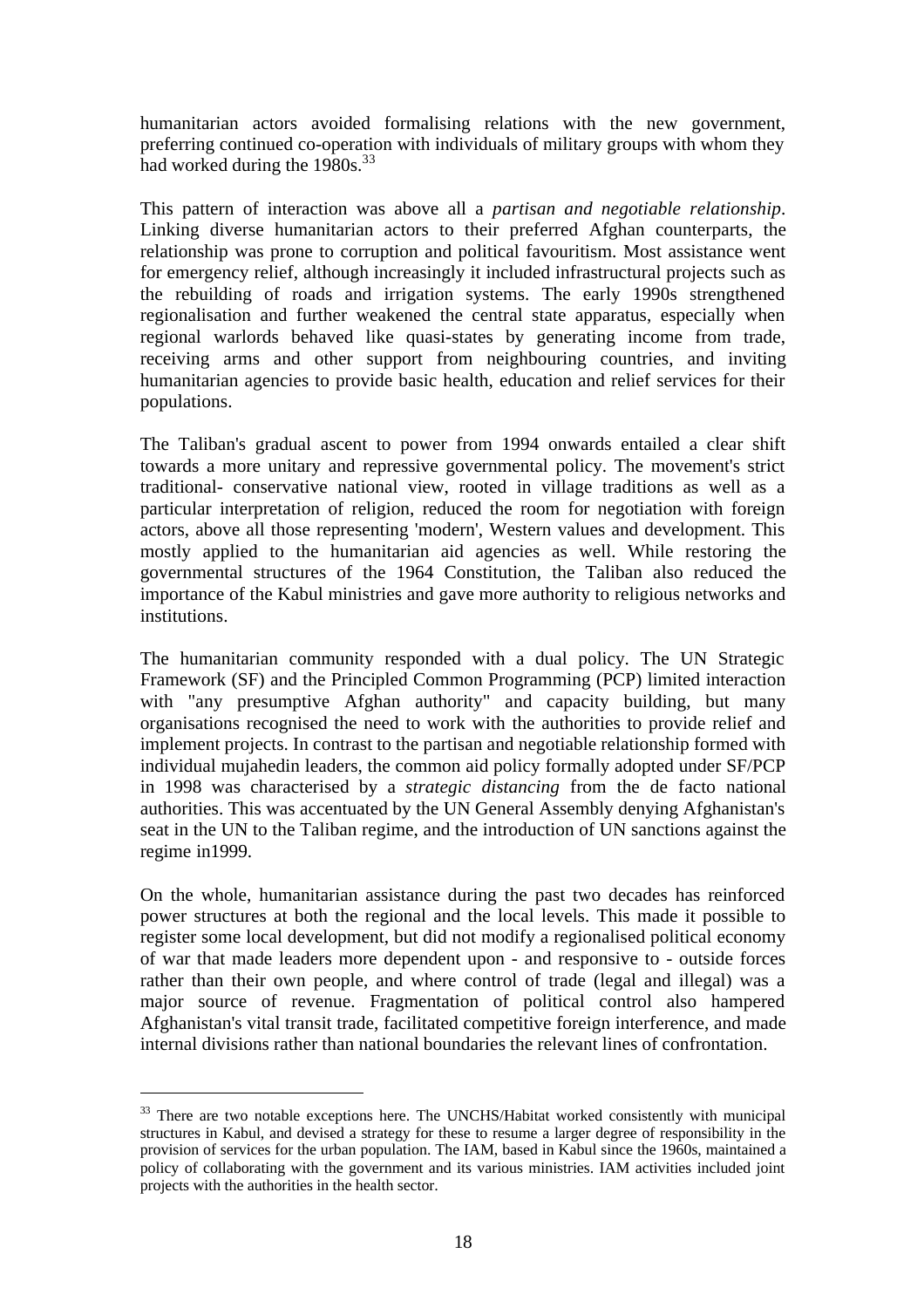humanitarian actors avoided formalising relations with the new government, preferring continued co-operation with individuals of military groups with whom they had worked during the 1980s.[33]

This pattern of interaction was above all a *partisan and negotiable relationship*. Linking diverse humanitarian actors to their preferred Afghan counterparts, the relationship was prone to corruption and political favouritism. Most assistance went for emergency relief, although increasingly it included infrastructural projects such as the rebuilding of roads and irrigation systems. The early 1990s strengthened regionalisation and further weakened the central state apparatus, especially when regional warlords behaved like quasi-states by generating income from trade, receiving arms and other support from neighbouring countries, and inviting humanitarian agencies to provide basic health, education and relief services for their populations.

The Taliban's gradual ascent to power from 1994 onwards entailed a clear shift towards a more unitary and repressive governmental policy. The movement's strict traditional- conservative national view, rooted in village traditions as well as a particular interpretation of religion, reduced the room for negotiation with foreign actors, above all those representing 'modern', Western values and development. This mostly applied to the humanitarian aid agencies as well. While restoring the governmental structures of the 1964 Constitution, the Taliban also reduced the importance of the Kabul ministries and gave more authority to religious networks and institutions.

The humanitarian community responded with a dual policy. The UN Strategic Framework (SF) and the Principled Common Programming (PCP) limited interaction with "any presumptive Afghan authority" and capacity building, but many organisations recognised the need to work with the authorities to provide relief and implement projects. In contrast to the partisan and negotiable relationship formed with individual mujahedin leaders, the common aid policy formally adopted under SF/PCP in 1998 was characterised by a *strategic distancing* from the de facto national authorities. This was accentuated by the UN General Assembly denying Afghanistan's seat in the UN to the Taliban regime, and the introduction of UN sanctions against the regime in1999.

On the whole, humanitarian assistance during the past two decades has reinforced power structures at both the regional and the local levels. This made it possible to register some local development, but did not modify a regionalised political economy of war that made leaders more dependent upon - and responsive to - outside forces rather than their own people, and where control of trade (legal and illegal) was a major source of revenue. Fragmentation of political control also hampered Afghanistan's vital transit trade, facilitated competitive foreign interference, and made internal divisions rather than national boundaries the relevant lines of confrontation.

---

[33] There are two notable exceptions here. The UNCHS/Habitat worked consistently with municipal structures in Kabul, and devised a strategy for these to resume a larger degree of responsibility in the provision of services for the urban population. The IAM, based in Kabul since the 1960s, maintained a policy of collaborating with the government and its various ministries. IAM activities included joint projects with the authorities in the health sector.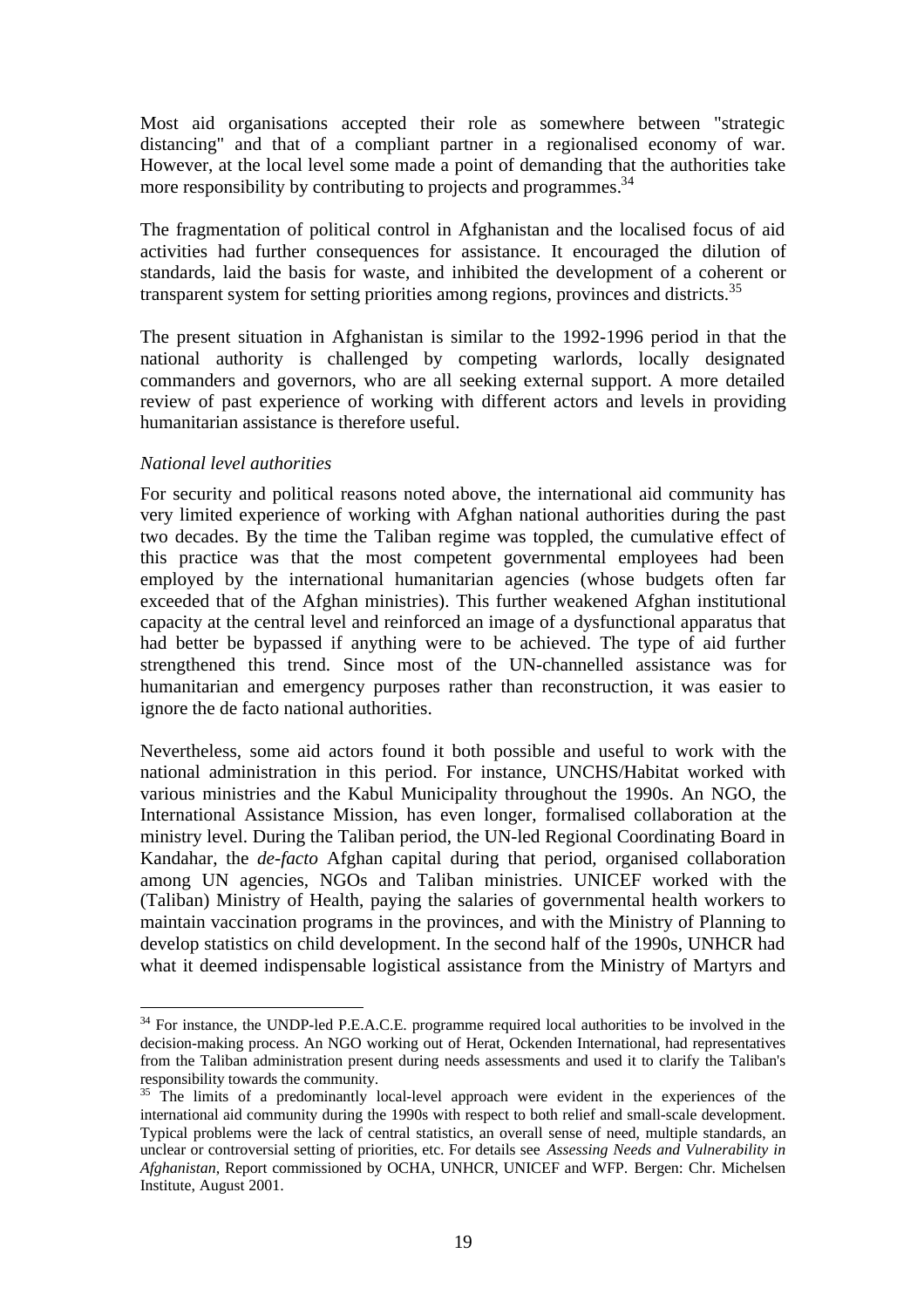Most aid organisations accepted their role as somewhere between "strategic distancing" and that of a compliant partner in a regionalised economy of war. However, at the local level some made a point of demanding that the authorities take more responsibility by contributing to projects and programmes.[34]

The fragmentation of political control in Afghanistan and the localised focus of aid activities had further consequences for assistance. It encouraged the dilution of standards, laid the basis for waste, and inhibited the development of a coherent or transparent system for setting priorities among regions, provinces and districts.[35]

The present situation in Afghanistan is similar to the 1992-1996 period in that the national authority is challenged by competing warlords, locally designated commanders and governors, who are all seeking external support. A more detailed review of past experience of working with different actors and levels in providing humanitarian assistance is therefore useful.

*National level authorities*

For security and political reasons noted above, the international aid community has very limited experience of working with Afghan national authorities during the past two decades. By the time the Taliban regime was toppled, the cumulative effect of this practice was that the most competent governmental employees had been employed by the international humanitarian agencies (whose budgets often far exceeded that of the Afghan ministries). This further weakened Afghan institutional capacity at the central level and reinforced an image of a dysfunctional apparatus that had better be bypassed if anything were to be achieved. The type of aid further strengthened this trend. Since most of the UN-channelled assistance was for humanitarian and emergency purposes rather than reconstruction, it was easier to ignore the de facto national authorities.

Nevertheless, some aid actors found it both possible and useful to work with the national administration in this period. For instance, UNCHS/Habitat worked with various ministries and the Kabul Municipality throughout the 1990s. An NGO, the International Assistance Mission, has even longer, formalised collaboration at the ministry level. During the Taliban period, the UN-led Regional Coordinating Board in Kandahar, the *de-facto* Afghan capital during that period, organised collaboration among UN agencies, NGOs and Taliban ministries. UNICEF worked with the (Taliban) Ministry of Health, paying the salaries of governmental health workers to maintain vaccination programs in the provinces, and with the Ministry of Planning to develop statistics on child development. In the second half of the 1990s, UNHCR had what it deemed indispensable logistical assistance from the Ministry of Martyrs and

---

[34] For instance, the UNDP-led P.E.A.C.E. programme required local authorities to be involved in the decision-making process. An NGO working out of Herat, Ockenden International, had representatives from the Taliban administration present during needs assessments and used it to clarify the Taliban's responsibility towards the community.

[35] The limits of a predominantly local-level approach were evident in the experiences of the international aid community during the 1990s with respect to both relief and small-scale development. Typical problems were the lack of central statistics, an overall sense of need, multiple standards, an unclear or controversial setting of priorities, etc. For details see *Assessing Needs and Vulnerability in Afghanistan*, Report commissioned by OCHA, UNHCR, UNICEF and WFP. Bergen: Chr. Michelsen Institute, August 2001.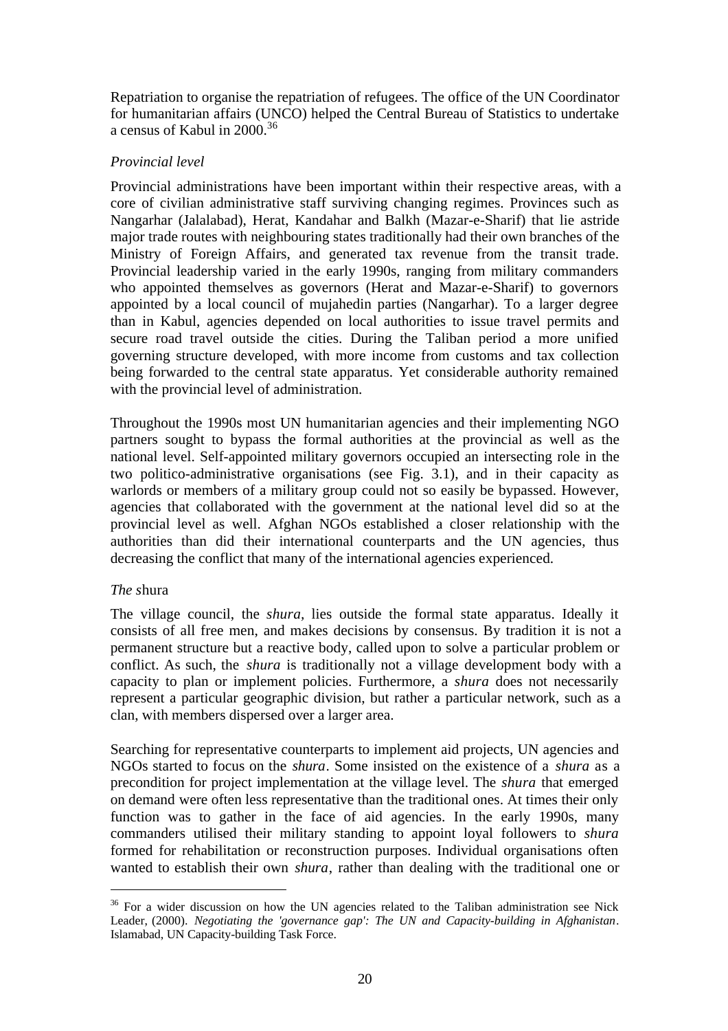Repatriation to organise the repatriation of refugees. The office of the UN Coordinator for humanitarian affairs (UNCO) helped the Central Bureau of Statistics to undertake a census of Kabul in 2000.[36]

*Provincial level*

Provincial administrations have been important within their respective areas, with a core of civilian administrative staff surviving changing regimes. Provinces such as Nangarhar (Jalalabad), Herat, Kandahar and Balkh (Mazar-e-Sharif) that lie astride major trade routes with neighbouring states traditionally had their own branches of the Ministry of Foreign Affairs, and generated tax revenue from the transit trade. Provincial leadership varied in the early 1990s, ranging from military commanders who appointed themselves as governors (Herat and Mazar-e-Sharif) to governors appointed by a local council of mujahedin parties (Nangarhar). To a larger degree than in Kabul, agencies depended on local authorities to issue travel permits and secure road travel outside the cities. During the Taliban period a more unified governing structure developed, with more income from customs and tax collection being forwarded to the central state apparatus. Yet considerable authority remained with the provincial level of administration.

Throughout the 1990s most UN humanitarian agencies and their implementing NGO partners sought to bypass the formal authorities at the provincial as well as the national level. Self-appointed military governors occupied an intersecting role in the two politico-administrative organisations (see Fig. 3.1), and in their capacity as warlords or members of a military group could not so easily be bypassed. However, agencies that collaborated with the government at the national level did so at the provincial level as well. Afghan NGOs established a closer relationship with the authorities than did their international counterparts and the UN agencies, thus decreasing the conflict that many of the international agencies experienced.

*The s*hura

The village council, the *shura*, lies outside the formal state apparatus. Ideally it consists of all free men, and makes decisions by consensus. By tradition it is not a permanent structure but a reactive body, called upon to solve a particular problem or conflict. As such, the *shura* is traditionally not a village development body with a capacity to plan or implement policies. Furthermore, a *shura* does not necessarily represent a particular geographic division, but rather a particular network, such as a clan, with members dispersed over a larger area.

Searching for representative counterparts to implement aid projects, UN agencies and NGOs started to focus on the *shura*. Some insisted on the existence of a *shura* as a precondition for project implementation at the village level. The *shura* that emerged on demand were often less representative than the traditional ones. At times their only function was to gather in the face of aid agencies. In the early 1990s, many commanders utilised their military standing to appoint loyal followers to *shura* formed for rehabilitation or reconstruction purposes. Individual organisations often wanted to establish their own *shura*, rather than dealing with the traditional one or

---

[36] For a wider discussion on how the UN agencies related to the Taliban administration see Nick Leader, (2000). *Negotiating the 'governance gap': The UN and Capacity-building in Afghanistan*. Islamabad, UN Capacity-building Task Force.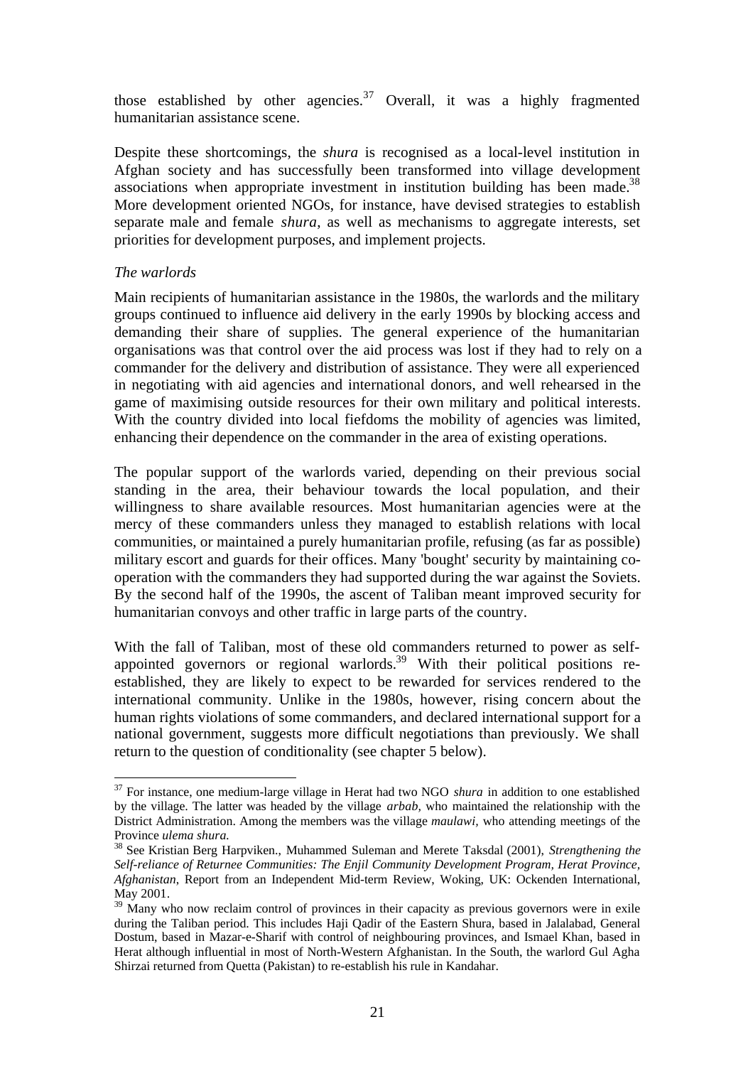those established by other agencies.[37] Overall, it was a highly fragmented humanitarian assistance scene.

Despite these shortcomings, the *shura* is recognised as a local-level institution in Afghan society and has successfully been transformed into village development associations when appropriate investment in institution building has been made.[38] More development oriented NGOs, for instance, have devised strategies to establish separate male and female *shura,* as well as mechanisms to aggregate interests, set priorities for development purposes, and implement projects.

*The warlords*

Main recipients of humanitarian assistance in the 1980s, the warlords and the military groups continued to influence aid delivery in the early 1990s by blocking access and demanding their share of supplies. The general experience of the humanitarian organisations was that control over the aid process was lost if they had to rely on a commander for the delivery and distribution of assistance. They were all experienced in negotiating with aid agencies and international donors, and well rehearsed in the game of maximising outside resources for their own military and political interests. With the country divided into local fiefdoms the mobility of agencies was limited, enhancing their dependence on the commander in the area of existing operations.

The popular support of the warlords varied, depending on their previous social standing in the area, their behaviour towards the local population, and their willingness to share available resources. Most humanitarian agencies were at the mercy of these commanders unless they managed to establish relations with local communities, or maintained a purely humanitarian profile, refusing (as far as possible) military escort and guards for their offices. Many 'bought' security by maintaining co-operation with the commanders they had supported during the war against the Soviets. By the second half of the 1990s, the ascent of Taliban meant improved security for humanitarian convoys and other traffic in large parts of the country.

With the fall of Taliban, most of these old commanders returned to power as self-appointed governors or regional warlords.[39] With their political positions re-established, they are likely to expect to be rewarded for services rendered to the international community. Unlike in the 1980s, however, rising concern about the human rights violations of some commanders, and declared international support for a national government, suggests more difficult negotiations than previously. We shall return to the question of conditionality (see chapter 5 below).

---

[37] For instance, one medium-large village in Herat had two NGO *shura* in addition to one established by the village. The latter was headed by the village *arbab,* who maintained the relationship with the District Administration. Among the members was the village *maulawi*, who attending meetings of the Province *ulema shura.*

[38] See Kristian Berg Harpviken., Muhammed Suleman and Merete Taksdal (2001), *Strengthening the Self-reliance of Returnee Communities: The Enjil Community Development Program, Herat Province, Afghanistan*, Report from an Independent Mid-term Review, Woking, UK: Ockenden International, May 2001.

[39] Many who now reclaim control of provinces in their capacity as previous governors were in exile during the Taliban period. This includes Haji Qadir of the Eastern Shura, based in Jalalabad, General Dostum, based in Mazar-e-Sharif with control of neighbouring provinces, and Ismael Khan, based in Herat although influential in most of North-Western Afghanistan. In the South, the warlord Gul Agha Shirzai returned from Quetta (Pakistan) to re-establish his rule in Kandahar.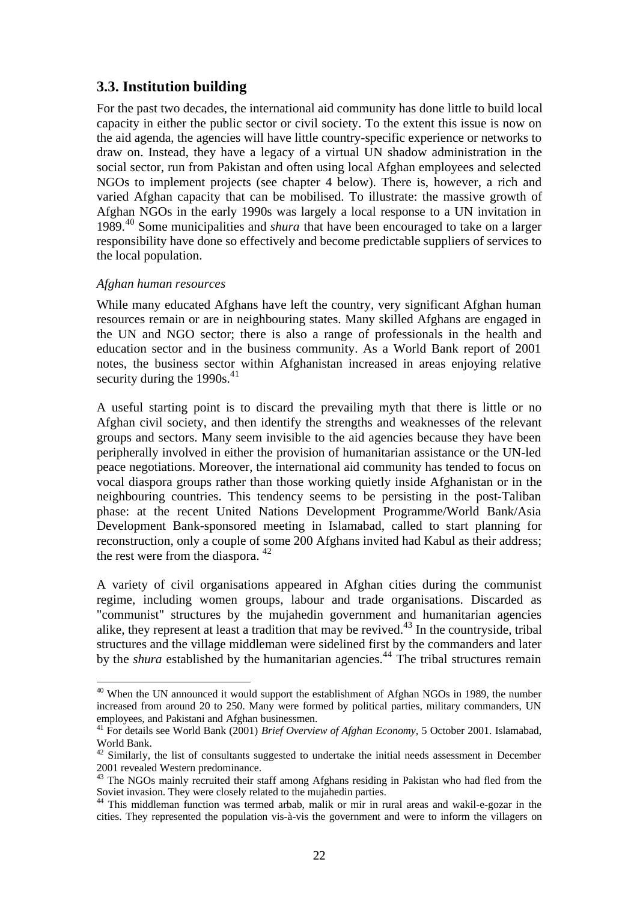## 3.3. Institution building

For the past two decades, the international aid community has done little to build local capacity in either the public sector or civil society. To the extent this issue is now on the aid agenda, the agencies will have little country-specific experience or networks to draw on. Instead, they have a legacy of a virtual UN shadow administration in the social sector, run from Pakistan and often using local Afghan employees and selected NGOs to implement projects (see chapter 4 below). There is, however, a rich and varied Afghan capacity that can be mobilised. To illustrate: the massive growth of Afghan NGOs in the early 1990s was largely a local response to a UN invitation in 1989.[40] Some municipalities and *shura* that have been encouraged to take on a larger responsibility have done so effectively and become predictable suppliers of services to the local population.

*Afghan human resources*

While many educated Afghans have left the country, very significant Afghan human resources remain or are in neighbouring states. Many skilled Afghans are engaged in the UN and NGO sector; there is also a range of professionals in the health and education sector and in the business community. As a World Bank report of 2001 notes, the business sector within Afghanistan increased in areas enjoying relative security during the 1990s.[41]

A useful starting point is to discard the prevailing myth that there is little or no Afghan civil society, and then identify the strengths and weaknesses of the relevant groups and sectors. Many seem invisible to the aid agencies because they have been peripherally involved in either the provision of humanitarian assistance or the UN-led peace negotiations. Moreover, the international aid community has tended to focus on vocal diaspora groups rather than those working quietly inside Afghanistan or in the neighbouring countries. This tendency seems to be persisting in the post-Taliban phase: at the recent United Nations Development Programme/World Bank/Asia Development Bank-sponsored meeting in Islamabad, called to start planning for reconstruction, only a couple of some 200 Afghans invited had Kabul as their address; the rest were from the diaspora. [42]

A variety of civil organisations appeared in Afghan cities during the communist regime, including women groups, labour and trade organisations. Discarded as "communist" structures by the mujahedin government and humanitarian agencies alike, they represent at least a tradition that may be revived.[43] In the countryside, tribal structures and the village middleman were sidelined first by the commanders and later by the *shura* established by the humanitarian agencies.[44] The tribal structures remain

---

[40] When the UN announced it would support the establishment of Afghan NGOs in 1989, the number increased from around 20 to 250. Many were formed by political parties, military commanders, UN employees, and Pakistani and Afghan businessmen.

[41] For details see World Bank (2001) *Brief Overview of Afghan Economy*, 5 October 2001. Islamabad, World Bank.

[42] Similarly, the list of consultants suggested to undertake the initial needs assessment in December 2001 revealed Western predominance.

[43] The NGOs mainly recruited their staff among Afghans residing in Pakistan who had fled from the Soviet invasion. They were closely related to the mujahedin parties.

[44] This middleman function was termed arbab, malik or mir in rural areas and wakil-e-gozar in the cities. They represented the population vis-à-vis the government and were to inform the villagers on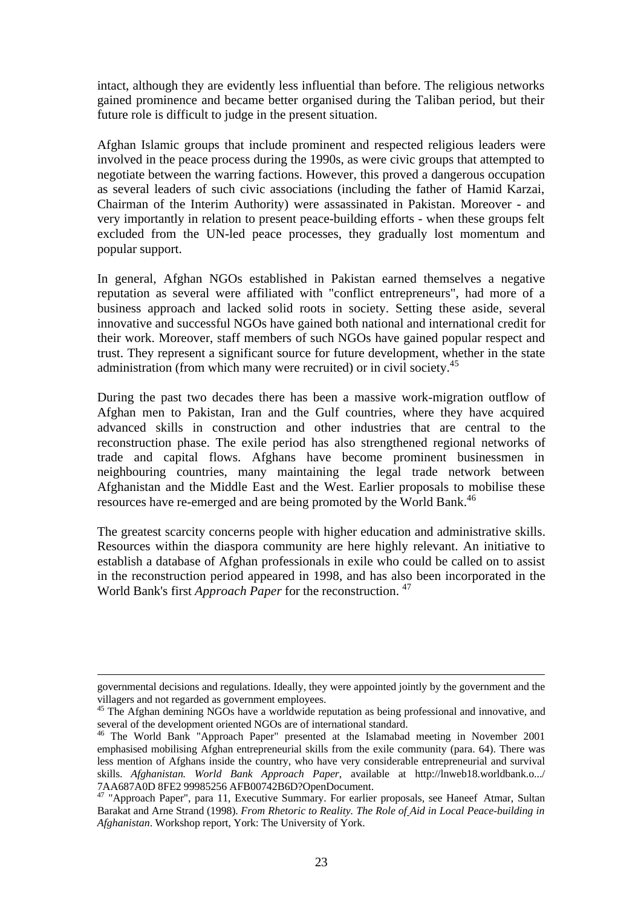intact, although they are evidently less influential than before. The religious networks gained prominence and became better organised during the Taliban period, but their future role is difficult to judge in the present situation.

Afghan Islamic groups that include prominent and respected religious leaders were involved in the peace process during the 1990s, as were civic groups that attempted to negotiate between the warring factions. However, this proved a dangerous occupation as several leaders of such civic associations (including the father of Hamid Karzai, Chairman of the Interim Authority) were assassinated in Pakistan. Moreover - and very importantly in relation to present peace-building efforts - when these groups felt excluded from the UN-led peace processes, they gradually lost momentum and popular support.

In general, Afghan NGOs established in Pakistan earned themselves a negative reputation as several were affiliated with "conflict entrepreneurs", had more of a business approach and lacked solid roots in society. Setting these aside, several innovative and successful NGOs have gained both national and international credit for their work. Moreover, staff members of such NGOs have gained popular respect and trust. They represent a significant source for future development, whether in the state administration (from which many were recruited) or in civil society.[45]

During the past two decades there has been a massive work-migration outflow of Afghan men to Pakistan, Iran and the Gulf countries, where they have acquired advanced skills in construction and other industries that are central to the reconstruction phase. The exile period has also strengthened regional networks of trade and capital flows. Afghans have become prominent businessmen in neighbouring countries, many maintaining the legal trade network between Afghanistan and the Middle East and the West. Earlier proposals to mobilise these resources have re-emerged and are being promoted by the World Bank.[46]

The greatest scarcity concerns people with higher education and administrative skills. Resources within the diaspora community are here highly relevant. An initiative to establish a database of Afghan professionals in exile who could be called on to assist in the reconstruction period appeared in 1998, and has also been incorporated in the World Bank's first *Approach Paper* for the reconstruction. [47]

---

governmental decisions and regulations. Ideally, they were appointed jointly by the government and the villagers and not regarded as government employees.

[45] The Afghan demining NGOs have a worldwide reputation as being professional and innovative, and several of the development oriented NGOs are of international standard.

[46] The World Bank "Approach Paper" presented at the Islamabad meeting in November 2001 emphasised mobilising Afghan entrepreneurial skills from the exile community (para. 64). There was less mention of Afghans inside the country, who have very considerable entrepreneurial and survival skills. *Afghanistan. World Bank Approach Paper*, available at http://lnweb18.worldbank.o.../ 7AA687A0D 8FE2 99985256 AFB00742B6D?OpenDocument.

[47] "Approach Paper", para 11, Executive Summary. For earlier proposals, see Haneef Atmar, Sultan Barakat and Arne Strand (1998). *From Rhetoric to Reality. The Role of Aid in Local Peace-building in Afghanistan*. Workshop report, York: The University of York.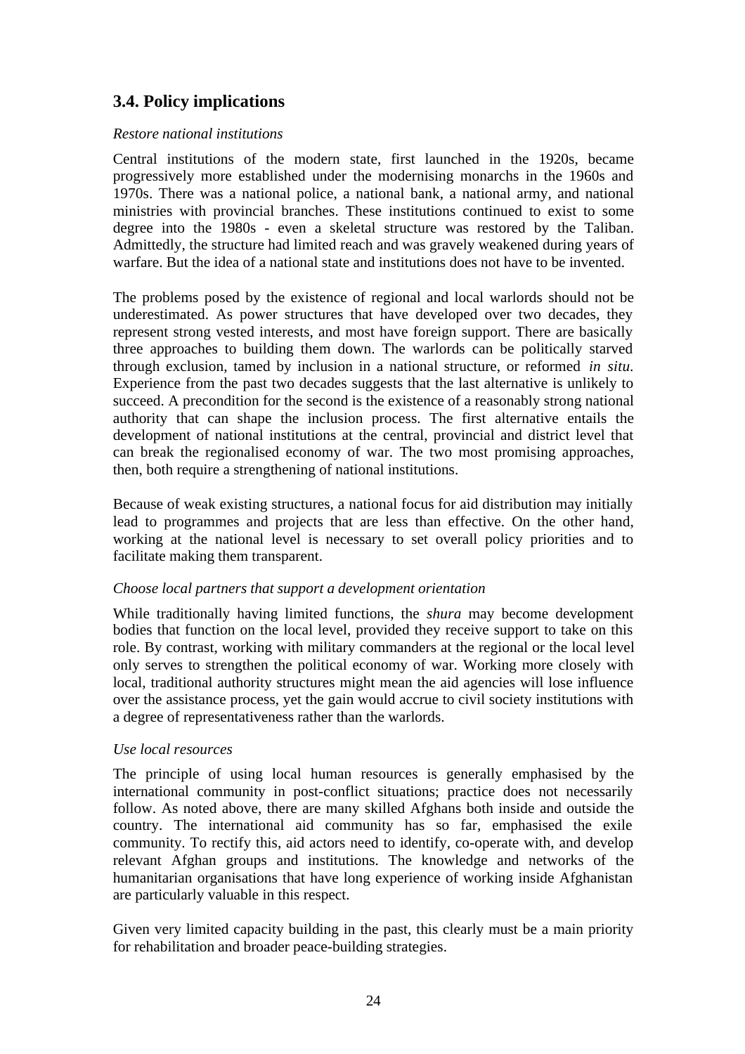### 3.4. Policy implications

*Restore national institutions*

Central institutions of the modern state, first launched in the 1920s, became progressively more established under the modernising monarchs in the 1960s and 1970s. There was a national police, a national bank, a national army, and national ministries with provincial branches. These institutions continued to exist to some degree into the 1980s - even a skeletal structure was restored by the Taliban. Admittedly, the structure had limited reach and was gravely weakened during years of warfare. But the idea of a national state and institutions does not have to be invented.

The problems posed by the existence of regional and local warlords should not be underestimated. As power structures that have developed over two decades, they represent strong vested interests, and most have foreign support. There are basically three approaches to building them down. The warlords can be politically starved through exclusion, tamed by inclusion in a national structure, or reformed *in situ*. Experience from the past two decades suggests that the last alternative is unlikely to succeed. A precondition for the second is the existence of a reasonably strong national authority that can shape the inclusion process. The first alternative entails the development of national institutions at the central, provincial and district level that can break the regionalised economy of war. The two most promising approaches, then, both require a strengthening of national institutions.

Because of weak existing structures, a national focus for aid distribution may initially lead to programmes and projects that are less than effective. On the other hand, working at the national level is necessary to set overall policy priorities and to facilitate making them transparent.

*Choose local partners that support a development orientation*

While traditionally having limited functions, the *shura* may become development bodies that function on the local level, provided they receive support to take on this role. By contrast, working with military commanders at the regional or the local level only serves to strengthen the political economy of war. Working more closely with local, traditional authority structures might mean the aid agencies will lose influence over the assistance process, yet the gain would accrue to civil society institutions with a degree of representativeness rather than the warlords.

*Use local resources*

The principle of using local human resources is generally emphasised by the international community in post-conflict situations; practice does not necessarily follow. As noted above, there are many skilled Afghans both inside and outside the country. The international aid community has so far, emphasised the exile community. To rectify this, aid actors need to identify, co-operate with, and develop relevant Afghan groups and institutions. The knowledge and networks of the humanitarian organisations that have long experience of working inside Afghanistan are particularly valuable in this respect.

Given very limited capacity building in the past, this clearly must be a main priority for rehabilitation and broader peace-building strategies.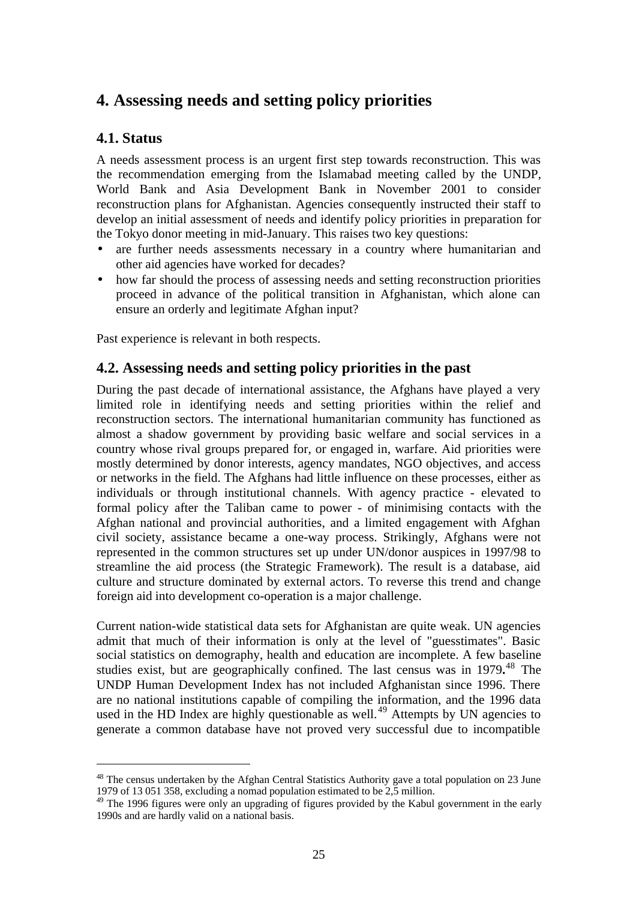# 4. Assessing needs and setting policy priorities

## 4.1. Status

A needs assessment process is an urgent first step towards reconstruction. This was the recommendation emerging from the Islamabad meeting called by the UNDP, World Bank and Asia Development Bank in November 2001 to consider reconstruction plans for Afghanistan. Agencies consequently instructed their staff to develop an initial assessment of needs and identify policy priorities in preparation for the Tokyo donor meeting in mid-January. This raises two key questions:

- are further needs assessments necessary in a country where humanitarian and other aid agencies have worked for decades?
- how far should the process of assessing needs and setting reconstruction priorities proceed in advance of the political transition in Afghanistan, which alone can ensure an orderly and legitimate Afghan input?

Past experience is relevant in both respects.

## 4.2. Assessing needs and setting policy priorities in the past

During the past decade of international assistance, the Afghans have played a very limited role in identifying needs and setting priorities within the relief and reconstruction sectors. The international humanitarian community has functioned as almost a shadow government by providing basic welfare and social services in a country whose rival groups prepared for, or engaged in, warfare. Aid priorities were mostly determined by donor interests, agency mandates, NGO objectives, and access or networks in the field. The Afghans had little influence on these processes, either as individuals or through institutional channels. With agency practice - elevated to formal policy after the Taliban came to power - of minimising contacts with the Afghan national and provincial authorities, and a limited engagement with Afghan civil society, assistance became a one-way process. Strikingly, Afghans were not represented in the common structures set up under UN/donor auspices in 1997/98 to streamline the aid process (the Strategic Framework). The result is a database, aid culture and structure dominated by external actors. To reverse this trend and change foreign aid into development co-operation is a major challenge.

Current nation-wide statistical data sets for Afghanistan are quite weak. UN agencies admit that much of their information is only at the level of "guesstimates". Basic social statistics on demography, health and education are incomplete. A few baseline studies exist, but are geographically confined. The last census was in 1979.[48] The UNDP Human Development Index has not included Afghanistan since 1996. There are no national institutions capable of compiling the information, and the 1996 data used in the HD Index are highly questionable as well.[49] Attempts by UN agencies to generate a common database have not proved very successful due to incompatible

[48] The census undertaken by the Afghan Central Statistics Authority gave a total population on 23 June 1979 of 13 051 358, excluding a nomad population estimated to be 2,5 million.

[49] The 1996 figures were only an upgrading of figures provided by the Kabul government in the early 1990s and are hardly valid on a national basis.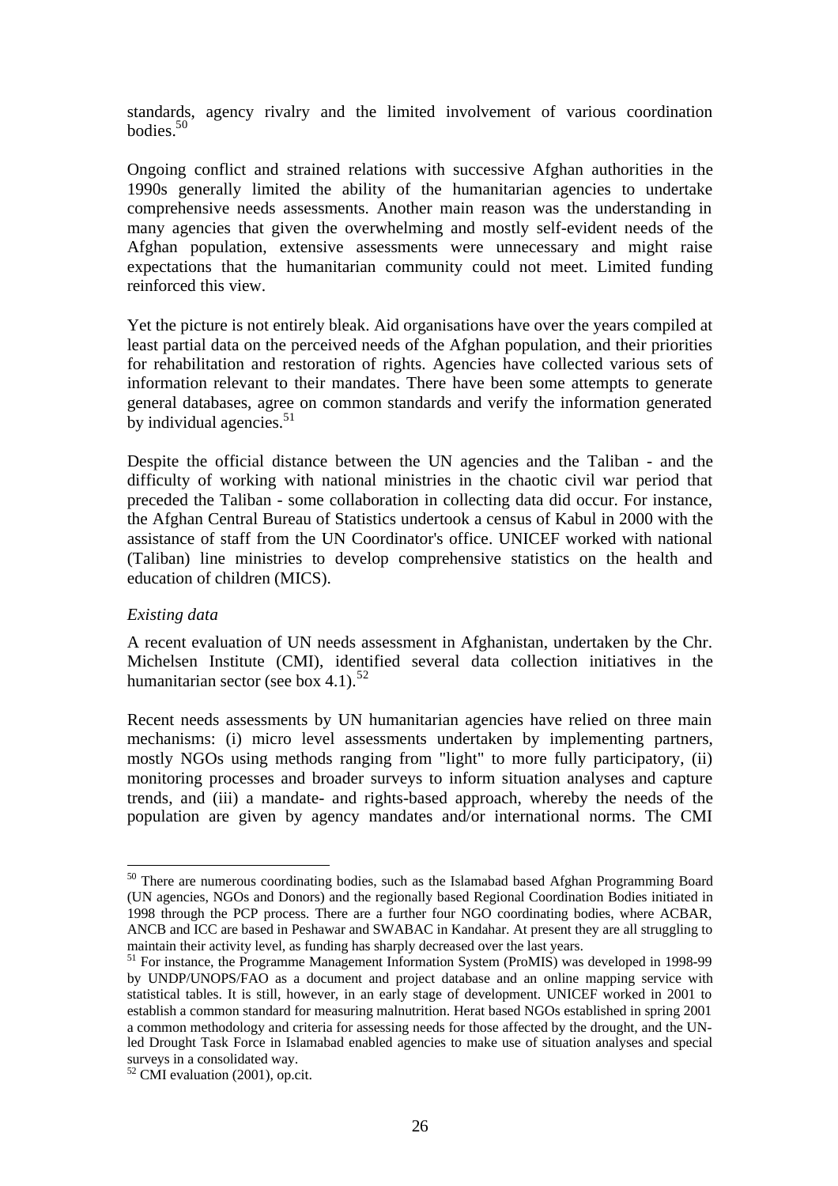standards, agency rivalry and the limited involvement of various coordination bodies.[50]

Ongoing conflict and strained relations with successive Afghan authorities in the 1990s generally limited the ability of the humanitarian agencies to undertake comprehensive needs assessments. Another main reason was the understanding in many agencies that given the overwhelming and mostly self-evident needs of the Afghan population, extensive assessments were unnecessary and might raise expectations that the humanitarian community could not meet. Limited funding reinforced this view.

Yet the picture is not entirely bleak. Aid organisations have over the years compiled at least partial data on the perceived needs of the Afghan population, and their priorities for rehabilitation and restoration of rights. Agencies have collected various sets of information relevant to their mandates. There have been some attempts to generate general databases, agree on common standards and verify the information generated by individual agencies.[51]

Despite the official distance between the UN agencies and the Taliban - and the difficulty of working with national ministries in the chaotic civil war period that preceded the Taliban - some collaboration in collecting data did occur. For instance, the Afghan Central Bureau of Statistics undertook a census of Kabul in 2000 with the assistance of staff from the UN Coordinator's office. UNICEF worked with national (Taliban) line ministries to develop comprehensive statistics on the health and education of children (MICS).

*Existing data*

A recent evaluation of UN needs assessment in Afghanistan, undertaken by the Chr. Michelsen Institute (CMI), identified several data collection initiatives in the humanitarian sector (see box 4.1).[52]

Recent needs assessments by UN humanitarian agencies have relied on three main mechanisms: (i) micro level assessments undertaken by implementing partners, mostly NGOs using methods ranging from "light" to more fully participatory, (ii) monitoring processes and broader surveys to inform situation analyses and capture trends, and (iii) a mandate- and rights-based approach, whereby the needs of the population are given by agency mandates and/or international norms. The CMI

---

[50] There are numerous coordinating bodies, such as the Islamabad based Afghan Programming Board (UN agencies, NGOs and Donors) and the regionally based Regional Coordination Bodies initiated in 1998 through the PCP process. There are a further four NGO coordinating bodies, where ACBAR, ANCB and ICC are based in Peshawar and SWABAC in Kandahar. At present they are all struggling to maintain their activity level, as funding has sharply decreased over the last years.

[51] For instance, the Programme Management Information System (ProMIS) was developed in 1998-99 by UNDP/UNOPS/FAO as a document and project database and an online mapping service with statistical tables. It is still, however, in an early stage of development. UNICEF worked in 2001 to establish a common standard for measuring malnutrition. Herat based NGOs established in spring 2001 a common methodology and criteria for assessing needs for those affected by the drought, and the UN-led Drought Task Force in Islamabad enabled agencies to make use of situation analyses and special surveys in a consolidated way.

[52] CMI evaluation (2001), op.cit.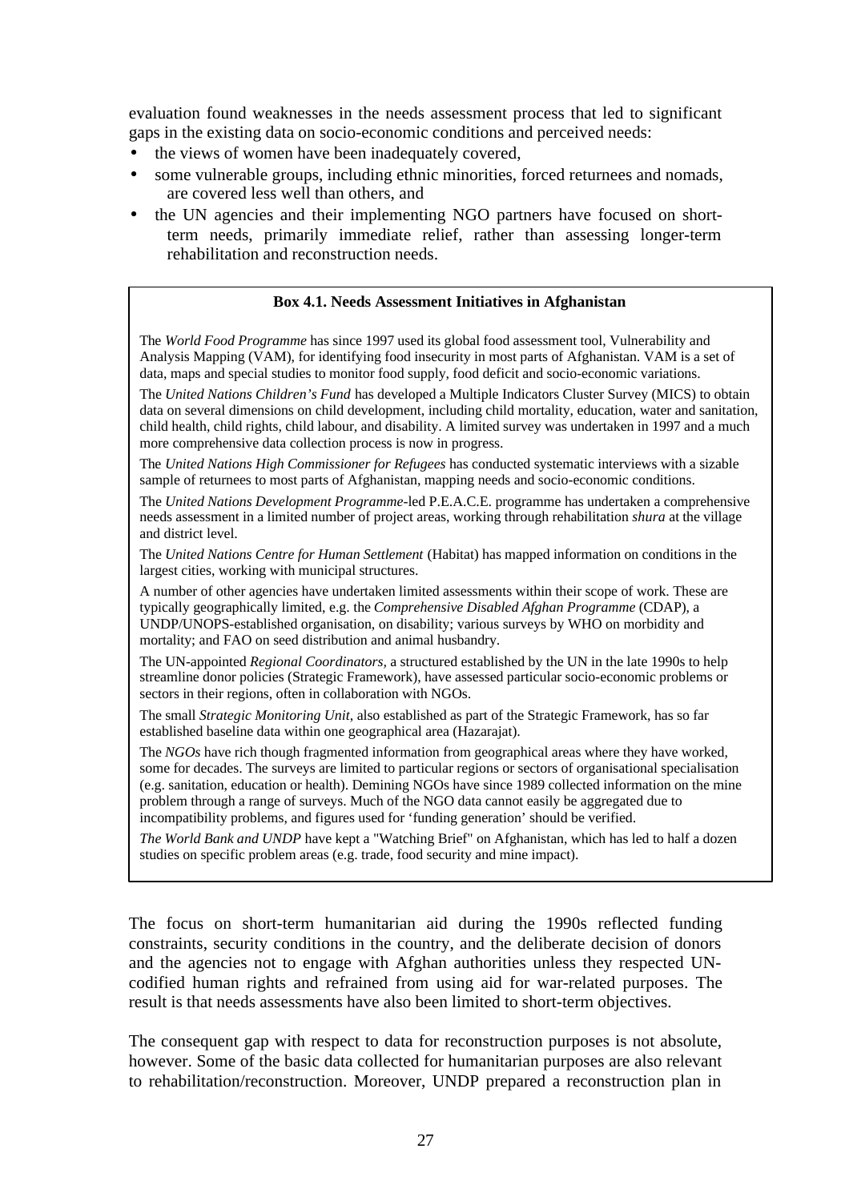evaluation found weaknesses in the needs assessment process that led to significant gaps in the existing data on socio-economic conditions and perceived needs:

- the views of women have been inadequately covered,
- some vulnerable groups, including ethnic minorities, forced returnees and nomads, are covered less well than others, and
- the UN agencies and their implementing NGO partners have focused on short-term needs, primarily immediate relief, rather than assessing longer-term rehabilitation and reconstruction needs.

> **Box 4.1. Needs Assessment Initiatives in Afghanistan**
>
> The *World Food Programme* has since 1997 used its global food assessment tool, Vulnerability and Analysis Mapping (VAM), for identifying food insecurity in most parts of Afghanistan. VAM is a set of data, maps and special studies to monitor food supply, food deficit and socio-economic variations.
>
> The *United Nations Children's Fund* has developed a Multiple Indicators Cluster Survey (MICS) to obtain data on several dimensions on child development, including child mortality, education, water and sanitation, child health, child rights, child labour, and disability. A limited survey was undertaken in 1997 and a much more comprehensive data collection process is now in progress.
>
> The *United Nations High Commissioner for Refugees* has conducted systematic interviews with a sizable sample of returnees to most parts of Afghanistan, mapping needs and socio-economic conditions.
>
> The *United Nations Development Programme*-led P.E.A.C.E. programme has undertaken a comprehensive needs assessment in a limited number of project areas, working through rehabilitation *shura* at the village and district level.
>
> The *United Nations Centre for Human Settlement* (Habitat) has mapped information on conditions in the largest cities, working with municipal structures.
>
> A number of other agencies have undertaken limited assessments within their scope of work. These are typically geographically limited, e.g. the *Comprehensive Disabled Afghan Programme* (CDAP), a UNDP/UNOPS-established organisation, on disability; various surveys by WHO on morbidity and mortality; and FAO on seed distribution and animal husbandry.
>
> The UN-appointed *Regional Coordinators,* a structured established by the UN in the late 1990s to help streamline donor policies (Strategic Framework), have assessed particular socio-economic problems or sectors in their regions, often in collaboration with NGOs.
>
> The small *Strategic Monitoring Unit*, also established as part of the Strategic Framework, has so far established baseline data within one geographical area (Hazarajat).
>
> The *NGOs* have rich though fragmented information from geographical areas where they have worked, some for decades. The surveys are limited to particular regions or sectors of organisational specialisation (e.g. sanitation, education or health). Demining NGOs have since 1989 collected information on the mine problem through a range of surveys. Much of the NGO data cannot easily be aggregated due to incompatibility problems, and figures used for 'funding generation' should be verified.
>
> *The World Bank and UNDP* have kept a "Watching Brief" on Afghanistan, which has led to half a dozen studies on specific problem areas (e.g. trade, food security and mine impact).

The focus on short-term humanitarian aid during the 1990s reflected funding constraints, security conditions in the country, and the deliberate decision of donors and the agencies not to engage with Afghan authorities unless they respected UN-codified human rights and refrained from using aid for war-related purposes. The result is that needs assessments have also been limited to short-term objectives.

The consequent gap with respect to data for reconstruction purposes is not absolute, however. Some of the basic data collected for humanitarian purposes are also relevant to rehabilitation/reconstruction. Moreover, UNDP prepared a reconstruction plan in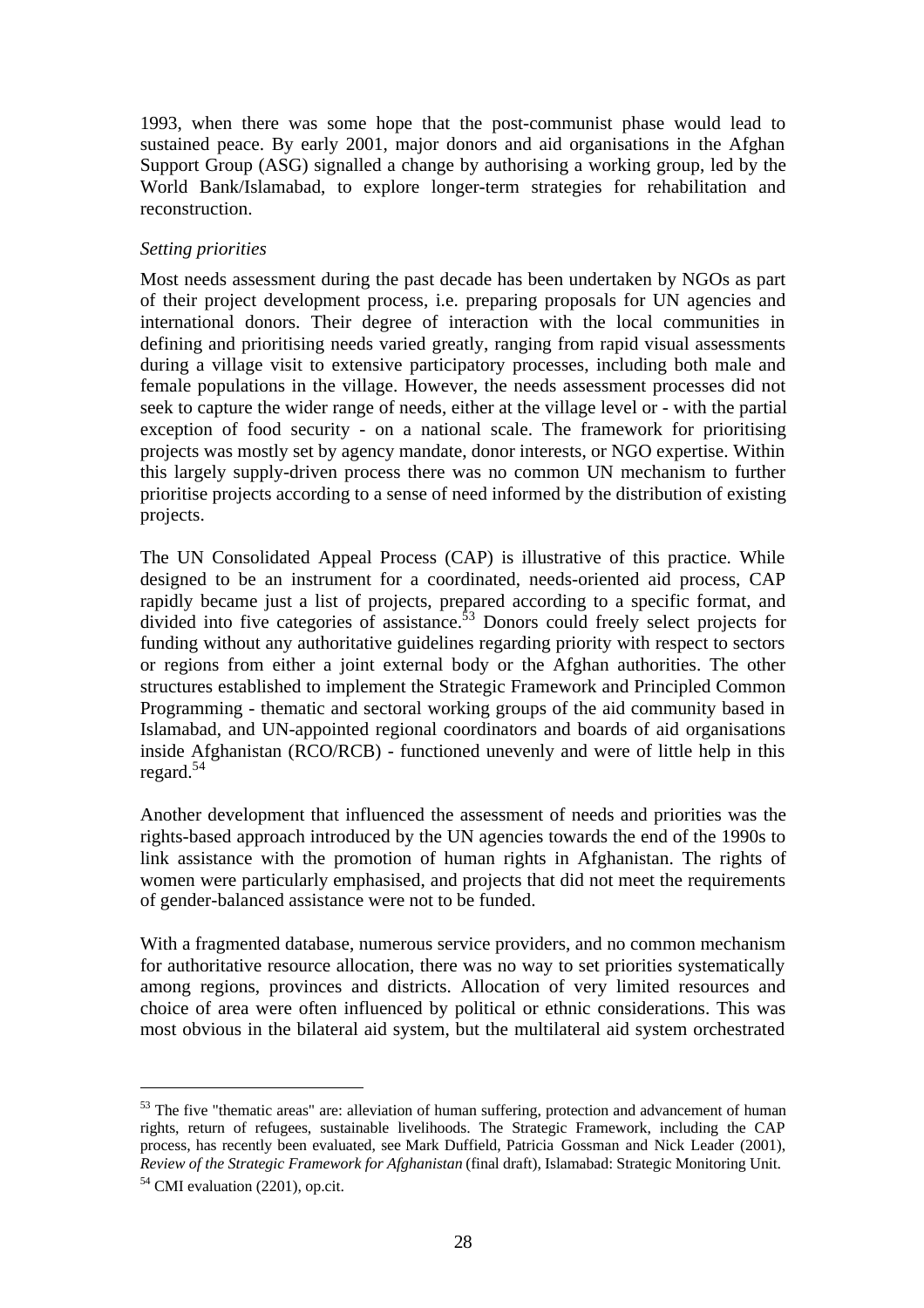1993, when there was some hope that the post-communist phase would lead to sustained peace. By early 2001, major donors and aid organisations in the Afghan Support Group (ASG) signalled a change by authorising a working group, led by the World Bank/Islamabad, to explore longer-term strategies for rehabilitation and reconstruction.

*Setting priorities*

Most needs assessment during the past decade has been undertaken by NGOs as part of their project development process, i.e. preparing proposals for UN agencies and international donors. Their degree of interaction with the local communities in defining and prioritising needs varied greatly, ranging from rapid visual assessments during a village visit to extensive participatory processes, including both male and female populations in the village. However, the needs assessment processes did not seek to capture the wider range of needs, either at the village level or - with the partial exception of food security - on a national scale. The framework for prioritising projects was mostly set by agency mandate, donor interests, or NGO expertise. Within this largely supply-driven process there was no common UN mechanism to further prioritise projects according to a sense of need informed by the distribution of existing projects.

The UN Consolidated Appeal Process (CAP) is illustrative of this practice. While designed to be an instrument for a coordinated, needs-oriented aid process, CAP rapidly became just a list of projects, prepared according to a specific format, and divided into five categories of assistance.[53] Donors could freely select projects for funding without any authoritative guidelines regarding priority with respect to sectors or regions from either a joint external body or the Afghan authorities. The other structures established to implement the Strategic Framework and Principled Common Programming - thematic and sectoral working groups of the aid community based in Islamabad, and UN-appointed regional coordinators and boards of aid organisations inside Afghanistan (RCO/RCB) - functioned unevenly and were of little help in this regard.[54]

Another development that influenced the assessment of needs and priorities was the rights-based approach introduced by the UN agencies towards the end of the 1990s to link assistance with the promotion of human rights in Afghanistan. The rights of women were particularly emphasised, and projects that did not meet the requirements of gender-balanced assistance were not to be funded.

With a fragmented database, numerous service providers, and no common mechanism for authoritative resource allocation, there was no way to set priorities systematically among regions, provinces and districts. Allocation of very limited resources and choice of area were often influenced by political or ethnic considerations. This was most obvious in the bilateral aid system, but the multilateral aid system orchestrated

---

[53] The five "thematic areas" are: alleviation of human suffering, protection and advancement of human rights, return of refugees, sustainable livelihoods. The Strategic Framework, including the CAP process, has recently been evaluated, see Mark Duffield, Patricia Gossman and Nick Leader (2001), *Review of the Strategic Framework for Afghanistan* (final draft), Islamabad: Strategic Monitoring Unit.

[54] CMI evaluation (2201), op.cit.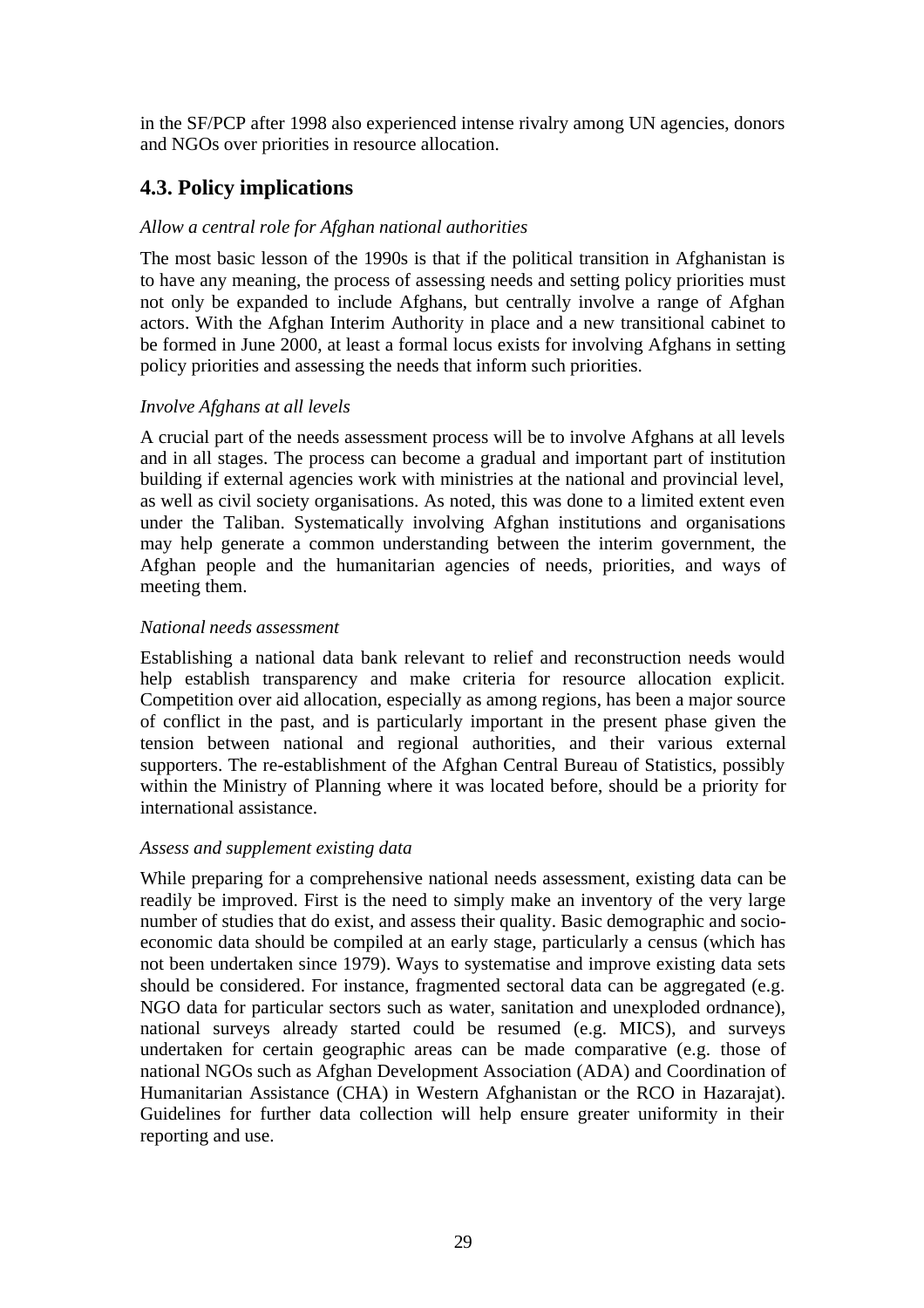in the SF/PCP after 1998 also experienced intense rivalry among UN agencies, donors and NGOs over priorities in resource allocation.

## 4.3. Policy implications

*Allow a central role for Afghan national authorities*

The most basic lesson of the 1990s is that if the political transition in Afghanistan is to have any meaning, the process of assessing needs and setting policy priorities must not only be expanded to include Afghans, but centrally involve a range of Afghan actors. With the Afghan Interim Authority in place and a new transitional cabinet to be formed in June 2000, at least a formal locus exists for involving Afghans in setting policy priorities and assessing the needs that inform such priorities.

*Involve Afghans at all levels*

A crucial part of the needs assessment process will be to involve Afghans at all levels and in all stages. The process can become a gradual and important part of institution building if external agencies work with ministries at the national and provincial level, as well as civil society organisations. As noted, this was done to a limited extent even under the Taliban. Systematically involving Afghan institutions and organisations may help generate a common understanding between the interim government, the Afghan people and the humanitarian agencies of needs, priorities, and ways of meeting them.

*National needs assessment*

Establishing a national data bank relevant to relief and reconstruction needs would help establish transparency and make criteria for resource allocation explicit. Competition over aid allocation, especially as among regions, has been a major source of conflict in the past, and is particularly important in the present phase given the tension between national and regional authorities, and their various external supporters. The re-establishment of the Afghan Central Bureau of Statistics, possibly within the Ministry of Planning where it was located before, should be a priority for international assistance.

*Assess and supplement existing data*

While preparing for a comprehensive national needs assessment, existing data can be readily be improved. First is the need to simply make an inventory of the very large number of studies that do exist, and assess their quality. Basic demographic and socio-economic data should be compiled at an early stage, particularly a census (which has not been undertaken since 1979). Ways to systematise and improve existing data sets should be considered. For instance, fragmented sectoral data can be aggregated (e.g. NGO data for particular sectors such as water, sanitation and unexploded ordnance), national surveys already started could be resumed (e.g. MICS), and surveys undertaken for certain geographic areas can be made comparative (e.g. those of national NGOs such as Afghan Development Association (ADA) and Coordination of Humanitarian Assistance (CHA) in Western Afghanistan or the RCO in Hazarajat). Guidelines for further data collection will help ensure greater uniformity in their reporting and use.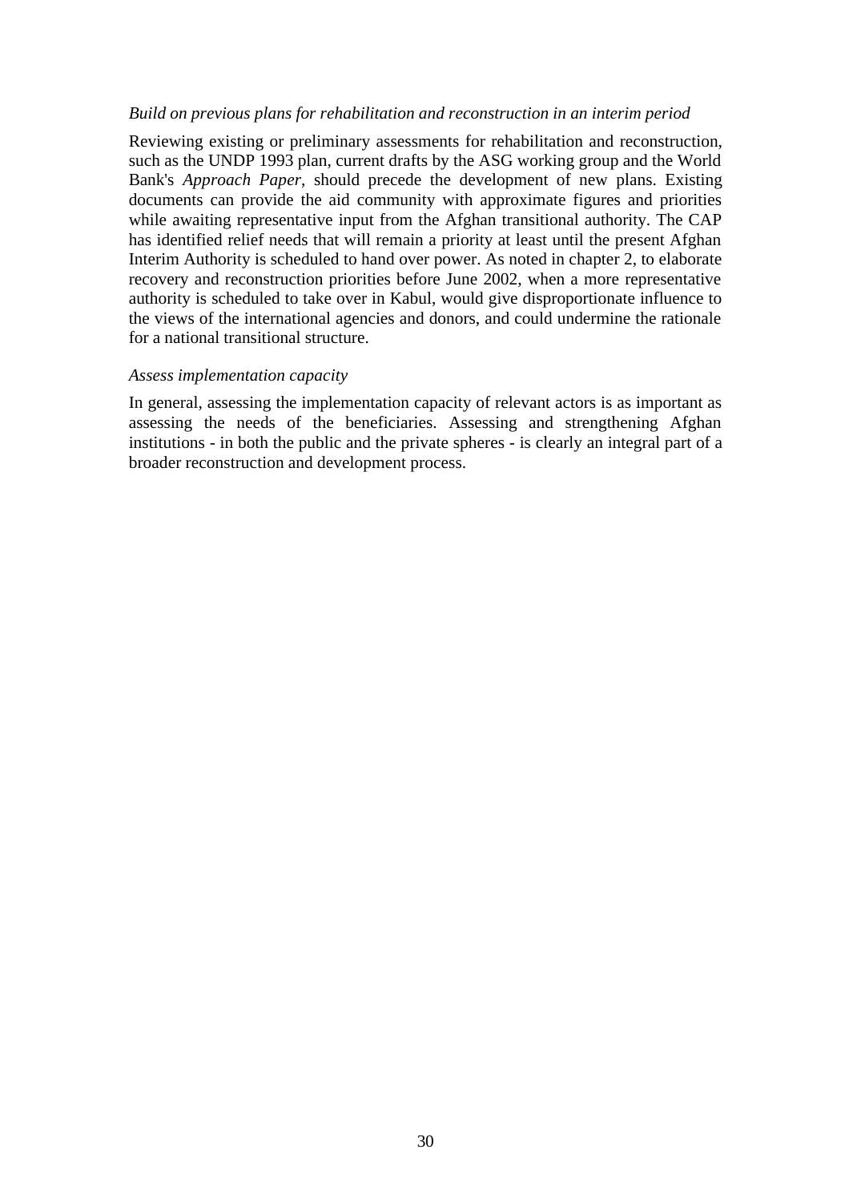*Build on previous plans for rehabilitation and reconstruction in an interim period*

Reviewing existing or preliminary assessments for rehabilitation and reconstruction, such as the UNDP 1993 plan, current drafts by the ASG working group and the World Bank's *Approach Paper*, should precede the development of new plans. Existing documents can provide the aid community with approximate figures and priorities while awaiting representative input from the Afghan transitional authority. The CAP has identified relief needs that will remain a priority at least until the present Afghan Interim Authority is scheduled to hand over power. As noted in chapter 2, to elaborate recovery and reconstruction priorities before June 2002, when a more representative authority is scheduled to take over in Kabul, would give disproportionate influence to the views of the international agencies and donors, and could undermine the rationale for a national transitional structure.

*Assess implementation capacity*

In general, assessing the implementation capacity of relevant actors is as important as assessing the needs of the beneficiaries. Assessing and strengthening Afghan institutions - in both the public and the private spheres - is clearly an integral part of a broader reconstruction and development process.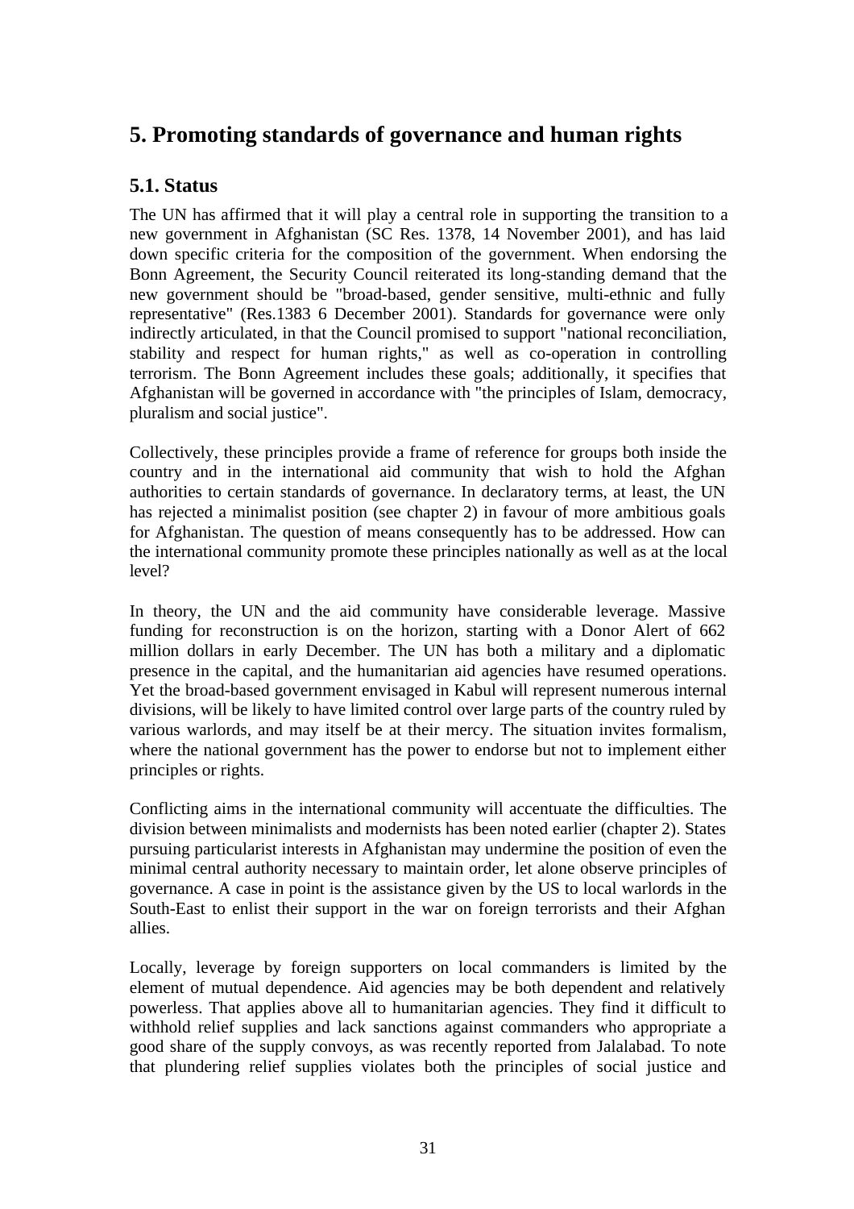# 5. Promoting standards of governance and human rights

## 5.1. Status

The UN has affirmed that it will play a central role in supporting the transition to a new government in Afghanistan (SC Res. 1378, 14 November 2001), and has laid down specific criteria for the composition of the government. When endorsing the Bonn Agreement, the Security Council reiterated its long-standing demand that the new government should be "broad-based, gender sensitive, multi-ethnic and fully representative" (Res.1383 6 December 2001). Standards for governance were only indirectly articulated, in that the Council promised to support "national reconciliation, stability and respect for human rights," as well as co-operation in controlling terrorism. The Bonn Agreement includes these goals; additionally, it specifies that Afghanistan will be governed in accordance with "the principles of Islam, democracy, pluralism and social justice".

Collectively, these principles provide a frame of reference for groups both inside the country and in the international aid community that wish to hold the Afghan authorities to certain standards of governance. In declaratory terms, at least, the UN has rejected a minimalist position (see chapter 2) in favour of more ambitious goals for Afghanistan. The question of means consequently has to be addressed. How can the international community promote these principles nationally as well as at the local level?

In theory, the UN and the aid community have considerable leverage. Massive funding for reconstruction is on the horizon, starting with a Donor Alert of 662 million dollars in early December. The UN has both a military and a diplomatic presence in the capital, and the humanitarian aid agencies have resumed operations. Yet the broad-based government envisaged in Kabul will represent numerous internal divisions, will be likely to have limited control over large parts of the country ruled by various warlords, and may itself be at their mercy. The situation invites formalism, where the national government has the power to endorse but not to implement either principles or rights.

Conflicting aims in the international community will accentuate the difficulties. The division between minimalists and modernists has been noted earlier (chapter 2). States pursuing particularist interests in Afghanistan may undermine the position of even the minimal central authority necessary to maintain order, let alone observe principles of governance. A case in point is the assistance given by the US to local warlords in the South-East to enlist their support in the war on foreign terrorists and their Afghan allies.

Locally, leverage by foreign supporters on local commanders is limited by the element of mutual dependence. Aid agencies may be both dependent and relatively powerless. That applies above all to humanitarian agencies. They find it difficult to withhold relief supplies and lack sanctions against commanders who appropriate a good share of the supply convoys, as was recently reported from Jalalabad. To note that plundering relief supplies violates both the principles of social justice and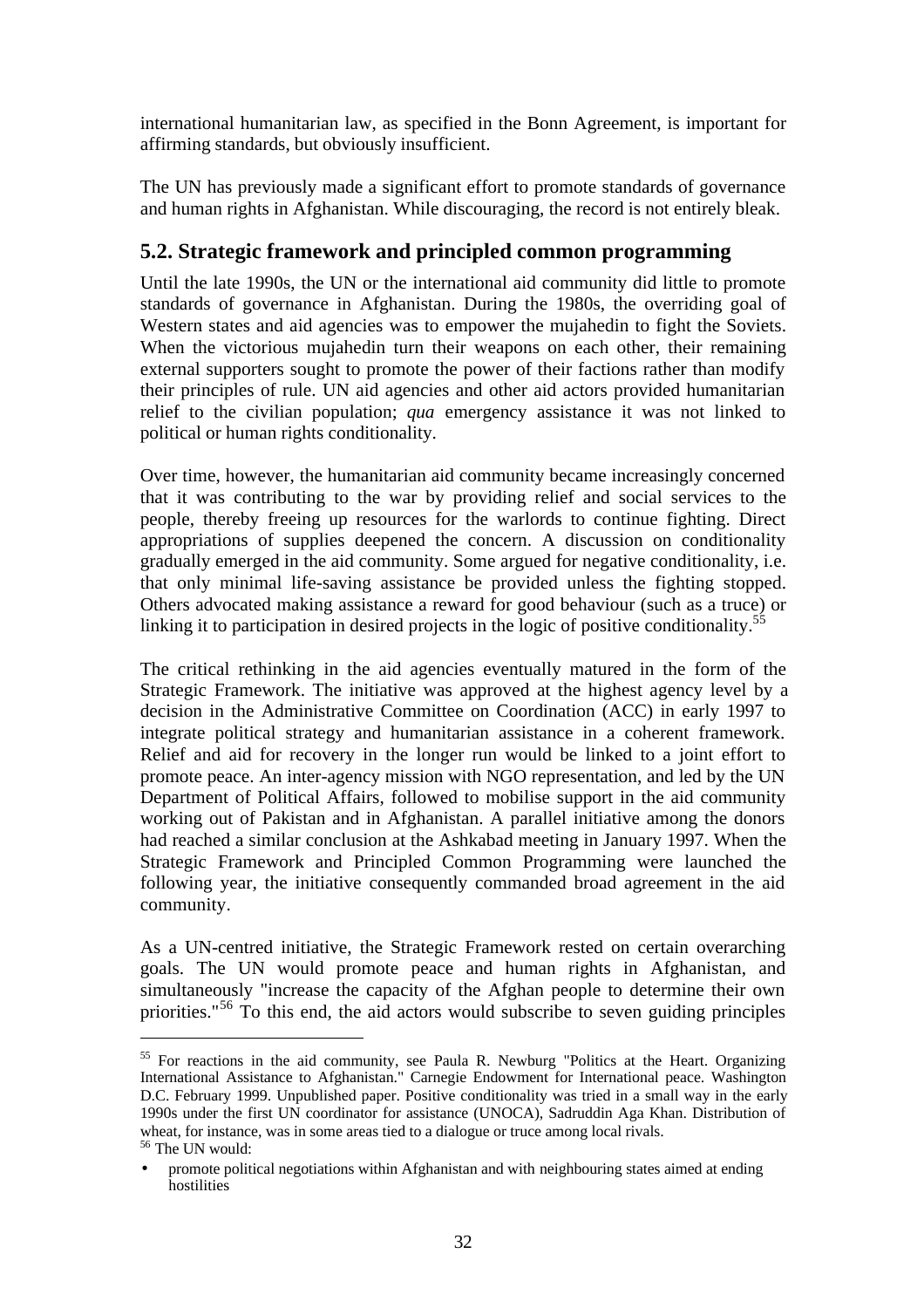international humanitarian law, as specified in the Bonn Agreement, is important for affirming standards, but obviously insufficient.

The UN has previously made a significant effort to promote standards of governance and human rights in Afghanistan. While discouraging, the record is not entirely bleak.

## 5.2. Strategic framework and principled common programming

Until the late 1990s, the UN or the international aid community did little to promote standards of governance in Afghanistan. During the 1980s, the overriding goal of Western states and aid agencies was to empower the mujahedin to fight the Soviets. When the victorious mujahedin turn their weapons on each other, their remaining external supporters sought to promote the power of their factions rather than modify their principles of rule. UN aid agencies and other aid actors provided humanitarian relief to the civilian population; *qua* emergency assistance it was not linked to political or human rights conditionality.

Over time, however, the humanitarian aid community became increasingly concerned that it was contributing to the war by providing relief and social services to the people, thereby freeing up resources for the warlords to continue fighting. Direct appropriations of supplies deepened the concern. A discussion on conditionality gradually emerged in the aid community. Some argued for negative conditionality, i.e. that only minimal life-saving assistance be provided unless the fighting stopped. Others advocated making assistance a reward for good behaviour (such as a truce) or linking it to participation in desired projects in the logic of positive conditionality.[55]

The critical rethinking in the aid agencies eventually matured in the form of the Strategic Framework. The initiative was approved at the highest agency level by a decision in the Administrative Committee on Coordination (ACC) in early 1997 to integrate political strategy and humanitarian assistance in a coherent framework. Relief and aid for recovery in the longer run would be linked to a joint effort to promote peace. An inter-agency mission with NGO representation, and led by the UN Department of Political Affairs, followed to mobilise support in the aid community working out of Pakistan and in Afghanistan. A parallel initiative among the donors had reached a similar conclusion at the Ashkabad meeting in January 1997. When the Strategic Framework and Principled Common Programming were launched the following year, the initiative consequently commanded broad agreement in the aid community.

As a UN-centred initiative, the Strategic Framework rested on certain overarching goals. The UN would promote peace and human rights in Afghanistan, and simultaneously "increase the capacity of the Afghan people to determine their own priorities."[56] To this end, the aid actors would subscribe to seven guiding principles

---

[55] For reactions in the aid community, see Paula R. Newburg "Politics at the Heart. Organizing International Assistance to Afghanistan." Carnegie Endowment for International peace. Washington D.C. February 1999. Unpublished paper. Positive conditionality was tried in a small way in the early 1990s under the first UN coordinator for assistance (UNOCA), Sadruddin Aga Khan. Distribution of wheat, for instance, was in some areas tied to a dialogue or truce among local rivals.

[56] The UN would:

- promote political negotiations within Afghanistan and with neighbouring states aimed at ending hostilities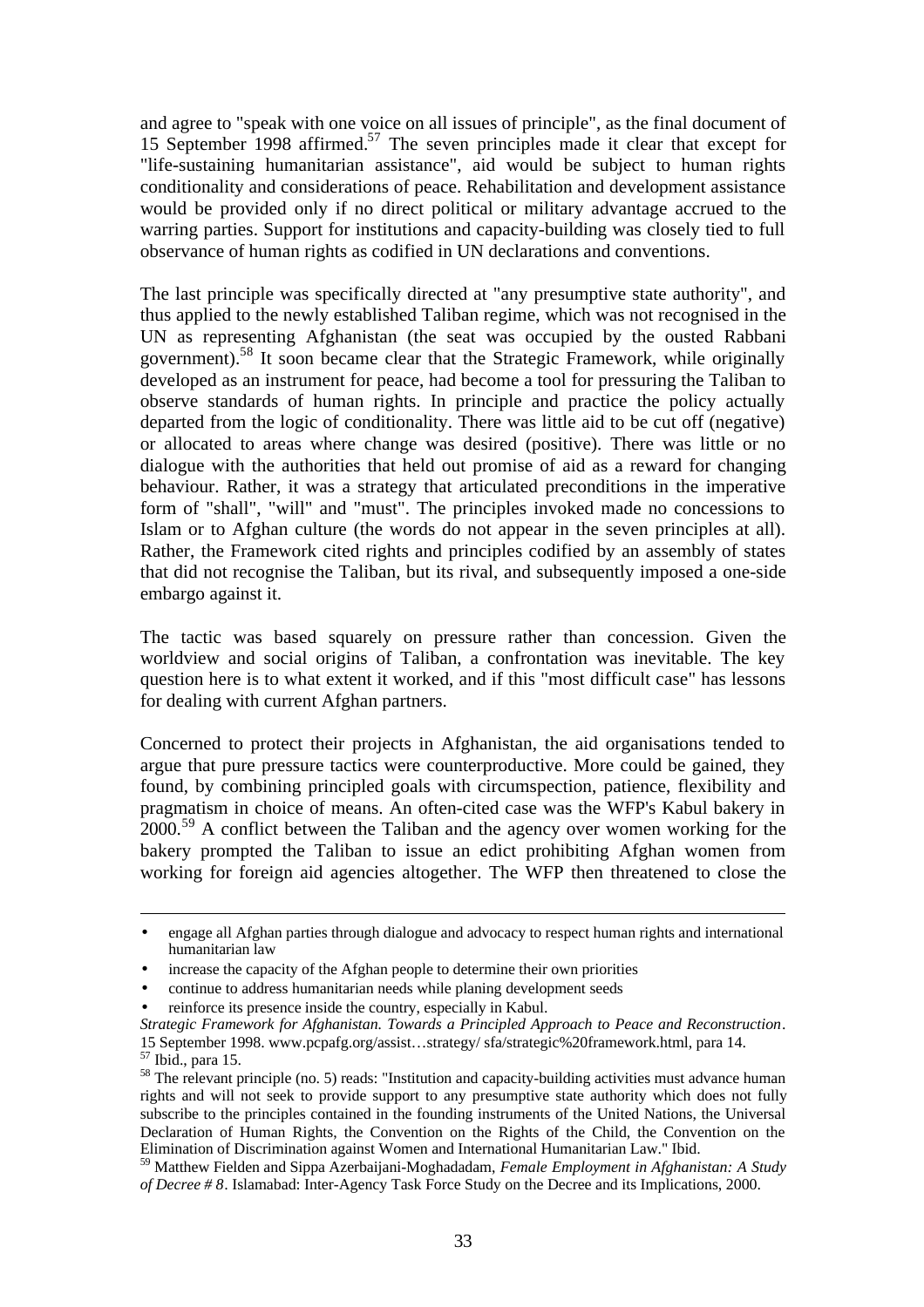and agree to "speak with one voice on all issues of principle", as the final document of 15 September 1998 affirmed.[57] The seven principles made it clear that except for "life-sustaining humanitarian assistance", aid would be subject to human rights conditionality and considerations of peace. Rehabilitation and development assistance would be provided only if no direct political or military advantage accrued to the warring parties. Support for institutions and capacity-building was closely tied to full observance of human rights as codified in UN declarations and conventions.

The last principle was specifically directed at "any presumptive state authority", and thus applied to the newly established Taliban regime, which was not recognised in the UN as representing Afghanistan (the seat was occupied by the ousted Rabbani government).[58] It soon became clear that the Strategic Framework, while originally developed as an instrument for peace, had become a tool for pressuring the Taliban to observe standards of human rights. In principle and practice the policy actually departed from the logic of conditionality. There was little aid to be cut off (negative) or allocated to areas where change was desired (positive). There was little or no dialogue with the authorities that held out promise of aid as a reward for changing behaviour. Rather, it was a strategy that articulated preconditions in the imperative form of "shall", "will" and "must". The principles invoked made no concessions to Islam or to Afghan culture (the words do not appear in the seven principles at all). Rather, the Framework cited rights and principles codified by an assembly of states that did not recognise the Taliban, but its rival, and subsequently imposed a one-side embargo against it.

The tactic was based squarely on pressure rather than concession. Given the worldview and social origins of Taliban, a confrontation was inevitable. The key question here is to what extent it worked, and if this "most difficult case" has lessons for dealing with current Afghan partners.

Concerned to protect their projects in Afghanistan, the aid organisations tended to argue that pure pressure tactics were counterproductive. More could be gained, they found, by combining principled goals with circumspection, patience, flexibility and pragmatism in choice of means. An often-cited case was the WFP's Kabul bakery in 2000.[59] A conflict between the Taliban and the agency over women working for the bakery prompted the Taliban to issue an edict prohibiting Afghan women from working for foreign aid agencies altogether. The WFP then threatened to close the

---

- engage all Afghan parties through dialogue and advocacy to respect human rights and international humanitarian law
- increase the capacity of the Afghan people to determine their own priorities
- continue to address humanitarian needs while planing development seeds
- reinforce its presence inside the country, especially in Kabul.

*Strategic Framework for Afghanistan. Towards a Principled Approach to Peace and Reconstruction*. 15 September 1998. www.pcpafg.org/assist…strategy/ sfa/strategic%20framework.html, para 14.

[57] Ibid., para 15.

[58] The relevant principle (no. 5) reads: "Institution and capacity-building activities must advance human rights and will not seek to provide support to any presumptive state authority which does not fully subscribe to the principles contained in the founding instruments of the United Nations, the Universal Declaration of Human Rights, the Convention on the Rights of the Child, the Convention on the Elimination of Discrimination against Women and International Humanitarian Law." Ibid.

[59] Matthew Fielden and Sippa Azerbaijani-Moghadadam, *Female Employment in Afghanistan: A Study of Decree # 8*. Islamabad: Inter-Agency Task Force Study on the Decree and its Implications, 2000.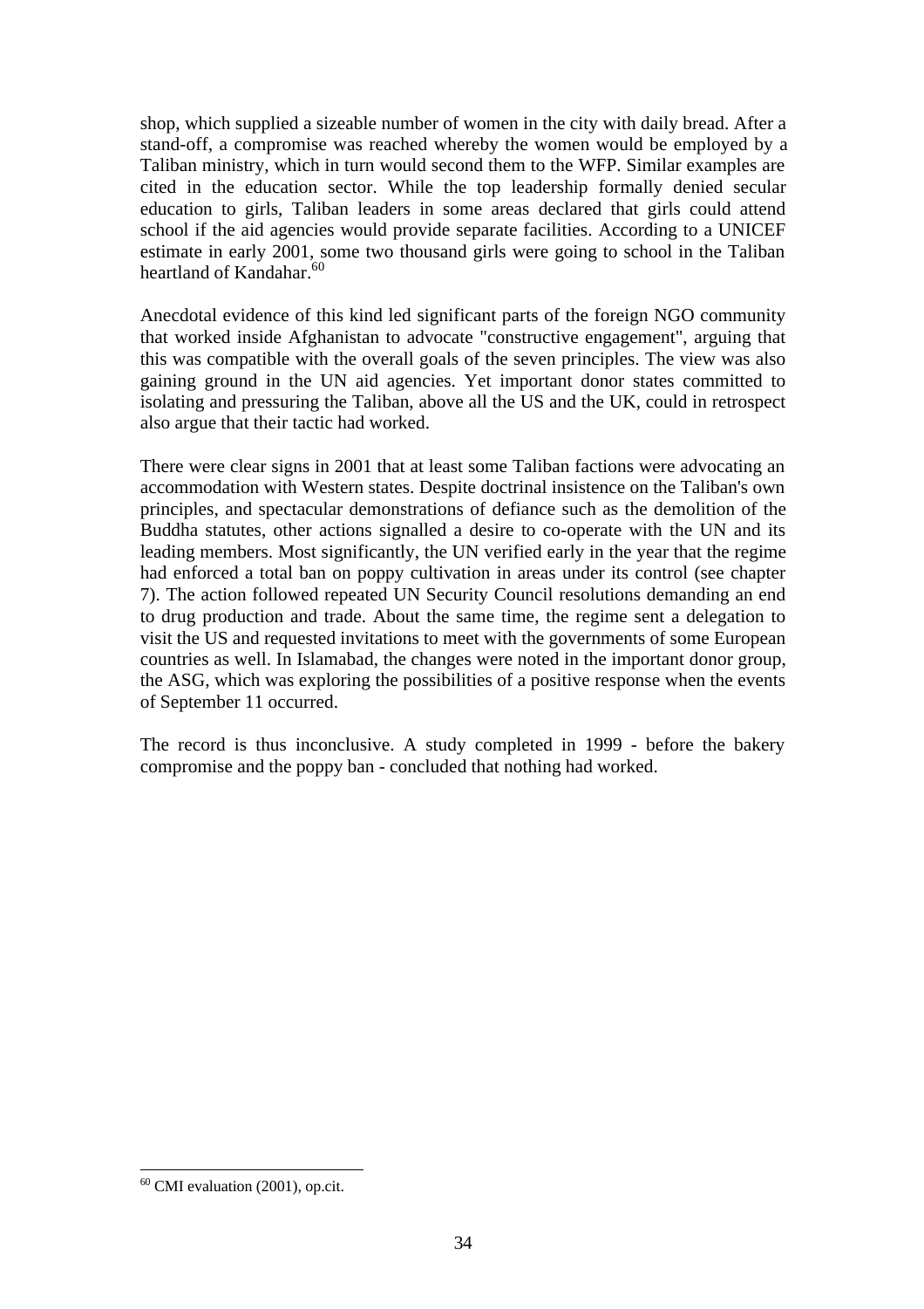shop, which supplied a sizeable number of women in the city with daily bread. After a stand-off, a compromise was reached whereby the women would be employed by a Taliban ministry, which in turn would second them to the WFP. Similar examples are cited in the education sector. While the top leadership formally denied secular education to girls, Taliban leaders in some areas declared that girls could attend school if the aid agencies would provide separate facilities. According to a UNICEF estimate in early 2001, some two thousand girls were going to school in the Taliban heartland of Kandahar.[60]

Anecdotal evidence of this kind led significant parts of the foreign NGO community that worked inside Afghanistan to advocate "constructive engagement", arguing that this was compatible with the overall goals of the seven principles. The view was also gaining ground in the UN aid agencies. Yet important donor states committed to isolating and pressuring the Taliban, above all the US and the UK, could in retrospect also argue that their tactic had worked.

There were clear signs in 2001 that at least some Taliban factions were advocating an accommodation with Western states. Despite doctrinal insistence on the Taliban's own principles, and spectacular demonstrations of defiance such as the demolition of the Buddha statutes, other actions signalled a desire to co-operate with the UN and its leading members. Most significantly, the UN verified early in the year that the regime had enforced a total ban on poppy cultivation in areas under its control (see chapter 7). The action followed repeated UN Security Council resolutions demanding an end to drug production and trade. About the same time, the regime sent a delegation to visit the US and requested invitations to meet with the governments of some European countries as well. In Islamabad, the changes were noted in the important donor group, the ASG, which was exploring the possibilities of a positive response when the events of September 11 occurred.

The record is thus inconclusive. A study completed in 1999 - before the bakery compromise and the poppy ban - concluded that nothing had worked.

[60] CMI evaluation (2001), op.cit.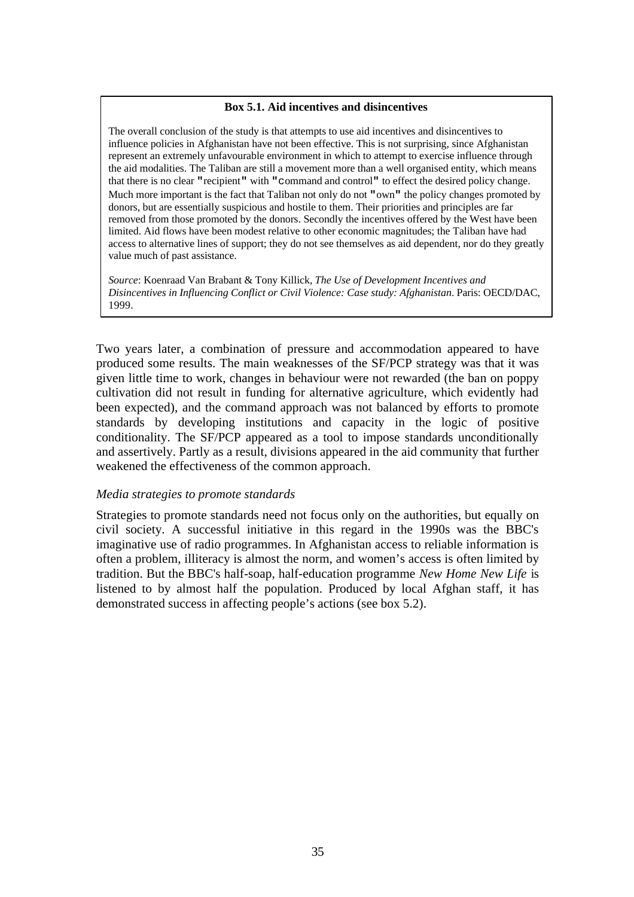**Box 5.1. Aid incentives and disincentives**

The overall conclusion of the study is that attempts to use aid incentives and disincentives to influence policies in Afghanistan have not been effective. This is not surprising, since Afghanistan represent an extremely unfavourable environment in which to attempt to exercise influence through the aid modalities. The Taliban are still a movement more than a well organised entity, which means that there is no clear "recipient" with "command and control" to effect the desired policy change. Much more important is the fact that Taliban not only do not "own" the policy changes promoted by donors, but are essentially suspicious and hostile to them. Their priorities and principles are far removed from those promoted by the donors. Secondly the incentives offered by the West have been limited. Aid flows have been modest relative to other economic magnitudes; the Taliban have had access to alternative lines of support; they do not see themselves as aid dependent, nor do they greatly value much of past assistance.

*Source*: Koenraad Van Brabant & Tony Killick, *The Use of Development Incentives and Disincentives in Influencing Conflict or Civil Violence: Case study: Afghanistan*. Paris: OECD/DAC, 1999.

Two years later, a combination of pressure and accommodation appeared to have produced some results. The main weaknesses of the SF/PCP strategy was that it was given little time to work, changes in behaviour were not rewarded (the ban on poppy cultivation did not result in funding for alternative agriculture, which evidently had been expected), and the command approach was not balanced by efforts to promote standards by developing institutions and capacity in the logic of positive conditionality. The SF/PCP appeared as a tool to impose standards unconditionally and assertively. Partly as a result, divisions appeared in the aid community that further weakened the effectiveness of the common approach.

*Media strategies to promote standards*

Strategies to promote standards need not focus only on the authorities, but equally on civil society. A successful initiative in this regard in the 1990s was the BBC's imaginative use of radio programmes. In Afghanistan access to reliable information is often a problem, illiteracy is almost the norm, and women's access is often limited by tradition. But the BBC's half-soap, half-education programme *New Home New Life* is listened to by almost half the population. Produced by local Afghan staff, it has demonstrated success in affecting people's actions (see box 5.2).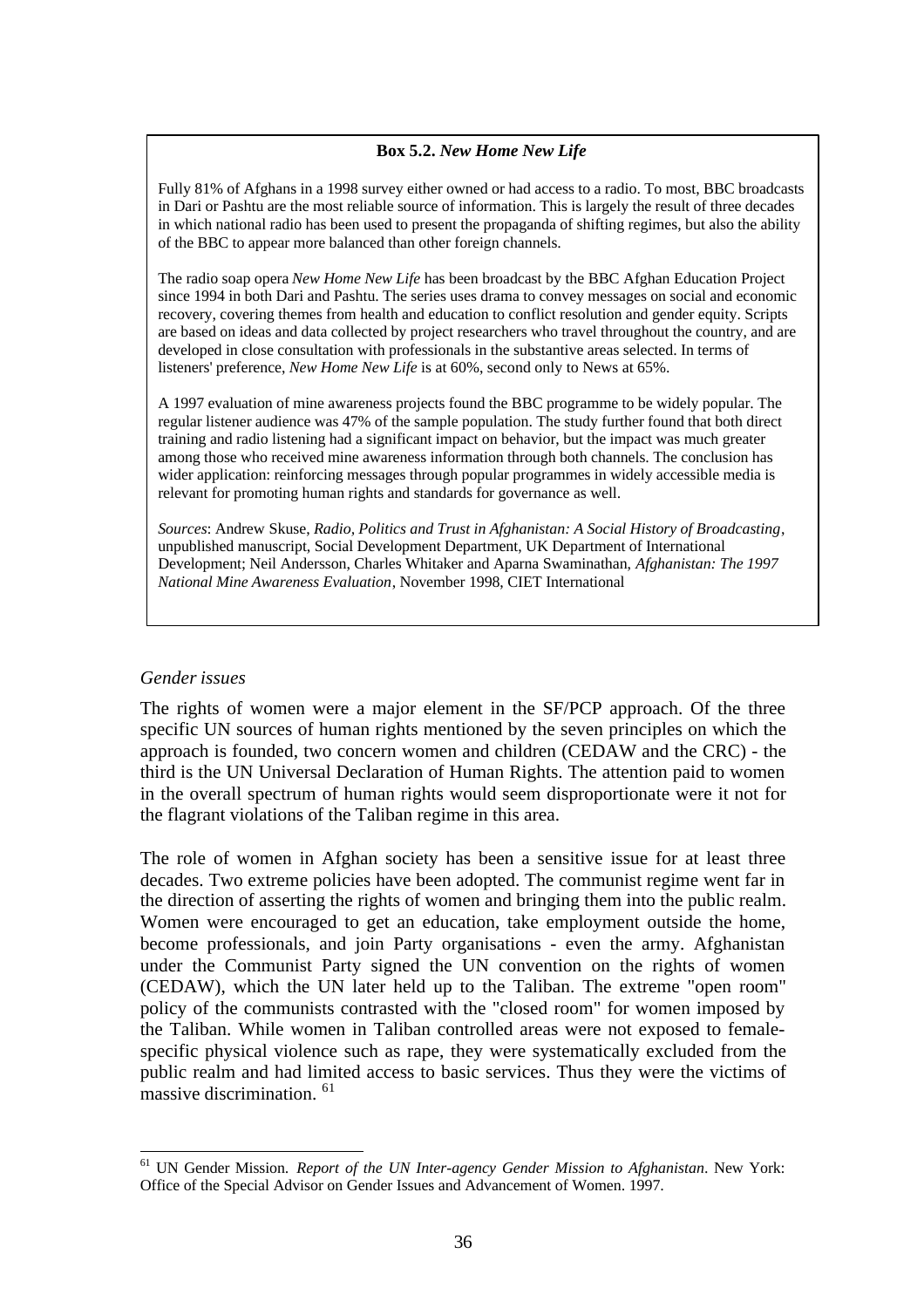**Box 5.2.** ***New Home New Life***

Fully 81% of Afghans in a 1998 survey either owned or had access to a radio. To most, BBC broadcasts in Dari or Pashtu are the most reliable source of information. This is largely the result of three decades in which national radio has been used to present the propaganda of shifting regimes, but also the ability of the BBC to appear more balanced than other foreign channels.

The radio soap opera *New Home New Life* has been broadcast by the BBC Afghan Education Project since 1994 in both Dari and Pashtu. The series uses drama to convey messages on social and economic recovery, covering themes from health and education to conflict resolution and gender equity. Scripts are based on ideas and data collected by project researchers who travel throughout the country, and are developed in close consultation with professionals in the substantive areas selected. In terms of listeners' preference, *New Home New Life* is at 60%, second only to News at 65%.

A 1997 evaluation of mine awareness projects found the BBC programme to be widely popular. The regular listener audience was 47% of the sample population. The study further found that both direct training and radio listening had a significant impact on behavior, but the impact was much greater among those who received mine awareness information through both channels. The conclusion has wider application: reinforcing messages through popular programmes in widely accessible media is relevant for promoting human rights and standards for governance as well.

*Sources*: Andrew Skuse, *Radio, Politics and Trust in Afghanistan: A Social History of Broadcasting*, unpublished manuscript, Social Development Department, UK Department of International Development; Neil Andersson, Charles Whitaker and Aparna Swaminathan, *Afghanistan: The 1997 National Mine Awareness Evaluation*, November 1998, CIET International

*Gender issues*

The rights of women were a major element in the SF/PCP approach. Of the three specific UN sources of human rights mentioned by the seven principles on which the approach is founded, two concern women and children (CEDAW and the CRC) - the third is the UN Universal Declaration of Human Rights. The attention paid to women in the overall spectrum of human rights would seem disproportionate were it not for the flagrant violations of the Taliban regime in this area.

The role of women in Afghan society has been a sensitive issue for at least three decades. Two extreme policies have been adopted. The communist regime went far in the direction of asserting the rights of women and bringing them into the public realm. Women were encouraged to get an education, take employment outside the home, become professionals, and join Party organisations - even the army. Afghanistan under the Communist Party signed the UN convention on the rights of women (CEDAW), which the UN later held up to the Taliban. The extreme "open room" policy of the communists contrasted with the "closed room" for women imposed by the Taliban. While women in Taliban controlled areas were not exposed to female-specific physical violence such as rape, they were systematically excluded from the public realm and had limited access to basic services. Thus they were the victims of massive discrimination. [61]

[61] UN Gender Mission. *Report of the UN Inter-agency Gender Mission to Afghanistan*. New York: Office of the Special Advisor on Gender Issues and Advancement of Women. 1997.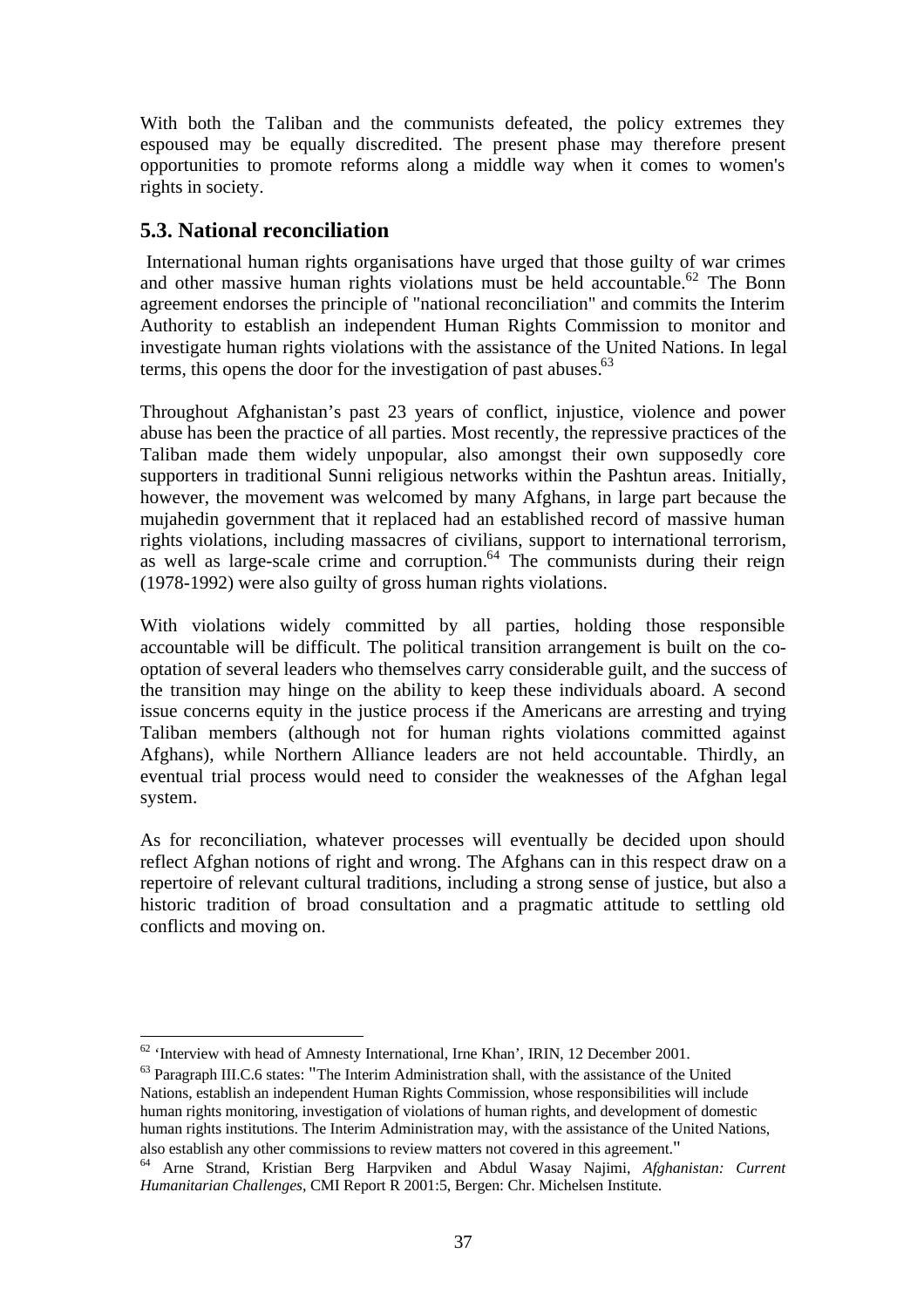With both the Taliban and the communists defeated, the policy extremes they espoused may be equally discredited. The present phase may therefore present opportunities to promote reforms along a middle way when it comes to women's rights in society.

## 5.3. National reconciliation

International human rights organisations have urged that those guilty of war crimes and other massive human rights violations must be held accountable.[62] The Bonn agreement endorses the principle of "national reconciliation" and commits the Interim Authority to establish an independent Human Rights Commission to monitor and investigate human rights violations with the assistance of the United Nations. In legal terms, this opens the door for the investigation of past abuses.[63]

Throughout Afghanistan's past 23 years of conflict, injustice, violence and power abuse has been the practice of all parties. Most recently, the repressive practices of the Taliban made them widely unpopular, also amongst their own supposedly core supporters in traditional Sunni religious networks within the Pashtun areas. Initially, however, the movement was welcomed by many Afghans, in large part because the mujahedin government that it replaced had an established record of massive human rights violations, including massacres of civilians, support to international terrorism, as well as large-scale crime and corruption.[64] The communists during their reign (1978-1992) were also guilty of gross human rights violations.

With violations widely committed by all parties, holding those responsible accountable will be difficult. The political transition arrangement is built on the co-optation of several leaders who themselves carry considerable guilt, and the success of the transition may hinge on the ability to keep these individuals aboard. A second issue concerns equity in the justice process if the Americans are arresting and trying Taliban members (although not for human rights violations committed against Afghans), while Northern Alliance leaders are not held accountable. Thirdly, an eventual trial process would need to consider the weaknesses of the Afghan legal system.

As for reconciliation, whatever processes will eventually be decided upon should reflect Afghan notions of right and wrong. The Afghans can in this respect draw on a repertoire of relevant cultural traditions, including a strong sense of justice, but also a historic tradition of broad consultation and a pragmatic attitude to settling old conflicts and moving on.

---

[62] 'Interview with head of Amnesty International, Irne Khan', IRIN, 12 December 2001.

[63] Paragraph III.C.6 states: "The Interim Administration shall, with the assistance of the United Nations, establish an independent Human Rights Commission, whose responsibilities will include human rights monitoring, investigation of violations of human rights, and development of domestic human rights institutions. The Interim Administration may, with the assistance of the United Nations, also establish any other commissions to review matters not covered in this agreement."

[64] Arne Strand, Kristian Berg Harpviken and Abdul Wasay Najimi, *Afghanistan: Current Humanitarian Challenges*, CMI Report R 2001:5, Bergen: Chr. Michelsen Institute.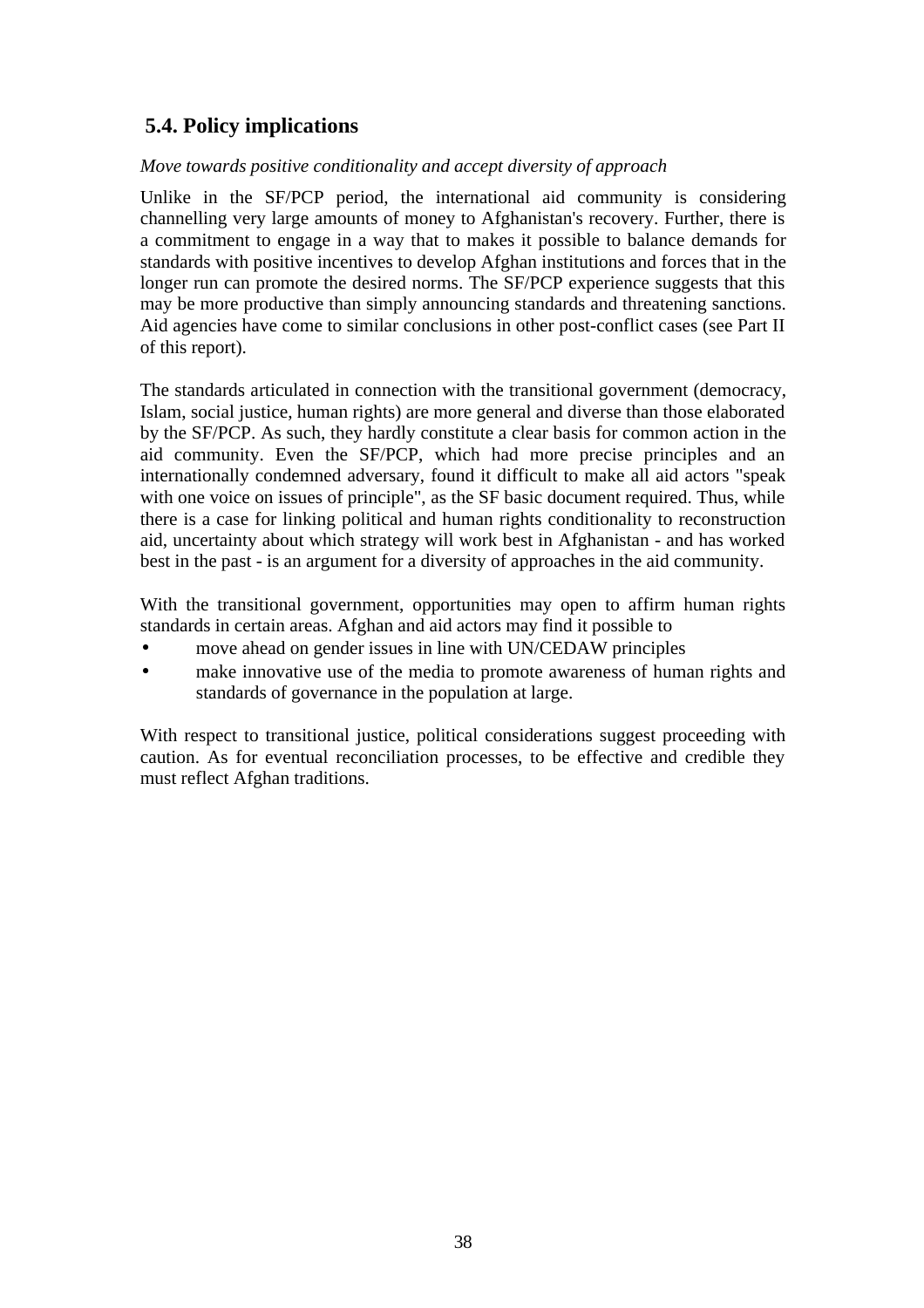## 5.4. Policy implications

*Move towards positive conditionality and accept diversity of approach*

Unlike in the SF/PCP period, the international aid community is considering channelling very large amounts of money to Afghanistan's recovery. Further, there is a commitment to engage in a way that to makes it possible to balance demands for standards with positive incentives to develop Afghan institutions and forces that in the longer run can promote the desired norms. The SF/PCP experience suggests that this may be more productive than simply announcing standards and threatening sanctions. Aid agencies have come to similar conclusions in other post-conflict cases (see Part II of this report).

The standards articulated in connection with the transitional government (democracy, Islam, social justice, human rights) are more general and diverse than those elaborated by the SF/PCP. As such, they hardly constitute a clear basis for common action in the aid community. Even the SF/PCP, which had more precise principles and an internationally condemned adversary, found it difficult to make all aid actors "speak with one voice on issues of principle", as the SF basic document required. Thus, while there is a case for linking political and human rights conditionality to reconstruction aid, uncertainty about which strategy will work best in Afghanistan - and has worked best in the past - is an argument for a diversity of approaches in the aid community.

With the transitional government, opportunities may open to affirm human rights standards in certain areas. Afghan and aid actors may find it possible to

- move ahead on gender issues in line with UN/CEDAW principles
- make innovative use of the media to promote awareness of human rights and standards of governance in the population at large.

With respect to transitional justice, political considerations suggest proceeding with caution. As for eventual reconciliation processes, to be effective and credible they must reflect Afghan traditions.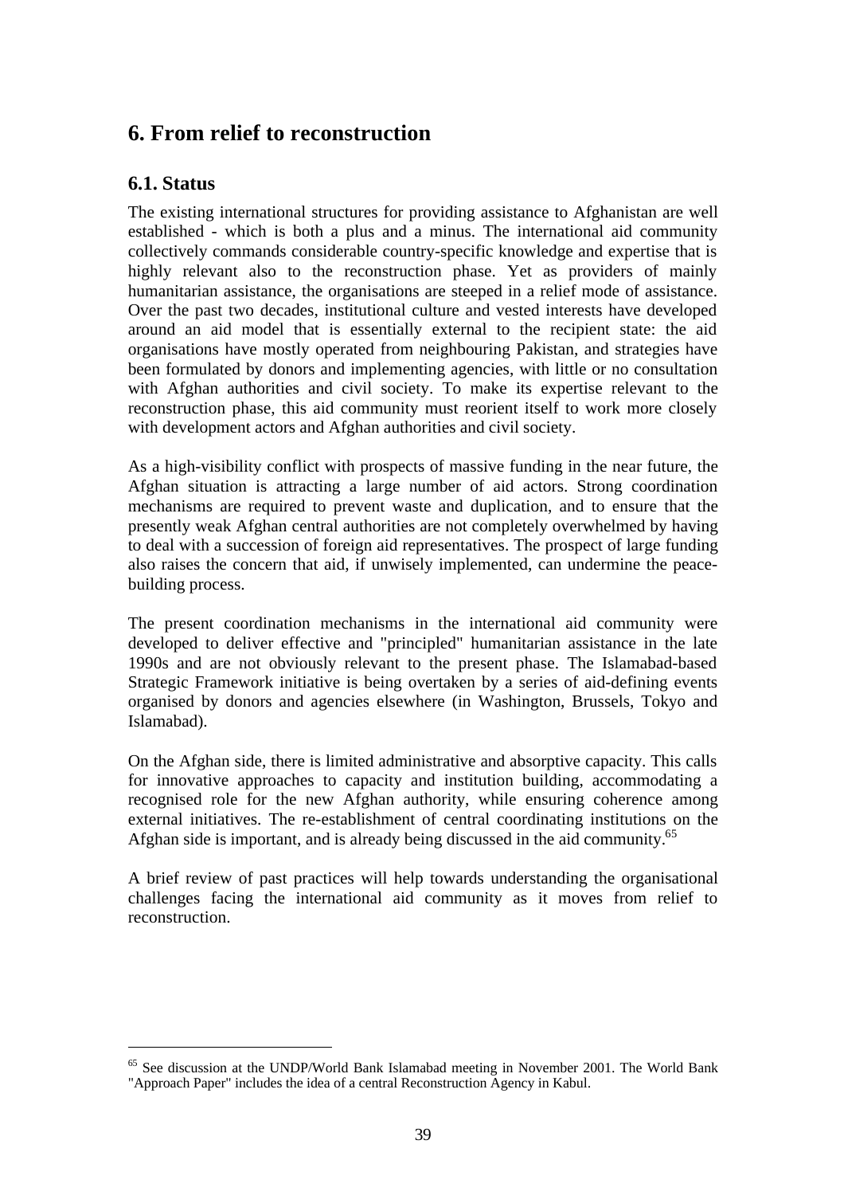# 6. From relief to reconstruction

## 6.1. Status

The existing international structures for providing assistance to Afghanistan are well established - which is both a plus and a minus. The international aid community collectively commands considerable country-specific knowledge and expertise that is highly relevant also to the reconstruction phase. Yet as providers of mainly humanitarian assistance, the organisations are steeped in a relief mode of assistance. Over the past two decades, institutional culture and vested interests have developed around an aid model that is essentially external to the recipient state: the aid organisations have mostly operated from neighbouring Pakistan, and strategies have been formulated by donors and implementing agencies, with little or no consultation with Afghan authorities and civil society. To make its expertise relevant to the reconstruction phase, this aid community must reorient itself to work more closely with development actors and Afghan authorities and civil society.

As a high-visibility conflict with prospects of massive funding in the near future, the Afghan situation is attracting a large number of aid actors. Strong coordination mechanisms are required to prevent waste and duplication, and to ensure that the presently weak Afghan central authorities are not completely overwhelmed by having to deal with a succession of foreign aid representatives. The prospect of large funding also raises the concern that aid, if unwisely implemented, can undermine the peace-building process.

The present coordination mechanisms in the international aid community were developed to deliver effective and "principled" humanitarian assistance in the late 1990s and are not obviously relevant to the present phase. The Islamabad-based Strategic Framework initiative is being overtaken by a series of aid-defining events organised by donors and agencies elsewhere (in Washington, Brussels, Tokyo and Islamabad).

On the Afghan side, there is limited administrative and absorptive capacity. This calls for innovative approaches to capacity and institution building, accommodating a recognised role for the new Afghan authority, while ensuring coherence among external initiatives. The re-establishment of central coordinating institutions on the Afghan side is important, and is already being discussed in the aid community.[65]

A brief review of past practices will help towards understanding the organisational challenges facing the international aid community as it moves from relief to reconstruction.

---

[65] See discussion at the UNDP/World Bank Islamabad meeting in November 2001. The World Bank "Approach Paper" includes the idea of a central Reconstruction Agency in Kabul.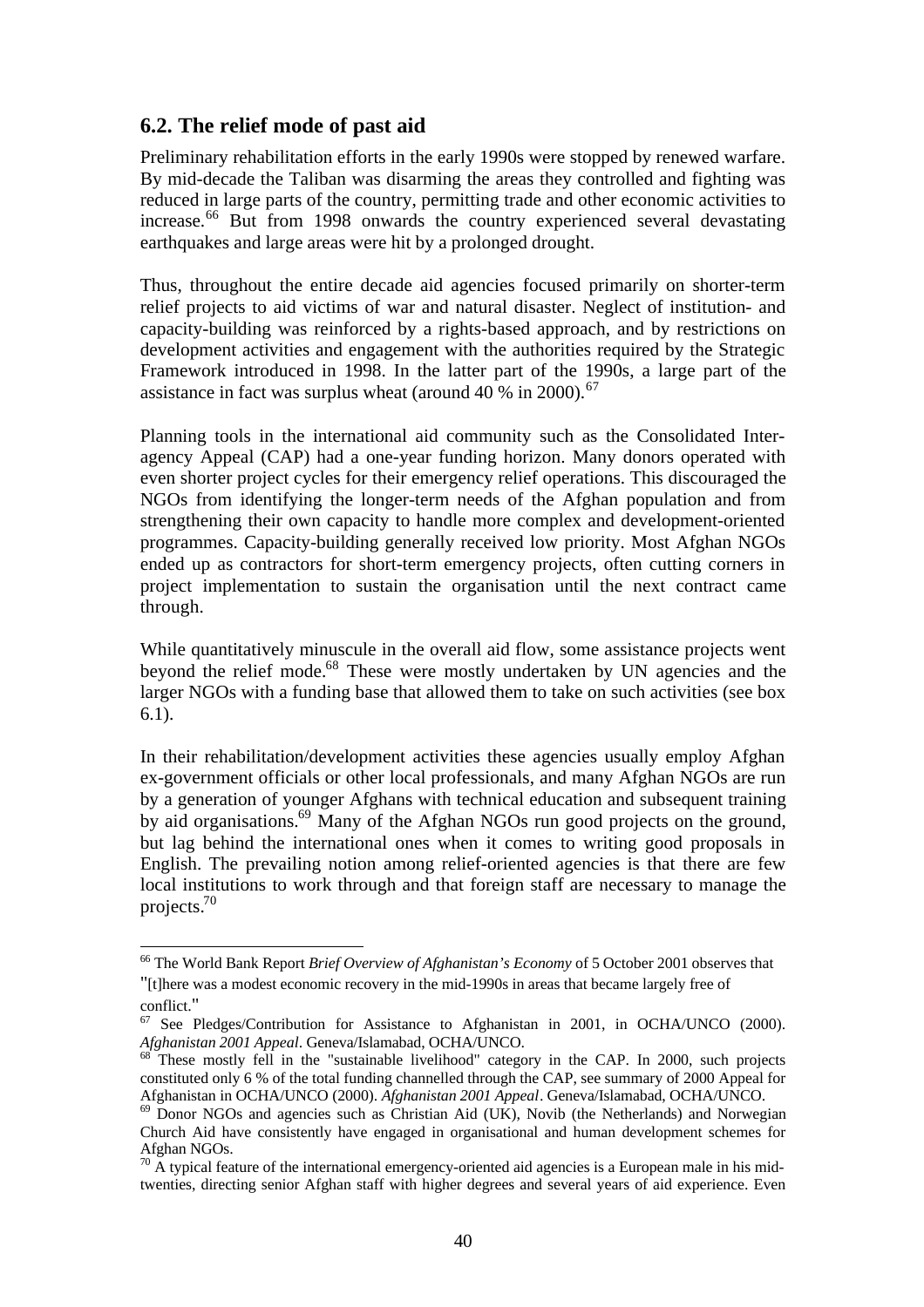## 6.2. The relief mode of past aid

Preliminary rehabilitation efforts in the early 1990s were stopped by renewed warfare. By mid-decade the Taliban was disarming the areas they controlled and fighting was reduced in large parts of the country, permitting trade and other economic activities to increase.[66] But from 1998 onwards the country experienced several devastating earthquakes and large areas were hit by a prolonged drought.

Thus, throughout the entire decade aid agencies focused primarily on shorter-term relief projects to aid victims of war and natural disaster. Neglect of institution- and capacity-building was reinforced by a rights-based approach, and by restrictions on development activities and engagement with the authorities required by the Strategic Framework introduced in 1998. In the latter part of the 1990s, a large part of the assistance in fact was surplus wheat (around 40 % in 2000).[67]

Planning tools in the international aid community such as the Consolidated Inter-agency Appeal (CAP) had a one-year funding horizon. Many donors operated with even shorter project cycles for their emergency relief operations. This discouraged the NGOs from identifying the longer-term needs of the Afghan population and from strengthening their own capacity to handle more complex and development-oriented programmes. Capacity-building generally received low priority. Most Afghan NGOs ended up as contractors for short-term emergency projects, often cutting corners in project implementation to sustain the organisation until the next contract came through.

While quantitatively minuscule in the overall aid flow, some assistance projects went beyond the relief mode.[68] These were mostly undertaken by UN agencies and the larger NGOs with a funding base that allowed them to take on such activities (see box 6.1).

In their rehabilitation/development activities these agencies usually employ Afghan ex-government officials or other local professionals, and many Afghan NGOs are run by a generation of younger Afghans with technical education and subsequent training by aid organisations.[69] Many of the Afghan NGOs run good projects on the ground, but lag behind the international ones when it comes to writing good proposals in English. The prevailing notion among relief-oriented agencies is that there are few local institutions to work through and that foreign staff are necessary to manage the projects.[70]

---

[66] The World Bank Report *Brief Overview of Afghanistan's Economy* of 5 October 2001 observes that "[t]here was a modest economic recovery in the mid-1990s in areas that became largely free of conflict."

[67] See Pledges/Contribution for Assistance to Afghanistan in 2001, in OCHA/UNCO (2000). *Afghanistan 2001 Appeal*. Geneva/Islamabad, OCHA/UNCO.

[68] These mostly fell in the "sustainable livelihood" category in the CAP. In 2000, such projects constituted only 6 % of the total funding channelled through the CAP, see summary of 2000 Appeal for Afghanistan in OCHA/UNCO (2000). *Afghanistan 2001 Appeal*. Geneva/Islamabad, OCHA/UNCO.

[69] Donor NGOs and agencies such as Christian Aid (UK), Novib (the Netherlands) and Norwegian Church Aid have consistently have engaged in organisational and human development schemes for Afghan NGOs.

[70] A typical feature of the international emergency-oriented aid agencies is a European male in his mid-twenties, directing senior Afghan staff with higher degrees and several years of aid experience. Even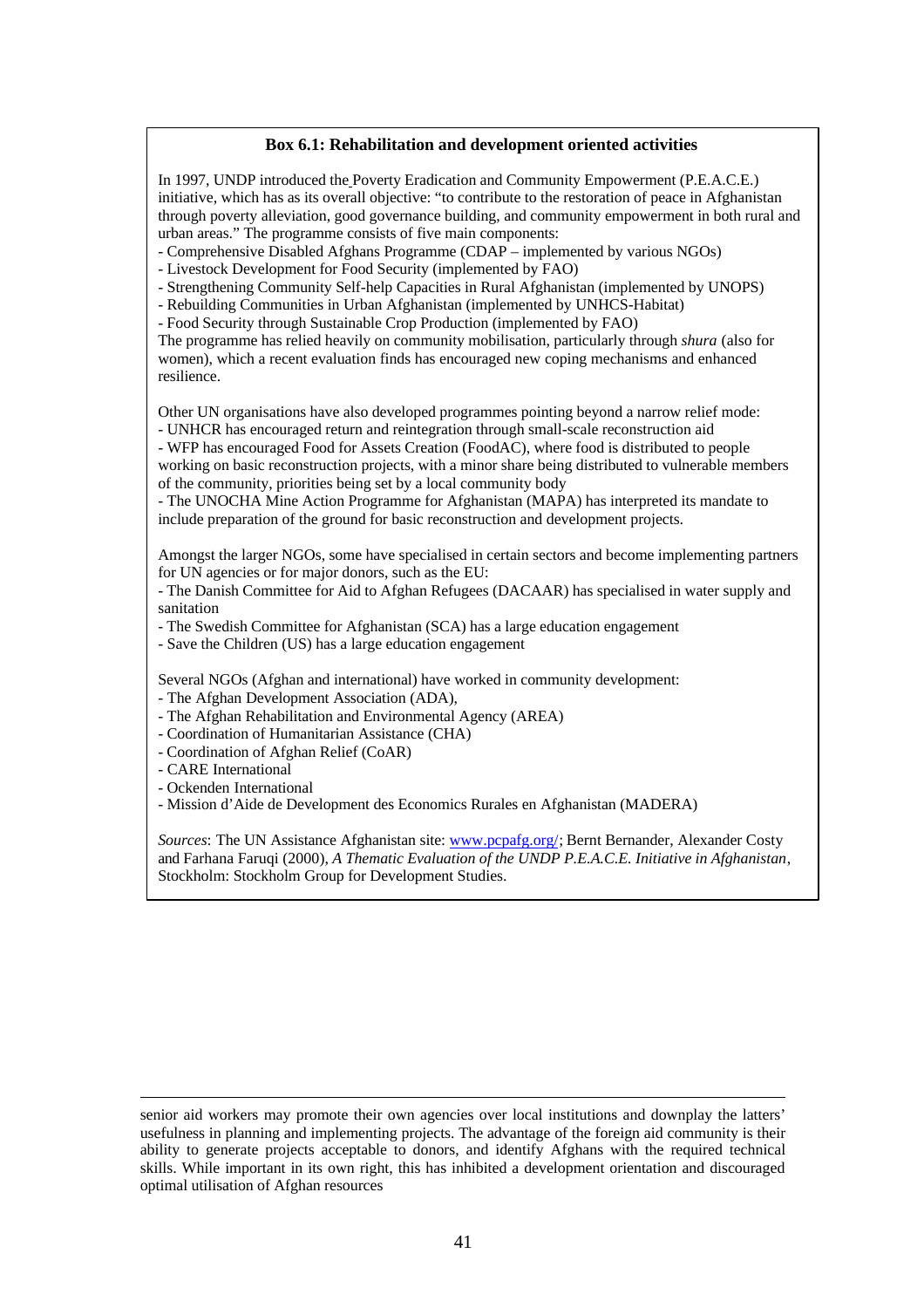**Box 6.1: Rehabilitation and development oriented activities**

In 1997, UNDP introduced the Poverty Eradication and Community Empowerment (P.E.A.C.E.) initiative, which has as its overall objective: "to contribute to the restoration of peace in Afghanistan through poverty alleviation, good governance building, and community empowerment in both rural and urban areas." The programme consists of five main components:

- Comprehensive Disabled Afghans Programme (CDAP – implemented by various NGOs)
- Livestock Development for Food Security (implemented by FAO)
- Strengthening Community Self-help Capacities in Rural Afghanistan (implemented by UNOPS)
- Rebuilding Communities in Urban Afghanistan (implemented by UNHCS-Habitat)
- Food Security through Sustainable Crop Production (implemented by FAO)

The programme has relied heavily on community mobilisation, particularly through *shura* (also for women), which a recent evaluation finds has encouraged new coping mechanisms and enhanced resilience.

Other UN organisations have also developed programmes pointing beyond a narrow relief mode:

- UNHCR has encouraged return and reintegration through small-scale reconstruction aid
- WFP has encouraged Food for Assets Creation (FoodAC), where food is distributed to people working on basic reconstruction projects, with a minor share being distributed to vulnerable members of the community, priorities being set by a local community body
- The UNOCHA Mine Action Programme for Afghanistan (MAPA) has interpreted its mandate to include preparation of the ground for basic reconstruction and development projects.

Amongst the larger NGOs, some have specialised in certain sectors and become implementing partners for UN agencies or for major donors, such as the EU:

- The Danish Committee for Aid to Afghan Refugees (DACAAR) has specialised in water supply and sanitation
- The Swedish Committee for Afghanistan (SCA) has a large education engagement
- Save the Children (US) has a large education engagement

Several NGOs (Afghan and international) have worked in community development:

- The Afghan Development Association (ADA),
- The Afghan Rehabilitation and Environmental Agency (AREA)
- Coordination of Humanitarian Assistance (CHA)
- Coordination of Afghan Relief (CoAR)
- CARE International
- Ockenden International
- Mission d'Aide de Development des Economics Rurales en Afghanistan (MADERA)

*Sources*: The UN Assistance Afghanistan site: www.pcpafg.org/; Bernt Bernander, Alexander Costy and Farhana Faruqi (2000), *A Thematic Evaluation of the UNDP P.E.A.C.E. Initiative in Afghanistan*, Stockholm: Stockholm Group for Development Studies.

---

senior aid workers may promote their own agencies over local institutions and downplay the latters' usefulness in planning and implementing projects. The advantage of the foreign aid community is their ability to generate projects acceptable to donors, and identify Afghans with the required technical skills. While important in its own right, this has inhibited a development orientation and discouraged optimal utilisation of Afghan resources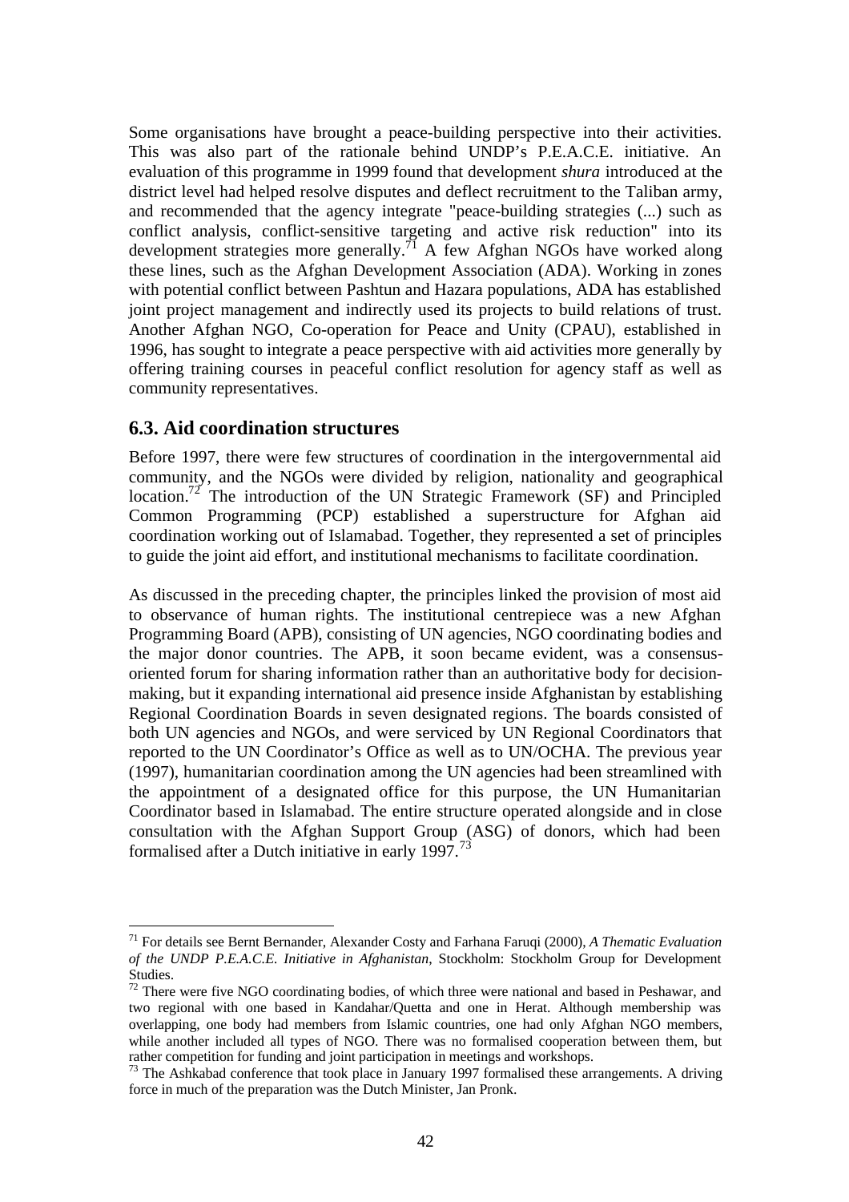Some organisations have brought a peace-building perspective into their activities. This was also part of the rationale behind UNDP's P.E.A.C.E. initiative. An evaluation of this programme in 1999 found that development *shura* introduced at the district level had helped resolve disputes and deflect recruitment to the Taliban army, and recommended that the agency integrate "peace-building strategies (...) such as conflict analysis, conflict-sensitive targeting and active risk reduction" into its development strategies more generally.[71] A few Afghan NGOs have worked along these lines, such as the Afghan Development Association (ADA). Working in zones with potential conflict between Pashtun and Hazara populations, ADA has established joint project management and indirectly used its projects to build relations of trust. Another Afghan NGO, Co-operation for Peace and Unity (CPAU), established in 1996, has sought to integrate a peace perspective with aid activities more generally by offering training courses in peaceful conflict resolution for agency staff as well as community representatives.

## 6.3. Aid coordination structures

Before 1997, there were few structures of coordination in the intergovernmental aid community, and the NGOs were divided by religion, nationality and geographical location.[72] The introduction of the UN Strategic Framework (SF) and Principled Common Programming (PCP) established a superstructure for Afghan aid coordination working out of Islamabad. Together, they represented a set of principles to guide the joint aid effort, and institutional mechanisms to facilitate coordination.

As discussed in the preceding chapter, the principles linked the provision of most aid to observance of human rights. The institutional centrepiece was a new Afghan Programming Board (APB), consisting of UN agencies, NGO coordinating bodies and the major donor countries. The APB, it soon became evident, was a consensus-oriented forum for sharing information rather than an authoritative body for decision-making, but it expanding international aid presence inside Afghanistan by establishing Regional Coordination Boards in seven designated regions. The boards consisted of both UN agencies and NGOs, and were serviced by UN Regional Coordinators that reported to the UN Coordinator's Office as well as to UN/OCHA. The previous year (1997), humanitarian coordination among the UN agencies had been streamlined with the appointment of a designated office for this purpose, the UN Humanitarian Coordinator based in Islamabad. The entire structure operated alongside and in close consultation with the Afghan Support Group (ASG) of donors, which had been formalised after a Dutch initiative in early 1997.[73]

---

[71] For details see Bernt Bernander, Alexander Costy and Farhana Faruqi (2000), *A Thematic Evaluation of the UNDP P.E.A.C.E. Initiative in Afghanistan*, Stockholm: Stockholm Group for Development Studies.

[72] There were five NGO coordinating bodies, of which three were national and based in Peshawar, and two regional with one based in Kandahar/Quetta and one in Herat. Although membership was overlapping, one body had members from Islamic countries, one had only Afghan NGO members, while another included all types of NGO. There was no formalised cooperation between them, but rather competition for funding and joint participation in meetings and workshops.

[73] The Ashkabad conference that took place in January 1997 formalised these arrangements. A driving force in much of the preparation was the Dutch Minister, Jan Pronk.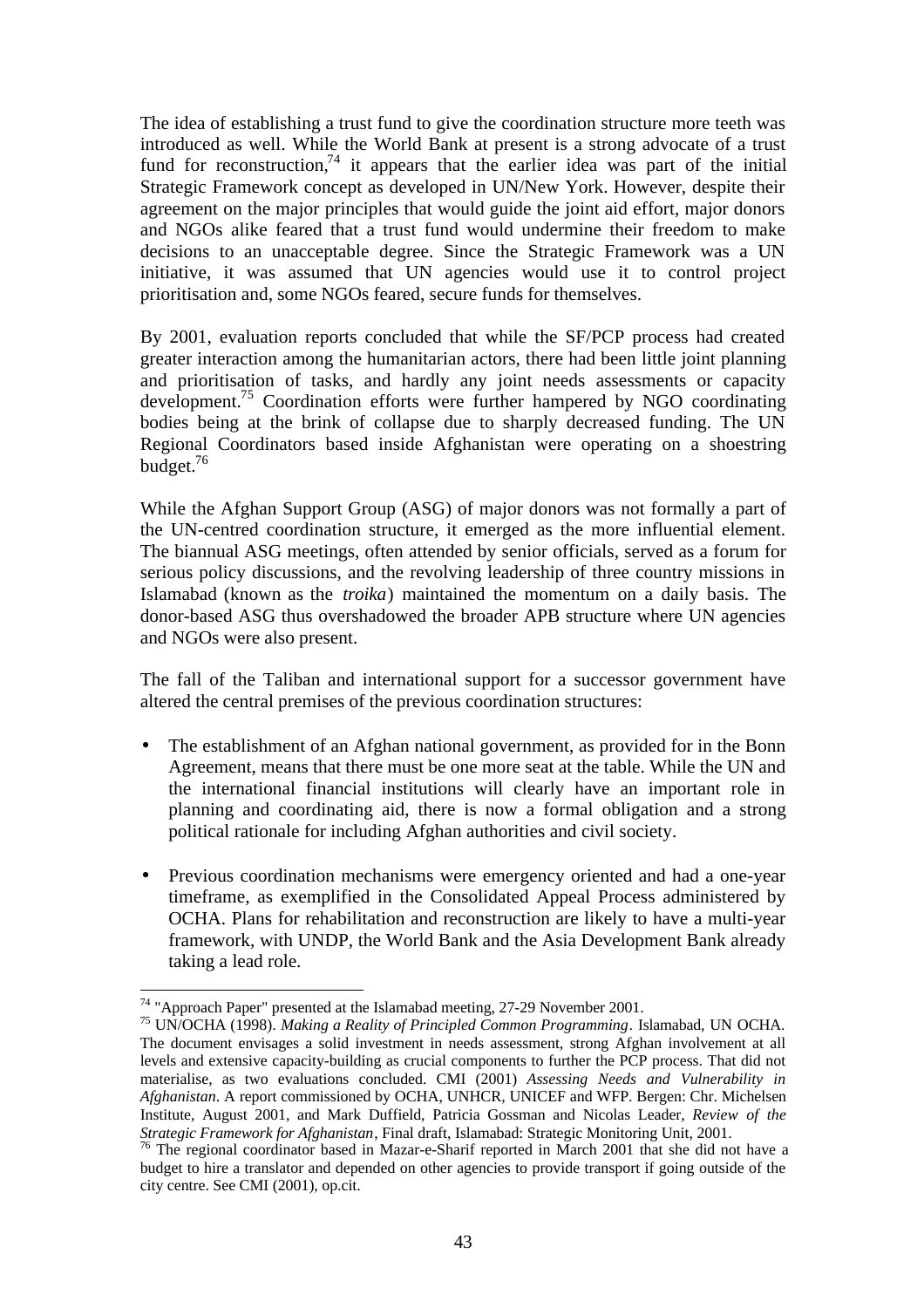The idea of establishing a trust fund to give the coordination structure more teeth was introduced as well. While the World Bank at present is a strong advocate of a trust fund for reconstruction,[74] it appears that the earlier idea was part of the initial Strategic Framework concept as developed in UN/New York. However, despite their agreement on the major principles that would guide the joint aid effort, major donors and NGOs alike feared that a trust fund would undermine their freedom to make decisions to an unacceptable degree. Since the Strategic Framework was a UN initiative, it was assumed that UN agencies would use it to control project prioritisation and, some NGOs feared, secure funds for themselves.

By 2001, evaluation reports concluded that while the SF/PCP process had created greater interaction among the humanitarian actors, there had been little joint planning and prioritisation of tasks, and hardly any joint needs assessments or capacity development.[75] Coordination efforts were further hampered by NGO coordinating bodies being at the brink of collapse due to sharply decreased funding. The UN Regional Coordinators based inside Afghanistan were operating on a shoestring budget.[76]

While the Afghan Support Group (ASG) of major donors was not formally a part of the UN-centred coordination structure, it emerged as the more influential element. The biannual ASG meetings, often attended by senior officials, served as a forum for serious policy discussions, and the revolving leadership of three country missions in Islamabad (known as the *troika*) maintained the momentum on a daily basis. The donor-based ASG thus overshadowed the broader APB structure where UN agencies and NGOs were also present.

The fall of the Taliban and international support for a successor government have altered the central premises of the previous coordination structures:

- The establishment of an Afghan national government, as provided for in the Bonn Agreement, means that there must be one more seat at the table. While the UN and the international financial institutions will clearly have an important role in planning and coordinating aid, there is now a formal obligation and a strong political rationale for including Afghan authorities and civil society.

- Previous coordination mechanisms were emergency oriented and had a one-year timeframe, as exemplified in the Consolidated Appeal Process administered by OCHA. Plans for rehabilitation and reconstruction are likely to have a multi-year framework, with UNDP, the World Bank and the Asia Development Bank already taking a lead role.

---

[74] "Approach Paper" presented at the Islamabad meeting, 27-29 November 2001.

[75] UN/OCHA (1998). *Making a Reality of Principled Common Programming*. Islamabad, UN OCHA. The document envisages a solid investment in needs assessment, strong Afghan involvement at all levels and extensive capacity-building as crucial components to further the PCP process. That did not materialise, as two evaluations concluded. CMI (2001) *Assessing Needs and Vulnerability in Afghanistan*. A report commissioned by OCHA, UNHCR, UNICEF and WFP. Bergen: Chr. Michelsen Institute, August 2001, and Mark Duffield, Patricia Gossman and Nicolas Leader, *Review of the Strategic Framework for Afghanistan*, Final draft, Islamabad: Strategic Monitoring Unit, 2001.

[76] The regional coordinator based in Mazar-e-Sharif reported in March 2001 that she did not have a budget to hire a translator and depended on other agencies to provide transport if going outside of the city centre. See CMI (2001), op.cit.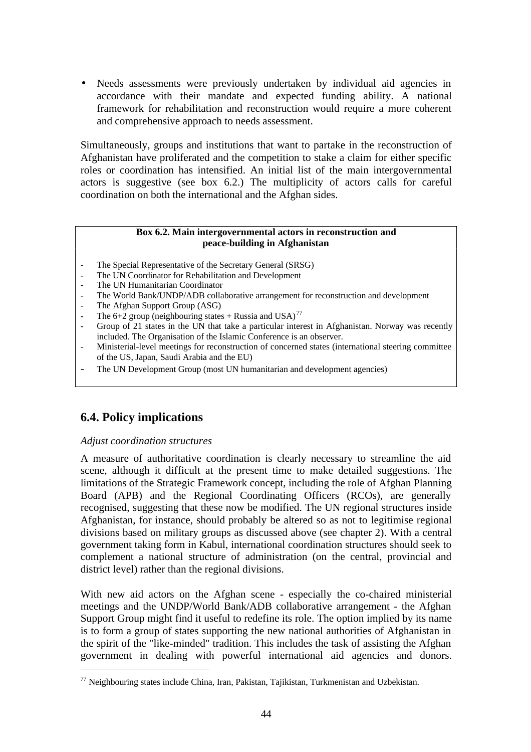- Needs assessments were previously undertaken by individual aid agencies in accordance with their mandate and expected funding ability. A national framework for rehabilitation and reconstruction would require a more coherent and comprehensive approach to needs assessment.

Simultaneously, groups and institutions that want to partake in the reconstruction of Afghanistan have proliferated and the competition to stake a claim for either specific roles or coordination has intensified. An initial list of the main intergovernmental actors is suggestive (see box 6.2.) The multiplicity of actors calls for careful coordination on both the international and the Afghan sides.

**Box 6.2. Main intergovernmental actors in reconstruction and peace-building in Afghanistan**

- The Special Representative of the Secretary General (SRSG)
- The UN Coordinator for Rehabilitation and Development
- The UN Humanitarian Coordinator
- The World Bank/UNDP/ADB collaborative arrangement for reconstruction and development
- The Afghan Support Group (ASG)
- The 6+2 group (neighbouring states + Russia and USA)[77]
- Group of 21 states in the UN that take a particular interest in Afghanistan. Norway was recently included. The Organisation of the Islamic Conference is an observer.
- Ministerial-level meetings for reconstruction of concerned states (international steering committee of the US, Japan, Saudi Arabia and the EU)
- The UN Development Group (most UN humanitarian and development agencies)

## 6.4. Policy implications

*Adjust coordination structures*

A measure of authoritative coordination is clearly necessary to streamline the aid scene, although it difficult at the present time to make detailed suggestions. The limitations of the Strategic Framework concept, including the role of Afghan Planning Board (APB) and the Regional Coordinating Officers (RCOs), are generally recognised, suggesting that these now be modified. The UN regional structures inside Afghanistan, for instance, should probably be altered so as not to legitimise regional divisions based on military groups as discussed above (see chapter 2). With a central government taking form in Kabul, international coordination structures should seek to complement a national structure of administration (on the central, provincial and district level) rather than the regional divisions.

With new aid actors on the Afghan scene - especially the co-chaired ministerial meetings and the UNDP/World Bank/ADB collaborative arrangement - the Afghan Support Group might find it useful to redefine its role. The option implied by its name is to form a group of states supporting the new national authorities of Afghanistan in the spirit of the "like-minded" tradition. This includes the task of assisting the Afghan government in dealing with powerful international aid agencies and donors.

[77] Neighbouring states include China, Iran, Pakistan, Tajikistan, Turkmenistan and Uzbekistan.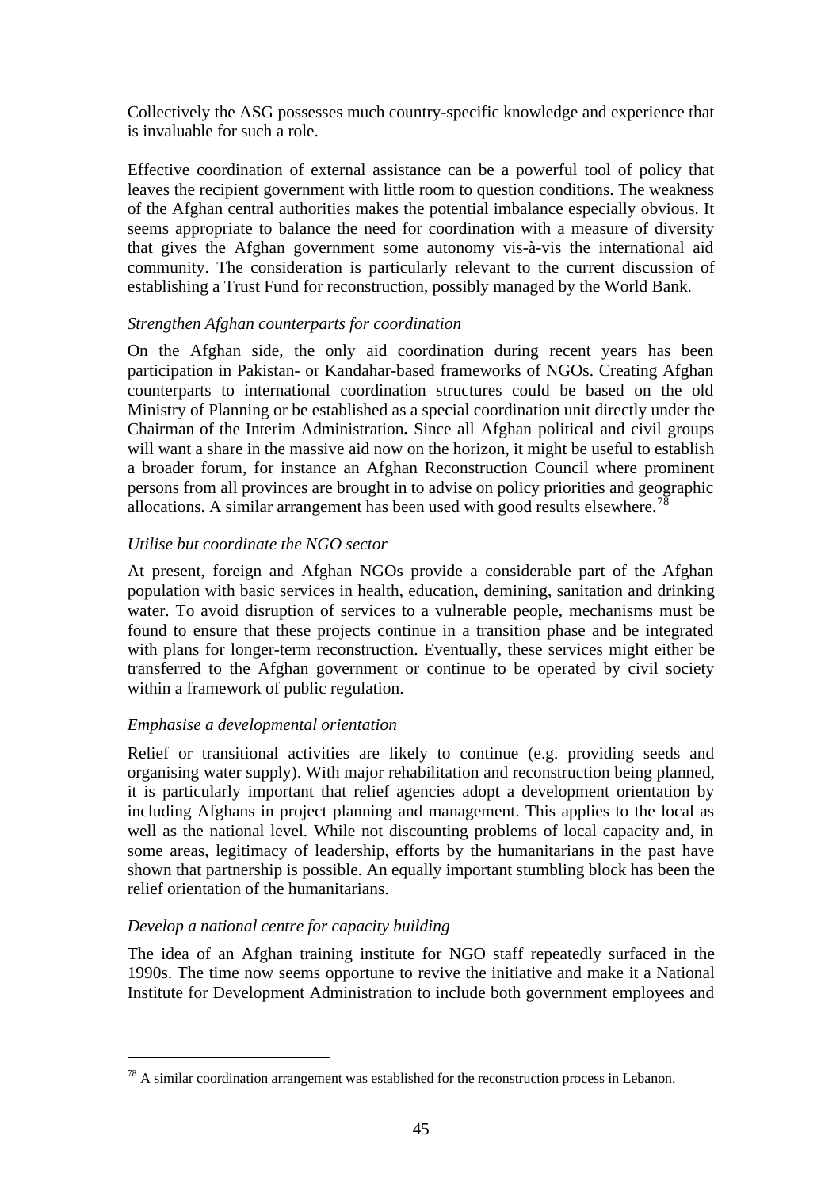Collectively the ASG possesses much country-specific knowledge and experience that is invaluable for such a role.

Effective coordination of external assistance can be a powerful tool of policy that leaves the recipient government with little room to question conditions. The weakness of the Afghan central authorities makes the potential imbalance especially obvious. It seems appropriate to balance the need for coordination with a measure of diversity that gives the Afghan government some autonomy vis-à-vis the international aid community. The consideration is particularly relevant to the current discussion of establishing a Trust Fund for reconstruction, possibly managed by the World Bank.

*Strengthen Afghan counterparts for coordination*

On the Afghan side, the only aid coordination during recent years has been participation in Pakistan- or Kandahar-based frameworks of NGOs. Creating Afghan counterparts to international coordination structures could be based on the old Ministry of Planning or be established as a special coordination unit directly under the Chairman of the Interim Administration**.** Since all Afghan political and civil groups will want a share in the massive aid now on the horizon, it might be useful to establish a broader forum, for instance an Afghan Reconstruction Council where prominent persons from all provinces are brought in to advise on policy priorities and geographic allocations. A similar arrangement has been used with good results elsewhere.[78]

*Utilise but coordinate the NGO sector*

At present, foreign and Afghan NGOs provide a considerable part of the Afghan population with basic services in health, education, demining, sanitation and drinking water. To avoid disruption of services to a vulnerable people, mechanisms must be found to ensure that these projects continue in a transition phase and be integrated with plans for longer-term reconstruction. Eventually, these services might either be transferred to the Afghan government or continue to be operated by civil society within a framework of public regulation.

*Emphasise a developmental orientation*

Relief or transitional activities are likely to continue (e.g. providing seeds and organising water supply). With major rehabilitation and reconstruction being planned, it is particularly important that relief agencies adopt a development orientation by including Afghans in project planning and management. This applies to the local as well as the national level. While not discounting problems of local capacity and, in some areas, legitimacy of leadership, efforts by the humanitarians in the past have shown that partnership is possible. An equally important stumbling block has been the relief orientation of the humanitarians.

*Develop a national centre for capacity building*

The idea of an Afghan training institute for NGO staff repeatedly surfaced in the 1990s. The time now seems opportune to revive the initiative and make it a National Institute for Development Administration to include both government employees and

[78] A similar coordination arrangement was established for the reconstruction process in Lebanon.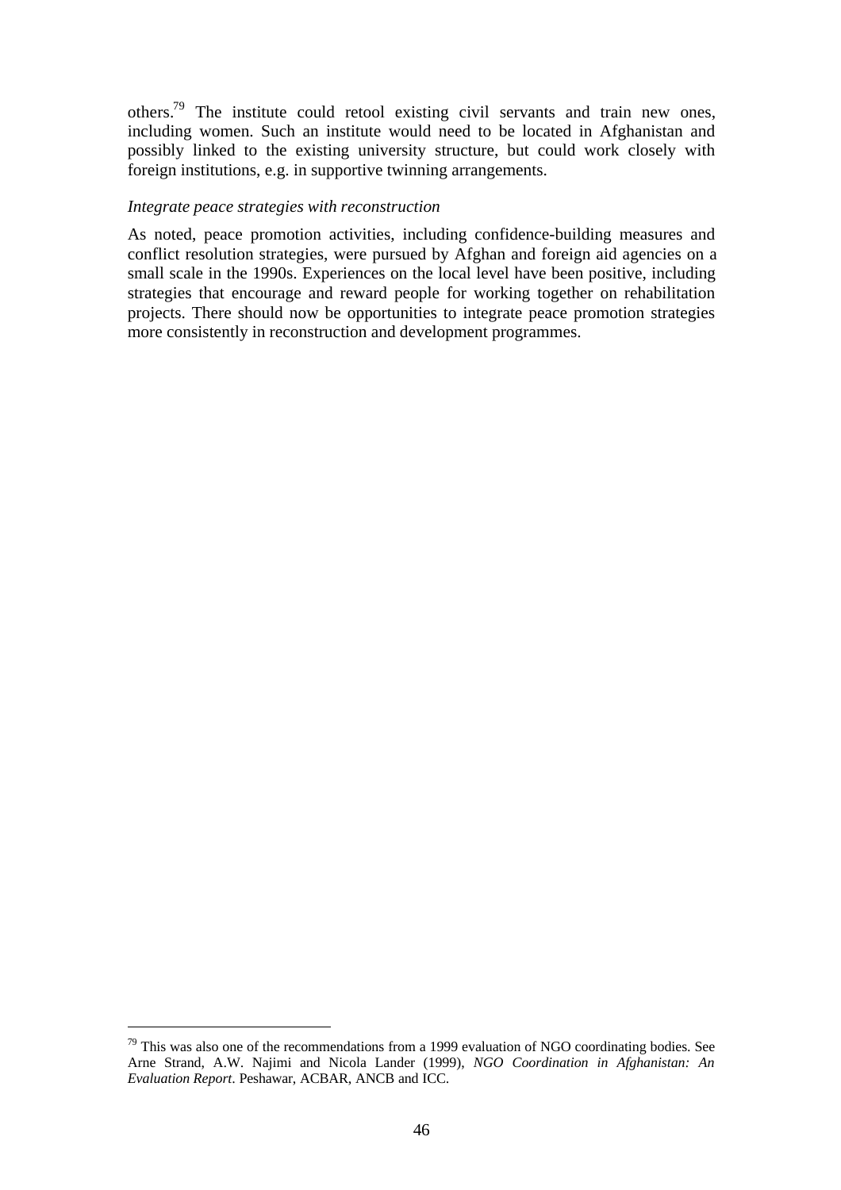others.[79] The institute could retool existing civil servants and train new ones, including women. Such an institute would need to be located in Afghanistan and possibly linked to the existing university structure, but could work closely with foreign institutions, e.g. in supportive twinning arrangements.

*Integrate peace strategies with reconstruction*

As noted, peace promotion activities, including confidence-building measures and conflict resolution strategies, were pursued by Afghan and foreign aid agencies on a small scale in the 1990s. Experiences on the local level have been positive, including strategies that encourage and reward people for working together on rehabilitation projects. There should now be opportunities to integrate peace promotion strategies more consistently in reconstruction and development programmes.

---

[79] This was also one of the recommendations from a 1999 evaluation of NGO coordinating bodies. See Arne Strand, A.W. Najimi and Nicola Lander (1999), *NGO Coordination in Afghanistan: An Evaluation Report*. Peshawar, ACBAR, ANCB and ICC.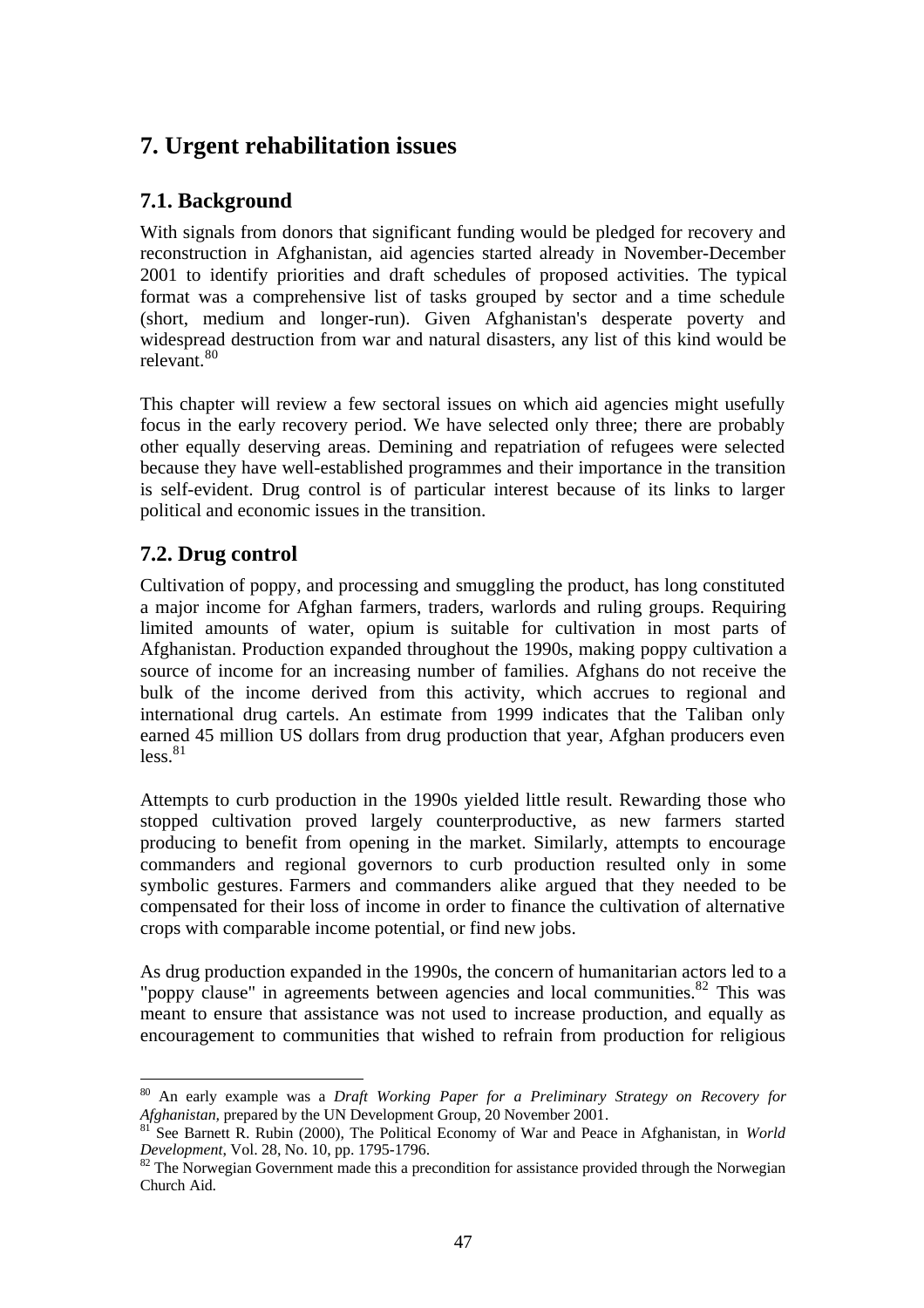## 7. Urgent rehabilitation issues

### 7.1. Background

With signals from donors that significant funding would be pledged for recovery and reconstruction in Afghanistan, aid agencies started already in November-December 2001 to identify priorities and draft schedules of proposed activities. The typical format was a comprehensive list of tasks grouped by sector and a time schedule (short, medium and longer-run). Given Afghanistan's desperate poverty and widespread destruction from war and natural disasters, any list of this kind would be relevant.[80]

This chapter will review a few sectoral issues on which aid agencies might usefully focus in the early recovery period. We have selected only three; there are probably other equally deserving areas. Demining and repatriation of refugees were selected because they have well-established programmes and their importance in the transition is self-evident. Drug control is of particular interest because of its links to larger political and economic issues in the transition.

### 7.2. Drug control

Cultivation of poppy, and processing and smuggling the product, has long constituted a major income for Afghan farmers, traders, warlords and ruling groups. Requiring limited amounts of water, opium is suitable for cultivation in most parts of Afghanistan. Production expanded throughout the 1990s, making poppy cultivation a source of income for an increasing number of families. Afghans do not receive the bulk of the income derived from this activity, which accrues to regional and international drug cartels. An estimate from 1999 indicates that the Taliban only earned 45 million US dollars from drug production that year, Afghan producers even less.[81]

Attempts to curb production in the 1990s yielded little result. Rewarding those who stopped cultivation proved largely counterproductive, as new farmers started producing to benefit from opening in the market. Similarly, attempts to encourage commanders and regional governors to curb production resulted only in some symbolic gestures. Farmers and commanders alike argued that they needed to be compensated for their loss of income in order to finance the cultivation of alternative crops with comparable income potential, or find new jobs.

As drug production expanded in the 1990s, the concern of humanitarian actors led to a "poppy clause" in agreements between agencies and local communities.[82] This was meant to ensure that assistance was not used to increase production, and equally as encouragement to communities that wished to refrain from production for religious

[80] An early example was a *Draft Working Paper for a Preliminary Strategy on Recovery for Afghanistan*, prepared by the UN Development Group, 20 November 2001.

[81] See Barnett R. Rubin (2000), The Political Economy of War and Peace in Afghanistan, in *World Development*, Vol. 28, No. 10, pp. 1795-1796.

[82] The Norwegian Government made this a precondition for assistance provided through the Norwegian Church Aid.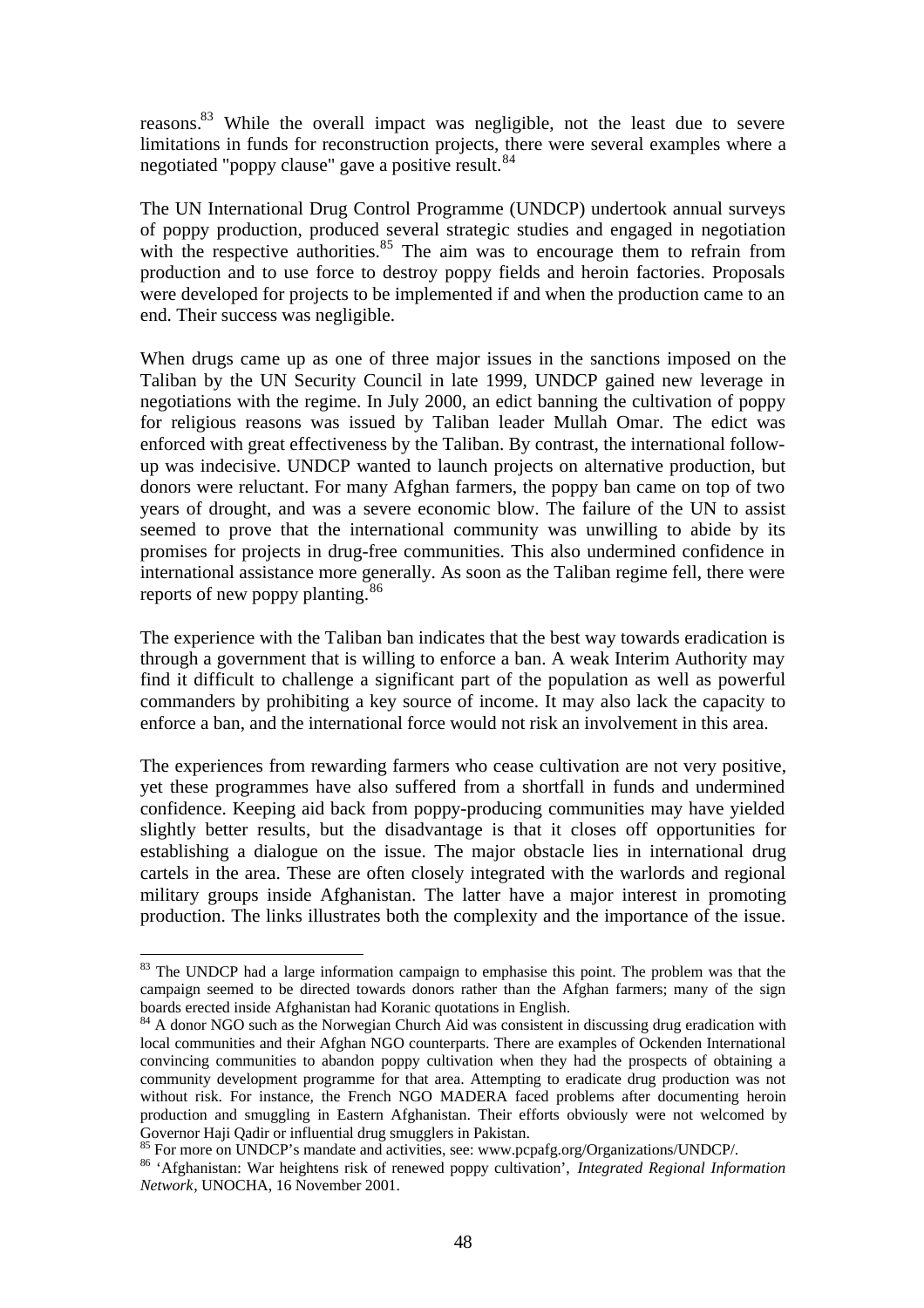reasons.[83] While the overall impact was negligible, not the least due to severe limitations in funds for reconstruction projects, there were several examples where a negotiated "poppy clause" gave a positive result.[84]

The UN International Drug Control Programme (UNDCP) undertook annual surveys of poppy production, produced several strategic studies and engaged in negotiation with the respective authorities.[85] The aim was to encourage them to refrain from production and to use force to destroy poppy fields and heroin factories. Proposals were developed for projects to be implemented if and when the production came to an end. Their success was negligible.

When drugs came up as one of three major issues in the sanctions imposed on the Taliban by the UN Security Council in late 1999, UNDCP gained new leverage in negotiations with the regime. In July 2000, an edict banning the cultivation of poppy for religious reasons was issued by Taliban leader Mullah Omar. The edict was enforced with great effectiveness by the Taliban. By contrast, the international follow-up was indecisive. UNDCP wanted to launch projects on alternative production, but donors were reluctant. For many Afghan farmers, the poppy ban came on top of two years of drought, and was a severe economic blow. The failure of the UN to assist seemed to prove that the international community was unwilling to abide by its promises for projects in drug-free communities. This also undermined confidence in international assistance more generally. As soon as the Taliban regime fell, there were reports of new poppy planting.[86]

The experience with the Taliban ban indicates that the best way towards eradication is through a government that is willing to enforce a ban. A weak Interim Authority may find it difficult to challenge a significant part of the population as well as powerful commanders by prohibiting a key source of income. It may also lack the capacity to enforce a ban, and the international force would not risk an involvement in this area.

The experiences from rewarding farmers who cease cultivation are not very positive, yet these programmes have also suffered from a shortfall in funds and undermined confidence. Keeping aid back from poppy-producing communities may have yielded slightly better results, but the disadvantage is that it closes off opportunities for establishing a dialogue on the issue. The major obstacle lies in international drug cartels in the area. These are often closely integrated with the warlords and regional military groups inside Afghanistan. The latter have a major interest in promoting production. The links illustrates both the complexity and the importance of the issue.

---

[83] The UNDCP had a large information campaign to emphasise this point. The problem was that the campaign seemed to be directed towards donors rather than the Afghan farmers; many of the sign boards erected inside Afghanistan had Koranic quotations in English.

[84] A donor NGO such as the Norwegian Church Aid was consistent in discussing drug eradication with local communities and their Afghan NGO counterparts. There are examples of Ockenden International convincing communities to abandon poppy cultivation when they had the prospects of obtaining a community development programme for that area. Attempting to eradicate drug production was not without risk. For instance, the French NGO MADERA faced problems after documenting heroin production and smuggling in Eastern Afghanistan. Their efforts obviously were not welcomed by Governor Haji Qadir or influential drug smugglers in Pakistan.

[85] For more on UNDCP's mandate and activities, see: www.pcpafg.org/Organizations/UNDCP/.

[86] 'Afghanistan: War heightens risk of renewed poppy cultivation', *Integrated Regional Information Network*, UNOCHA, 16 November 2001.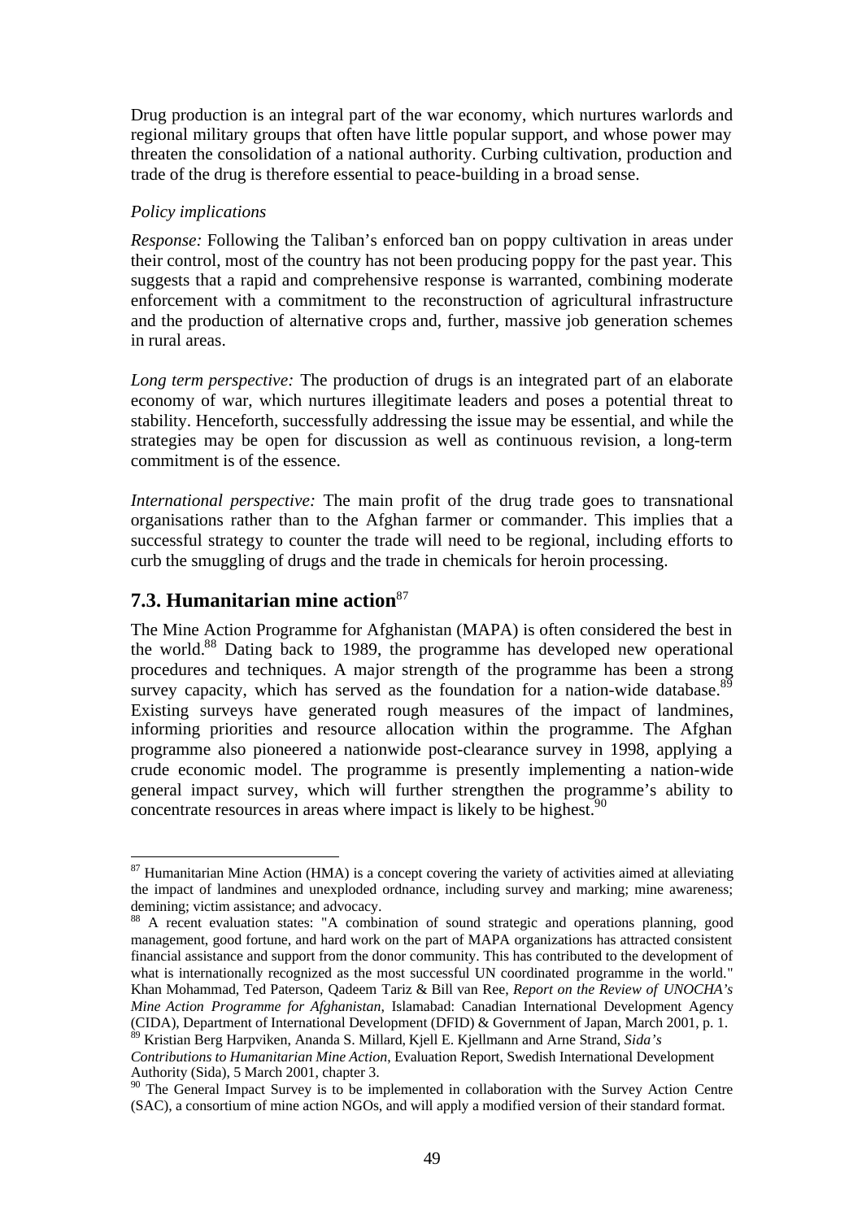Drug production is an integral part of the war economy, which nurtures warlords and regional military groups that often have little popular support, and whose power may threaten the consolidation of a national authority. Curbing cultivation, production and trade of the drug is therefore essential to peace-building in a broad sense.

*Policy implications*

*Response:* Following the Taliban's enforced ban on poppy cultivation in areas under their control, most of the country has not been producing poppy for the past year. This suggests that a rapid and comprehensive response is warranted, combining moderate enforcement with a commitment to the reconstruction of agricultural infrastructure and the production of alternative crops and, further, massive job generation schemes in rural areas.

*Long term perspective:* The production of drugs is an integrated part of an elaborate economy of war, which nurtures illegitimate leaders and poses a potential threat to stability. Henceforth, successfully addressing the issue may be essential, and while the strategies may be open for discussion as well as continuous revision, a long-term commitment is of the essence.

*International perspective:* The main profit of the drug trade goes to transnational organisations rather than to the Afghan farmer or commander. This implies that a successful strategy to counter the trade will need to be regional, including efforts to curb the smuggling of drugs and the trade in chemicals for heroin processing.

## 7.3. Humanitarian mine action[87]

The Mine Action Programme for Afghanistan (MAPA) is often considered the best in the world.[88] Dating back to 1989, the programme has developed new operational procedures and techniques. A major strength of the programme has been a strong survey capacity, which has served as the foundation for a nation-wide database.[89] Existing surveys have generated rough measures of the impact of landmines, informing priorities and resource allocation within the programme. The Afghan programme also pioneered a nationwide post-clearance survey in 1998, applying a crude economic model. The programme is presently implementing a nation-wide general impact survey, which will further strengthen the programme's ability to concentrate resources in areas where impact is likely to be highest.[90]

---

[87] Humanitarian Mine Action (HMA) is a concept covering the variety of activities aimed at alleviating the impact of landmines and unexploded ordnance, including survey and marking; mine awareness; demining; victim assistance; and advocacy.

[88] A recent evaluation states: "A combination of sound strategic and operations planning, good management, good fortune, and hard work on the part of MAPA organizations has attracted consistent financial assistance and support from the donor community. This has contributed to the development of what is internationally recognized as the most successful UN coordinated programme in the world." Khan Mohammad, Ted Paterson, Qadeem Tariz & Bill van Ree, *Report on the Review of UNOCHA's Mine Action Programme for Afghanistan*, Islamabad: Canadian International Development Agency (CIDA), Department of International Development (DFID) & Government of Japan, March 2001, p. 1.

[89] Kristian Berg Harpviken, Ananda S. Millard, Kjell E. Kjellmann and Arne Strand, *Sida's Contributions to Humanitarian Mine Action*, Evaluation Report, Swedish International Development Authority (Sida), 5 March 2001, chapter 3.

[90] The General Impact Survey is to be implemented in collaboration with the Survey Action Centre (SAC), a consortium of mine action NGOs, and will apply a modified version of their standard format.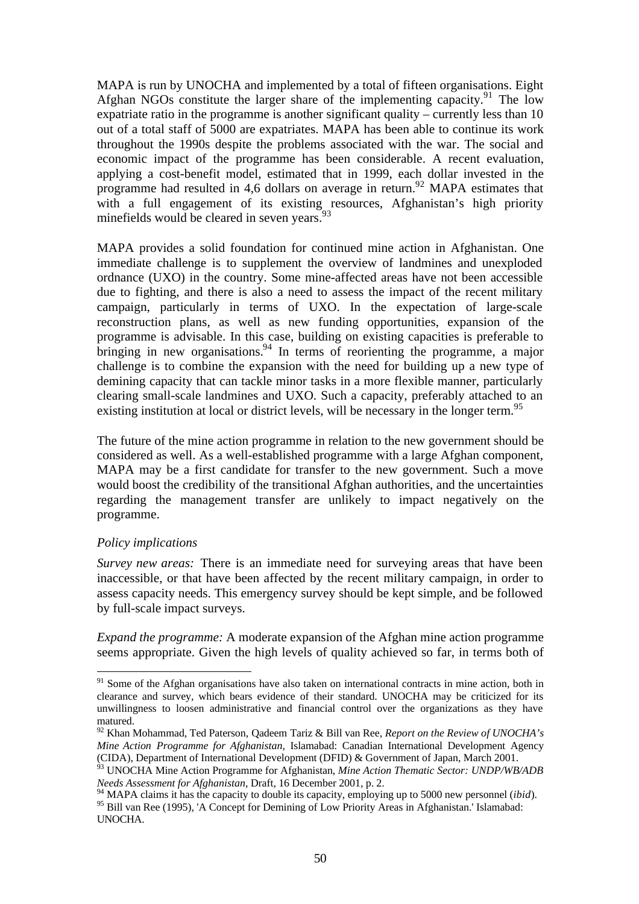MAPA is run by UNOCHA and implemented by a total of fifteen organisations. Eight Afghan NGOs constitute the larger share of the implementing capacity.[91] The low expatriate ratio in the programme is another significant quality – currently less than 10 out of a total staff of 5000 are expatriates. MAPA has been able to continue its work throughout the 1990s despite the problems associated with the war. The social and economic impact of the programme has been considerable. A recent evaluation, applying a cost-benefit model, estimated that in 1999, each dollar invested in the programme had resulted in 4,6 dollars on average in return.[92] MAPA estimates that with a full engagement of its existing resources, Afghanistan's high priority minefields would be cleared in seven years.[93]

MAPA provides a solid foundation for continued mine action in Afghanistan. One immediate challenge is to supplement the overview of landmines and unexploded ordnance (UXO) in the country. Some mine-affected areas have not been accessible due to fighting, and there is also a need to assess the impact of the recent military campaign, particularly in terms of UXO. In the expectation of large-scale reconstruction plans, as well as new funding opportunities, expansion of the programme is advisable. In this case, building on existing capacities is preferable to bringing in new organisations.[94] In terms of reorienting the programme, a major challenge is to combine the expansion with the need for building up a new type of demining capacity that can tackle minor tasks in a more flexible manner, particularly clearing small-scale landmines and UXO. Such a capacity, preferably attached to an existing institution at local or district levels, will be necessary in the longer term.[95]

The future of the mine action programme in relation to the new government should be considered as well. As a well-established programme with a large Afghan component, MAPA may be a first candidate for transfer to the new government. Such a move would boost the credibility of the transitional Afghan authorities, and the uncertainties regarding the management transfer are unlikely to impact negatively on the programme.

*Policy implications*

*Survey new areas:* There is an immediate need for surveying areas that have been inaccessible, or that have been affected by the recent military campaign, in order to assess capacity needs. This emergency survey should be kept simple, and be followed by full-scale impact surveys.

*Expand the programme:* A moderate expansion of the Afghan mine action programme seems appropriate. Given the high levels of quality achieved so far, in terms both of

---

[91] Some of the Afghan organisations have also taken on international contracts in mine action, both in clearance and survey, which bears evidence of their standard. UNOCHA may be criticized for its unwillingness to loosen administrative and financial control over the organizations as they have matured.

[92] Khan Mohammad, Ted Paterson, Qadeem Tariz & Bill van Ree, *Report on the Review of UNOCHA's Mine Action Programme for Afghanistan*, Islamabad: Canadian International Development Agency (CIDA), Department of International Development (DFID) & Government of Japan, March 2001.

[93] UNOCHA Mine Action Programme for Afghanistan, *Mine Action Thematic Sector: UNDP/WB/ADB Needs Assessment for Afghanistan*, Draft, 16 December 2001, p. 2.

[94] MAPA claims it has the capacity to double its capacity, employing up to 5000 new personnel (*ibid*).

[95] Bill van Ree (1995), 'A Concept for Demining of Low Priority Areas in Afghanistan.' Islamabad: UNOCHA.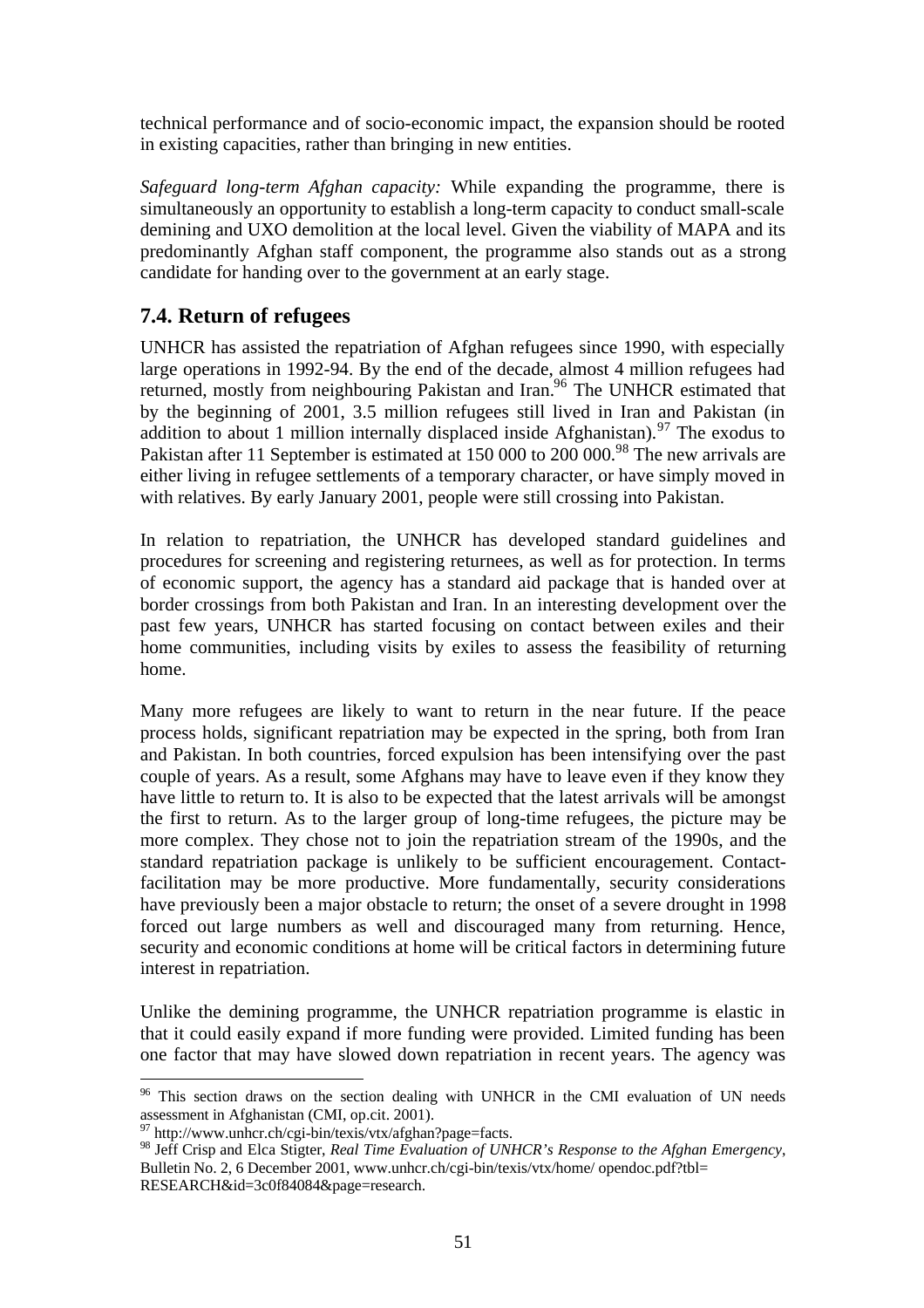technical performance and of socio-economic impact, the expansion should be rooted in existing capacities, rather than bringing in new entities.

*Safeguard long-term Afghan capacity:* While expanding the programme, there is simultaneously an opportunity to establish a long-term capacity to conduct small-scale demining and UXO demolition at the local level. Given the viability of MAPA and its predominantly Afghan staff component, the programme also stands out as a strong candidate for handing over to the government at an early stage.

## 7.4. Return of refugees

UNHCR has assisted the repatriation of Afghan refugees since 1990, with especially large operations in 1992-94. By the end of the decade, almost 4 million refugees had returned, mostly from neighbouring Pakistan and Iran.[96] The UNHCR estimated that by the beginning of 2001, 3.5 million refugees still lived in Iran and Pakistan (in addition to about 1 million internally displaced inside Afghanistan).[97] The exodus to Pakistan after 11 September is estimated at 150 000 to 200 000.[98] The new arrivals are either living in refugee settlements of a temporary character, or have simply moved in with relatives. By early January 2001, people were still crossing into Pakistan.

In relation to repatriation, the UNHCR has developed standard guidelines and procedures for screening and registering returnees, as well as for protection. In terms of economic support, the agency has a standard aid package that is handed over at border crossings from both Pakistan and Iran. In an interesting development over the past few years, UNHCR has started focusing on contact between exiles and their home communities, including visits by exiles to assess the feasibility of returning home.

Many more refugees are likely to want to return in the near future. If the peace process holds, significant repatriation may be expected in the spring, both from Iran and Pakistan. In both countries, forced expulsion has been intensifying over the past couple of years. As a result, some Afghans may have to leave even if they know they have little to return to. It is also to be expected that the latest arrivals will be amongst the first to return. As to the larger group of long-time refugees, the picture may be more complex. They chose not to join the repatriation stream of the 1990s, and the standard repatriation package is unlikely to be sufficient encouragement. Contact-facilitation may be more productive. More fundamentally, security considerations have previously been a major obstacle to return; the onset of a severe drought in 1998 forced out large numbers as well and discouraged many from returning. Hence, security and economic conditions at home will be critical factors in determining future interest in repatriation.

Unlike the demining programme, the UNHCR repatriation programme is elastic in that it could easily expand if more funding were provided. Limited funding has been one factor that may have slowed down repatriation in recent years. The agency was

---

[96] This section draws on the section dealing with UNHCR in the CMI evaluation of UN needs assessment in Afghanistan (CMI, op.cit. 2001).

[97] http://www.unhcr.ch/cgi-bin/texis/vtx/afghan?page=facts.

[98] Jeff Crisp and Elca Stigter, *Real Time Evaluation of UNHCR's Response to the Afghan Emergency*, Bulletin No. 2, 6 December 2001, www.unhcr.ch/cgi-bin/texis/vtx/home/ opendoc.pdf?tbl= RESEARCH&id=3c0f84084&page=research.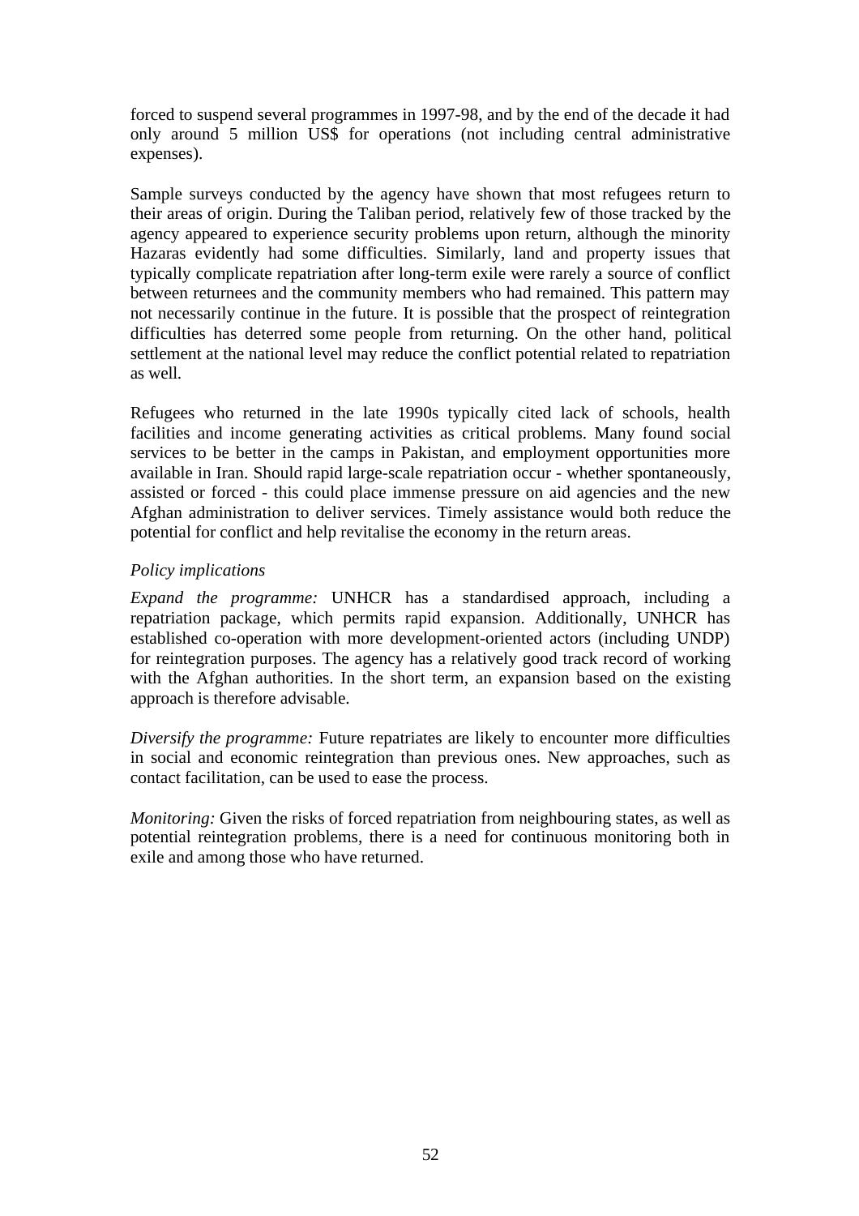forced to suspend several programmes in 1997-98, and by the end of the decade it had only around 5 million US$ for operations (not including central administrative expenses).

Sample surveys conducted by the agency have shown that most refugees return to their areas of origin. During the Taliban period, relatively few of those tracked by the agency appeared to experience security problems upon return, although the minority Hazaras evidently had some difficulties. Similarly, land and property issues that typically complicate repatriation after long-term exile were rarely a source of conflict between returnees and the community members who had remained. This pattern may not necessarily continue in the future. It is possible that the prospect of reintegration difficulties has deterred some people from returning. On the other hand, political settlement at the national level may reduce the conflict potential related to repatriation as well.

Refugees who returned in the late 1990s typically cited lack of schools, health facilities and income generating activities as critical problems. Many found social services to be better in the camps in Pakistan, and employment opportunities more available in Iran. Should rapid large-scale repatriation occur - whether spontaneously, assisted or forced - this could place immense pressure on aid agencies and the new Afghan administration to deliver services. Timely assistance would both reduce the potential for conflict and help revitalise the economy in the return areas.

*Policy implications*

*Expand the programme:* UNHCR has a standardised approach, including a repatriation package, which permits rapid expansion. Additionally, UNHCR has established co-operation with more development-oriented actors (including UNDP) for reintegration purposes. The agency has a relatively good track record of working with the Afghan authorities. In the short term, an expansion based on the existing approach is therefore advisable.

*Diversify the programme:* Future repatriates are likely to encounter more difficulties in social and economic reintegration than previous ones. New approaches, such as contact facilitation, can be used to ease the process.

*Monitoring:* Given the risks of forced repatriation from neighbouring states, as well as potential reintegration problems, there is a need for continuous monitoring both in exile and among those who have returned.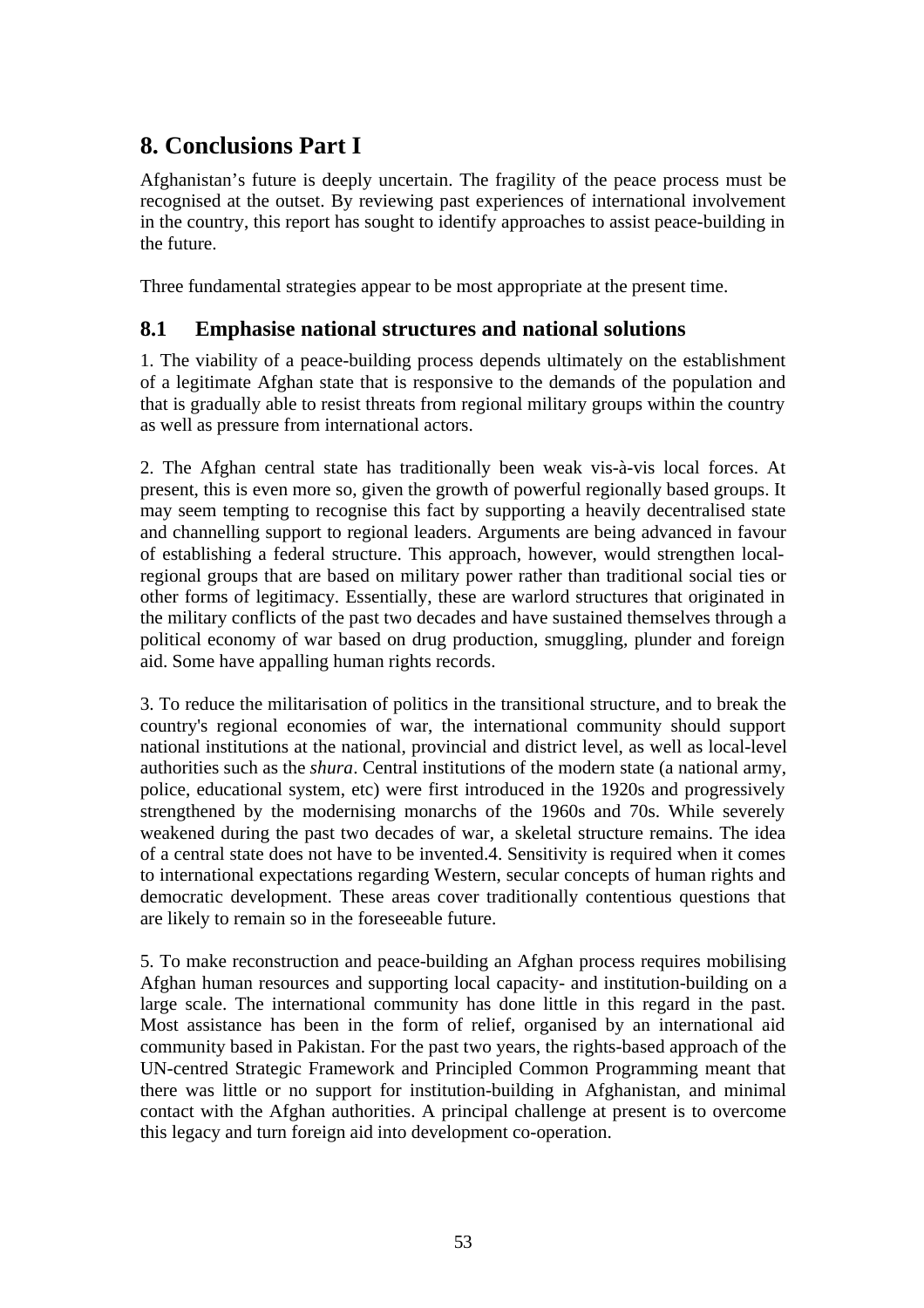# 8. Conclusions Part I

Afghanistan's future is deeply uncertain. The fragility of the peace process must be recognised at the outset. By reviewing past experiences of international involvement in the country, this report has sought to identify approaches to assist peace-building in the future.

Three fundamental strategies appear to be most appropriate at the present time.

## 8.1 Emphasise national structures and national solutions

1. The viability of a peace-building process depends ultimately on the establishment of a legitimate Afghan state that is responsive to the demands of the population and that is gradually able to resist threats from regional military groups within the country as well as pressure from international actors.

2. The Afghan central state has traditionally been weak vis-à-vis local forces. At present, this is even more so, given the growth of powerful regionally based groups. It may seem tempting to recognise this fact by supporting a heavily decentralised state and channelling support to regional leaders. Arguments are being advanced in favour of establishing a federal structure. This approach, however, would strengthen local-regional groups that are based on military power rather than traditional social ties or other forms of legitimacy. Essentially, these are warlord structures that originated in the military conflicts of the past two decades and have sustained themselves through a political economy of war based on drug production, smuggling, plunder and foreign aid. Some have appalling human rights records.

3. To reduce the militarisation of politics in the transitional structure, and to break the country's regional economies of war, the international community should support national institutions at the national, provincial and district level, as well as local-level authorities such as the *shura*. Central institutions of the modern state (a national army, police, educational system, etc) were first introduced in the 1920s and progressively strengthened by the modernising monarchs of the 1960s and 70s. While severely weakened during the past two decades of war, a skeletal structure remains. The idea of a central state does not have to be invented.4. Sensitivity is required when it comes to international expectations regarding Western, secular concepts of human rights and democratic development. These areas cover traditionally contentious questions that are likely to remain so in the foreseeable future.

5. To make reconstruction and peace-building an Afghan process requires mobilising Afghan human resources and supporting local capacity- and institution-building on a large scale. The international community has done little in this regard in the past. Most assistance has been in the form of relief, organised by an international aid community based in Pakistan. For the past two years, the rights-based approach of the UN-centred Strategic Framework and Principled Common Programming meant that there was little or no support for institution-building in Afghanistan, and minimal contact with the Afghan authorities. A principal challenge at present is to overcome this legacy and turn foreign aid into development co-operation.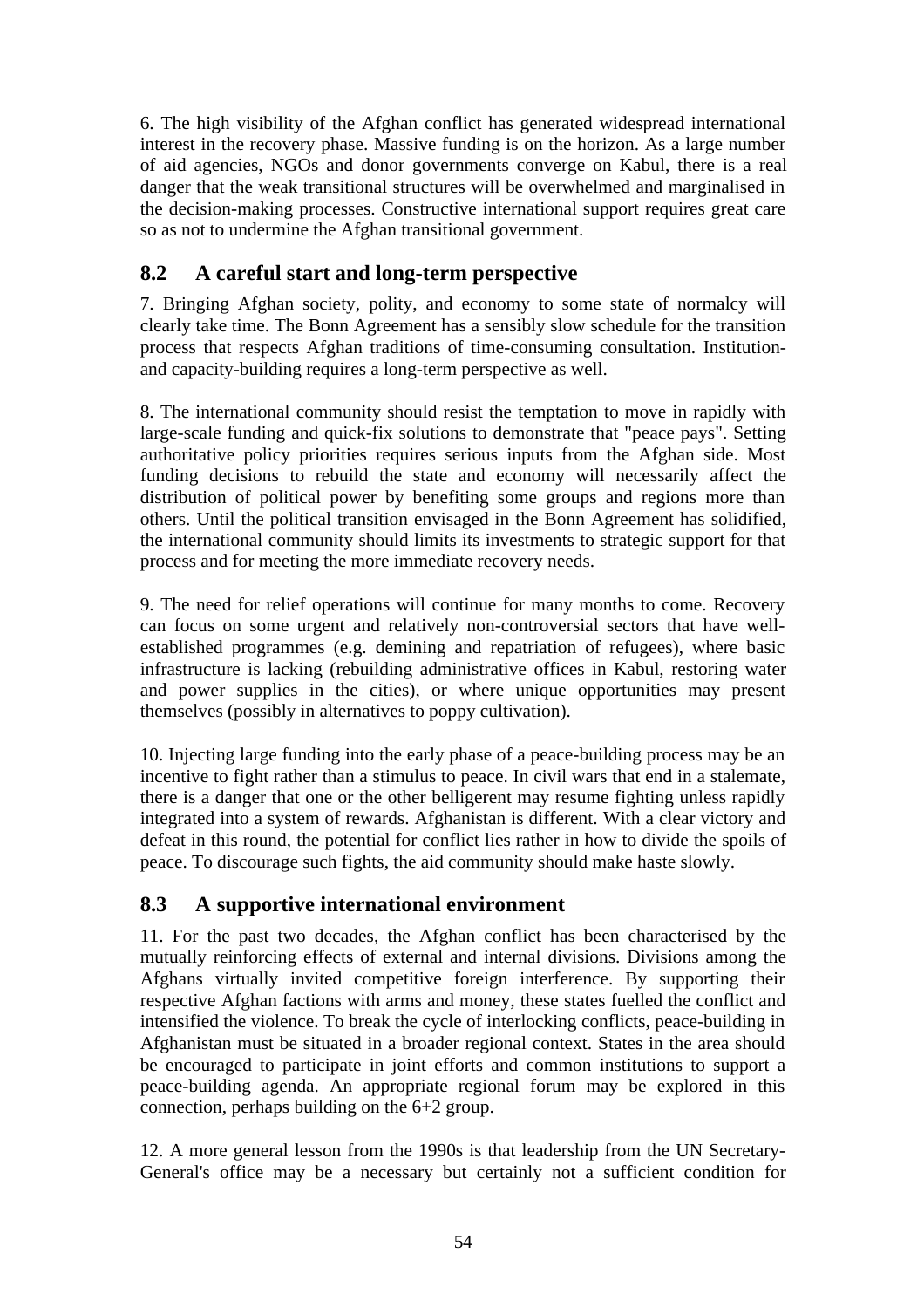6. The high visibility of the Afghan conflict has generated widespread international interest in the recovery phase. Massive funding is on the horizon. As a large number of aid agencies, NGOs and donor governments converge on Kabul, there is a real danger that the weak transitional structures will be overwhelmed and marginalised in the decision-making processes. Constructive international support requires great care so as not to undermine the Afghan transitional government.

## 8.2 A careful start and long-term perspective

7. Bringing Afghan society, polity, and economy to some state of normalcy will clearly take time. The Bonn Agreement has a sensibly slow schedule for the transition process that respects Afghan traditions of time-consuming consultation. Institution- and capacity-building requires a long-term perspective as well.

8. The international community should resist the temptation to move in rapidly with large-scale funding and quick-fix solutions to demonstrate that "peace pays". Setting authoritative policy priorities requires serious inputs from the Afghan side. Most funding decisions to rebuild the state and economy will necessarily affect the distribution of political power by benefiting some groups and regions more than others. Until the political transition envisaged in the Bonn Agreement has solidified, the international community should limits its investments to strategic support for that process and for meeting the more immediate recovery needs.

9. The need for relief operations will continue for many months to come. Recovery can focus on some urgent and relatively non-controversial sectors that have well-established programmes (e.g. demining and repatriation of refugees), where basic infrastructure is lacking (rebuilding administrative offices in Kabul, restoring water and power supplies in the cities), or where unique opportunities may present themselves (possibly in alternatives to poppy cultivation).

10. Injecting large funding into the early phase of a peace-building process may be an incentive to fight rather than a stimulus to peace. In civil wars that end in a stalemate, there is a danger that one or the other belligerent may resume fighting unless rapidly integrated into a system of rewards. Afghanistan is different. With a clear victory and defeat in this round, the potential for conflict lies rather in how to divide the spoils of peace. To discourage such fights, the aid community should make haste slowly.

## 8.3 A supportive international environment

11. For the past two decades, the Afghan conflict has been characterised by the mutually reinforcing effects of external and internal divisions. Divisions among the Afghans virtually invited competitive foreign interference. By supporting their respective Afghan factions with arms and money, these states fuelled the conflict and intensified the violence. To break the cycle of interlocking conflicts, peace-building in Afghanistan must be situated in a broader regional context. States in the area should be encouraged to participate in joint efforts and common institutions to support a peace-building agenda. An appropriate regional forum may be explored in this connection, perhaps building on the 6+2 group.

12. A more general lesson from the 1990s is that leadership from the UN Secretary-General's office may be a necessary but certainly not a sufficient condition for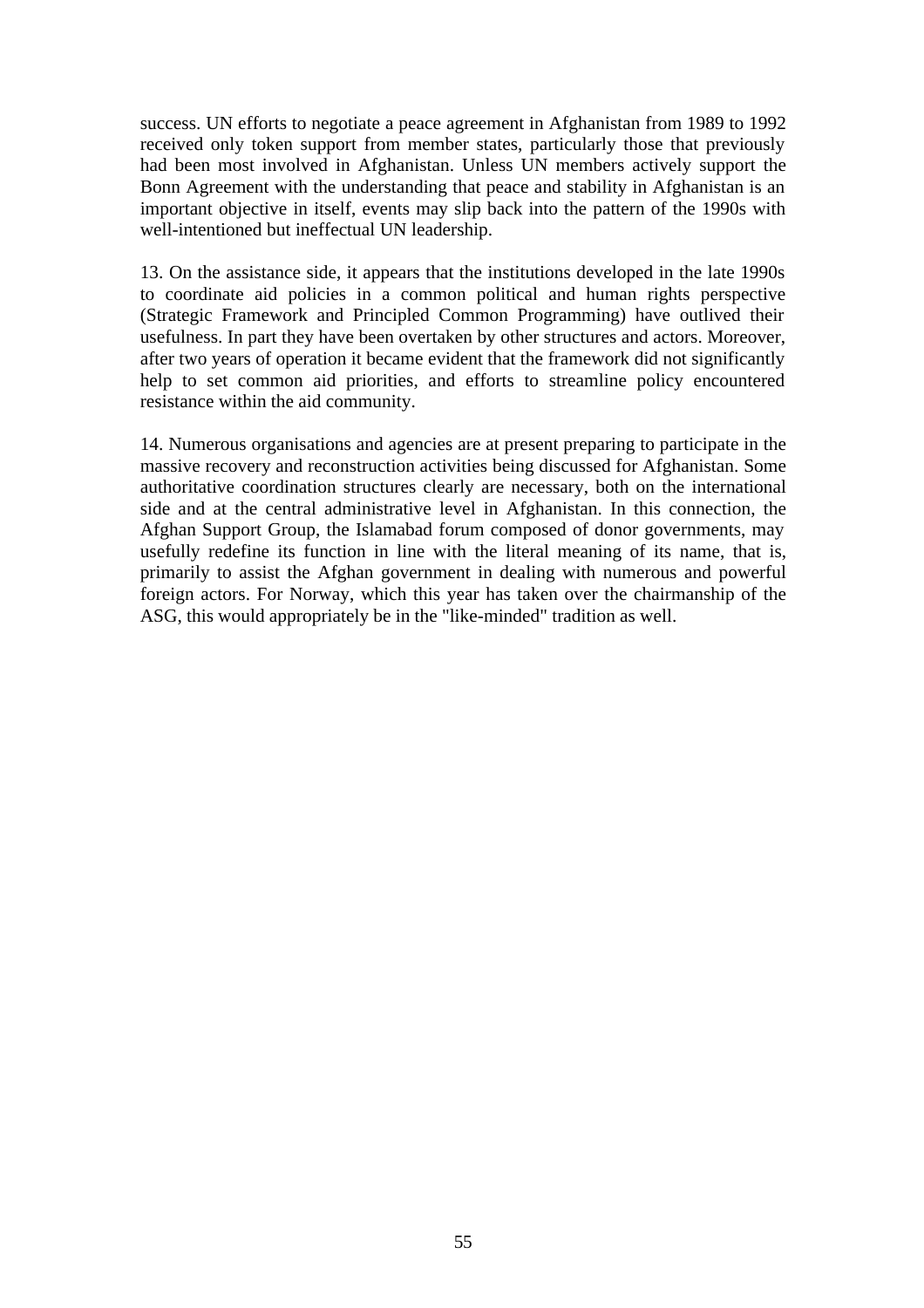success. UN efforts to negotiate a peace agreement in Afghanistan from 1989 to 1992 received only token support from member states, particularly those that previously had been most involved in Afghanistan. Unless UN members actively support the Bonn Agreement with the understanding that peace and stability in Afghanistan is an important objective in itself, events may slip back into the pattern of the 1990s with well-intentioned but ineffectual UN leadership.

13. On the assistance side, it appears that the institutions developed in the late 1990s to coordinate aid policies in a common political and human rights perspective (Strategic Framework and Principled Common Programming) have outlived their usefulness. In part they have been overtaken by other structures and actors. Moreover, after two years of operation it became evident that the framework did not significantly help to set common aid priorities, and efforts to streamline policy encountered resistance within the aid community.

14. Numerous organisations and agencies are at present preparing to participate in the massive recovery and reconstruction activities being discussed for Afghanistan. Some authoritative coordination structures clearly are necessary, both on the international side and at the central administrative level in Afghanistan. In this connection, the Afghan Support Group, the Islamabad forum composed of donor governments, may usefully redefine its function in line with the literal meaning of its name, that is, primarily to assist the Afghan government in dealing with numerous and powerful foreign actors. For Norway, which this year has taken over the chairmanship of the ASG, this would appropriately be in the "like-minded" tradition as well.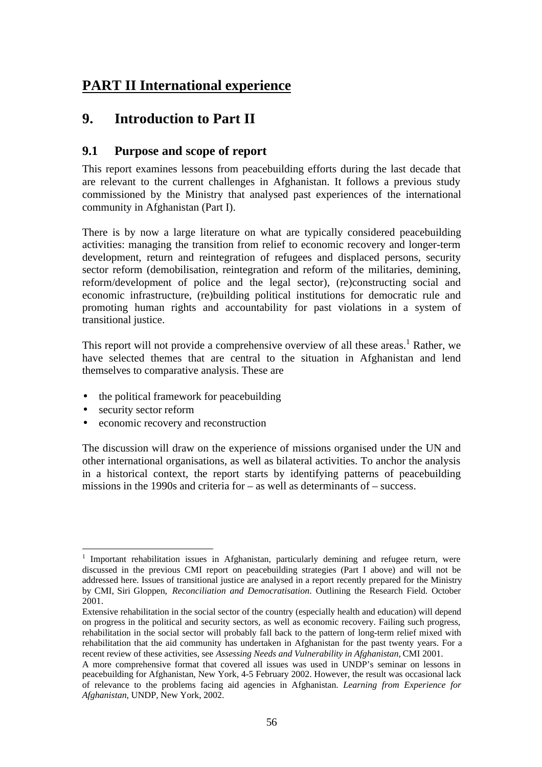# PART II International experience

## 9. Introduction to Part II

### 9.1 Purpose and scope of report

This report examines lessons from peacebuilding efforts during the last decade that are relevant to the current challenges in Afghanistan. It follows a previous study commissioned by the Ministry that analysed past experiences of the international community in Afghanistan (Part I).

There is by now a large literature on what are typically considered peacebuilding activities: managing the transition from relief to economic recovery and longer-term development, return and reintegration of refugees and displaced persons, security sector reform (demobilisation, reintegration and reform of the militaries, demining, reform/development of police and the legal sector), (re)constructing social and economic infrastructure, (re)building political institutions for democratic rule and promoting human rights and accountability for past violations in a system of transitional justice.

This report will not provide a comprehensive overview of all these areas.[1] Rather, we have selected themes that are central to the situation in Afghanistan and lend themselves to comparative analysis. These are

- the political framework for peacebuilding
- security sector reform
- economic recovery and reconstruction

The discussion will draw on the experience of missions organised under the UN and other international organisations, as well as bilateral activities. To anchor the analysis in a historical context, the report starts by identifying patterns of peacebuilding missions in the 1990s and criteria for – as well as determinants of – success.

---

[1] Important rehabilitation issues in Afghanistan, particularly demining and refugee return, were discussed in the previous CMI report on peacebuilding strategies (Part I above) and will not be addressed here. Issues of transitional justice are analysed in a report recently prepared for the Ministry by CMI, Siri Gloppen, *Reconciliation and Democratisation*. Outlining the Research Field. October 2001.

Extensive rehabilitation in the social sector of the country (especially health and education) will depend on progress in the political and security sectors, as well as economic recovery. Failing such progress, rehabilitation in the social sector will probably fall back to the pattern of long-term relief mixed with rehabilitation that the aid community has undertaken in Afghanistan for the past twenty years. For a recent review of these activities, see *Assessing Needs and Vulnerability in Afghanistan,* CMI 2001.

A more comprehensive format that covered all issues was used in UNDP's seminar on lessons in peacebuilding for Afghanistan, New York, 4-5 February 2002. However, the result was occasional lack of relevance to the problems facing aid agencies in Afghanistan. *Learning from Experience for Afghanistan,* UNDP, New York, 2002.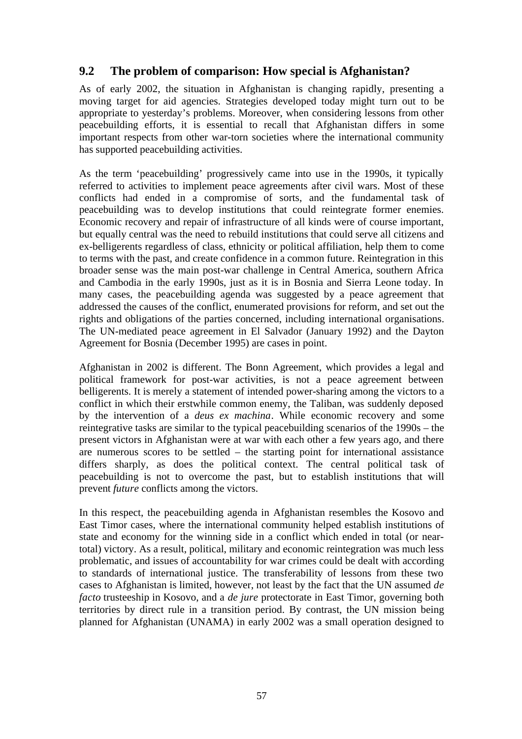## 9.2 The problem of comparison: How special is Afghanistan?

As of early 2002, the situation in Afghanistan is changing rapidly, presenting a moving target for aid agencies. Strategies developed today might turn out to be appropriate to yesterday's problems. Moreover, when considering lessons from other peacebuilding efforts, it is essential to recall that Afghanistan differs in some important respects from other war-torn societies where the international community has supported peacebuilding activities.

As the term 'peacebuilding' progressively came into use in the 1990s, it typically referred to activities to implement peace agreements after civil wars. Most of these conflicts had ended in a compromise of sorts, and the fundamental task of peacebuilding was to develop institutions that could reintegrate former enemies. Economic recovery and repair of infrastructure of all kinds were of course important, but equally central was the need to rebuild institutions that could serve all citizens and ex-belligerents regardless of class, ethnicity or political affiliation, help them to come to terms with the past, and create confidence in a common future. Reintegration in this broader sense was the main post-war challenge in Central America, southern Africa and Cambodia in the early 1990s, just as it is in Bosnia and Sierra Leone today. In many cases, the peacebuilding agenda was suggested by a peace agreement that addressed the causes of the conflict, enumerated provisions for reform, and set out the rights and obligations of the parties concerned, including international organisations. The UN-mediated peace agreement in El Salvador (January 1992) and the Dayton Agreement for Bosnia (December 1995) are cases in point.

Afghanistan in 2002 is different. The Bonn Agreement, which provides a legal and political framework for post-war activities, is not a peace agreement between belligerents. It is merely a statement of intended power-sharing among the victors to a conflict in which their erstwhile common enemy, the Taliban, was suddenly deposed by the intervention of a *deus ex machina*. While economic recovery and some reintegrative tasks are similar to the typical peacebuilding scenarios of the 1990s – the present victors in Afghanistan were at war with each other a few years ago, and there are numerous scores to be settled – the starting point for international assistance differs sharply, as does the political context. The central political task of peacebuilding is not to overcome the past, but to establish institutions that will prevent *future* conflicts among the victors.

In this respect, the peacebuilding agenda in Afghanistan resembles the Kosovo and East Timor cases, where the international community helped establish institutions of state and economy for the winning side in a conflict which ended in total (or near-total) victory. As a result, political, military and economic reintegration was much less problematic, and issues of accountability for war crimes could be dealt with according to standards of international justice. The transferability of lessons from these two cases to Afghanistan is limited, however, not least by the fact that the UN assumed *de facto* trusteeship in Kosovo, and a *de jure* protectorate in East Timor, governing both territories by direct rule in a transition period. By contrast, the UN mission being planned for Afghanistan (UNAMA) in early 2002 was a small operation designed to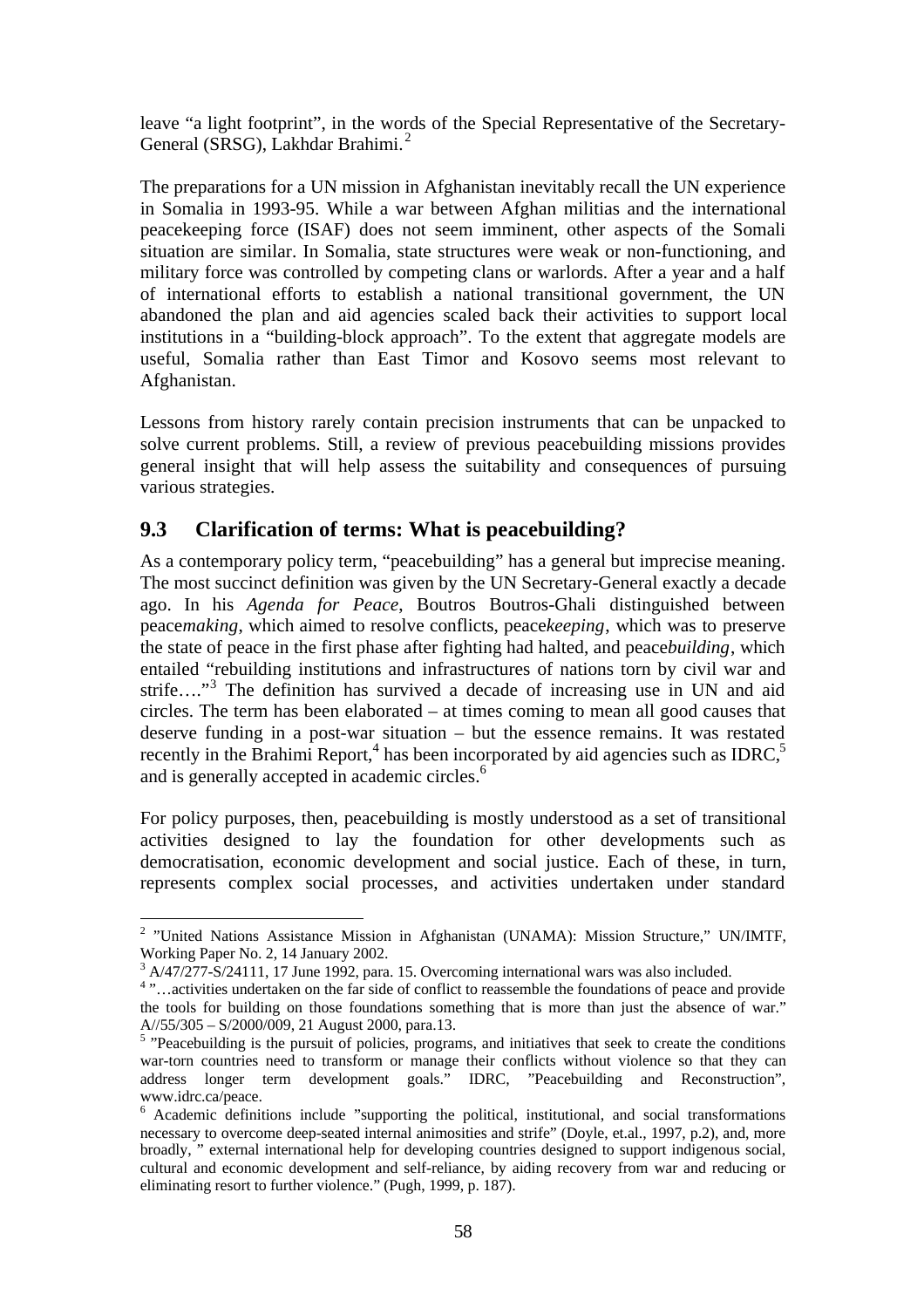leave "a light footprint", in the words of the Special Representative of the Secretary-General (SRSG), Lakhdar Brahimi.[2]

The preparations for a UN mission in Afghanistan inevitably recall the UN experience in Somalia in 1993-95. While a war between Afghan militias and the international peacekeeping force (ISAF) does not seem imminent, other aspects of the Somali situation are similar. In Somalia, state structures were weak or non-functioning, and military force was controlled by competing clans or warlords. After a year and a half of international efforts to establish a national transitional government, the UN abandoned the plan and aid agencies scaled back their activities to support local institutions in a "building-block approach". To the extent that aggregate models are useful, Somalia rather than East Timor and Kosovo seems most relevant to Afghanistan.

Lessons from history rarely contain precision instruments that can be unpacked to solve current problems. Still, a review of previous peacebuilding missions provides general insight that will help assess the suitability and consequences of pursuing various strategies.

## 9.3 Clarification of terms: What is peacebuilding?

As a contemporary policy term, "peacebuilding" has a general but imprecise meaning. The most succinct definition was given by the UN Secretary-General exactly a decade ago. In his *Agenda for Peace*, Boutros Boutros-Ghali distinguished between peace*making*, which aimed to resolve conflicts, peace*keeping*, which was to preserve the state of peace in the first phase after fighting had halted, and peace*building*, which entailed "rebuilding institutions and infrastructures of nations torn by civil war and strife…."[3] The definition has survived a decade of increasing use in UN and aid circles. The term has been elaborated – at times coming to mean all good causes that deserve funding in a post-war situation – but the essence remains. It was restated recently in the Brahimi Report,[4] has been incorporated by aid agencies such as IDRC,[5] and is generally accepted in academic circles.[6]

For policy purposes, then, peacebuilding is mostly understood as a set of transitional activities designed to lay the foundation for other developments such as democratisation, economic development and social justice. Each of these, in turn, represents complex social processes, and activities undertaken under standard

---

[2] "United Nations Assistance Mission in Afghanistan (UNAMA): Mission Structure," UN/IMTF, Working Paper No. 2, 14 January 2002.

[3] A/47/277-S/24111, 17 June 1992, para. 15. Overcoming international wars was also included.

[4] "…activities undertaken on the far side of conflict to reassemble the foundations of peace and provide the tools for building on those foundations something that is more than just the absence of war." A//55/305 – S/2000/009, 21 August 2000, para.13.

[5] "Peacebuilding is the pursuit of policies, programs, and initiatives that seek to create the conditions war-torn countries need to transform or manage their conflicts without violence so that they can address longer term development goals." IDRC, "Peacebuilding and Reconstruction", www.idrc.ca/peace.

[6] Academic definitions include "supporting the political, institutional, and social transformations necessary to overcome deep-seated internal animosities and strife" (Doyle, et.al., 1997, p.2), and, more broadly, " external international help for developing countries designed to support indigenous social, cultural and economic development and self-reliance, by aiding recovery from war and reducing or eliminating resort to further violence." (Pugh, 1999, p. 187).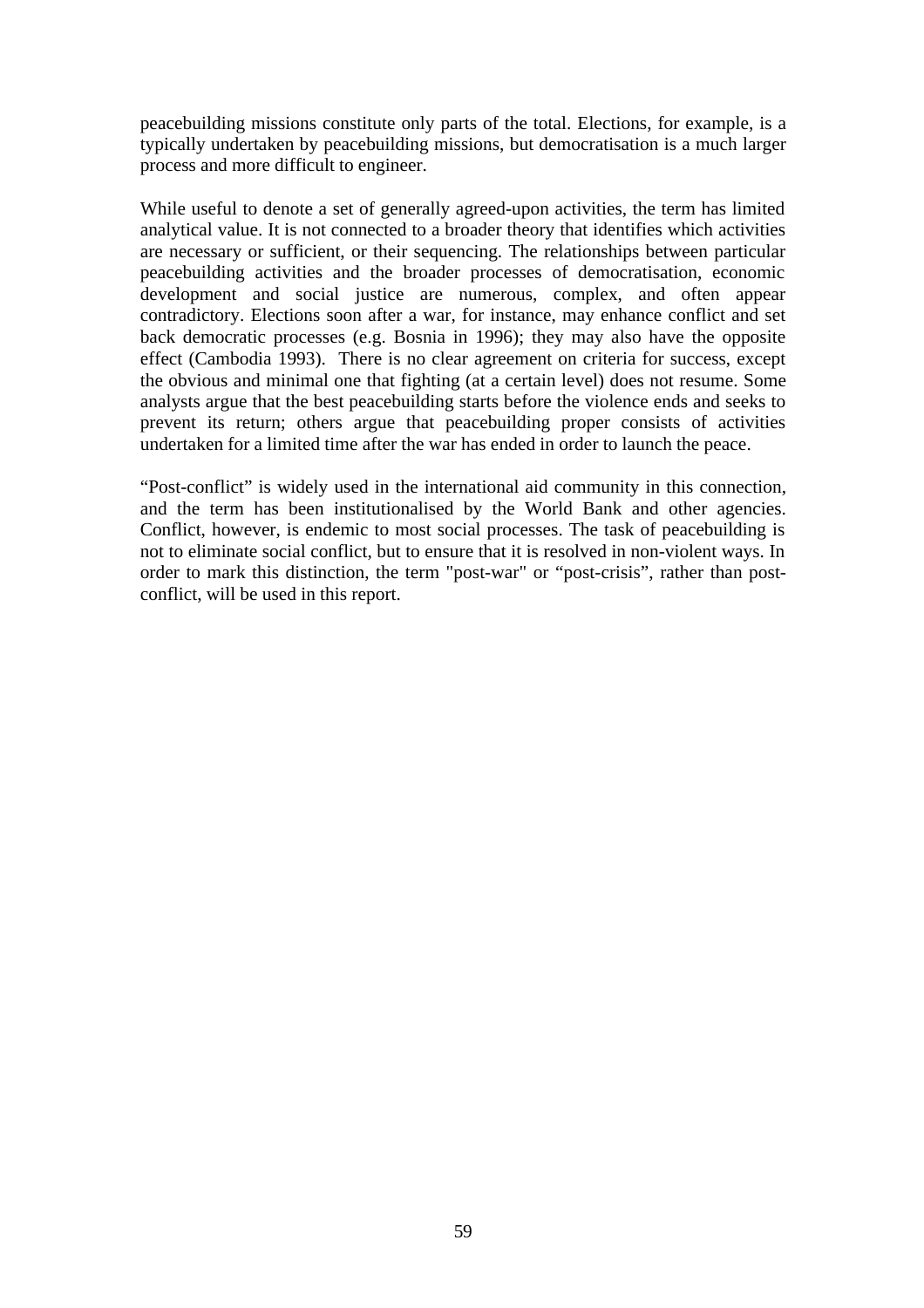peacebuilding missions constitute only parts of the total. Elections, for example, is a typically undertaken by peacebuilding missions, but democratisation is a much larger process and more difficult to engineer.

While useful to denote a set of generally agreed-upon activities, the term has limited analytical value. It is not connected to a broader theory that identifies which activities are necessary or sufficient, or their sequencing. The relationships between particular peacebuilding activities and the broader processes of democratisation, economic development and social justice are numerous, complex, and often appear contradictory. Elections soon after a war, for instance, may enhance conflict and set back democratic processes (e.g. Bosnia in 1996); they may also have the opposite effect (Cambodia 1993). There is no clear agreement on criteria for success, except the obvious and minimal one that fighting (at a certain level) does not resume. Some analysts argue that the best peacebuilding starts before the violence ends and seeks to prevent its return; others argue that peacebuilding proper consists of activities undertaken for a limited time after the war has ended in order to launch the peace.

"Post-conflict" is widely used in the international aid community in this connection, and the term has been institutionalised by the World Bank and other agencies. Conflict, however, is endemic to most social processes. The task of peacebuilding is not to eliminate social conflict, but to ensure that it is resolved in non-violent ways. In order to mark this distinction, the term "post-war" or "post-crisis", rather than post-conflict, will be used in this report.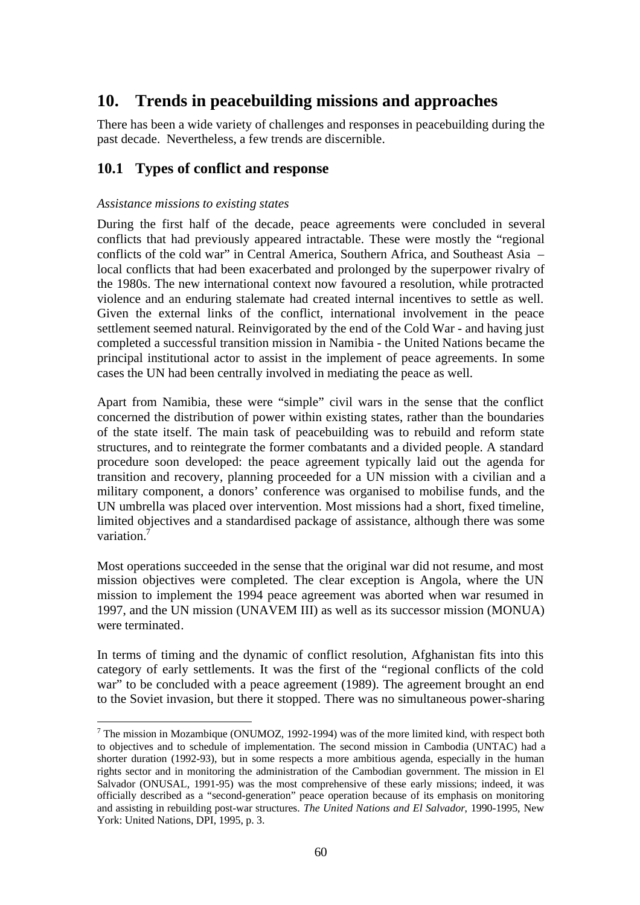# 10. Trends in peacebuilding missions and approaches

There has been a wide variety of challenges and responses in peacebuilding during the past decade. Nevertheless, a few trends are discernible.

## 10.1 Types of conflict and response

*Assistance missions to existing states*

During the first half of the decade, peace agreements were concluded in several conflicts that had previously appeared intractable. These were mostly the "regional conflicts of the cold war" in Central America, Southern Africa, and Southeast Asia – local conflicts that had been exacerbated and prolonged by the superpower rivalry of the 1980s. The new international context now favoured a resolution, while protracted violence and an enduring stalemate had created internal incentives to settle as well. Given the external links of the conflict, international involvement in the peace settlement seemed natural. Reinvigorated by the end of the Cold War - and having just completed a successful transition mission in Namibia - the United Nations became the principal institutional actor to assist in the implement of peace agreements. In some cases the UN had been centrally involved in mediating the peace as well.

Apart from Namibia, these were "simple" civil wars in the sense that the conflict concerned the distribution of power within existing states, rather than the boundaries of the state itself. The main task of peacebuilding was to rebuild and reform state structures, and to reintegrate the former combatants and a divided people. A standard procedure soon developed: the peace agreement typically laid out the agenda for transition and recovery, planning proceeded for a UN mission with a civilian and a military component, a donors' conference was organised to mobilise funds, and the UN umbrella was placed over intervention. Most missions had a short, fixed timeline, limited objectives and a standardised package of assistance, although there was some variation.[7]

Most operations succeeded in the sense that the original war did not resume, and most mission objectives were completed. The clear exception is Angola, where the UN mission to implement the 1994 peace agreement was aborted when war resumed in 1997, and the UN mission (UNAVEM III) as well as its successor mission (MONUA) were terminated.

In terms of timing and the dynamic of conflict resolution, Afghanistan fits into this category of early settlements. It was the first of the "regional conflicts of the cold war" to be concluded with a peace agreement (1989). The agreement brought an end to the Soviet invasion, but there it stopped. There was no simultaneous power-sharing

---

[7] The mission in Mozambique (ONUMOZ, 1992-1994) was of the more limited kind, with respect both to objectives and to schedule of implementation. The second mission in Cambodia (UNTAC) had a shorter duration (1992-93), but in some respects a more ambitious agenda, especially in the human rights sector and in monitoring the administration of the Cambodian government. The mission in El Salvador (ONUSAL, 1991-95) was the most comprehensive of these early missions; indeed, it was officially described as a "second-generation" peace operation because of its emphasis on monitoring and assisting in rebuilding post-war structures. *The United Nations and El Salvador*, 1990-1995, New York: United Nations, DPI, 1995, p. 3.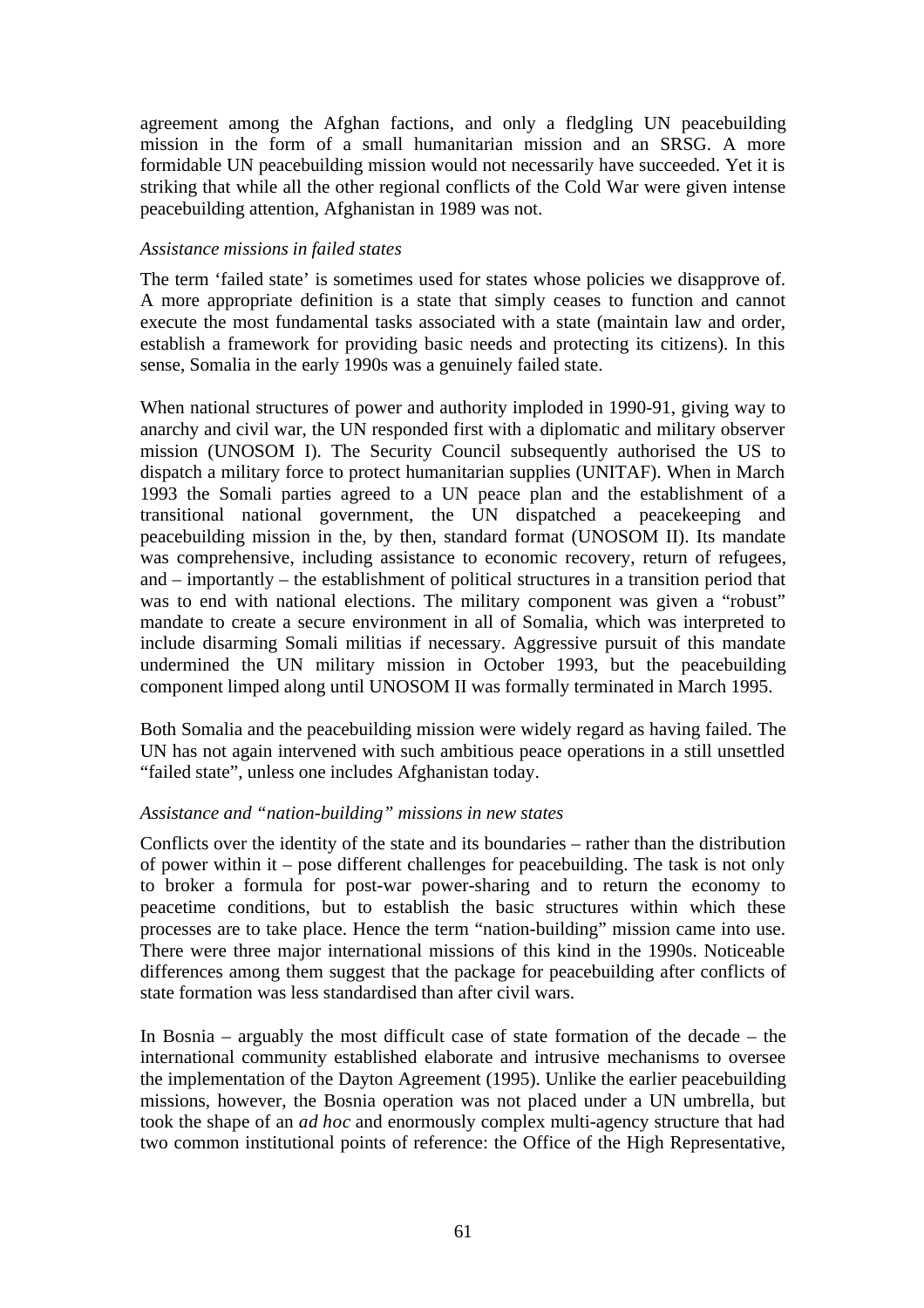agreement among the Afghan factions, and only a fledgling UN peacebuilding mission in the form of a small humanitarian mission and an SRSG. A more formidable UN peacebuilding mission would not necessarily have succeeded. Yet it is striking that while all the other regional conflicts of the Cold War were given intense peacebuilding attention, Afghanistan in 1989 was not.

*Assistance missions in failed states*

The term 'failed state' is sometimes used for states whose policies we disapprove of. A more appropriate definition is a state that simply ceases to function and cannot execute the most fundamental tasks associated with a state (maintain law and order, establish a framework for providing basic needs and protecting its citizens). In this sense, Somalia in the early 1990s was a genuinely failed state.

When national structures of power and authority imploded in 1990-91, giving way to anarchy and civil war, the UN responded first with a diplomatic and military observer mission (UNOSOM I). The Security Council subsequently authorised the US to dispatch a military force to protect humanitarian supplies (UNITAF). When in March 1993 the Somali parties agreed to a UN peace plan and the establishment of a transitional national government, the UN dispatched a peacekeeping and peacebuilding mission in the, by then, standard format (UNOSOM II). Its mandate was comprehensive, including assistance to economic recovery, return of refugees, and – importantly – the establishment of political structures in a transition period that was to end with national elections. The military component was given a "robust" mandate to create a secure environment in all of Somalia, which was interpreted to include disarming Somali militias if necessary. Aggressive pursuit of this mandate undermined the UN military mission in October 1993, but the peacebuilding component limped along until UNOSOM II was formally terminated in March 1995.

Both Somalia and the peacebuilding mission were widely regard as having failed. The UN has not again intervened with such ambitious peace operations in a still unsettled "failed state", unless one includes Afghanistan today.

*Assistance and "nation-building" missions in new states*

Conflicts over the identity of the state and its boundaries – rather than the distribution of power within it – pose different challenges for peacebuilding. The task is not only to broker a formula for post-war power-sharing and to return the economy to peacetime conditions, but to establish the basic structures within which these processes are to take place. Hence the term "nation-building" mission came into use. There were three major international missions of this kind in the 1990s. Noticeable differences among them suggest that the package for peacebuilding after conflicts of state formation was less standardised than after civil wars.

In Bosnia – arguably the most difficult case of state formation of the decade – the international community established elaborate and intrusive mechanisms to oversee the implementation of the Dayton Agreement (1995). Unlike the earlier peacebuilding missions, however, the Bosnia operation was not placed under a UN umbrella, but took the shape of an *ad hoc* and enormously complex multi-agency structure that had two common institutional points of reference: the Office of the High Representative,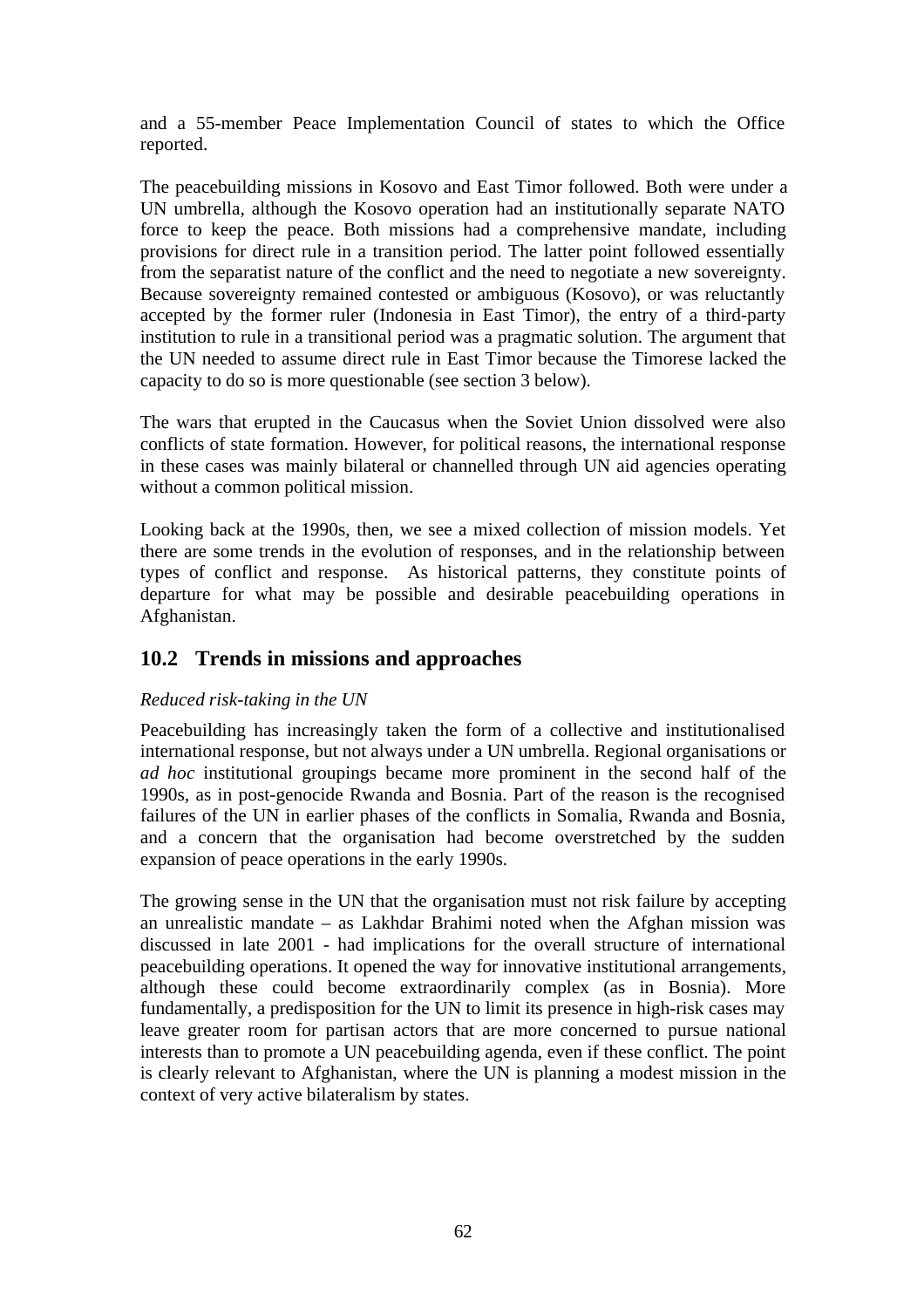and a 55-member Peace Implementation Council of states to which the Office reported.

The peacebuilding missions in Kosovo and East Timor followed. Both were under a UN umbrella, although the Kosovo operation had an institutionally separate NATO force to keep the peace. Both missions had a comprehensive mandate, including provisions for direct rule in a transition period. The latter point followed essentially from the separatist nature of the conflict and the need to negotiate a new sovereignty. Because sovereignty remained contested or ambiguous (Kosovo), or was reluctantly accepted by the former ruler (Indonesia in East Timor), the entry of a third-party institution to rule in a transitional period was a pragmatic solution. The argument that the UN needed to assume direct rule in East Timor because the Timorese lacked the capacity to do so is more questionable (see section 3 below).

The wars that erupted in the Caucasus when the Soviet Union dissolved were also conflicts of state formation. However, for political reasons, the international response in these cases was mainly bilateral or channelled through UN aid agencies operating without a common political mission.

Looking back at the 1990s, then, we see a mixed collection of mission models. Yet there are some trends in the evolution of responses, and in the relationship between types of conflict and response. As historical patterns, they constitute points of departure for what may be possible and desirable peacebuilding operations in Afghanistan.

## 10.2 Trends in missions and approaches

*Reduced risk-taking in the UN*

Peacebuilding has increasingly taken the form of a collective and institutionalised international response, but not always under a UN umbrella. Regional organisations or *ad hoc* institutional groupings became more prominent in the second half of the 1990s, as in post-genocide Rwanda and Bosnia. Part of the reason is the recognised failures of the UN in earlier phases of the conflicts in Somalia, Rwanda and Bosnia, and a concern that the organisation had become overstretched by the sudden expansion of peace operations in the early 1990s.

The growing sense in the UN that the organisation must not risk failure by accepting an unrealistic mandate – as Lakhdar Brahimi noted when the Afghan mission was discussed in late 2001 - had implications for the overall structure of international peacebuilding operations. It opened the way for innovative institutional arrangements, although these could become extraordinarily complex (as in Bosnia). More fundamentally, a predisposition for the UN to limit its presence in high-risk cases may leave greater room for partisan actors that are more concerned to pursue national interests than to promote a UN peacebuilding agenda, even if these conflict. The point is clearly relevant to Afghanistan, where the UN is planning a modest mission in the context of very active bilateralism by states.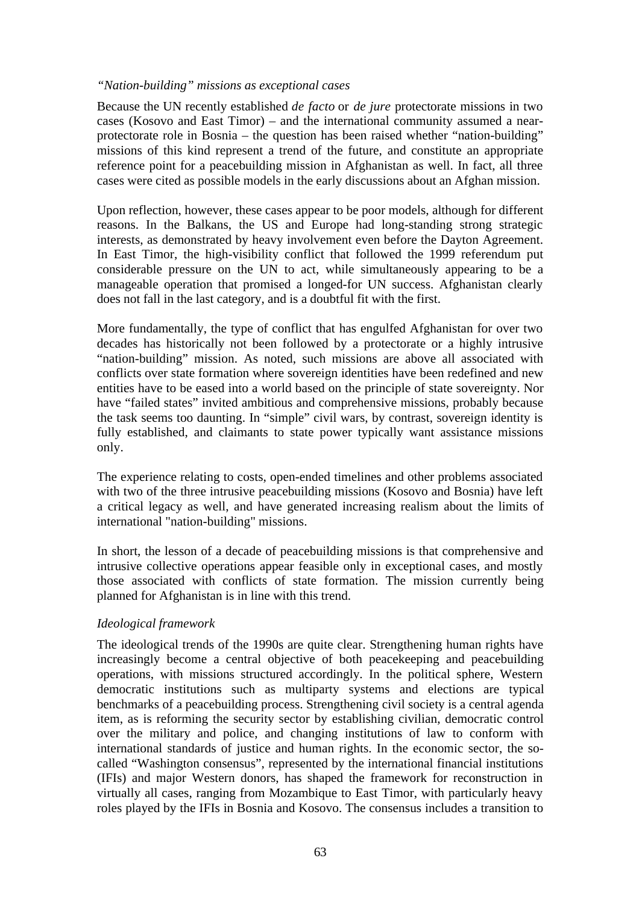### *"Nation-building" missions as exceptional cases*

Because the UN recently established *de facto* or *de jure* protectorate missions in two cases (Kosovo and East Timor) – and the international community assumed a near-protectorate role in Bosnia – the question has been raised whether "nation-building" missions of this kind represent a trend of the future, and constitute an appropriate reference point for a peacebuilding mission in Afghanistan as well. In fact, all three cases were cited as possible models in the early discussions about an Afghan mission.

Upon reflection, however, these cases appear to be poor models, although for different reasons. In the Balkans, the US and Europe had long-standing strong strategic interests, as demonstrated by heavy involvement even before the Dayton Agreement. In East Timor, the high-visibility conflict that followed the 1999 referendum put considerable pressure on the UN to act, while simultaneously appearing to be a manageable operation that promised a longed-for UN success. Afghanistan clearly does not fall in the last category, and is a doubtful fit with the first.

More fundamentally, the type of conflict that has engulfed Afghanistan for over two decades has historically not been followed by a protectorate or a highly intrusive "nation-building" mission. As noted, such missions are above all associated with conflicts over state formation where sovereign identities have been redefined and new entities have to be eased into a world based on the principle of state sovereignty. Nor have "failed states" invited ambitious and comprehensive missions, probably because the task seems too daunting. In "simple" civil wars, by contrast, sovereign identity is fully established, and claimants to state power typically want assistance missions only.

The experience relating to costs, open-ended timelines and other problems associated with two of the three intrusive peacebuilding missions (Kosovo and Bosnia) have left a critical legacy as well, and have generated increasing realism about the limits of international "nation-building" missions.

In short, the lesson of a decade of peacebuilding missions is that comprehensive and intrusive collective operations appear feasible only in exceptional cases, and mostly those associated with conflicts of state formation. The mission currently being planned for Afghanistan is in line with this trend.

### *Ideological framework*

The ideological trends of the 1990s are quite clear. Strengthening human rights have increasingly become a central objective of both peacekeeping and peacebuilding operations, with missions structured accordingly. In the political sphere, Western democratic institutions such as multiparty systems and elections are typical benchmarks of a peacebuilding process. Strengthening civil society is a central agenda item, as is reforming the security sector by establishing civilian, democratic control over the military and police, and changing institutions of law to conform with international standards of justice and human rights. In the economic sector, the so-called "Washington consensus", represented by the international financial institutions (IFIs) and major Western donors, has shaped the framework for reconstruction in virtually all cases, ranging from Mozambique to East Timor, with particularly heavy roles played by the IFIs in Bosnia and Kosovo. The consensus includes a transition to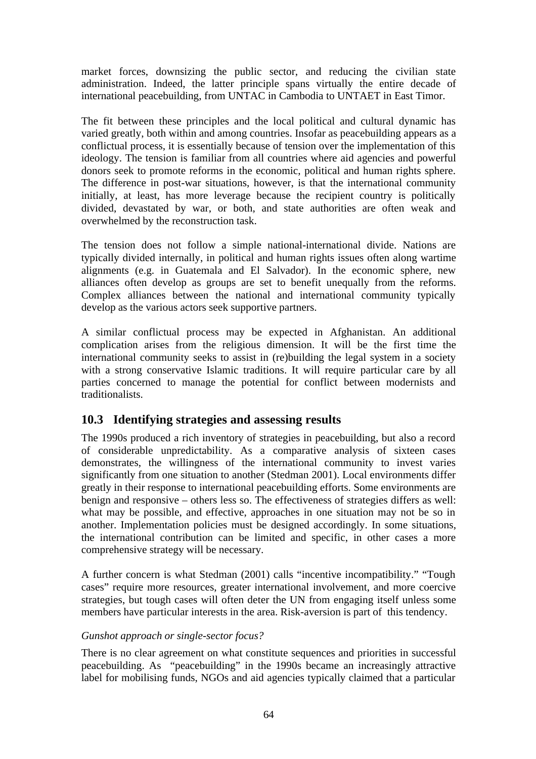market forces, downsizing the public sector, and reducing the civilian state administration. Indeed, the latter principle spans virtually the entire decade of international peacebuilding, from UNTAC in Cambodia to UNTAET in East Timor.

The fit between these principles and the local political and cultural dynamic has varied greatly, both within and among countries. Insofar as peacebuilding appears as a conflictual process, it is essentially because of tension over the implementation of this ideology. The tension is familiar from all countries where aid agencies and powerful donors seek to promote reforms in the economic, political and human rights sphere. The difference in post-war situations, however, is that the international community initially, at least, has more leverage because the recipient country is politically divided, devastated by war, or both, and state authorities are often weak and overwhelmed by the reconstruction task.

The tension does not follow a simple national-international divide. Nations are typically divided internally, in political and human rights issues often along wartime alignments (e.g. in Guatemala and El Salvador). In the economic sphere, new alliances often develop as groups are set to benefit unequally from the reforms. Complex alliances between the national and international community typically develop as the various actors seek supportive partners.

A similar conflictual process may be expected in Afghanistan. An additional complication arises from the religious dimension. It will be the first time the international community seeks to assist in (re)building the legal system in a society with a strong conservative Islamic traditions. It will require particular care by all parties concerned to manage the potential for conflict between modernists and traditionalists.

## 10.3 Identifying strategies and assessing results

The 1990s produced a rich inventory of strategies in peacebuilding, but also a record of considerable unpredictability. As a comparative analysis of sixteen cases demonstrates, the willingness of the international community to invest varies significantly from one situation to another (Stedman 2001). Local environments differ greatly in their response to international peacebuilding efforts. Some environments are benign and responsive – others less so. The effectiveness of strategies differs as well: what may be possible, and effective, approaches in one situation may not be so in another. Implementation policies must be designed accordingly. In some situations, the international contribution can be limited and specific, in other cases a more comprehensive strategy will be necessary.

A further concern is what Stedman (2001) calls "incentive incompatibility." "Tough cases" require more resources, greater international involvement, and more coercive strategies, but tough cases will often deter the UN from engaging itself unless some members have particular interests in the area. Risk-aversion is part of this tendency.

*Gunshot approach or single-sector focus?*

There is no clear agreement on what constitute sequences and priorities in successful peacebuilding. As "peacebuilding" in the 1990s became an increasingly attractive label for mobilising funds, NGOs and aid agencies typically claimed that a particular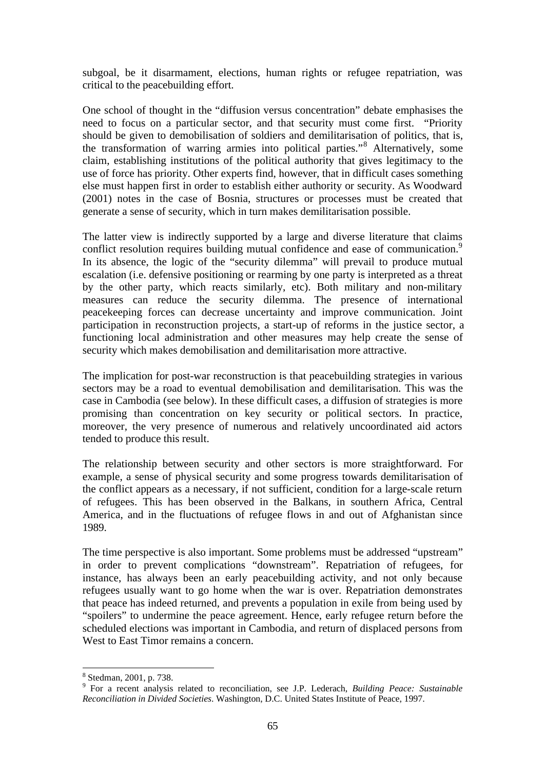subgoal, be it disarmament, elections, human rights or refugee repatriation, was critical to the peacebuilding effort.

One school of thought in the "diffusion versus concentration" debate emphasises the need to focus on a particular sector, and that security must come first. "Priority should be given to demobilisation of soldiers and demilitarisation of politics, that is, the transformation of warring armies into political parties."[8] Alternatively, some claim, establishing institutions of the political authority that gives legitimacy to the use of force has priority. Other experts find, however, that in difficult cases something else must happen first in order to establish either authority or security. As Woodward (2001) notes in the case of Bosnia, structures or processes must be created that generate a sense of security, which in turn makes demilitarisation possible.

The latter view is indirectly supported by a large and diverse literature that claims conflict resolution requires building mutual confidence and ease of communication.[9] In its absence, the logic of the "security dilemma" will prevail to produce mutual escalation (i.e. defensive positioning or rearming by one party is interpreted as a threat by the other party, which reacts similarly, etc). Both military and non-military measures can reduce the security dilemma. The presence of international peacekeeping forces can decrease uncertainty and improve communication. Joint participation in reconstruction projects, a start-up of reforms in the justice sector, a functioning local administration and other measures may help create the sense of security which makes demobilisation and demilitarisation more attractive.

The implication for post-war reconstruction is that peacebuilding strategies in various sectors may be a road to eventual demobilisation and demilitarisation. This was the case in Cambodia (see below). In these difficult cases, a diffusion of strategies is more promising than concentration on key security or political sectors. In practice, moreover, the very presence of numerous and relatively uncoordinated aid actors tended to produce this result.

The relationship between security and other sectors is more straightforward. For example, a sense of physical security and some progress towards demilitarisation of the conflict appears as a necessary, if not sufficient, condition for a large-scale return of refugees. This has been observed in the Balkans, in southern Africa, Central America, and in the fluctuations of refugee flows in and out of Afghanistan since 1989.

The time perspective is also important. Some problems must be addressed "upstream" in order to prevent complications "downstream". Repatriation of refugees, for instance, has always been an early peacebuilding activity, and not only because refugees usually want to go home when the war is over. Repatriation demonstrates that peace has indeed returned, and prevents a population in exile from being used by "spoilers" to undermine the peace agreement. Hence, early refugee return before the scheduled elections was important in Cambodia, and return of displaced persons from West to East Timor remains a concern.

---

[8] Stedman, 2001, p. 738.

[9] For a recent analysis related to reconciliation, see J.P. Lederach, *Building Peace: Sustainable Reconciliation in Divided Societies*. Washington, D.C. United States Institute of Peace, 1997.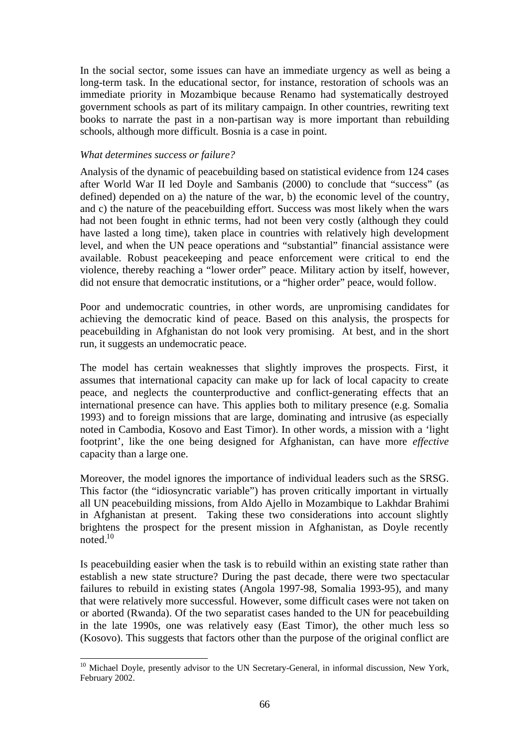In the social sector, some issues can have an immediate urgency as well as being a long-term task. In the educational sector, for instance, restoration of schools was an immediate priority in Mozambique because Renamo had systematically destroyed government schools as part of its military campaign. In other countries, rewriting text books to narrate the past in a non-partisan way is more important than rebuilding schools, although more difficult. Bosnia is a case in point.

*What determines success or failure?*

Analysis of the dynamic of peacebuilding based on statistical evidence from 124 cases after World War II led Doyle and Sambanis (2000) to conclude that "success" (as defined) depended on a) the nature of the war, b) the economic level of the country, and c) the nature of the peacebuilding effort. Success was most likely when the wars had not been fought in ethnic terms, had not been very costly (although they could have lasted a long time), taken place in countries with relatively high development level, and when the UN peace operations and "substantial" financial assistance were available. Robust peacekeeping and peace enforcement were critical to end the violence, thereby reaching a "lower order" peace. Military action by itself, however, did not ensure that democratic institutions, or a "higher order" peace, would follow.

Poor and undemocratic countries, in other words, are unpromising candidates for achieving the democratic kind of peace. Based on this analysis, the prospects for peacebuilding in Afghanistan do not look very promising. At best, and in the short run, it suggests an undemocratic peace.

The model has certain weaknesses that slightly improves the prospects. First, it assumes that international capacity can make up for lack of local capacity to create peace, and neglects the counterproductive and conflict-generating effects that an international presence can have. This applies both to military presence (e.g. Somalia 1993) and to foreign missions that are large, dominating and intrusive (as especially noted in Cambodia, Kosovo and East Timor). In other words, a mission with a 'light footprint', like the one being designed for Afghanistan, can have more *effective* capacity than a large one.

Moreover, the model ignores the importance of individual leaders such as the SRSG. This factor (the "idiosyncratic variable") has proven critically important in virtually all UN peacebuilding missions, from Aldo Ajello in Mozambique to Lakhdar Brahimi in Afghanistan at present. Taking these two considerations into account slightly brightens the prospect for the present mission in Afghanistan, as Doyle recently noted.[10]

Is peacebuilding easier when the task is to rebuild within an existing state rather than establish a new state structure? During the past decade, there were two spectacular failures to rebuild in existing states (Angola 1997-98, Somalia 1993-95), and many that were relatively more successful. However, some difficult cases were not taken on or aborted (Rwanda). Of the two separatist cases handed to the UN for peacebuilding in the late 1990s, one was relatively easy (East Timor), the other much less so (Kosovo). This suggests that factors other than the purpose of the original conflict are

[10] Michael Doyle, presently advisor to the UN Secretary-General, in informal discussion, New York, February 2002.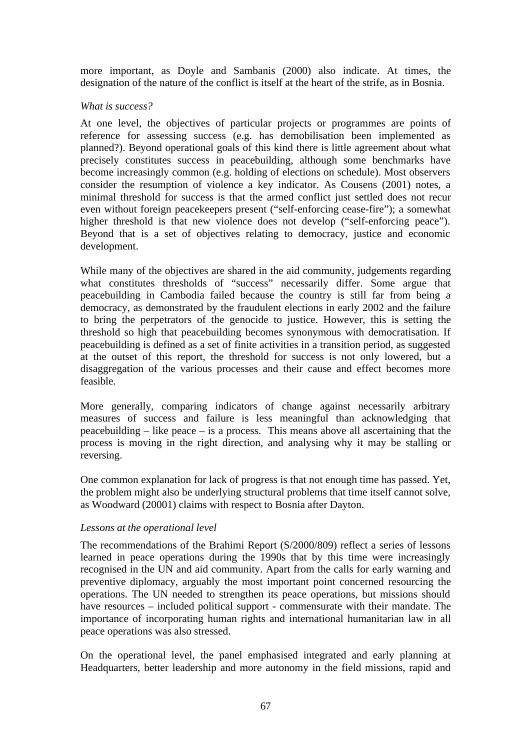more important, as Doyle and Sambanis (2000) also indicate. At times, the designation of the nature of the conflict is itself at the heart of the strife, as in Bosnia.

*What is success?*

At one level, the objectives of particular projects or programmes are points of reference for assessing success (e.g. has demobilisation been implemented as planned?). Beyond operational goals of this kind there is little agreement about what precisely constitutes success in peacebuilding, although some benchmarks have become increasingly common (e.g. holding of elections on schedule). Most observers consider the resumption of violence a key indicator. As Cousens (2001) notes, a minimal threshold for success is that the armed conflict just settled does not recur even without foreign peacekeepers present ("self-enforcing cease-fire"); a somewhat higher threshold is that new violence does not develop ("self-enforcing peace"). Beyond that is a set of objectives relating to democracy, justice and economic development.

While many of the objectives are shared in the aid community, judgements regarding what constitutes thresholds of "success" necessarily differ. Some argue that peacebuilding in Cambodia failed because the country is still far from being a democracy, as demonstrated by the fraudulent elections in early 2002 and the failure to bring the perpetrators of the genocide to justice. However, this is setting the threshold so high that peacebuilding becomes synonymous with democratisation. If peacebuilding is defined as a set of finite activities in a transition period, as suggested at the outset of this report, the threshold for success is not only lowered, but a disaggregation of the various processes and their cause and effect becomes more feasible.

More generally, comparing indicators of change against necessarily arbitrary measures of success and failure is less meaningful than acknowledging that peacebuilding – like peace – is a process. This means above all ascertaining that the process is moving in the right direction, and analysing why it may be stalling or reversing.

One common explanation for lack of progress is that not enough time has passed. Yet, the problem might also be underlying structural problems that time itself cannot solve, as Woodward (20001) claims with respect to Bosnia after Dayton.

*Lessons at the operational level*

The recommendations of the Brahimi Report (S/2000/809) reflect a series of lessons learned in peace operations during the 1990s that by this time were increasingly recognised in the UN and aid community. Apart from the calls for early warning and preventive diplomacy, arguably the most important point concerned resourcing the operations. The UN needed to strengthen its peace operations, but missions should have resources – included political support - commensurate with their mandate. The importance of incorporating human rights and international humanitarian law in all peace operations was also stressed.

On the operational level, the panel emphasised integrated and early planning at Headquarters, better leadership and more autonomy in the field missions, rapid and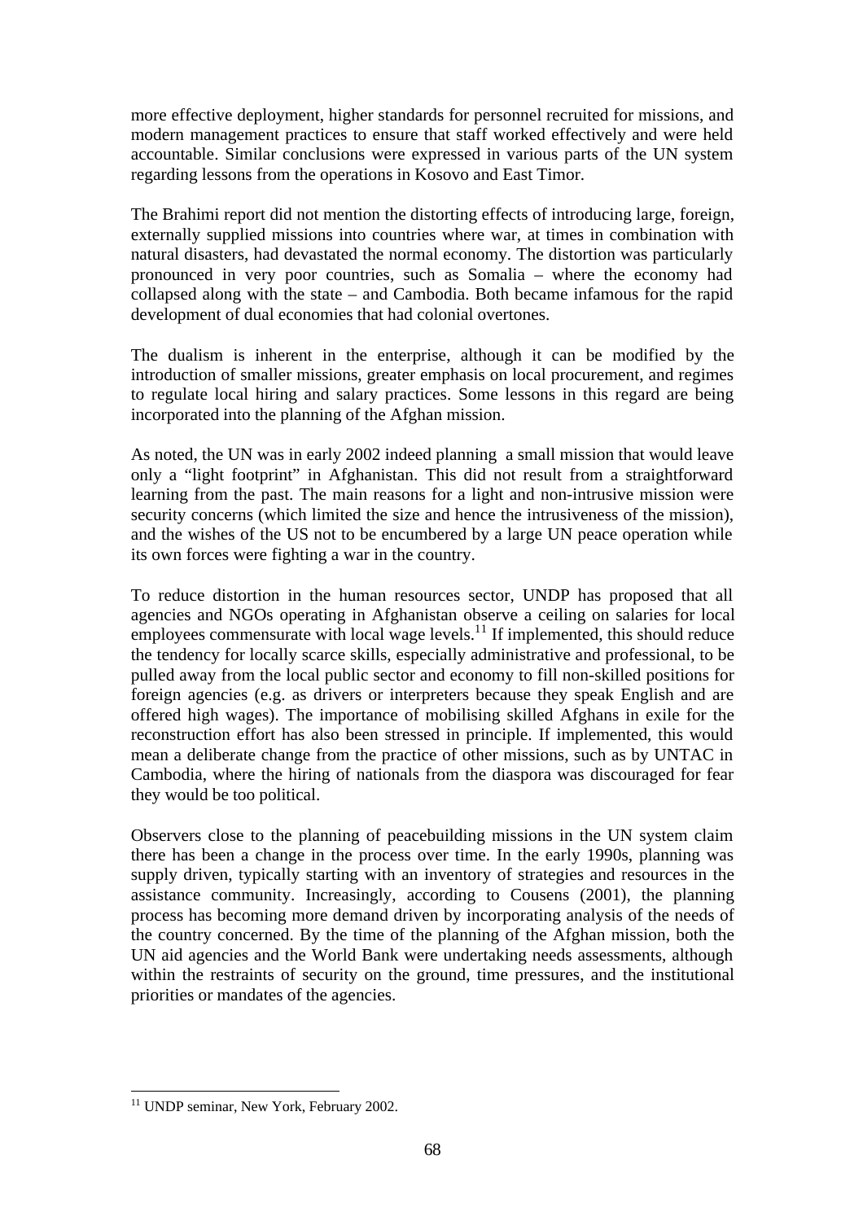more effective deployment, higher standards for personnel recruited for missions, and modern management practices to ensure that staff worked effectively and were held accountable. Similar conclusions were expressed in various parts of the UN system regarding lessons from the operations in Kosovo and East Timor.

The Brahimi report did not mention the distorting effects of introducing large, foreign, externally supplied missions into countries where war, at times in combination with natural disasters, had devastated the normal economy. The distortion was particularly pronounced in very poor countries, such as Somalia – where the economy had collapsed along with the state – and Cambodia. Both became infamous for the rapid development of dual economies that had colonial overtones.

The dualism is inherent in the enterprise, although it can be modified by the introduction of smaller missions, greater emphasis on local procurement, and regimes to regulate local hiring and salary practices. Some lessons in this regard are being incorporated into the planning of the Afghan mission.

As noted, the UN was in early 2002 indeed planning a small mission that would leave only a "light footprint" in Afghanistan. This did not result from a straightforward learning from the past. The main reasons for a light and non-intrusive mission were security concerns (which limited the size and hence the intrusiveness of the mission), and the wishes of the US not to be encumbered by a large UN peace operation while its own forces were fighting a war in the country.

To reduce distortion in the human resources sector, UNDP has proposed that all agencies and NGOs operating in Afghanistan observe a ceiling on salaries for local employees commensurate with local wage levels.[11] If implemented, this should reduce the tendency for locally scarce skills, especially administrative and professional, to be pulled away from the local public sector and economy to fill non-skilled positions for foreign agencies (e.g. as drivers or interpreters because they speak English and are offered high wages). The importance of mobilising skilled Afghans in exile for the reconstruction effort has also been stressed in principle. If implemented, this would mean a deliberate change from the practice of other missions, such as by UNTAC in Cambodia, where the hiring of nationals from the diaspora was discouraged for fear they would be too political.

Observers close to the planning of peacebuilding missions in the UN system claim there has been a change in the process over time. In the early 1990s, planning was supply driven, typically starting with an inventory of strategies and resources in the assistance community. Increasingly, according to Cousens (2001), the planning process has becoming more demand driven by incorporating analysis of the needs of the country concerned. By the time of the planning of the Afghan mission, both the UN aid agencies and the World Bank were undertaking needs assessments, although within the restraints of security on the ground, time pressures, and the institutional priorities or mandates of the agencies.

---

[11] UNDP seminar, New York, February 2002.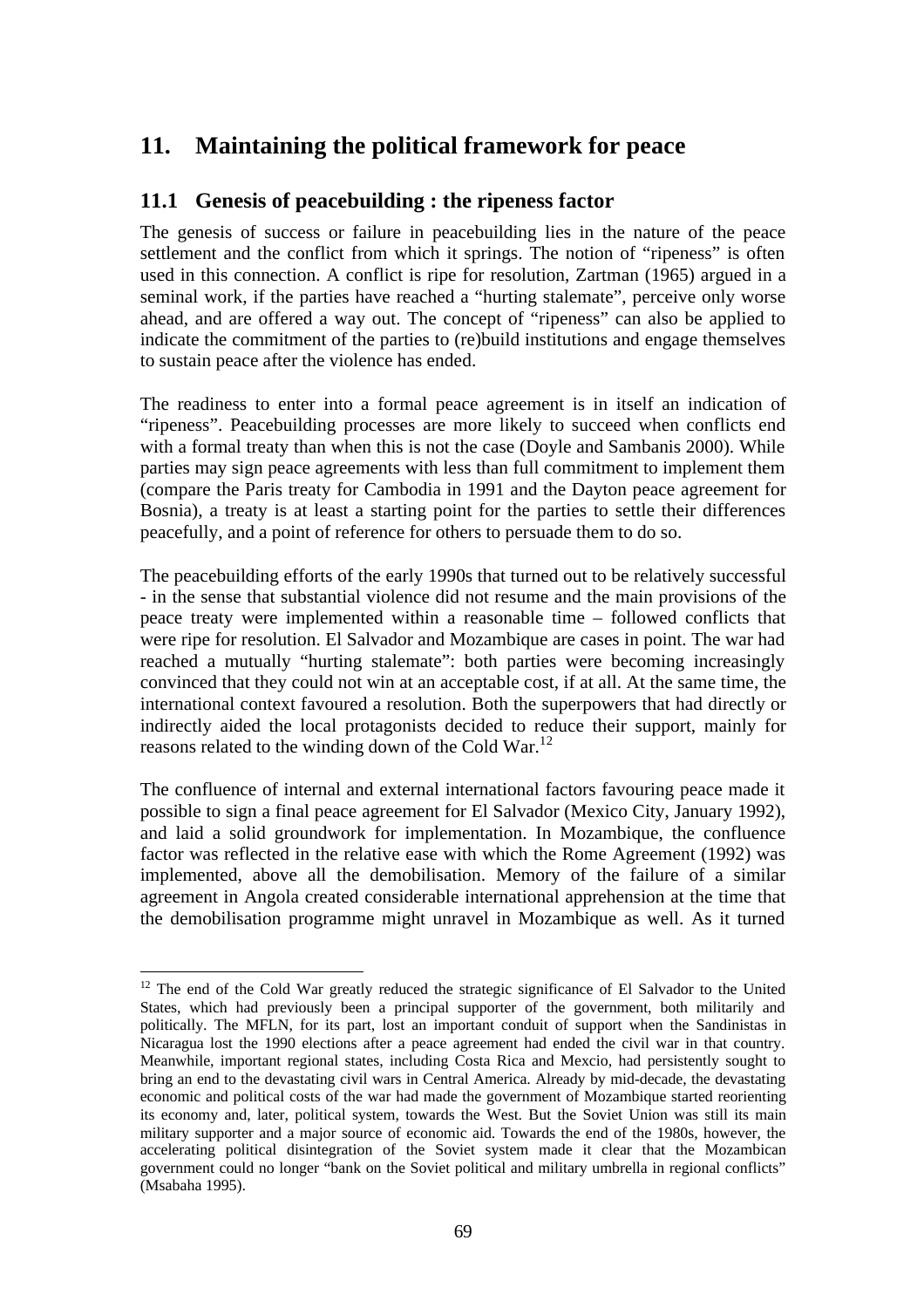# 11. Maintaining the political framework for peace

## 11.1 Genesis of peacebuilding : the ripeness factor

The genesis of success or failure in peacebuilding lies in the nature of the peace settlement and the conflict from which it springs. The notion of "ripeness" is often used in this connection. A conflict is ripe for resolution, Zartman (1965) argued in a seminal work, if the parties have reached a "hurting stalemate", perceive only worse ahead, and are offered a way out. The concept of "ripeness" can also be applied to indicate the commitment of the parties to (re)build institutions and engage themselves to sustain peace after the violence has ended.

The readiness to enter into a formal peace agreement is in itself an indication of "ripeness". Peacebuilding processes are more likely to succeed when conflicts end with a formal treaty than when this is not the case (Doyle and Sambanis 2000). While parties may sign peace agreements with less than full commitment to implement them (compare the Paris treaty for Cambodia in 1991 and the Dayton peace agreement for Bosnia), a treaty is at least a starting point for the parties to settle their differences peacefully, and a point of reference for others to persuade them to do so.

The peacebuilding efforts of the early 1990s that turned out to be relatively successful - in the sense that substantial violence did not resume and the main provisions of the peace treaty were implemented within a reasonable time – followed conflicts that were ripe for resolution. El Salvador and Mozambique are cases in point. The war had reached a mutually "hurting stalemate": both parties were becoming increasingly convinced that they could not win at an acceptable cost, if at all. At the same time, the international context favoured a resolution. Both the superpowers that had directly or indirectly aided the local protagonists decided to reduce their support, mainly for reasons related to the winding down of the Cold War.[12]

The confluence of internal and external international factors favouring peace made it possible to sign a final peace agreement for El Salvador (Mexico City, January 1992), and laid a solid groundwork for implementation. In Mozambique, the confluence factor was reflected in the relative ease with which the Rome Agreement (1992) was implemented, above all the demobilisation. Memory of the failure of a similar agreement in Angola created considerable international apprehension at the time that the demobilisation programme might unravel in Mozambique as well. As it turned

[12] The end of the Cold War greatly reduced the strategic significance of El Salvador to the United States, which had previously been a principal supporter of the government, both militarily and politically. The MFLN, for its part, lost an important conduit of support when the Sandinistas in Nicaragua lost the 1990 elections after a peace agreement had ended the civil war in that country. Meanwhile, important regional states, including Costa Rica and Mexcio, had persistently sought to bring an end to the devastating civil wars in Central America. Already by mid-decade, the devastating economic and political costs of the war had made the government of Mozambique started reorienting its economy and, later, political system, towards the West. But the Soviet Union was still its main military supporter and a major source of economic aid. Towards the end of the 1980s, however, the accelerating political disintegration of the Soviet system made it clear that the Mozambican government could no longer "bank on the Soviet political and military umbrella in regional conflicts" (Msabaha 1995).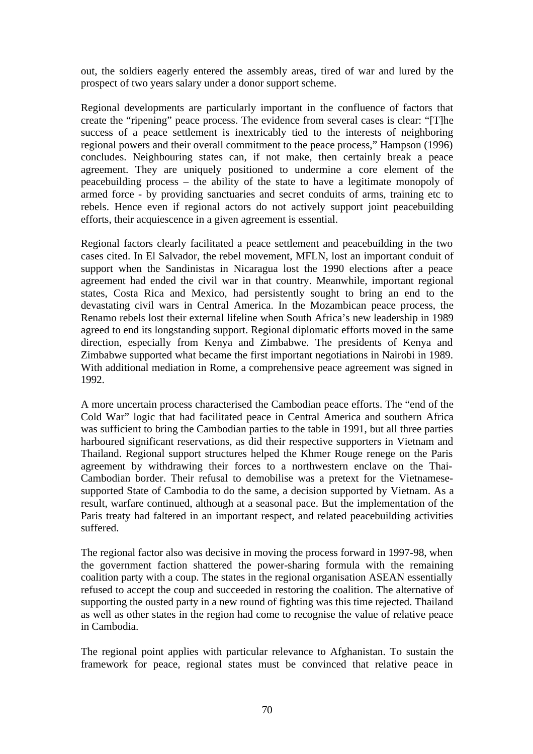out, the soldiers eagerly entered the assembly areas, tired of war and lured by the prospect of two years salary under a donor support scheme.

Regional developments are particularly important in the confluence of factors that create the "ripening" peace process. The evidence from several cases is clear: "[T]he success of a peace settlement is inextricably tied to the interests of neighboring regional powers and their overall commitment to the peace process," Hampson (1996) concludes. Neighbouring states can, if not make, then certainly break a peace agreement. They are uniquely positioned to undermine a core element of the peacebuilding process – the ability of the state to have a legitimate monopoly of armed force - by providing sanctuaries and secret conduits of arms, training etc to rebels. Hence even if regional actors do not actively support joint peacebuilding efforts, their acquiescence in a given agreement is essential.

Regional factors clearly facilitated a peace settlement and peacebuilding in the two cases cited. In El Salvador, the rebel movement, MFLN, lost an important conduit of support when the Sandinistas in Nicaragua lost the 1990 elections after a peace agreement had ended the civil war in that country. Meanwhile, important regional states, Costa Rica and Mexico, had persistently sought to bring an end to the devastating civil wars in Central America. In the Mozambican peace process, the Renamo rebels lost their external lifeline when South Africa's new leadership in 1989 agreed to end its longstanding support. Regional diplomatic efforts moved in the same direction, especially from Kenya and Zimbabwe. The presidents of Kenya and Zimbabwe supported what became the first important negotiations in Nairobi in 1989. With additional mediation in Rome, a comprehensive peace agreement was signed in 1992.

A more uncertain process characterised the Cambodian peace efforts. The "end of the Cold War" logic that had facilitated peace in Central America and southern Africa was sufficient to bring the Cambodian parties to the table in 1991, but all three parties harboured significant reservations, as did their respective supporters in Vietnam and Thailand. Regional support structures helped the Khmer Rouge renege on the Paris agreement by withdrawing their forces to a northwestern enclave on the Thai-Cambodian border. Their refusal to demobilise was a pretext for the Vietnamese-supported State of Cambodia to do the same, a decision supported by Vietnam. As a result, warfare continued, although at a seasonal pace. But the implementation of the Paris treaty had faltered in an important respect, and related peacebuilding activities suffered.

The regional factor also was decisive in moving the process forward in 1997-98, when the government faction shattered the power-sharing formula with the remaining coalition party with a coup. The states in the regional organisation ASEAN essentially refused to accept the coup and succeeded in restoring the coalition. The alternative of supporting the ousted party in a new round of fighting was this time rejected. Thailand as well as other states in the region had come to recognise the value of relative peace in Cambodia.

The regional point applies with particular relevance to Afghanistan. To sustain the framework for peace, regional states must be convinced that relative peace in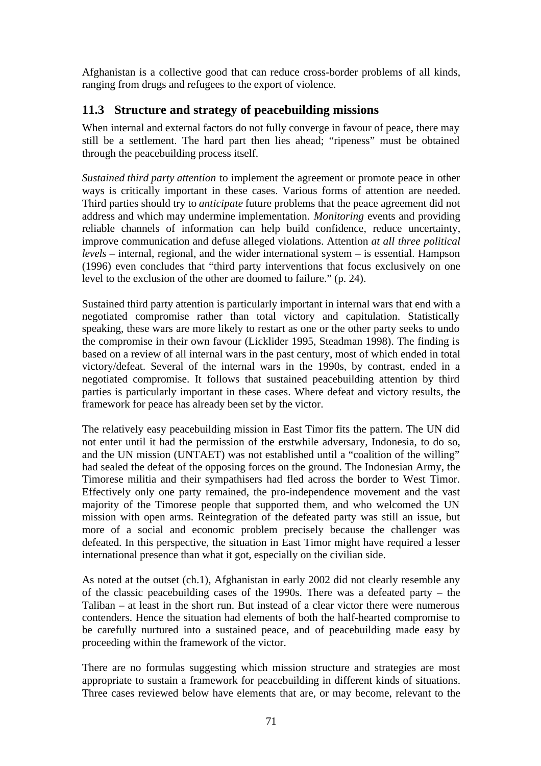Afghanistan is a collective good that can reduce cross-border problems of all kinds, ranging from drugs and refugees to the export of violence.

## 11.3 Structure and strategy of peacebuilding missions

When internal and external factors do not fully converge in favour of peace, there may still be a settlement. The hard part then lies ahead; "ripeness" must be obtained through the peacebuilding process itself.

*Sustained third party attention* to implement the agreement or promote peace in other ways is critically important in these cases. Various forms of attention are needed. Third parties should try to *anticipate* future problems that the peace agreement did not address and which may undermine implementation. *Monitoring* events and providing reliable channels of information can help build confidence, reduce uncertainty, improve communication and defuse alleged violations. Attention *at all three political levels* – internal, regional, and the wider international system – is essential. Hampson (1996) even concludes that "third party interventions that focus exclusively on one level to the exclusion of the other are doomed to failure." (p. 24).

Sustained third party attention is particularly important in internal wars that end with a negotiated compromise rather than total victory and capitulation. Statistically speaking, these wars are more likely to restart as one or the other party seeks to undo the compromise in their own favour (Licklider 1995, Steadman 1998). The finding is based on a review of all internal wars in the past century, most of which ended in total victory/defeat. Several of the internal wars in the 1990s, by contrast, ended in a negotiated compromise. It follows that sustained peacebuilding attention by third parties is particularly important in these cases. Where defeat and victory results, the framework for peace has already been set by the victor.

The relatively easy peacebuilding mission in East Timor fits the pattern. The UN did not enter until it had the permission of the erstwhile adversary, Indonesia, to do so, and the UN mission (UNTAET) was not established until a "coalition of the willing" had sealed the defeat of the opposing forces on the ground. The Indonesian Army, the Timorese militia and their sympathisers had fled across the border to West Timor. Effectively only one party remained, the pro-independence movement and the vast majority of the Timorese people that supported them, and who welcomed the UN mission with open arms. Reintegration of the defeated party was still an issue, but more of a social and economic problem precisely because the challenger was defeated. In this perspective, the situation in East Timor might have required a lesser international presence than what it got, especially on the civilian side.

As noted at the outset (ch.1), Afghanistan in early 2002 did not clearly resemble any of the classic peacebuilding cases of the 1990s. There was a defeated party – the Taliban – at least in the short run. But instead of a clear victor there were numerous contenders. Hence the situation had elements of both the half-hearted compromise to be carefully nurtured into a sustained peace, and of peacebuilding made easy by proceeding within the framework of the victor.

There are no formulas suggesting which mission structure and strategies are most appropriate to sustain a framework for peacebuilding in different kinds of situations. Three cases reviewed below have elements that are, or may become, relevant to the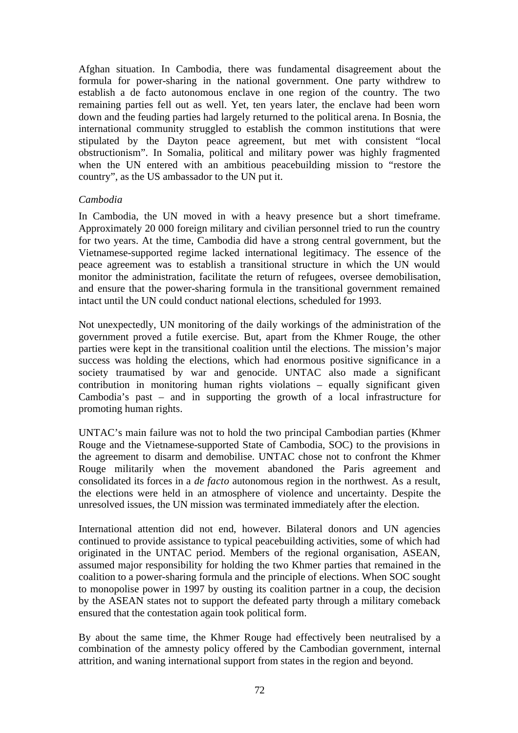Afghan situation. In Cambodia, there was fundamental disagreement about the formula for power-sharing in the national government. One party withdrew to establish a de facto autonomous enclave in one region of the country. The two remaining parties fell out as well. Yet, ten years later, the enclave had been worn down and the feuding parties had largely returned to the political arena. In Bosnia, the international community struggled to establish the common institutions that were stipulated by the Dayton peace agreement, but met with consistent "local obstructionism". In Somalia, political and military power was highly fragmented when the UN entered with an ambitious peacebuilding mission to "restore the country", as the US ambassador to the UN put it.

*Cambodia*

In Cambodia, the UN moved in with a heavy presence but a short timeframe. Approximately 20 000 foreign military and civilian personnel tried to run the country for two years. At the time, Cambodia did have a strong central government, but the Vietnamese-supported regime lacked international legitimacy. The essence of the peace agreement was to establish a transitional structure in which the UN would monitor the administration, facilitate the return of refugees, oversee demobilisation, and ensure that the power-sharing formula in the transitional government remained intact until the UN could conduct national elections, scheduled for 1993.

Not unexpectedly, UN monitoring of the daily workings of the administration of the government proved a futile exercise. But, apart from the Khmer Rouge, the other parties were kept in the transitional coalition until the elections. The mission's major success was holding the elections, which had enormous positive significance in a society traumatised by war and genocide. UNTAC also made a significant contribution in monitoring human rights violations – equally significant given Cambodia's past – and in supporting the growth of a local infrastructure for promoting human rights.

UNTAC's main failure was not to hold the two principal Cambodian parties (Khmer Rouge and the Vietnamese-supported State of Cambodia, SOC) to the provisions in the agreement to disarm and demobilise. UNTAC chose not to confront the Khmer Rouge militarily when the movement abandoned the Paris agreement and consolidated its forces in a *de facto* autonomous region in the northwest. As a result, the elections were held in an atmosphere of violence and uncertainty. Despite the unresolved issues, the UN mission was terminated immediately after the election.

International attention did not end, however. Bilateral donors and UN agencies continued to provide assistance to typical peacebuilding activities, some of which had originated in the UNTAC period. Members of the regional organisation, ASEAN, assumed major responsibility for holding the two Khmer parties that remained in the coalition to a power-sharing formula and the principle of elections. When SOC sought to monopolise power in 1997 by ousting its coalition partner in a coup, the decision by the ASEAN states not to support the defeated party through a military comeback ensured that the contestation again took political form.

By about the same time, the Khmer Rouge had effectively been neutralised by a combination of the amnesty policy offered by the Cambodian government, internal attrition, and waning international support from states in the region and beyond.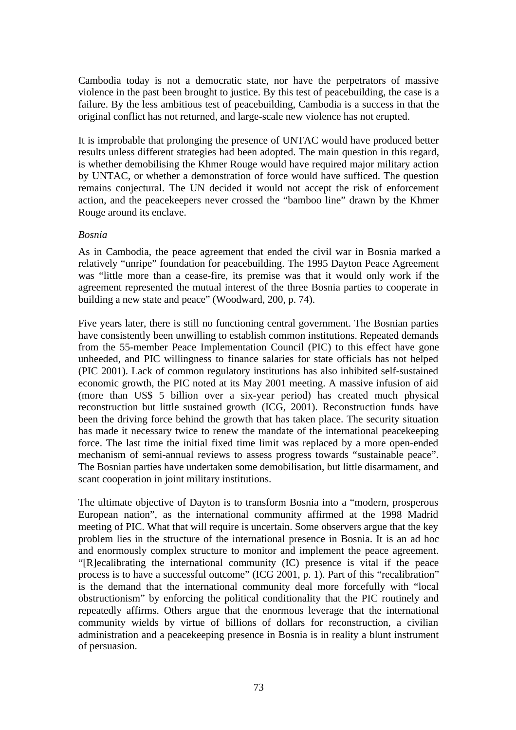Cambodia today is not a democratic state, nor have the perpetrators of massive violence in the past been brought to justice. By this test of peacebuilding, the case is a failure. By the less ambitious test of peacebuilding, Cambodia is a success in that the original conflict has not returned, and large-scale new violence has not erupted.

It is improbable that prolonging the presence of UNTAC would have produced better results unless different strategies had been adopted. The main question in this regard, is whether demobilising the Khmer Rouge would have required major military action by UNTAC, or whether a demonstration of force would have sufficed. The question remains conjectural. The UN decided it would not accept the risk of enforcement action, and the peacekeepers never crossed the "bamboo line" drawn by the Khmer Rouge around its enclave.

*Bosnia*

As in Cambodia, the peace agreement that ended the civil war in Bosnia marked a relatively "unripe" foundation for peacebuilding. The 1995 Dayton Peace Agreement was "little more than a cease-fire, its premise was that it would only work if the agreement represented the mutual interest of the three Bosnia parties to cooperate in building a new state and peace" (Woodward, 200, p. 74).

Five years later, there is still no functioning central government. The Bosnian parties have consistently been unwilling to establish common institutions. Repeated demands from the 55-member Peace Implementation Council (PIC) to this effect have gone unheeded, and PIC willingness to finance salaries for state officials has not helped (PIC 2001). Lack of common regulatory institutions has also inhibited self-sustained economic growth, the PIC noted at its May 2001 meeting. A massive infusion of aid (more than US$ 5 billion over a six-year period) has created much physical reconstruction but little sustained growth (ICG, 2001). Reconstruction funds have been the driving force behind the growth that has taken place. The security situation has made it necessary twice to renew the mandate of the international peacekeeping force. The last time the initial fixed time limit was replaced by a more open-ended mechanism of semi-annual reviews to assess progress towards "sustainable peace". The Bosnian parties have undertaken some demobilisation, but little disarmament, and scant cooperation in joint military institutions.

The ultimate objective of Dayton is to transform Bosnia into a "modern, prosperous European nation", as the international community affirmed at the 1998 Madrid meeting of PIC. What that will require is uncertain. Some observers argue that the key problem lies in the structure of the international presence in Bosnia. It is an ad hoc and enormously complex structure to monitor and implement the peace agreement. "[R]ecalibrating the international community (IC) presence is vital if the peace process is to have a successful outcome" (ICG 2001, p. 1). Part of this "recalibration" is the demand that the international community deal more forcefully with "local obstructionism" by enforcing the political conditionality that the PIC routinely and repeatedly affirms. Others argue that the enormous leverage that the international community wields by virtue of billions of dollars for reconstruction, a civilian administration and a peacekeeping presence in Bosnia is in reality a blunt instrument of persuasion.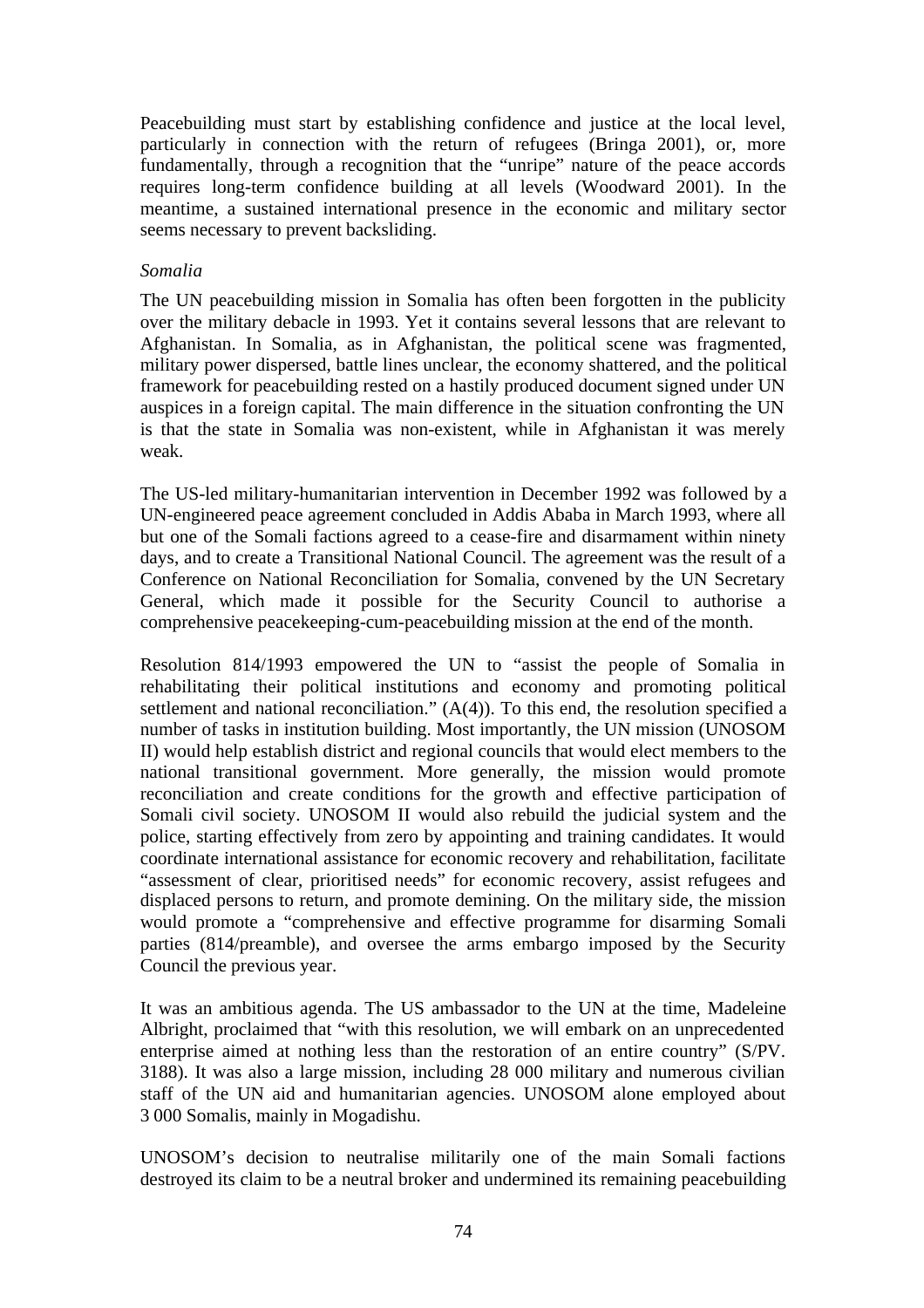Peacebuilding must start by establishing confidence and justice at the local level, particularly in connection with the return of refugees (Bringa 2001), or, more fundamentally, through a recognition that the "unripe" nature of the peace accords requires long-term confidence building at all levels (Woodward 2001). In the meantime, a sustained international presence in the economic and military sector seems necessary to prevent backsliding.

*Somalia*

The UN peacebuilding mission in Somalia has often been forgotten in the publicity over the military debacle in 1993. Yet it contains several lessons that are relevant to Afghanistan. In Somalia, as in Afghanistan, the political scene was fragmented, military power dispersed, battle lines unclear, the economy shattered, and the political framework for peacebuilding rested on a hastily produced document signed under UN auspices in a foreign capital. The main difference in the situation confronting the UN is that the state in Somalia was non-existent, while in Afghanistan it was merely weak.

The US-led military-humanitarian intervention in December 1992 was followed by a UN-engineered peace agreement concluded in Addis Ababa in March 1993, where all but one of the Somali factions agreed to a cease-fire and disarmament within ninety days, and to create a Transitional National Council. The agreement was the result of a Conference on National Reconciliation for Somalia, convened by the UN Secretary General, which made it possible for the Security Council to authorise a comprehensive peacekeeping-cum-peacebuilding mission at the end of the month.

Resolution 814/1993 empowered the UN to "assist the people of Somalia in rehabilitating their political institutions and economy and promoting political settlement and national reconciliation." (A(4)). To this end, the resolution specified a number of tasks in institution building. Most importantly, the UN mission (UNOSOM II) would help establish district and regional councils that would elect members to the national transitional government. More generally, the mission would promote reconciliation and create conditions for the growth and effective participation of Somali civil society. UNOSOM II would also rebuild the judicial system and the police, starting effectively from zero by appointing and training candidates. It would coordinate international assistance for economic recovery and rehabilitation, facilitate "assessment of clear, prioritised needs" for economic recovery, assist refugees and displaced persons to return, and promote demining. On the military side, the mission would promote a "comprehensive and effective programme for disarming Somali parties (814/preamble), and oversee the arms embargo imposed by the Security Council the previous year.

It was an ambitious agenda. The US ambassador to the UN at the time, Madeleine Albright, proclaimed that "with this resolution, we will embark on an unprecedented enterprise aimed at nothing less than the restoration of an entire country" (S/PV. 3188). It was also a large mission, including 28 000 military and numerous civilian staff of the UN aid and humanitarian agencies. UNOSOM alone employed about 3 000 Somalis, mainly in Mogadishu.

UNOSOM's decision to neutralise militarily one of the main Somali factions destroyed its claim to be a neutral broker and undermined its remaining peacebuilding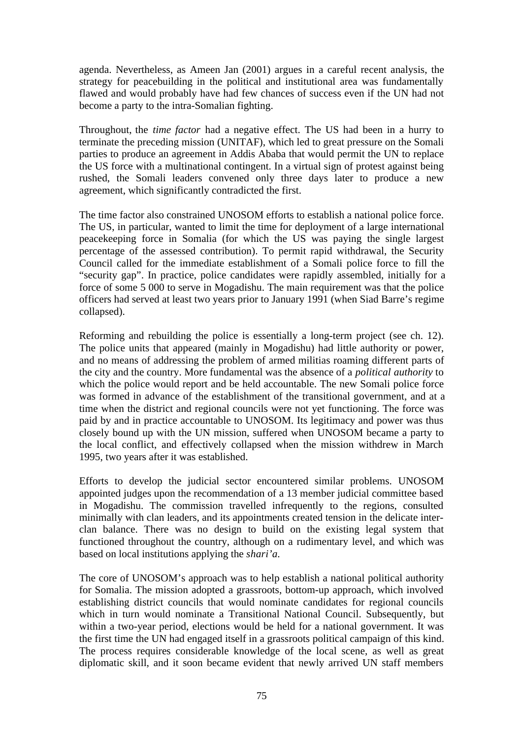agenda. Nevertheless, as Ameen Jan (2001) argues in a careful recent analysis, the strategy for peacebuilding in the political and institutional area was fundamentally flawed and would probably have had few chances of success even if the UN had not become a party to the intra-Somalian fighting.

Throughout, the *time factor* had a negative effect. The US had been in a hurry to terminate the preceding mission (UNITAF), which led to great pressure on the Somali parties to produce an agreement in Addis Ababa that would permit the UN to replace the US force with a multinational contingent. In a virtual sign of protest against being rushed, the Somali leaders convened only three days later to produce a new agreement, which significantly contradicted the first.

The time factor also constrained UNOSOM efforts to establish a national police force. The US, in particular, wanted to limit the time for deployment of a large international peacekeeping force in Somalia (for which the US was paying the single largest percentage of the assessed contribution). To permit rapid withdrawal, the Security Council called for the immediate establishment of a Somali police force to fill the "security gap". In practice, police candidates were rapidly assembled, initially for a force of some 5 000 to serve in Mogadishu. The main requirement was that the police officers had served at least two years prior to January 1991 (when Siad Barre's regime collapsed).

Reforming and rebuilding the police is essentially a long-term project (see ch. 12). The police units that appeared (mainly in Mogadishu) had little authority or power, and no means of addressing the problem of armed militias roaming different parts of the city and the country. More fundamental was the absence of a *political authority* to which the police would report and be held accountable. The new Somali police force was formed in advance of the establishment of the transitional government, and at a time when the district and regional councils were not yet functioning. The force was paid by and in practice accountable to UNOSOM. Its legitimacy and power was thus closely bound up with the UN mission, suffered when UNOSOM became a party to the local conflict, and effectively collapsed when the mission withdrew in March 1995, two years after it was established.

Efforts to develop the judicial sector encountered similar problems. UNOSOM appointed judges upon the recommendation of a 13 member judicial committee based in Mogadishu. The commission travelled infrequently to the regions, consulted minimally with clan leaders, and its appointments created tension in the delicate inter-clan balance. There was no design to build on the existing legal system that functioned throughout the country, although on a rudimentary level, and which was based on local institutions applying the *shari'a*.

The core of UNOSOM's approach was to help establish a national political authority for Somalia. The mission adopted a grassroots, bottom-up approach, which involved establishing district councils that would nominate candidates for regional councils which in turn would nominate a Transitional National Council. Subsequently, but within a two-year period, elections would be held for a national government. It was the first time the UN had engaged itself in a grassroots political campaign of this kind. The process requires considerable knowledge of the local scene, as well as great diplomatic skill, and it soon became evident that newly arrived UN staff members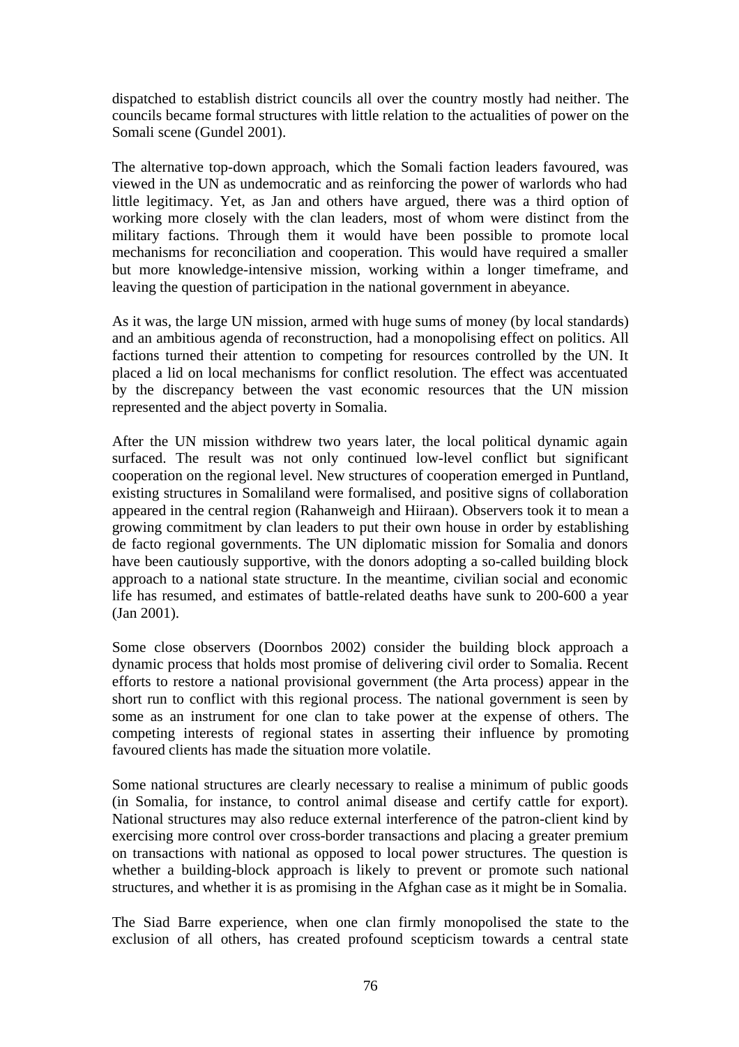dispatched to establish district councils all over the country mostly had neither. The councils became formal structures with little relation to the actualities of power on the Somali scene (Gundel 2001).

The alternative top-down approach, which the Somali faction leaders favoured, was viewed in the UN as undemocratic and as reinforcing the power of warlords who had little legitimacy. Yet, as Jan and others have argued, there was a third option of working more closely with the clan leaders, most of whom were distinct from the military factions. Through them it would have been possible to promote local mechanisms for reconciliation and cooperation. This would have required a smaller but more knowledge-intensive mission, working within a longer timeframe, and leaving the question of participation in the national government in abeyance.

As it was, the large UN mission, armed with huge sums of money (by local standards) and an ambitious agenda of reconstruction, had a monopolising effect on politics. All factions turned their attention to competing for resources controlled by the UN. It placed a lid on local mechanisms for conflict resolution. The effect was accentuated by the discrepancy between the vast economic resources that the UN mission represented and the abject poverty in Somalia.

After the UN mission withdrew two years later, the local political dynamic again surfaced. The result was not only continued low-level conflict but significant cooperation on the regional level. New structures of cooperation emerged in Puntland, existing structures in Somaliland were formalised, and positive signs of collaboration appeared in the central region (Rahanweigh and Hiiraan). Observers took it to mean a growing commitment by clan leaders to put their own house in order by establishing de facto regional governments. The UN diplomatic mission for Somalia and donors have been cautiously supportive, with the donors adopting a so-called building block approach to a national state structure. In the meantime, civilian social and economic life has resumed, and estimates of battle-related deaths have sunk to 200-600 a year (Jan 2001).

Some close observers (Doornbos 2002) consider the building block approach a dynamic process that holds most promise of delivering civil order to Somalia. Recent efforts to restore a national provisional government (the Arta process) appear in the short run to conflict with this regional process. The national government is seen by some as an instrument for one clan to take power at the expense of others. The competing interests of regional states in asserting their influence by promoting favoured clients has made the situation more volatile.

Some national structures are clearly necessary to realise a minimum of public goods (in Somalia, for instance, to control animal disease and certify cattle for export). National structures may also reduce external interference of the patron-client kind by exercising more control over cross-border transactions and placing a greater premium on transactions with national as opposed to local power structures. The question is whether a building-block approach is likely to prevent or promote such national structures, and whether it is as promising in the Afghan case as it might be in Somalia.

The Siad Barre experience, when one clan firmly monopolised the state to the exclusion of all others, has created profound scepticism towards a central state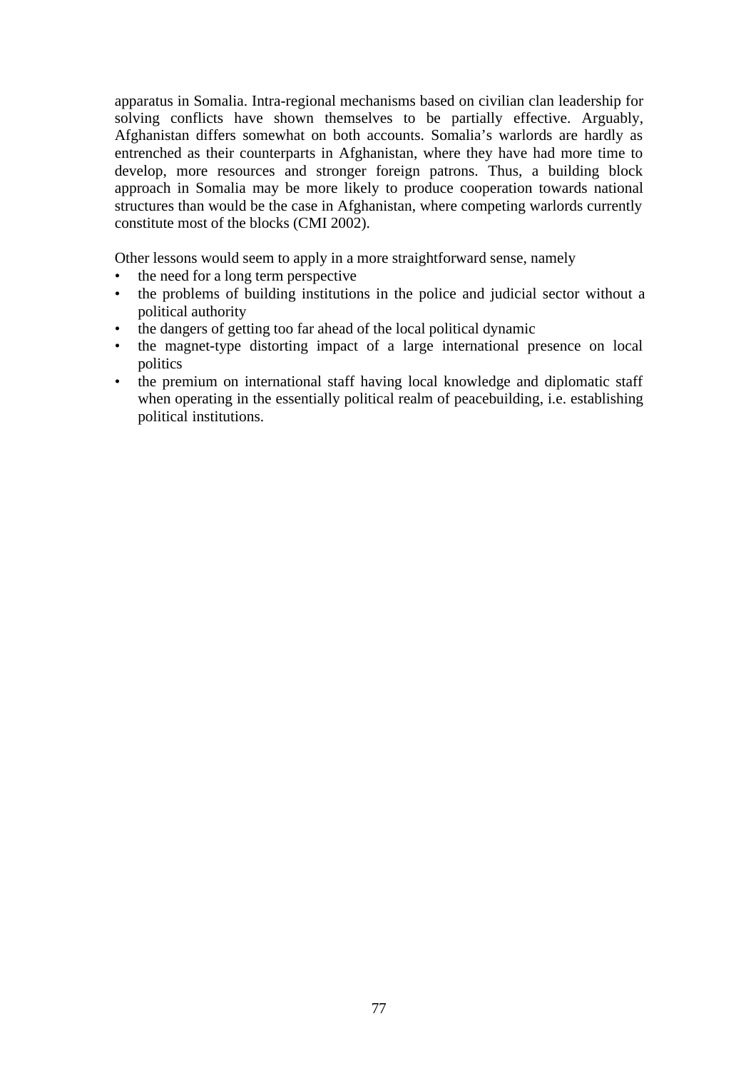apparatus in Somalia. Intra-regional mechanisms based on civilian clan leadership for solving conflicts have shown themselves to be partially effective. Arguably, Afghanistan differs somewhat on both accounts. Somalia's warlords are hardly as entrenched as their counterparts in Afghanistan, where they have had more time to develop, more resources and stronger foreign patrons. Thus, a building block approach in Somalia may be more likely to produce cooperation towards national structures than would be the case in Afghanistan, where competing warlords currently constitute most of the blocks (CMI 2002).

Other lessons would seem to apply in a more straightforward sense, namely

- the need for a long term perspective
- the problems of building institutions in the police and judicial sector without a political authority
- the dangers of getting too far ahead of the local political dynamic
- the magnet-type distorting impact of a large international presence on local politics
- the premium on international staff having local knowledge and diplomatic staff when operating in the essentially political realm of peacebuilding, i.e. establishing political institutions.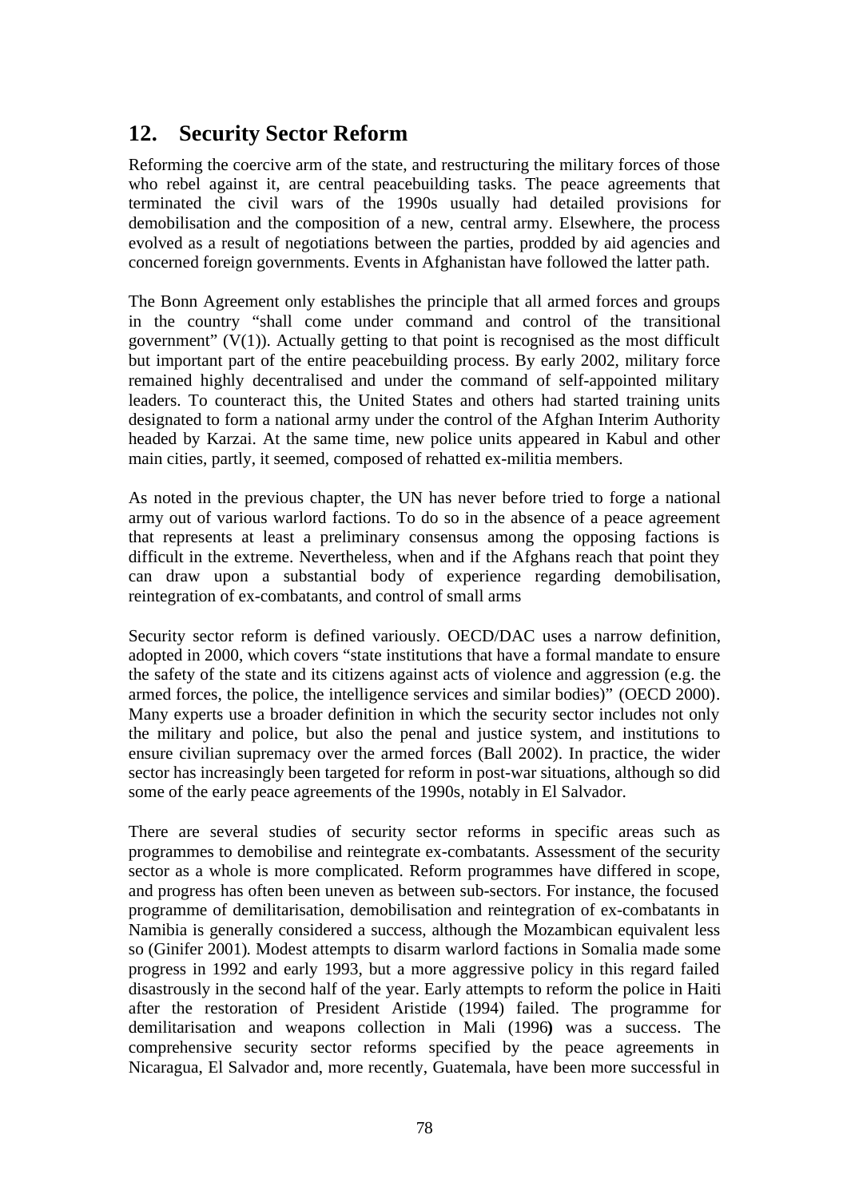## 12. Security Sector Reform

Reforming the coercive arm of the state, and restructuring the military forces of those who rebel against it, are central peacebuilding tasks. The peace agreements that terminated the civil wars of the 1990s usually had detailed provisions for demobilisation and the composition of a new, central army. Elsewhere, the process evolved as a result of negotiations between the parties, prodded by aid agencies and concerned foreign governments. Events in Afghanistan have followed the latter path.

The Bonn Agreement only establishes the principle that all armed forces and groups in the country "shall come under command and control of the transitional government" (V(1)). Actually getting to that point is recognised as the most difficult but important part of the entire peacebuilding process. By early 2002, military force remained highly decentralised and under the command of self-appointed military leaders. To counteract this, the United States and others had started training units designated to form a national army under the control of the Afghan Interim Authority headed by Karzai. At the same time, new police units appeared in Kabul and other main cities, partly, it seemed, composed of rehatted ex-militia members.

As noted in the previous chapter, the UN has never before tried to forge a national army out of various warlord factions. To do so in the absence of a peace agreement that represents at least a preliminary consensus among the opposing factions is difficult in the extreme. Nevertheless, when and if the Afghans reach that point they can draw upon a substantial body of experience regarding demobilisation, reintegration of ex-combatants, and control of small arms

Security sector reform is defined variously. OECD/DAC uses a narrow definition, adopted in 2000, which covers "state institutions that have a formal mandate to ensure the safety of the state and its citizens against acts of violence and aggression (e.g. the armed forces, the police, the intelligence services and similar bodies)" (OECD 2000). Many experts use a broader definition in which the security sector includes not only the military and police, but also the penal and justice system, and institutions to ensure civilian supremacy over the armed forces (Ball 2002). In practice, the wider sector has increasingly been targeted for reform in post-war situations, although so did some of the early peace agreements of the 1990s, notably in El Salvador.

There are several studies of security sector reforms in specific areas such as programmes to demobilise and reintegrate ex-combatants. Assessment of the security sector as a whole is more complicated. Reform programmes have differed in scope, and progress has often been uneven as between sub-sectors. For instance, the focused programme of demilitarisation, demobilisation and reintegration of ex-combatants in Namibia is generally considered a success, although the Mozambican equivalent less so (Ginifer 2001). Modest attempts to disarm warlord factions in Somalia made some progress in 1992 and early 1993, but a more aggressive policy in this regard failed disastrously in the second half of the year. Early attempts to reform the police in Haiti after the restoration of President Aristide (1994) failed. The programme for demilitarisation and weapons collection in Mali (1996) was a success. The comprehensive security sector reforms specified by the peace agreements in Nicaragua, El Salvador and, more recently, Guatemala, have been more successful in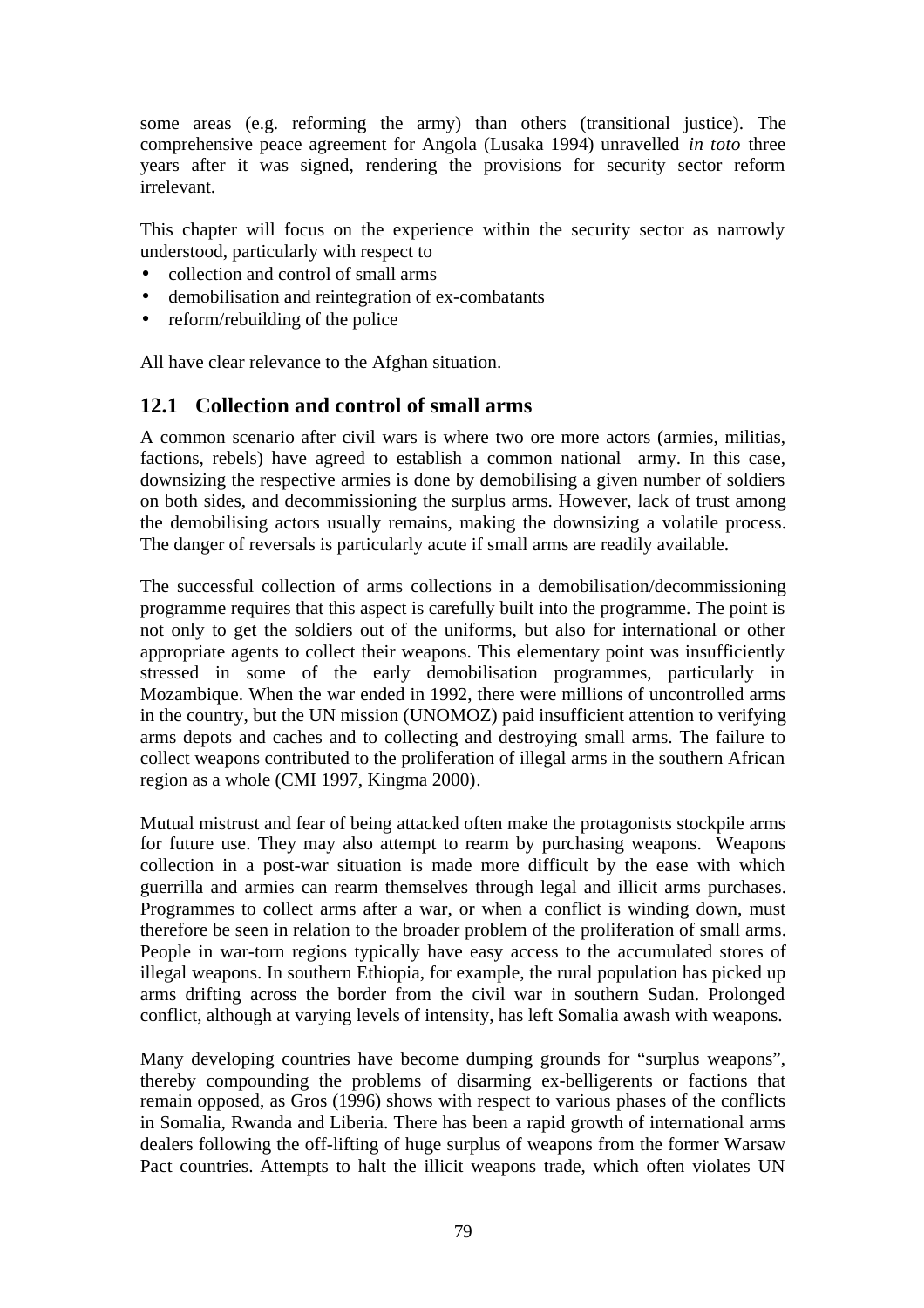some areas (e.g. reforming the army) than others (transitional justice). The comprehensive peace agreement for Angola (Lusaka 1994) unravelled *in toto* three years after it was signed, rendering the provisions for security sector reform irrelevant.

This chapter will focus on the experience within the security sector as narrowly understood, particularly with respect to

- collection and control of small arms
- demobilisation and reintegration of ex-combatants
- reform/rebuilding of the police

All have clear relevance to the Afghan situation.

## 12.1 Collection and control of small arms

A common scenario after civil wars is where two ore more actors (armies, militias, factions, rebels) have agreed to establish a common national army. In this case, downsizing the respective armies is done by demobilising a given number of soldiers on both sides, and decommissioning the surplus arms. However, lack of trust among the demobilising actors usually remains, making the downsizing a volatile process. The danger of reversals is particularly acute if small arms are readily available.

The successful collection of arms collections in a demobilisation/decommissioning programme requires that this aspect is carefully built into the programme. The point is not only to get the soldiers out of the uniforms, but also for international or other appropriate agents to collect their weapons. This elementary point was insufficiently stressed in some of the early demobilisation programmes, particularly in Mozambique. When the war ended in 1992, there were millions of uncontrolled arms in the country, but the UN mission (UNOMOZ) paid insufficient attention to verifying arms depots and caches and to collecting and destroying small arms. The failure to collect weapons contributed to the proliferation of illegal arms in the southern African region as a whole (CMI 1997, Kingma 2000).

Mutual mistrust and fear of being attacked often make the protagonists stockpile arms for future use. They may also attempt to rearm by purchasing weapons. Weapons collection in a post-war situation is made more difficult by the ease with which guerrilla and armies can rearm themselves through legal and illicit arms purchases. Programmes to collect arms after a war, or when a conflict is winding down, must therefore be seen in relation to the broader problem of the proliferation of small arms. People in war-torn regions typically have easy access to the accumulated stores of illegal weapons. In southern Ethiopia, for example, the rural population has picked up arms drifting across the border from the civil war in southern Sudan. Prolonged conflict, although at varying levels of intensity, has left Somalia awash with weapons.

Many developing countries have become dumping grounds for "surplus weapons", thereby compounding the problems of disarming ex-belligerents or factions that remain opposed, as Gros (1996) shows with respect to various phases of the conflicts in Somalia, Rwanda and Liberia. There has been a rapid growth of international arms dealers following the off-lifting of huge surplus of weapons from the former Warsaw Pact countries. Attempts to halt the illicit weapons trade, which often violates UN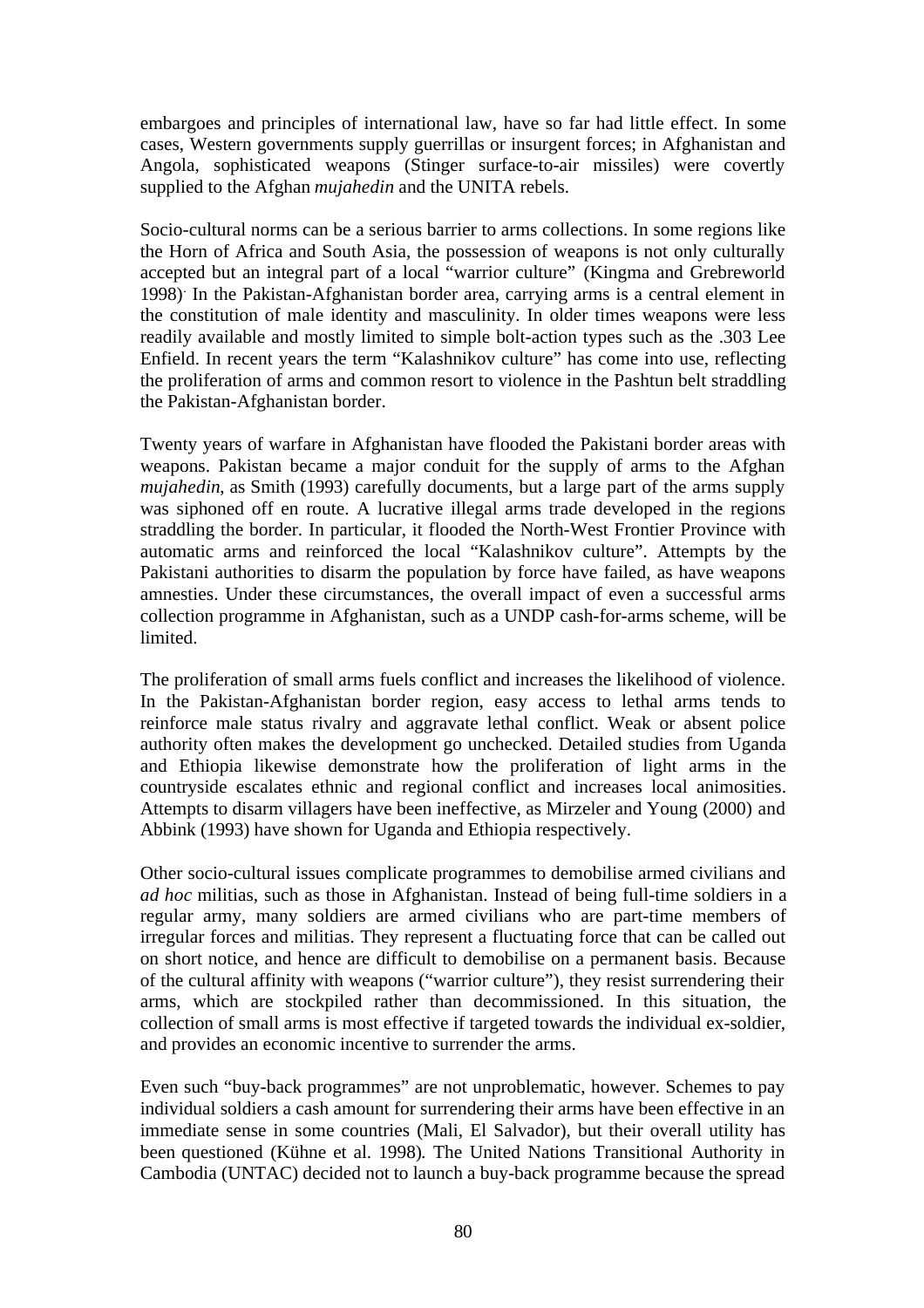embargoes and principles of international law, have so far had little effect. In some cases, Western governments supply guerrillas or insurgent forces; in Afghanistan and Angola, sophisticated weapons (Stinger surface-to-air missiles) were covertly supplied to the Afghan *mujahedin* and the UNITA rebels.

Socio-cultural norms can be a serious barrier to arms collections. In some regions like the Horn of Africa and South Asia, the possession of weapons is not only culturally accepted but an integral part of a local "warrior culture" (Kingma and Grebreworld 1998). In the Pakistan-Afghanistan border area, carrying arms is a central element in the constitution of male identity and masculinity. In older times weapons were less readily available and mostly limited to simple bolt-action types such as the .303 Lee Enfield. In recent years the term "Kalashnikov culture" has come into use, reflecting the proliferation of arms and common resort to violence in the Pashtun belt straddling the Pakistan-Afghanistan border.

Twenty years of warfare in Afghanistan have flooded the Pakistani border areas with weapons. Pakistan became a major conduit for the supply of arms to the Afghan *mujahedin*, as Smith (1993) carefully documents, but a large part of the arms supply was siphoned off en route. A lucrative illegal arms trade developed in the regions straddling the border. In particular, it flooded the North-West Frontier Province with automatic arms and reinforced the local "Kalashnikov culture". Attempts by the Pakistani authorities to disarm the population by force have failed, as have weapons amnesties. Under these circumstances, the overall impact of even a successful arms collection programme in Afghanistan, such as a UNDP cash-for-arms scheme, will be limited.

The proliferation of small arms fuels conflict and increases the likelihood of violence. In the Pakistan-Afghanistan border region, easy access to lethal arms tends to reinforce male status rivalry and aggravate lethal conflict. Weak or absent police authority often makes the development go unchecked. Detailed studies from Uganda and Ethiopia likewise demonstrate how the proliferation of light arms in the countryside escalates ethnic and regional conflict and increases local animosities. Attempts to disarm villagers have been ineffective, as Mirzeler and Young (2000) and Abbink (1993) have shown for Uganda and Ethiopia respectively.

Other socio-cultural issues complicate programmes to demobilise armed civilians and *ad hoc* militias, such as those in Afghanistan. Instead of being full-time soldiers in a regular army, many soldiers are armed civilians who are part-time members of irregular forces and militias. They represent a fluctuating force that can be called out on short notice, and hence are difficult to demobilise on a permanent basis. Because of the cultural affinity with weapons ("warrior culture"), they resist surrendering their arms, which are stockpiled rather than decommissioned. In this situation, the collection of small arms is most effective if targeted towards the individual ex-soldier, and provides an economic incentive to surrender the arms.

Even such "buy-back programmes" are not unproblematic, however. Schemes to pay individual soldiers a cash amount for surrendering their arms have been effective in an immediate sense in some countries (Mali, El Salvador), but their overall utility has been questioned (Kühne et al. 1998). The United Nations Transitional Authority in Cambodia (UNTAC) decided not to launch a buy-back programme because the spread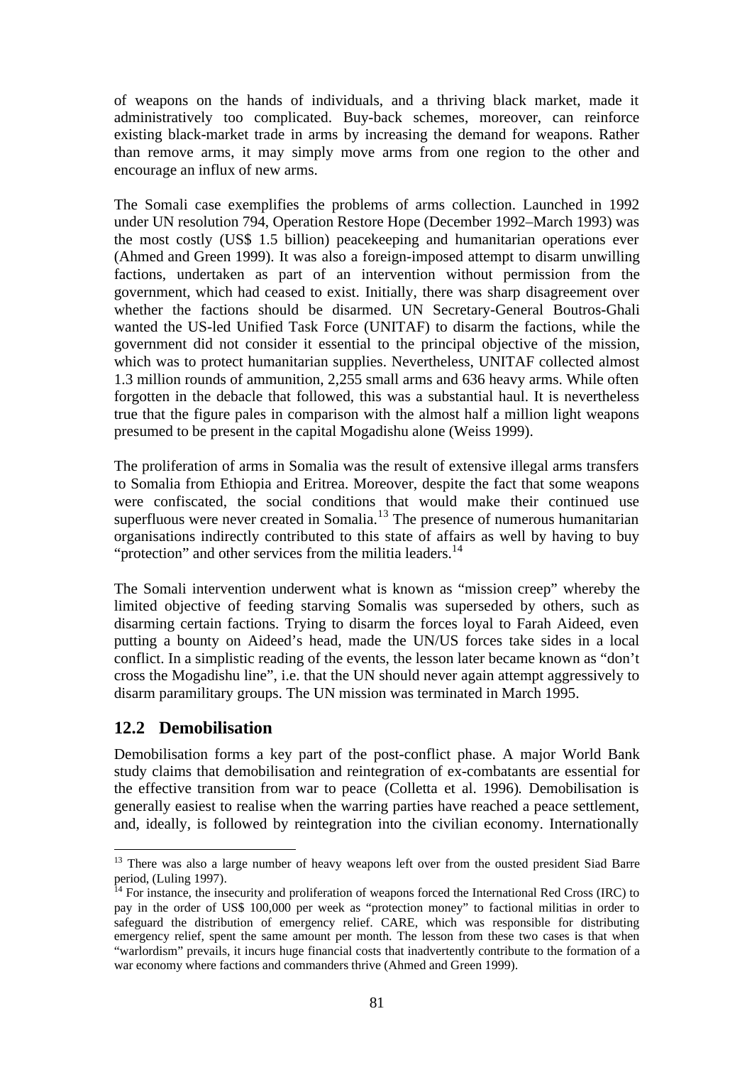of weapons on the hands of individuals, and a thriving black market, made it administratively too complicated. Buy-back schemes, moreover, can reinforce existing black-market trade in arms by increasing the demand for weapons. Rather than remove arms, it may simply move arms from one region to the other and encourage an influx of new arms.

The Somali case exemplifies the problems of arms collection. Launched in 1992 under UN resolution 794, Operation Restore Hope (December 1992–March 1993) was the most costly (US$ 1.5 billion) peacekeeping and humanitarian operations ever (Ahmed and Green 1999). It was also a foreign-imposed attempt to disarm unwilling factions, undertaken as part of an intervention without permission from the government, which had ceased to exist. Initially, there was sharp disagreement over whether the factions should be disarmed. UN Secretary-General Boutros-Ghali wanted the US-led Unified Task Force (UNITAF) to disarm the factions, while the government did not consider it essential to the principal objective of the mission, which was to protect humanitarian supplies. Nevertheless, UNITAF collected almost 1.3 million rounds of ammunition, 2,255 small arms and 636 heavy arms. While often forgotten in the debacle that followed, this was a substantial haul. It is nevertheless true that the figure pales in comparison with the almost half a million light weapons presumed to be present in the capital Mogadishu alone (Weiss 1999).

The proliferation of arms in Somalia was the result of extensive illegal arms transfers to Somalia from Ethiopia and Eritrea. Moreover, despite the fact that some weapons were confiscated, the social conditions that would make their continued use superfluous were never created in Somalia.[13] The presence of numerous humanitarian organisations indirectly contributed to this state of affairs as well by having to buy "protection" and other services from the militia leaders.[14]

The Somali intervention underwent what is known as "mission creep" whereby the limited objective of feeding starving Somalis was superseded by others, such as disarming certain factions. Trying to disarm the forces loyal to Farah Aideed, even putting a bounty on Aideed's head, made the UN/US forces take sides in a local conflict. In a simplistic reading of the events, the lesson later became known as "don't cross the Mogadishu line", i.e. that the UN should never again attempt aggressively to disarm paramilitary groups. The UN mission was terminated in March 1995.

## 12.2 Demobilisation

Demobilisation forms a key part of the post-conflict phase. A major World Bank study claims that demobilisation and reintegration of ex-combatants are essential for the effective transition from war to peace (Colletta et al. 1996)*.* Demobilisation is generally easiest to realise when the warring parties have reached a peace settlement, and, ideally, is followed by reintegration into the civilian economy. Internationally

---

[13] There was also a large number of heavy weapons left over from the ousted president Siad Barre period, (Luling 1997).

[14] For instance, the insecurity and proliferation of weapons forced the International Red Cross (IRC) to pay in the order of US$ 100,000 per week as "protection money" to factional militias in order to safeguard the distribution of emergency relief. CARE, which was responsible for distributing emergency relief, spent the same amount per month. The lesson from these two cases is that when "warlordism" prevails, it incurs huge financial costs that inadvertently contribute to the formation of a war economy where factions and commanders thrive (Ahmed and Green 1999).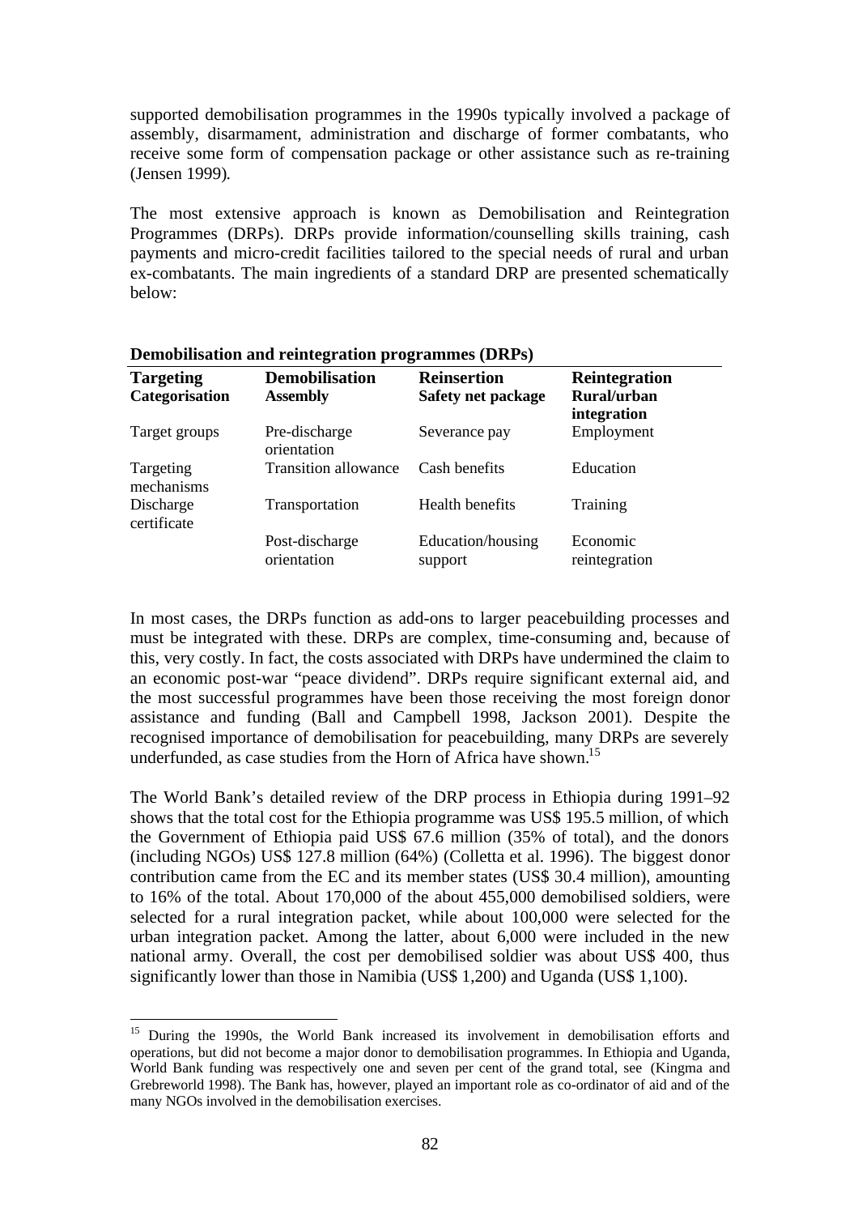supported demobilisation programmes in the 1990s typically involved a package of assembly, disarmament, administration and discharge of former combatants, who receive some form of compensation package or other assistance such as re-training (Jensen 1999).

The most extensive approach is known as Demobilisation and Reintegration Programmes (DRPs). DRPs provide information/counselling skills training, cash payments and micro-credit facilities tailored to the special needs of rural and urban ex-combatants. The main ingredients of a standard DRP are presented schematically below:

**Demobilisation and reintegration programmes (DRPs)**

| **Targeting** **Categorisation** | **Demobilisation** **Assembly** | **Reinsertion** **Safety net package** | **Reintegration** **Rural/urban integration** |
|---|---|---|---|
| Target groups | Pre-discharge orientation | Severance pay | Employment |
| Targeting mechanisms | Transition allowance | Cash benefits | Education |
| Discharge certificate | Transportation | Health benefits | Training |
| | Post-discharge orientation | Education/housing support | Economic reintegration |

In most cases, the DRPs function as add-ons to larger peacebuilding processes and must be integrated with these. DRPs are complex, time-consuming and, because of this, very costly. In fact, the costs associated with DRPs have undermined the claim to an economic post-war "peace dividend". DRPs require significant external aid, and the most successful programmes have been those receiving the most foreign donor assistance and funding (Ball and Campbell 1998, Jackson 2001). Despite the recognised importance of demobilisation for peacebuilding, many DRPs are severely underfunded, as case studies from the Horn of Africa have shown.[15]

The World Bank's detailed review of the DRP process in Ethiopia during 1991–92 shows that the total cost for the Ethiopia programme was US$ 195.5 million, of which the Government of Ethiopia paid US$ 67.6 million (35% of total), and the donors (including NGOs) US$ 127.8 million (64%) (Colletta et al. 1996). The biggest donor contribution came from the EC and its member states (US$ 30.4 million), amounting to 16% of the total. About 170,000 of the about 455,000 demobilised soldiers, were selected for a rural integration packet, while about 100,000 were selected for the urban integration packet. Among the latter, about 6,000 were included in the new national army. Overall, the cost per demobilised soldier was about US$ 400, thus significantly lower than those in Namibia (US$ 1,200) and Uganda (US$ 1,100).

---

[15] During the 1990s, the World Bank increased its involvement in demobilisation efforts and operations, but did not become a major donor to demobilisation programmes. In Ethiopia and Uganda, World Bank funding was respectively one and seven per cent of the grand total, see (Kingma and Grebreworld 1998). The Bank has, however, played an important role as co-ordinator of aid and of the many NGOs involved in the demobilisation exercises.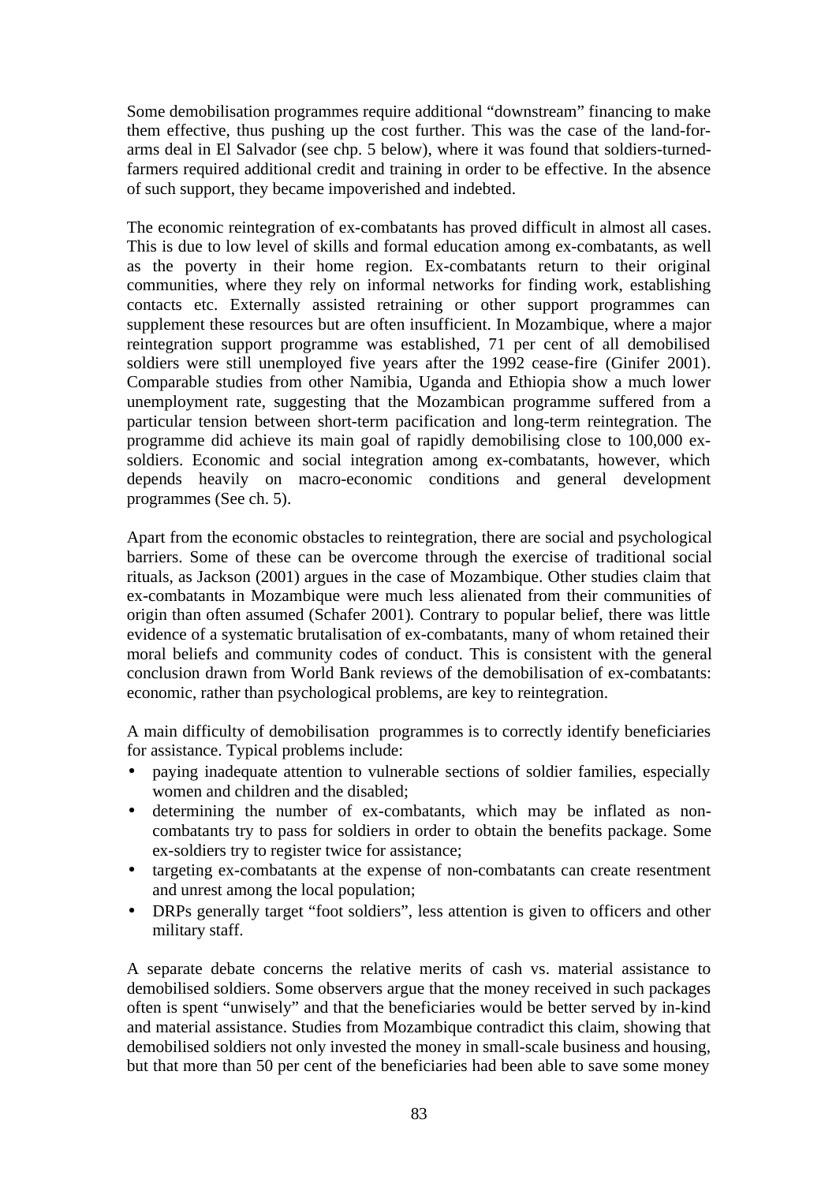Some demobilisation programmes require additional "downstream" financing to make them effective, thus pushing up the cost further. This was the case of the land-for-arms deal in El Salvador (see chp. 5 below), where it was found that soldiers-turned-farmers required additional credit and training in order to be effective. In the absence of such support, they became impoverished and indebted.

The economic reintegration of ex-combatants has proved difficult in almost all cases. This is due to low level of skills and formal education among ex-combatants, as well as the poverty in their home region. Ex-combatants return to their original communities, where they rely on informal networks for finding work, establishing contacts etc. Externally assisted retraining or other support programmes can supplement these resources but are often insufficient. In Mozambique, where a major reintegration support programme was established, 71 per cent of all demobilised soldiers were still unemployed five years after the 1992 cease-fire (Ginifer 2001). Comparable studies from other Namibia, Uganda and Ethiopia show a much lower unemployment rate, suggesting that the Mozambican programme suffered from a particular tension between short-term pacification and long-term reintegration. The programme did achieve its main goal of rapidly demobilising close to 100,000 ex-soldiers. Economic and social integration among ex-combatants, however, which depends heavily on macro-economic conditions and general development programmes (See ch. 5).

Apart from the economic obstacles to reintegration, there are social and psychological barriers. Some of these can be overcome through the exercise of traditional social rituals, as Jackson (2001) argues in the case of Mozambique. Other studies claim that ex-combatants in Mozambique were much less alienated from their communities of origin than often assumed (Schafer 2001). Contrary to popular belief, there was little evidence of a systematic brutalisation of ex-combatants, many of whom retained their moral beliefs and community codes of conduct. This is consistent with the general conclusion drawn from World Bank reviews of the demobilisation of ex-combatants: economic, rather than psychological problems, are key to reintegration.

A main difficulty of demobilisation programmes is to correctly identify beneficiaries for assistance. Typical problems include:

- paying inadequate attention to vulnerable sections of soldier families, especially women and children and the disabled;
- determining the number of ex-combatants, which may be inflated as non-combatants try to pass for soldiers in order to obtain the benefits package. Some ex-soldiers try to register twice for assistance;
- targeting ex-combatants at the expense of non-combatants can create resentment and unrest among the local population;
- DRPs generally target "foot soldiers", less attention is given to officers and other military staff.

A separate debate concerns the relative merits of cash vs. material assistance to demobilised soldiers. Some observers argue that the money received in such packages often is spent "unwisely" and that the beneficiaries would be better served by in-kind and material assistance. Studies from Mozambique contradict this claim, showing that demobilised soldiers not only invested the money in small-scale business and housing, but that more than 50 per cent of the beneficiaries had been able to save some money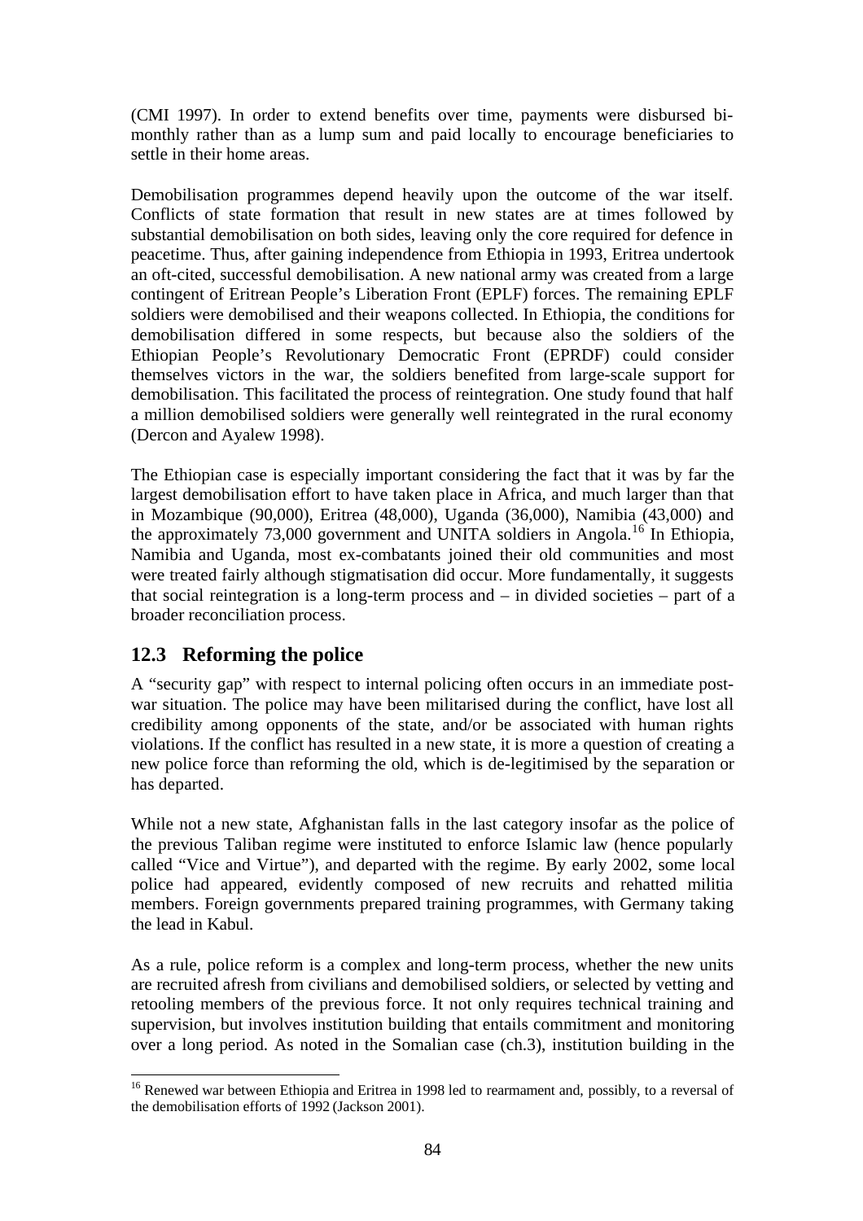(CMI 1997). In order to extend benefits over time, payments were disbursed bi-monthly rather than as a lump sum and paid locally to encourage beneficiaries to settle in their home areas.

Demobilisation programmes depend heavily upon the outcome of the war itself. Conflicts of state formation that result in new states are at times followed by substantial demobilisation on both sides, leaving only the core required for defence in peacetime. Thus, after gaining independence from Ethiopia in 1993, Eritrea undertook an oft-cited, successful demobilisation. A new national army was created from a large contingent of Eritrean People's Liberation Front (EPLF) forces. The remaining EPLF soldiers were demobilised and their weapons collected. In Ethiopia, the conditions for demobilisation differed in some respects, but because also the soldiers of the Ethiopian People's Revolutionary Democratic Front (EPRDF) could consider themselves victors in the war, the soldiers benefited from large-scale support for demobilisation. This facilitated the process of reintegration. One study found that half a million demobilised soldiers were generally well reintegrated in the rural economy (Dercon and Ayalew 1998).

The Ethiopian case is especially important considering the fact that it was by far the largest demobilisation effort to have taken place in Africa, and much larger than that in Mozambique (90,000), Eritrea (48,000), Uganda (36,000), Namibia (43,000) and the approximately 73,000 government and UNITA soldiers in Angola.[16] In Ethiopia, Namibia and Uganda, most ex-combatants joined their old communities and most were treated fairly although stigmatisation did occur. More fundamentally, it suggests that social reintegration is a long-term process and – in divided societies – part of a broader reconciliation process.

## 12.3 Reforming the police

A "security gap" with respect to internal policing often occurs in an immediate post-war situation. The police may have been militarised during the conflict, have lost all credibility among opponents of the state, and/or be associated with human rights violations. If the conflict has resulted in a new state, it is more a question of creating a new police force than reforming the old, which is de-legitimised by the separation or has departed.

While not a new state, Afghanistan falls in the last category insofar as the police of the previous Taliban regime were instituted to enforce Islamic law (hence popularly called "Vice and Virtue"), and departed with the regime. By early 2002, some local police had appeared, evidently composed of new recruits and rehatted militia members. Foreign governments prepared training programmes, with Germany taking the lead in Kabul.

As a rule, police reform is a complex and long-term process, whether the new units are recruited afresh from civilians and demobilised soldiers, or selected by vetting and retooling members of the previous force. It not only requires technical training and supervision, but involves institution building that entails commitment and monitoring over a long period. As noted in the Somalian case (ch.3), institution building in the

---

[16] Renewed war between Ethiopia and Eritrea in 1998 led to rearmament and, possibly, to a reversal of the demobilisation efforts of 1992 (Jackson 2001).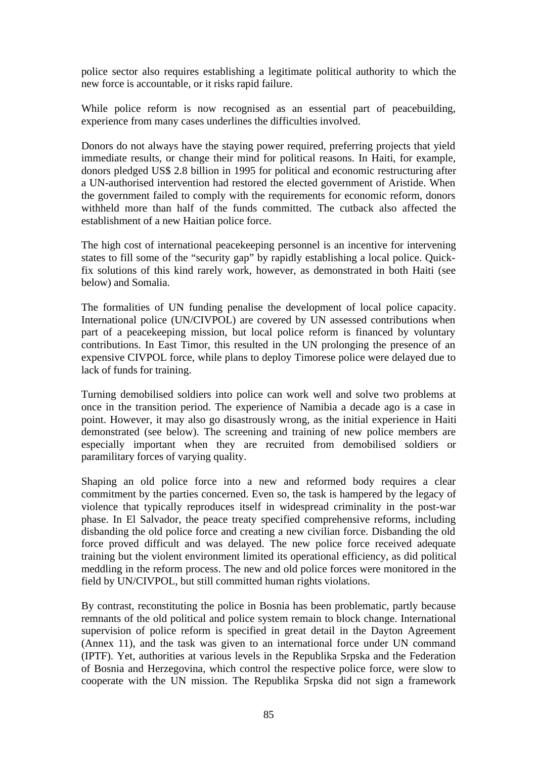police sector also requires establishing a legitimate political authority to which the new force is accountable, or it risks rapid failure.

While police reform is now recognised as an essential part of peacebuilding, experience from many cases underlines the difficulties involved.

Donors do not always have the staying power required, preferring projects that yield immediate results, or change their mind for political reasons. In Haiti, for example, donors pledged US$ 2.8 billion in 1995 for political and economic restructuring after a UN-authorised intervention had restored the elected government of Aristide. When the government failed to comply with the requirements for economic reform, donors withheld more than half of the funds committed. The cutback also affected the establishment of a new Haitian police force.

The high cost of international peacekeeping personnel is an incentive for intervening states to fill some of the "security gap" by rapidly establishing a local police. Quick-fix solutions of this kind rarely work, however, as demonstrated in both Haiti (see below) and Somalia.

The formalities of UN funding penalise the development of local police capacity. International police (UN/CIVPOL) are covered by UN assessed contributions when part of a peacekeeping mission, but local police reform is financed by voluntary contributions. In East Timor, this resulted in the UN prolonging the presence of an expensive CIVPOL force, while plans to deploy Timorese police were delayed due to lack of funds for training.

Turning demobilised soldiers into police can work well and solve two problems at once in the transition period. The experience of Namibia a decade ago is a case in point. However, it may also go disastrously wrong, as the initial experience in Haiti demonstrated (see below). The screening and training of new police members are especially important when they are recruited from demobilised soldiers or paramilitary forces of varying quality.

Shaping an old police force into a new and reformed body requires a clear commitment by the parties concerned. Even so, the task is hampered by the legacy of violence that typically reproduces itself in widespread criminality in the post-war phase. In El Salvador, the peace treaty specified comprehensive reforms, including disbanding the old police force and creating a new civilian force. Disbanding the old force proved difficult and was delayed. The new police force received adequate training but the violent environment limited its operational efficiency, as did political meddling in the reform process. The new and old police forces were monitored in the field by UN/CIVPOL, but still committed human rights violations.

By contrast, reconstituting the police in Bosnia has been problematic, partly because remnants of the old political and police system remain to block change. International supervision of police reform is specified in great detail in the Dayton Agreement (Annex 11), and the task was given to an international force under UN command (IPTF). Yet, authorities at various levels in the Republika Srpska and the Federation of Bosnia and Herzegovina, which control the respective police force, were slow to cooperate with the UN mission. The Republika Srpska did not sign a framework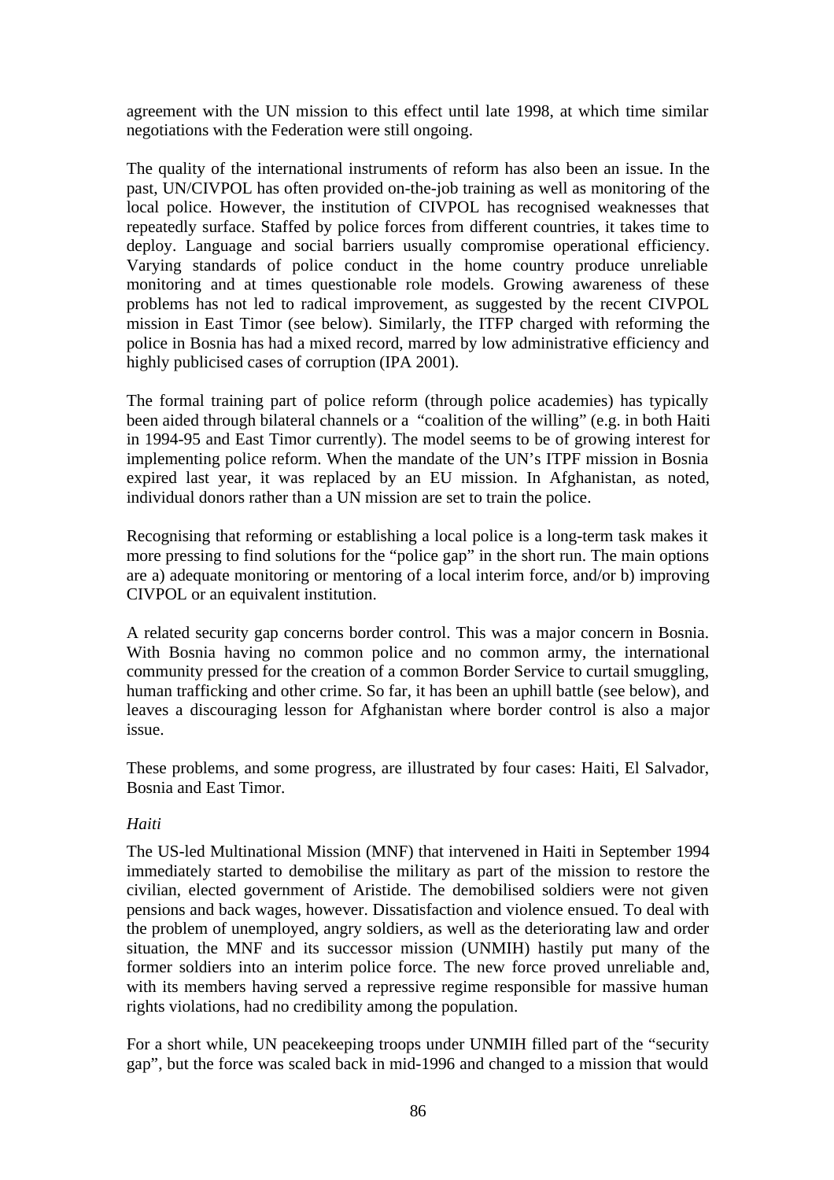agreement with the UN mission to this effect until late 1998, at which time similar negotiations with the Federation were still ongoing.

The quality of the international instruments of reform has also been an issue. In the past, UN/CIVPOL has often provided on-the-job training as well as monitoring of the local police. However, the institution of CIVPOL has recognised weaknesses that repeatedly surface. Staffed by police forces from different countries, it takes time to deploy. Language and social barriers usually compromise operational efficiency. Varying standards of police conduct in the home country produce unreliable monitoring and at times questionable role models. Growing awareness of these problems has not led to radical improvement, as suggested by the recent CIVPOL mission in East Timor (see below). Similarly, the ITFP charged with reforming the police in Bosnia has had a mixed record, marred by low administrative efficiency and highly publicised cases of corruption (IPA 2001).

The formal training part of police reform (through police academies) has typically been aided through bilateral channels or a "coalition of the willing" (e.g. in both Haiti in 1994-95 and East Timor currently). The model seems to be of growing interest for implementing police reform. When the mandate of the UN's ITPF mission in Bosnia expired last year, it was replaced by an EU mission. In Afghanistan, as noted, individual donors rather than a UN mission are set to train the police.

Recognising that reforming or establishing a local police is a long-term task makes it more pressing to find solutions for the "police gap" in the short run. The main options are a) adequate monitoring or mentoring of a local interim force, and/or b) improving CIVPOL or an equivalent institution.

A related security gap concerns border control. This was a major concern in Bosnia. With Bosnia having no common police and no common army, the international community pressed for the creation of a common Border Service to curtail smuggling, human trafficking and other crime. So far, it has been an uphill battle (see below), and leaves a discouraging lesson for Afghanistan where border control is also a major issue.

These problems, and some progress, are illustrated by four cases: Haiti, El Salvador, Bosnia and East Timor.

*Haiti*

The US-led Multinational Mission (MNF) that intervened in Haiti in September 1994 immediately started to demobilise the military as part of the mission to restore the civilian, elected government of Aristide. The demobilised soldiers were not given pensions and back wages, however. Dissatisfaction and violence ensued. To deal with the problem of unemployed, angry soldiers, as well as the deteriorating law and order situation, the MNF and its successor mission (UNMIH) hastily put many of the former soldiers into an interim police force. The new force proved unreliable and, with its members having served a repressive regime responsible for massive human rights violations, had no credibility among the population.

For a short while, UN peacekeeping troops under UNMIH filled part of the "security gap", but the force was scaled back in mid-1996 and changed to a mission that would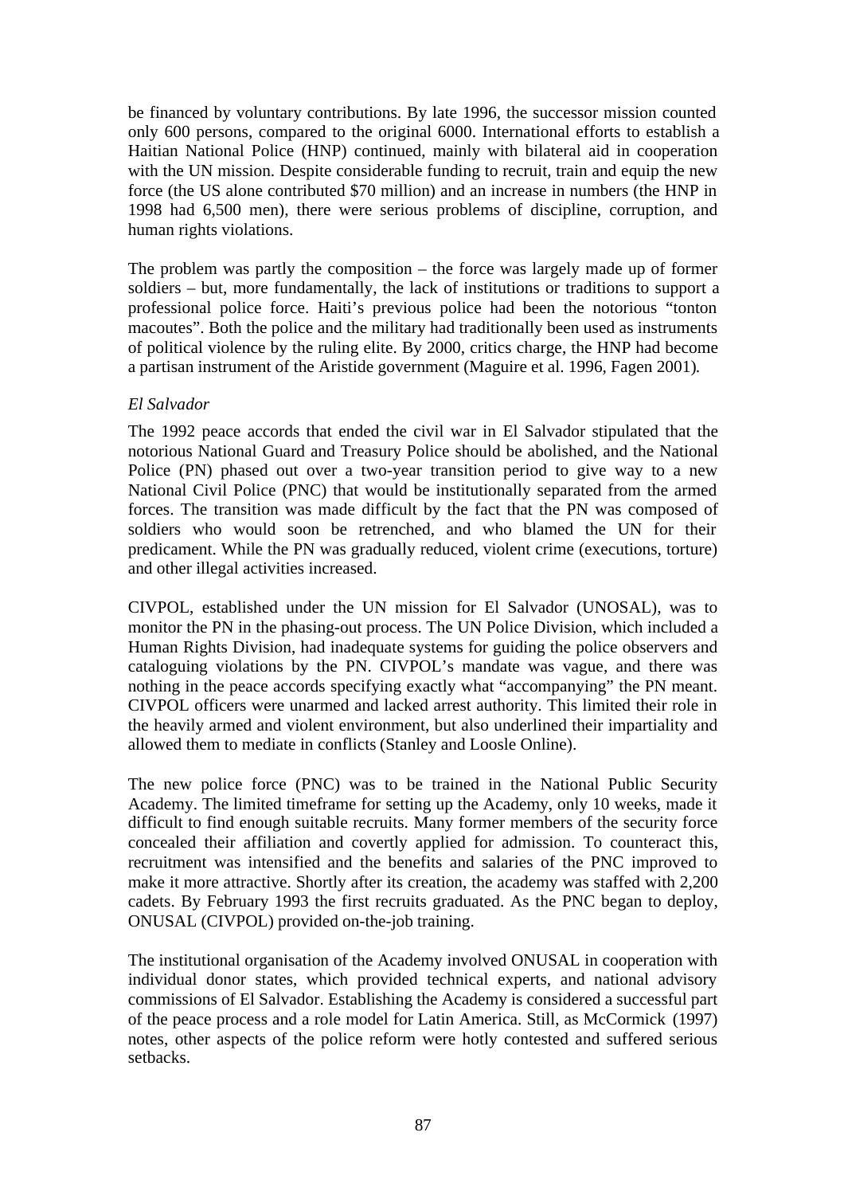be financed by voluntary contributions. By late 1996, the successor mission counted only 600 persons, compared to the original 6000. International efforts to establish a Haitian National Police (HNP) continued, mainly with bilateral aid in cooperation with the UN mission. Despite considerable funding to recruit, train and equip the new force (the US alone contributed $70 million) and an increase in numbers (the HNP in 1998 had 6,500 men), there were serious problems of discipline, corruption, and human rights violations.

The problem was partly the composition – the force was largely made up of former soldiers – but, more fundamentally, the lack of institutions or traditions to support a professional police force. Haiti's previous police had been the notorious "tonton macoutes". Both the police and the military had traditionally been used as instruments of political violence by the ruling elite. By 2000, critics charge, the HNP had become a partisan instrument of the Aristide government (Maguire et al. 1996, Fagen 2001).

### *El Salvador*

The 1992 peace accords that ended the civil war in El Salvador stipulated that the notorious National Guard and Treasury Police should be abolished, and the National Police (PN) phased out over a two-year transition period to give way to a new National Civil Police (PNC) that would be institutionally separated from the armed forces. The transition was made difficult by the fact that the PN was composed of soldiers who would soon be retrenched, and who blamed the UN for their predicament. While the PN was gradually reduced, violent crime (executions, torture) and other illegal activities increased.

CIVPOL, established under the UN mission for El Salvador (UNOSAL), was to monitor the PN in the phasing-out process. The UN Police Division, which included a Human Rights Division, had inadequate systems for guiding the police observers and cataloguing violations by the PN. CIVPOL's mandate was vague, and there was nothing in the peace accords specifying exactly what "accompanying" the PN meant. CIVPOL officers were unarmed and lacked arrest authority. This limited their role in the heavily armed and violent environment, but also underlined their impartiality and allowed them to mediate in conflicts (Stanley and Loosle Online).

The new police force (PNC) was to be trained in the National Public Security Academy. The limited timeframe for setting up the Academy, only 10 weeks, made it difficult to find enough suitable recruits. Many former members of the security force concealed their affiliation and covertly applied for admission. To counteract this, recruitment was intensified and the benefits and salaries of the PNC improved to make it more attractive. Shortly after its creation, the academy was staffed with 2,200 cadets. By February 1993 the first recruits graduated. As the PNC began to deploy, ONUSAL (CIVPOL) provided on-the-job training.

The institutional organisation of the Academy involved ONUSAL in cooperation with individual donor states, which provided technical experts, and national advisory commissions of El Salvador. Establishing the Academy is considered a successful part of the peace process and a role model for Latin America. Still, as McCormick (1997) notes, other aspects of the police reform were hotly contested and suffered serious setbacks.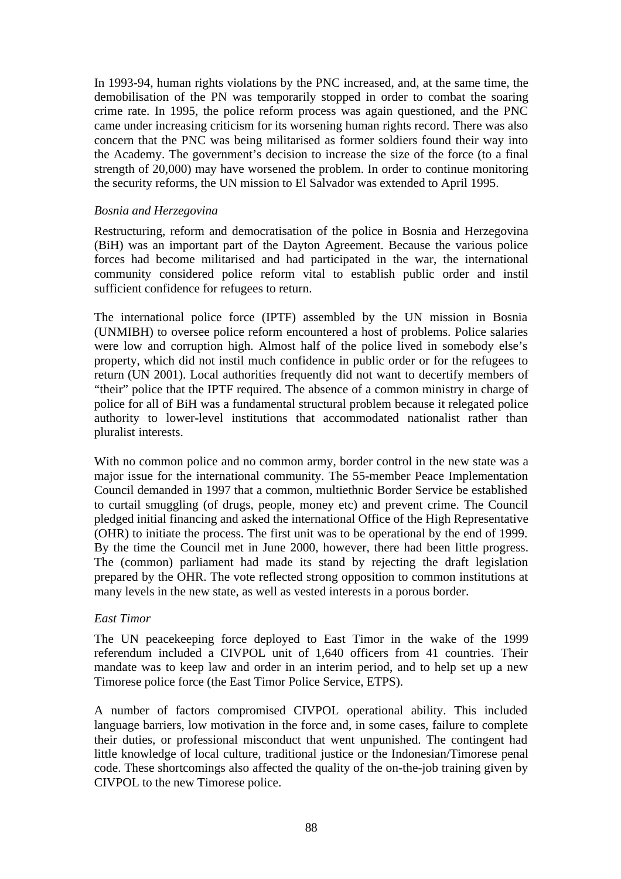In 1993-94, human rights violations by the PNC increased, and, at the same time, the demobilisation of the PN was temporarily stopped in order to combat the soaring crime rate. In 1995, the police reform process was again questioned, and the PNC came under increasing criticism for its worsening human rights record. There was also concern that the PNC was being militarised as former soldiers found their way into the Academy. The government's decision to increase the size of the force (to a final strength of 20,000) may have worsened the problem. In order to continue monitoring the security reforms, the UN mission to El Salvador was extended to April 1995.

*Bosnia and Herzegovina*

Restructuring, reform and democratisation of the police in Bosnia and Herzegovina (BiH) was an important part of the Dayton Agreement. Because the various police forces had become militarised and had participated in the war, the international community considered police reform vital to establish public order and instil sufficient confidence for refugees to return.

The international police force (IPTF) assembled by the UN mission in Bosnia (UNMIBH) to oversee police reform encountered a host of problems. Police salaries were low and corruption high. Almost half of the police lived in somebody else's property, which did not instil much confidence in public order or for the refugees to return (UN 2001). Local authorities frequently did not want to decertify members of "their" police that the IPTF required. The absence of a common ministry in charge of police for all of BiH was a fundamental structural problem because it relegated police authority to lower-level institutions that accommodated nationalist rather than pluralist interests.

With no common police and no common army, border control in the new state was a major issue for the international community. The 55-member Peace Implementation Council demanded in 1997 that a common, multiethnic Border Service be established to curtail smuggling (of drugs, people, money etc) and prevent crime. The Council pledged initial financing and asked the international Office of the High Representative (OHR) to initiate the process. The first unit was to be operational by the end of 1999. By the time the Council met in June 2000, however, there had been little progress. The (common) parliament had made its stand by rejecting the draft legislation prepared by the OHR. The vote reflected strong opposition to common institutions at many levels in the new state, as well as vested interests in a porous border.

*East Timor*

The UN peacekeeping force deployed to East Timor in the wake of the 1999 referendum included a CIVPOL unit of 1,640 officers from 41 countries. Their mandate was to keep law and order in an interim period, and to help set up a new Timorese police force (the East Timor Police Service, ETPS).

A number of factors compromised CIVPOL operational ability. This included language barriers, low motivation in the force and, in some cases, failure to complete their duties, or professional misconduct that went unpunished. The contingent had little knowledge of local culture, traditional justice or the Indonesian/Timorese penal code. These shortcomings also affected the quality of the on-the-job training given by CIVPOL to the new Timorese police.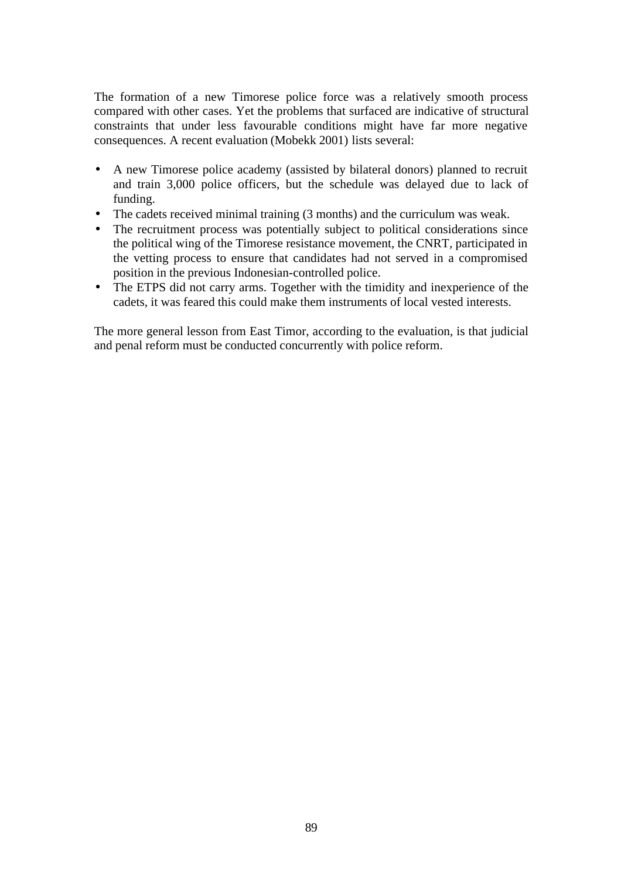The formation of a new Timorese police force was a relatively smooth process compared with other cases. Yet the problems that surfaced are indicative of structural constraints that under less favourable conditions might have far more negative consequences. A recent evaluation (Mobekk 2001) lists several:

- A new Timorese police academy (assisted by bilateral donors) planned to recruit and train 3,000 police officers, but the schedule was delayed due to lack of funding.
- The cadets received minimal training (3 months) and the curriculum was weak.
- The recruitment process was potentially subject to political considerations since the political wing of the Timorese resistance movement, the CNRT, participated in the vetting process to ensure that candidates had not served in a compromised position in the previous Indonesian-controlled police.
- The ETPS did not carry arms. Together with the timidity and inexperience of the cadets, it was feared this could make them instruments of local vested interests.

The more general lesson from East Timor, according to the evaluation, is that judicial and penal reform must be conducted concurrently with police reform.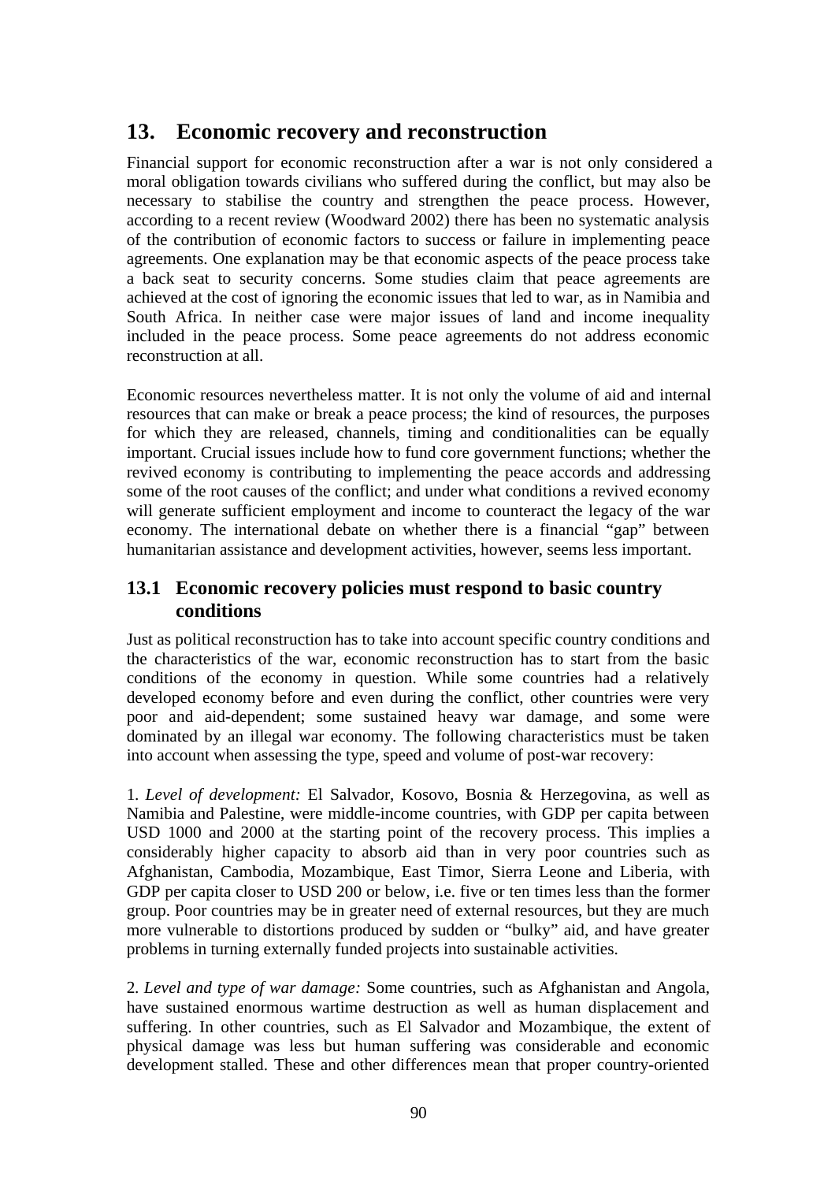## 13. Economic recovery and reconstruction

Financial support for economic reconstruction after a war is not only considered a moral obligation towards civilians who suffered during the conflict, but may also be necessary to stabilise the country and strengthen the peace process. However, according to a recent review (Woodward 2002) there has been no systematic analysis of the contribution of economic factors to success or failure in implementing peace agreements. One explanation may be that economic aspects of the peace process take a back seat to security concerns. Some studies claim that peace agreements are achieved at the cost of ignoring the economic issues that led to war, as in Namibia and South Africa. In neither case were major issues of land and income inequality included in the peace process. Some peace agreements do not address economic reconstruction at all.

Economic resources nevertheless matter. It is not only the volume of aid and internal resources that can make or break a peace process; the kind of resources, the purposes for which they are released, channels, timing and conditionalities can be equally important. Crucial issues include how to fund core government functions; whether the revived economy is contributing to implementing the peace accords and addressing some of the root causes of the conflict; and under what conditions a revived economy will generate sufficient employment and income to counteract the legacy of the war economy. The international debate on whether there is a financial "gap" between humanitarian assistance and development activities, however, seems less important.

### 13.1 Economic recovery policies must respond to basic country conditions

Just as political reconstruction has to take into account specific country conditions and the characteristics of the war, economic reconstruction has to start from the basic conditions of the economy in question. While some countries had a relatively developed economy before and even during the conflict, other countries were very poor and aid-dependent; some sustained heavy war damage, and some were dominated by an illegal war economy. The following characteristics must be taken into account when assessing the type, speed and volume of post-war recovery:

1. *Level of development:* El Salvador, Kosovo, Bosnia & Herzegovina, as well as Namibia and Palestine, were middle-income countries, with GDP per capita between USD 1000 and 2000 at the starting point of the recovery process. This implies a considerably higher capacity to absorb aid than in very poor countries such as Afghanistan, Cambodia, Mozambique, East Timor, Sierra Leone and Liberia, with GDP per capita closer to USD 200 or below, i.e. five or ten times less than the former group. Poor countries may be in greater need of external resources, but they are much more vulnerable to distortions produced by sudden or "bulky" aid, and have greater problems in turning externally funded projects into sustainable activities.

2. *Level and type of war damage:* Some countries, such as Afghanistan and Angola, have sustained enormous wartime destruction as well as human displacement and suffering. In other countries, such as El Salvador and Mozambique, the extent of physical damage was less but human suffering was considerable and economic development stalled. These and other differences mean that proper country-oriented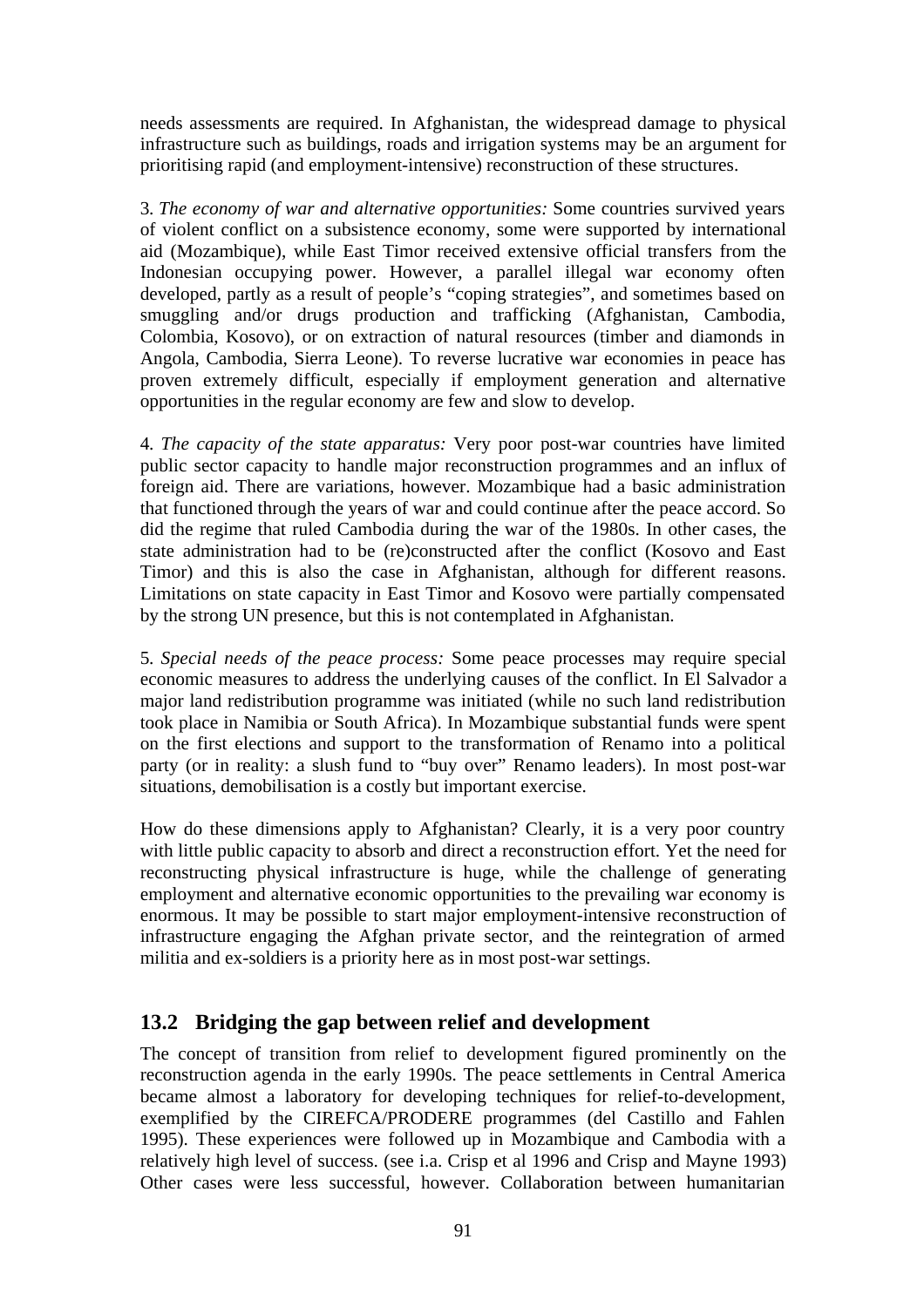needs assessments are required. In Afghanistan, the widespread damage to physical infrastructure such as buildings, roads and irrigation systems may be an argument for prioritising rapid (and employment-intensive) reconstruction of these structures.

3. *The economy of war and alternative opportunities:* Some countries survived years of violent conflict on a subsistence economy, some were supported by international aid (Mozambique), while East Timor received extensive official transfers from the Indonesian occupying power. However, a parallel illegal war economy often developed, partly as a result of people's "coping strategies", and sometimes based on smuggling and/or drugs production and trafficking (Afghanistan, Cambodia, Colombia, Kosovo), or on extraction of natural resources (timber and diamonds in Angola, Cambodia, Sierra Leone). To reverse lucrative war economies in peace has proven extremely difficult, especially if employment generation and alternative opportunities in the regular economy are few and slow to develop.

4. *The capacity of the state apparatus:* Very poor post-war countries have limited public sector capacity to handle major reconstruction programmes and an influx of foreign aid. There are variations, however. Mozambique had a basic administration that functioned through the years of war and could continue after the peace accord. So did the regime that ruled Cambodia during the war of the 1980s. In other cases, the state administration had to be (re)constructed after the conflict (Kosovo and East Timor) and this is also the case in Afghanistan, although for different reasons. Limitations on state capacity in East Timor and Kosovo were partially compensated by the strong UN presence, but this is not contemplated in Afghanistan.

5. *Special needs of the peace process:* Some peace processes may require special economic measures to address the underlying causes of the conflict. In El Salvador a major land redistribution programme was initiated (while no such land redistribution took place in Namibia or South Africa). In Mozambique substantial funds were spent on the first elections and support to the transformation of Renamo into a political party (or in reality: a slush fund to "buy over" Renamo leaders). In most post-war situations, demobilisation is a costly but important exercise.

How do these dimensions apply to Afghanistan? Clearly, it is a very poor country with little public capacity to absorb and direct a reconstruction effort. Yet the need for reconstructing physical infrastructure is huge, while the challenge of generating employment and alternative economic opportunities to the prevailing war economy is enormous. It may be possible to start major employment-intensive reconstruction of infrastructure engaging the Afghan private sector, and the reintegration of armed militia and ex-soldiers is a priority here as in most post-war settings.

## 13.2 Bridging the gap between relief and development

The concept of transition from relief to development figured prominently on the reconstruction agenda in the early 1990s. The peace settlements in Central America became almost a laboratory for developing techniques for relief-to-development, exemplified by the CIREFCA/PRODERE programmes (del Castillo and Fahlen 1995). These experiences were followed up in Mozambique and Cambodia with a relatively high level of success. (see i.a. Crisp et al 1996 and Crisp and Mayne 1993) Other cases were less successful, however. Collaboration between humanitarian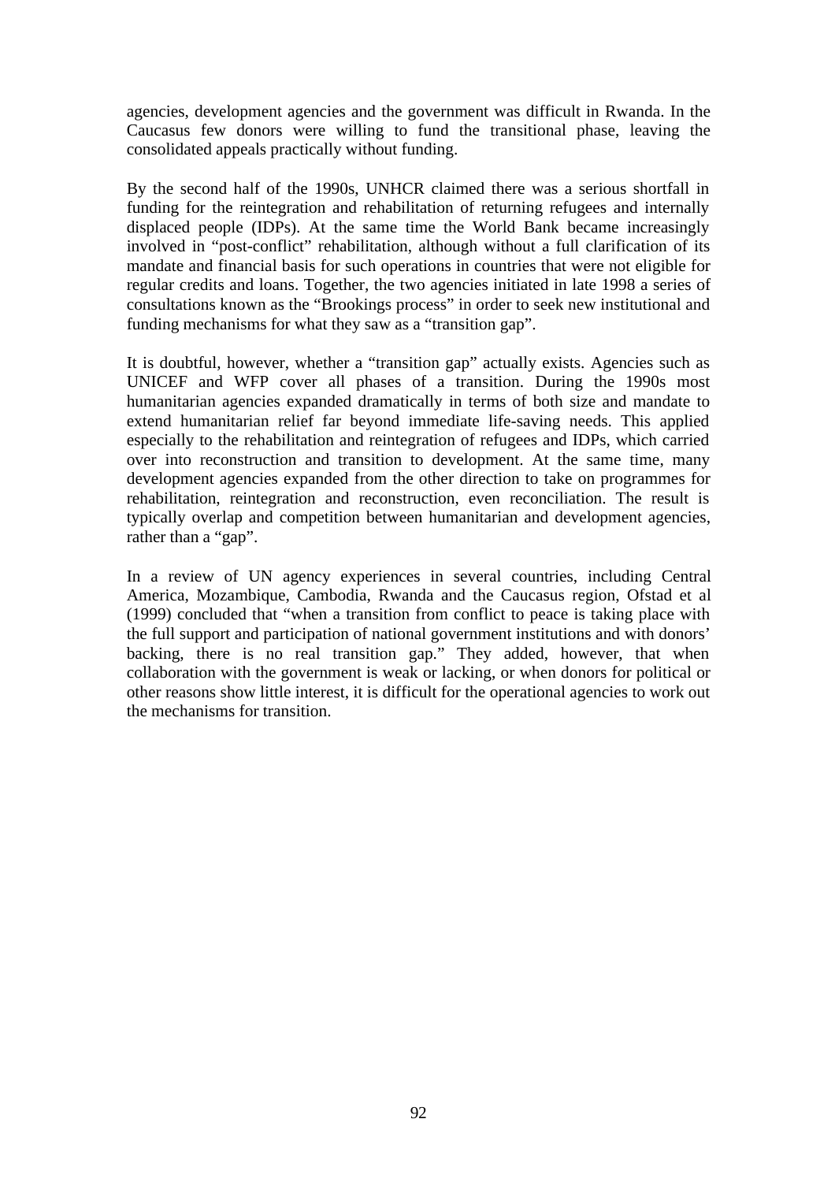agencies, development agencies and the government was difficult in Rwanda. In the Caucasus few donors were willing to fund the transitional phase, leaving the consolidated appeals practically without funding.

By the second half of the 1990s, UNHCR claimed there was a serious shortfall in funding for the reintegration and rehabilitation of returning refugees and internally displaced people (IDPs). At the same time the World Bank became increasingly involved in "post-conflict" rehabilitation, although without a full clarification of its mandate and financial basis for such operations in countries that were not eligible for regular credits and loans. Together, the two agencies initiated in late 1998 a series of consultations known as the "Brookings process" in order to seek new institutional and funding mechanisms for what they saw as a "transition gap".

It is doubtful, however, whether a "transition gap" actually exists. Agencies such as UNICEF and WFP cover all phases of a transition. During the 1990s most humanitarian agencies expanded dramatically in terms of both size and mandate to extend humanitarian relief far beyond immediate life-saving needs. This applied especially to the rehabilitation and reintegration of refugees and IDPs, which carried over into reconstruction and transition to development. At the same time, many development agencies expanded from the other direction to take on programmes for rehabilitation, reintegration and reconstruction, even reconciliation. The result is typically overlap and competition between humanitarian and development agencies, rather than a "gap".

In a review of UN agency experiences in several countries, including Central America, Mozambique, Cambodia, Rwanda and the Caucasus region, Ofstad et al (1999) concluded that "when a transition from conflict to peace is taking place with the full support and participation of national government institutions and with donors' backing, there is no real transition gap." They added, however, that when collaboration with the government is weak or lacking, or when donors for political or other reasons show little interest, it is difficult for the operational agencies to work out the mechanisms for transition.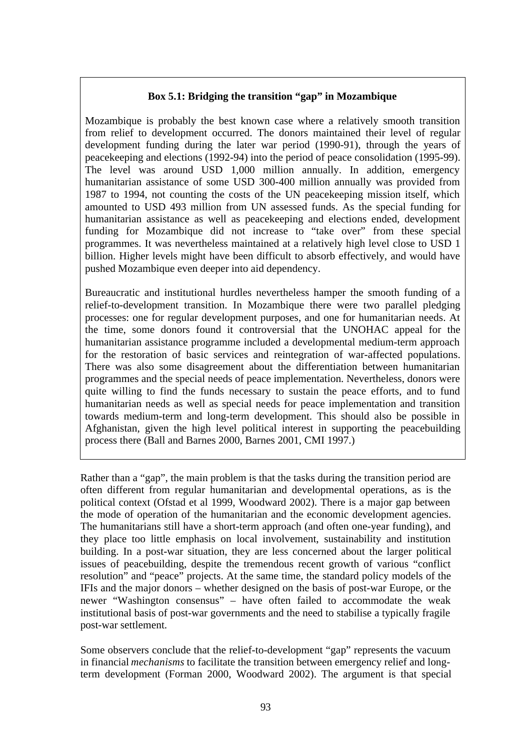**Box 5.1: Bridging the transition "gap" in Mozambique**

Mozambique is probably the best known case where a relatively smooth transition from relief to development occurred. The donors maintained their level of regular development funding during the later war period (1990-91), through the years of peacekeeping and elections (1992-94) into the period of peace consolidation (1995-99). The level was around USD 1,000 million annually. In addition, emergency humanitarian assistance of some USD 300-400 million annually was provided from 1987 to 1994, not counting the costs of the UN peacekeeping mission itself, which amounted to USD 493 million from UN assessed funds. As the special funding for humanitarian assistance as well as peacekeeping and elections ended, development funding for Mozambique did not increase to "take over" from these special programmes. It was nevertheless maintained at a relatively high level close to USD 1 billion. Higher levels might have been difficult to absorb effectively, and would have pushed Mozambique even deeper into aid dependency.

Bureaucratic and institutional hurdles nevertheless hamper the smooth funding of a relief-to-development transition. In Mozambique there were two parallel pledging processes: one for regular development purposes, and one for humanitarian needs. At the time, some donors found it controversial that the UNOHAC appeal for the humanitarian assistance programme included a developmental medium-term approach for the restoration of basic services and reintegration of war-affected populations. There was also some disagreement about the differentiation between humanitarian programmes and the special needs of peace implementation. Nevertheless, donors were quite willing to find the funds necessary to sustain the peace efforts, and to fund humanitarian needs as well as special needs for peace implementation and transition towards medium-term and long-term development. This should also be possible in Afghanistan, given the high level political interest in supporting the peacebuilding process there (Ball and Barnes 2000, Barnes 2001, CMI 1997.)

Rather than a "gap", the main problem is that the tasks during the transition period are often different from regular humanitarian and developmental operations, as is the political context (Ofstad et al 1999, Woodward 2002). There is a major gap between the mode of operation of the humanitarian and the economic development agencies. The humanitarians still have a short-term approach (and often one-year funding), and they place too little emphasis on local involvement, sustainability and institution building. In a post-war situation, they are less concerned about the larger political issues of peacebuilding, despite the tremendous recent growth of various "conflict resolution" and "peace" projects. At the same time, the standard policy models of the IFIs and the major donors – whether designed on the basis of post-war Europe, or the newer "Washington consensus" – have often failed to accommodate the weak institutional basis of post-war governments and the need to stabilise a typically fragile post-war settlement.

Some observers conclude that the relief-to-development "gap" represents the vacuum in financial *mechanisms* to facilitate the transition between emergency relief and long-term development (Forman 2000, Woodward 2002). The argument is that special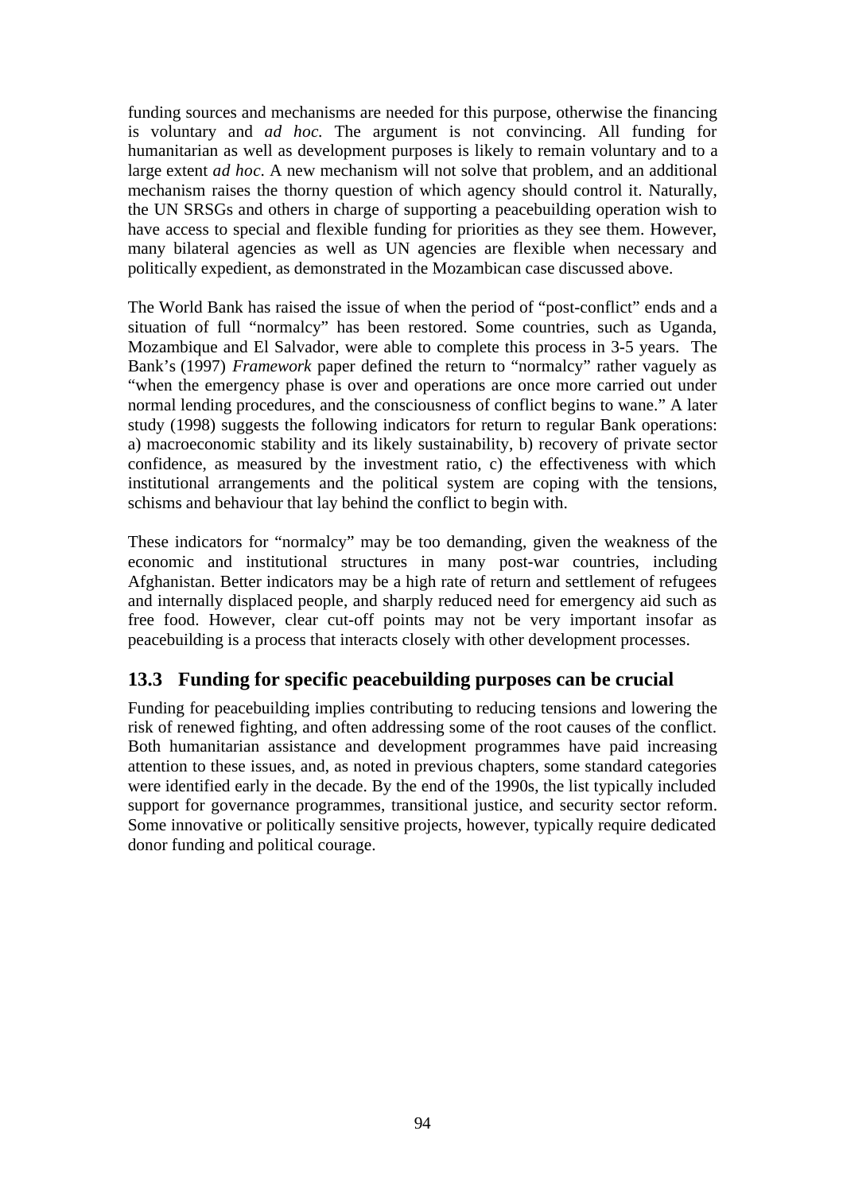funding sources and mechanisms are needed for this purpose, otherwise the financing is voluntary and *ad hoc.* The argument is not convincing. All funding for humanitarian as well as development purposes is likely to remain voluntary and to a large extent *ad hoc*. A new mechanism will not solve that problem, and an additional mechanism raises the thorny question of which agency should control it. Naturally, the UN SRSGs and others in charge of supporting a peacebuilding operation wish to have access to special and flexible funding for priorities as they see them. However, many bilateral agencies as well as UN agencies are flexible when necessary and politically expedient, as demonstrated in the Mozambican case discussed above.

The World Bank has raised the issue of when the period of "post-conflict" ends and a situation of full "normalcy" has been restored. Some countries, such as Uganda, Mozambique and El Salvador, were able to complete this process in 3-5 years. The Bank's (1997) *Framework* paper defined the return to "normalcy" rather vaguely as "when the emergency phase is over and operations are once more carried out under normal lending procedures, and the consciousness of conflict begins to wane." A later study (1998) suggests the following indicators for return to regular Bank operations: a) macroeconomic stability and its likely sustainability, b) recovery of private sector confidence, as measured by the investment ratio, c) the effectiveness with which institutional arrangements and the political system are coping with the tensions, schisms and behaviour that lay behind the conflict to begin with.

These indicators for "normalcy" may be too demanding, given the weakness of the economic and institutional structures in many post-war countries, including Afghanistan. Better indicators may be a high rate of return and settlement of refugees and internally displaced people, and sharply reduced need for emergency aid such as free food. However, clear cut-off points may not be very important insofar as peacebuilding is a process that interacts closely with other development processes.

## 13.3 Funding for specific peacebuilding purposes can be crucial

Funding for peacebuilding implies contributing to reducing tensions and lowering the risk of renewed fighting, and often addressing some of the root causes of the conflict. Both humanitarian assistance and development programmes have paid increasing attention to these issues, and, as noted in previous chapters, some standard categories were identified early in the decade. By the end of the 1990s, the list typically included support for governance programmes, transitional justice, and security sector reform. Some innovative or politically sensitive projects, however, typically require dedicated donor funding and political courage.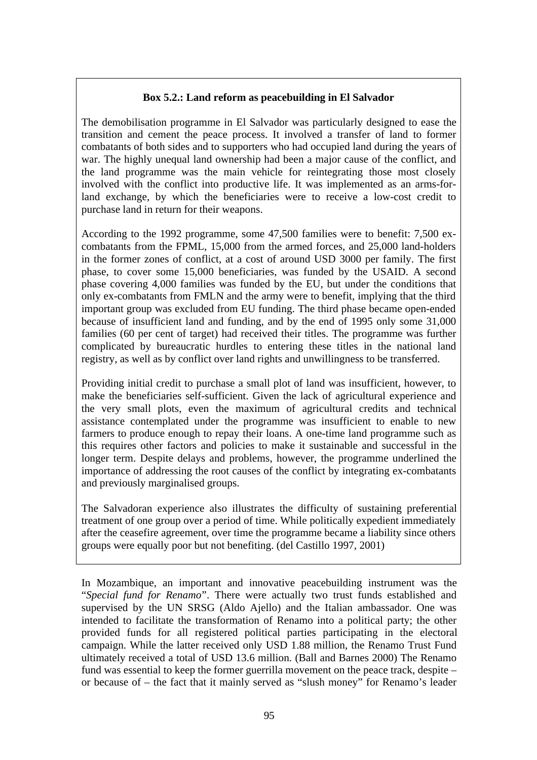**Box 5.2.: Land reform as peacebuilding in El Salvador**

The demobilisation programme in El Salvador was particularly designed to ease the transition and cement the peace process. It involved a transfer of land to former combatants of both sides and to supporters who had occupied land during the years of war. The highly unequal land ownership had been a major cause of the conflict, and the land programme was the main vehicle for reintegrating those most closely involved with the conflict into productive life. It was implemented as an arms-for-land exchange, by which the beneficiaries were to receive a low-cost credit to purchase land in return for their weapons.

According to the 1992 programme, some 47,500 families were to benefit: 7,500 ex-combatants from the FPML, 15,000 from the armed forces, and 25,000 land-holders in the former zones of conflict, at a cost of around USD 3000 per family. The first phase, to cover some 15,000 beneficiaries, was funded by the USAID. A second phase covering 4,000 families was funded by the EU, but under the conditions that only ex-combatants from FMLN and the army were to benefit, implying that the third important group was excluded from EU funding. The third phase became open-ended because of insufficient land and funding, and by the end of 1995 only some 31,000 families (60 per cent of target) had received their titles. The programme was further complicated by bureaucratic hurdles to entering these titles in the national land registry, as well as by conflict over land rights and unwillingness to be transferred.

Providing initial credit to purchase a small plot of land was insufficient, however, to make the beneficiaries self-sufficient. Given the lack of agricultural experience and the very small plots, even the maximum of agricultural credits and technical assistance contemplated under the programme was insufficient to enable to new farmers to produce enough to repay their loans. A one-time land programme such as this requires other factors and policies to make it sustainable and successful in the longer term. Despite delays and problems, however, the programme underlined the importance of addressing the root causes of the conflict by integrating ex-combatants and previously marginalised groups.

The Salvadoran experience also illustrates the difficulty of sustaining preferential treatment of one group over a period of time. While politically expedient immediately after the ceasefire agreement, over time the programme became a liability since others groups were equally poor but not benefiting. (del Castillo 1997, 2001)

In Mozambique, an important and innovative peacebuilding instrument was the "*Special fund for Renamo*". There were actually two trust funds established and supervised by the UN SRSG (Aldo Ajello) and the Italian ambassador. One was intended to facilitate the transformation of Renamo into a political party; the other provided funds for all registered political parties participating in the electoral campaign. While the latter received only USD 1.88 million, the Renamo Trust Fund ultimately received a total of USD 13.6 million. (Ball and Barnes 2000) The Renamo fund was essential to keep the former guerrilla movement on the peace track, despite – or because of – the fact that it mainly served as "slush money" for Renamo's leader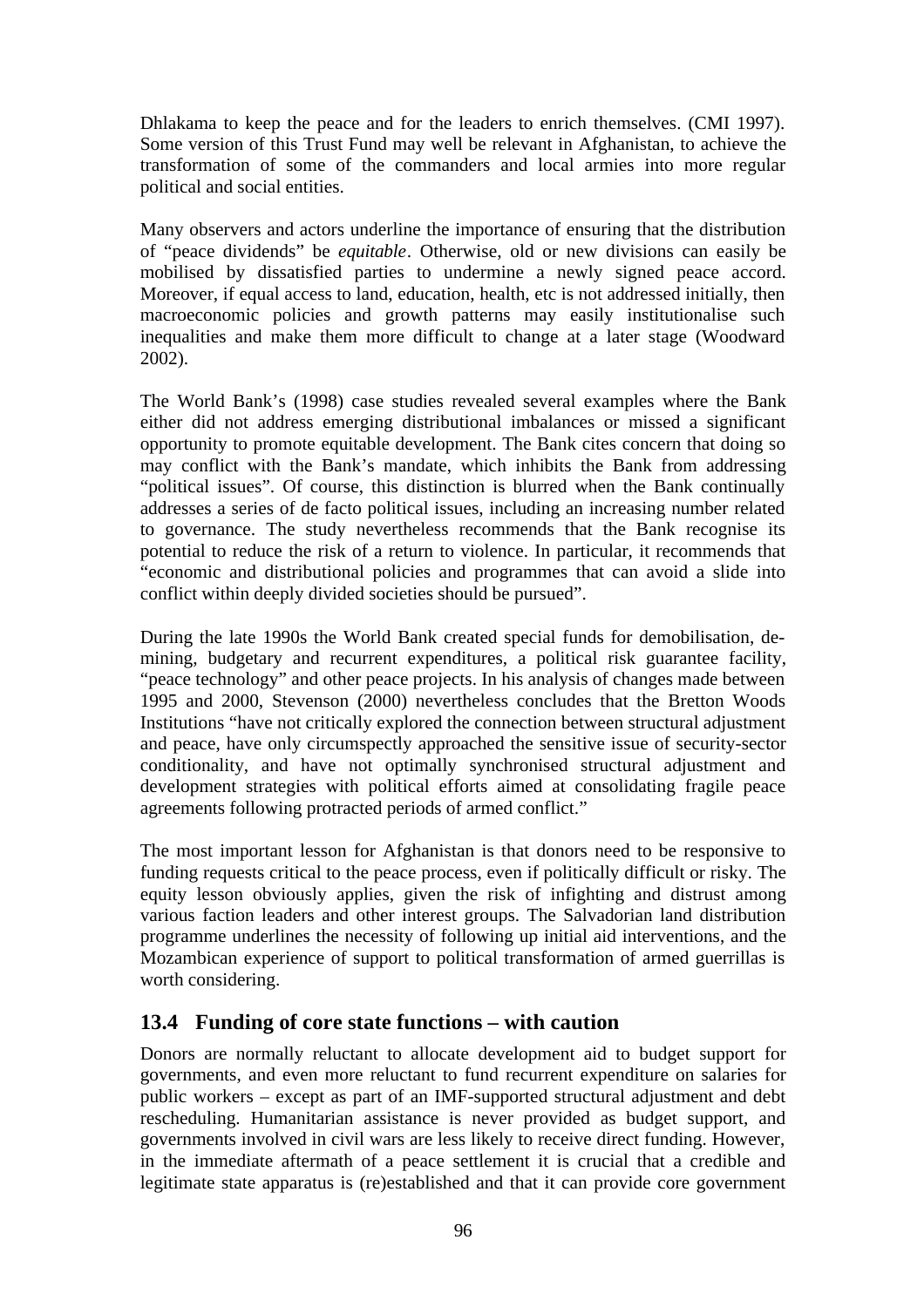Dhlakama to keep the peace and for the leaders to enrich themselves. (CMI 1997). Some version of this Trust Fund may well be relevant in Afghanistan, to achieve the transformation of some of the commanders and local armies into more regular political and social entities.

Many observers and actors underline the importance of ensuring that the distribution of "peace dividends" be *equitable*. Otherwise, old or new divisions can easily be mobilised by dissatisfied parties to undermine a newly signed peace accord. Moreover, if equal access to land, education, health, etc is not addressed initially, then macroeconomic policies and growth patterns may easily institutionalise such inequalities and make them more difficult to change at a later stage (Woodward 2002).

The World Bank's (1998) case studies revealed several examples where the Bank either did not address emerging distributional imbalances or missed a significant opportunity to promote equitable development. The Bank cites concern that doing so may conflict with the Bank's mandate, which inhibits the Bank from addressing "political issues". Of course, this distinction is blurred when the Bank continually addresses a series of de facto political issues, including an increasing number related to governance. The study nevertheless recommends that the Bank recognise its potential to reduce the risk of a return to violence. In particular, it recommends that "economic and distributional policies and programmes that can avoid a slide into conflict within deeply divided societies should be pursued".

During the late 1990s the World Bank created special funds for demobilisation, de-mining, budgetary and recurrent expenditures, a political risk guarantee facility, "peace technology" and other peace projects. In his analysis of changes made between 1995 and 2000, Stevenson (2000) nevertheless concludes that the Bretton Woods Institutions "have not critically explored the connection between structural adjustment and peace, have only circumspectly approached the sensitive issue of security-sector conditionality, and have not optimally synchronised structural adjustment and development strategies with political efforts aimed at consolidating fragile peace agreements following protracted periods of armed conflict."

The most important lesson for Afghanistan is that donors need to be responsive to funding requests critical to the peace process, even if politically difficult or risky. The equity lesson obviously applies, given the risk of infighting and distrust among various faction leaders and other interest groups. The Salvadorian land distribution programme underlines the necessity of following up initial aid interventions, and the Mozambican experience of support to political transformation of armed guerrillas is worth considering.

## 13.4 Funding of core state functions – with caution

Donors are normally reluctant to allocate development aid to budget support for governments, and even more reluctant to fund recurrent expenditure on salaries for public workers – except as part of an IMF-supported structural adjustment and debt rescheduling. Humanitarian assistance is never provided as budget support, and governments involved in civil wars are less likely to receive direct funding. However, in the immediate aftermath of a peace settlement it is crucial that a credible and legitimate state apparatus is (re)established and that it can provide core government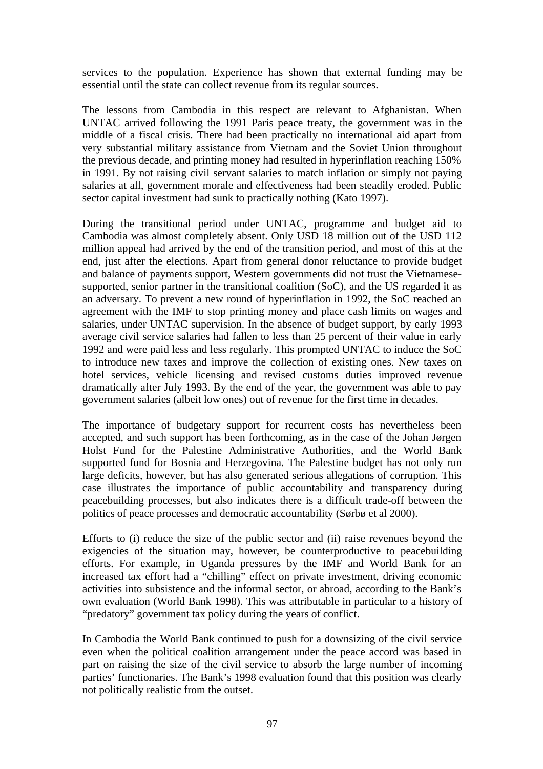services to the population. Experience has shown that external funding may be essential until the state can collect revenue from its regular sources.

The lessons from Cambodia in this respect are relevant to Afghanistan. When UNTAC arrived following the 1991 Paris peace treaty, the government was in the middle of a fiscal crisis. There had been practically no international aid apart from very substantial military assistance from Vietnam and the Soviet Union throughout the previous decade, and printing money had resulted in hyperinflation reaching 150% in 1991. By not raising civil servant salaries to match inflation or simply not paying salaries at all, government morale and effectiveness had been steadily eroded. Public sector capital investment had sunk to practically nothing (Kato 1997).

During the transitional period under UNTAC, programme and budget aid to Cambodia was almost completely absent. Only USD 18 million out of the USD 112 million appeal had arrived by the end of the transition period, and most of this at the end, just after the elections. Apart from general donor reluctance to provide budget and balance of payments support, Western governments did not trust the Vietnamese-supported, senior partner in the transitional coalition (SoC), and the US regarded it as an adversary. To prevent a new round of hyperinflation in 1992, the SoC reached an agreement with the IMF to stop printing money and place cash limits on wages and salaries, under UNTAC supervision. In the absence of budget support, by early 1993 average civil service salaries had fallen to less than 25 percent of their value in early 1992 and were paid less and less regularly. This prompted UNTAC to induce the SoC to introduce new taxes and improve the collection of existing ones. New taxes on hotel services, vehicle licensing and revised customs duties improved revenue dramatically after July 1993. By the end of the year, the government was able to pay government salaries (albeit low ones) out of revenue for the first time in decades.

The importance of budgetary support for recurrent costs has nevertheless been accepted, and such support has been forthcoming, as in the case of the Johan Jørgen Holst Fund for the Palestine Administrative Authorities, and the World Bank supported fund for Bosnia and Herzegovina. The Palestine budget has not only run large deficits, however, but has also generated serious allegations of corruption. This case illustrates the importance of public accountability and transparency during peacebuilding processes, but also indicates there is a difficult trade-off between the politics of peace processes and democratic accountability (Sørbø et al 2000).

Efforts to (i) reduce the size of the public sector and (ii) raise revenues beyond the exigencies of the situation may, however, be counterproductive to peacebuilding efforts. For example, in Uganda pressures by the IMF and World Bank for an increased tax effort had a "chilling" effect on private investment, driving economic activities into subsistence and the informal sector, or abroad, according to the Bank's own evaluation (World Bank 1998). This was attributable in particular to a history of "predatory" government tax policy during the years of conflict.

In Cambodia the World Bank continued to push for a downsizing of the civil service even when the political coalition arrangement under the peace accord was based in part on raising the size of the civil service to absorb the large number of incoming parties' functionaries. The Bank's 1998 evaluation found that this position was clearly not politically realistic from the outset.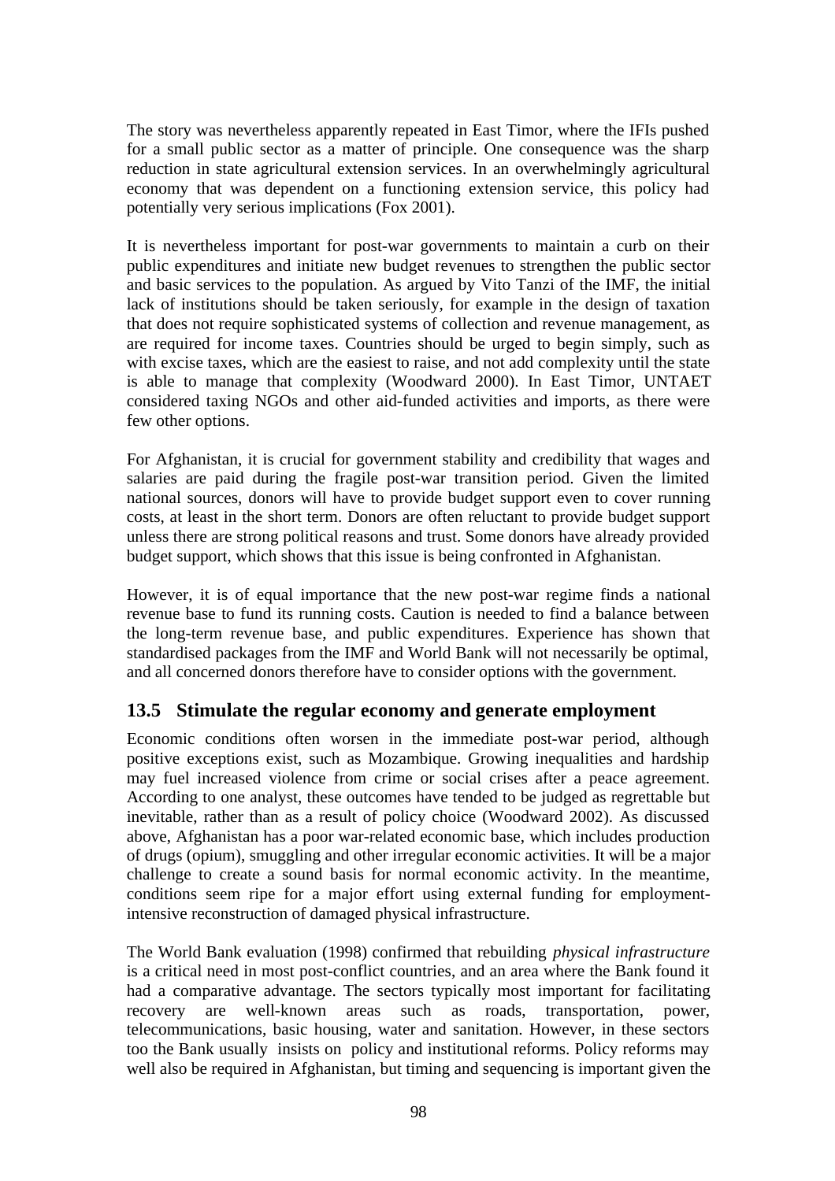The story was nevertheless apparently repeated in East Timor, where the IFIs pushed for a small public sector as a matter of principle. One consequence was the sharp reduction in state agricultural extension services. In an overwhelmingly agricultural economy that was dependent on a functioning extension service, this policy had potentially very serious implications (Fox 2001).

It is nevertheless important for post-war governments to maintain a curb on their public expenditures and initiate new budget revenues to strengthen the public sector and basic services to the population. As argued by Vito Tanzi of the IMF, the initial lack of institutions should be taken seriously, for example in the design of taxation that does not require sophisticated systems of collection and revenue management, as are required for income taxes. Countries should be urged to begin simply, such as with excise taxes, which are the easiest to raise, and not add complexity until the state is able to manage that complexity (Woodward 2000). In East Timor, UNTAET considered taxing NGOs and other aid-funded activities and imports, as there were few other options.

For Afghanistan, it is crucial for government stability and credibility that wages and salaries are paid during the fragile post-war transition period. Given the limited national sources, donors will have to provide budget support even to cover running costs, at least in the short term. Donors are often reluctant to provide budget support unless there are strong political reasons and trust. Some donors have already provided budget support, which shows that this issue is being confronted in Afghanistan.

However, it is of equal importance that the new post-war regime finds a national revenue base to fund its running costs. Caution is needed to find a balance between the long-term revenue base, and public expenditures. Experience has shown that standardised packages from the IMF and World Bank will not necessarily be optimal, and all concerned donors therefore have to consider options with the government.

## 13.5 Stimulate the regular economy and generate employment

Economic conditions often worsen in the immediate post-war period, although positive exceptions exist, such as Mozambique. Growing inequalities and hardship may fuel increased violence from crime or social crises after a peace agreement. According to one analyst, these outcomes have tended to be judged as regrettable but inevitable, rather than as a result of policy choice (Woodward 2002). As discussed above, Afghanistan has a poor war-related economic base, which includes production of drugs (opium), smuggling and other irregular economic activities. It will be a major challenge to create a sound basis for normal economic activity. In the meantime, conditions seem ripe for a major effort using external funding for employment-intensive reconstruction of damaged physical infrastructure.

The World Bank evaluation (1998) confirmed that rebuilding *physical infrastructure* is a critical need in most post-conflict countries, and an area where the Bank found it had a comparative advantage. The sectors typically most important for facilitating recovery are well-known areas such as roads, transportation, power, telecommunications, basic housing, water and sanitation. However, in these sectors too the Bank usually insists on policy and institutional reforms. Policy reforms may well also be required in Afghanistan, but timing and sequencing is important given the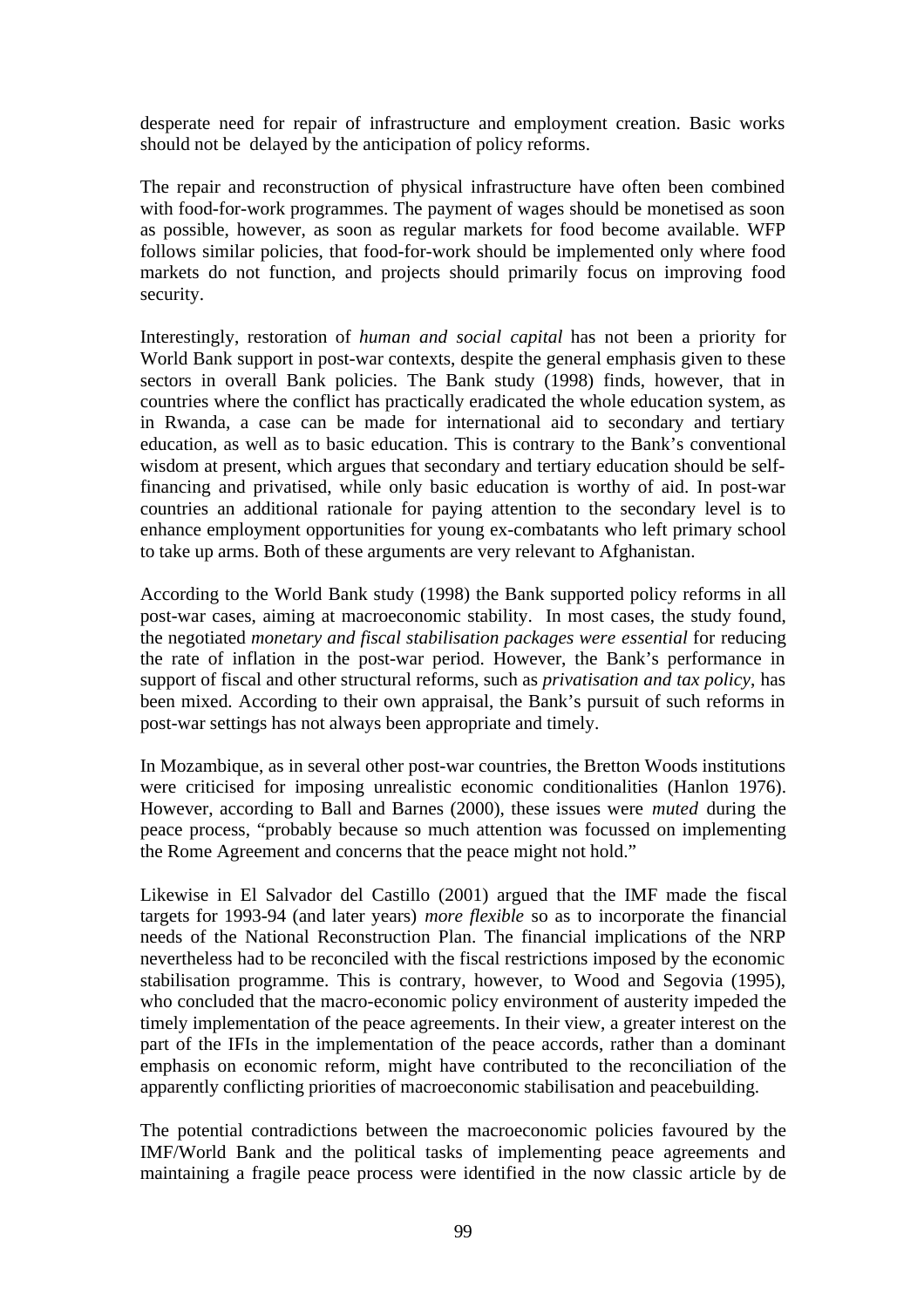desperate need for repair of infrastructure and employment creation. Basic works should not be delayed by the anticipation of policy reforms.

The repair and reconstruction of physical infrastructure have often been combined with food-for-work programmes. The payment of wages should be monetised as soon as possible, however, as soon as regular markets for food become available. WFP follows similar policies, that food-for-work should be implemented only where food markets do not function, and projects should primarily focus on improving food security.

Interestingly, restoration of *human and social capital* has not been a priority for World Bank support in post-war contexts, despite the general emphasis given to these sectors in overall Bank policies. The Bank study (1998) finds, however, that in countries where the conflict has practically eradicated the whole education system, as in Rwanda, a case can be made for international aid to secondary and tertiary education, as well as to basic education. This is contrary to the Bank's conventional wisdom at present, which argues that secondary and tertiary education should be self-financing and privatised, while only basic education is worthy of aid. In post-war countries an additional rationale for paying attention to the secondary level is to enhance employment opportunities for young ex-combatants who left primary school to take up arms. Both of these arguments are very relevant to Afghanistan.

According to the World Bank study (1998) the Bank supported policy reforms in all post-war cases, aiming at macroeconomic stability. In most cases, the study found, the negotiated *monetary and fiscal stabilisation packages were essential* for reducing the rate of inflation in the post-war period. However, the Bank's performance in support of fiscal and other structural reforms, such as *privatisation and tax policy*, has been mixed. According to their own appraisal, the Bank's pursuit of such reforms in post-war settings has not always been appropriate and timely.

In Mozambique, as in several other post-war countries, the Bretton Woods institutions were criticised for imposing unrealistic economic conditionalities (Hanlon 1976). However, according to Ball and Barnes (2000), these issues were *muted* during the peace process, "probably because so much attention was focussed on implementing the Rome Agreement and concerns that the peace might not hold."

Likewise in El Salvador del Castillo (2001) argued that the IMF made the fiscal targets for 1993-94 (and later years) *more flexible* so as to incorporate the financial needs of the National Reconstruction Plan. The financial implications of the NRP nevertheless had to be reconciled with the fiscal restrictions imposed by the economic stabilisation programme. This is contrary, however, to Wood and Segovia (1995), who concluded that the macro-economic policy environment of austerity impeded the timely implementation of the peace agreements. In their view, a greater interest on the part of the IFIs in the implementation of the peace accords, rather than a dominant emphasis on economic reform, might have contributed to the reconciliation of the apparently conflicting priorities of macroeconomic stabilisation and peacebuilding.

The potential contradictions between the macroeconomic policies favoured by the IMF/World Bank and the political tasks of implementing peace agreements and maintaining a fragile peace process were identified in the now classic article by de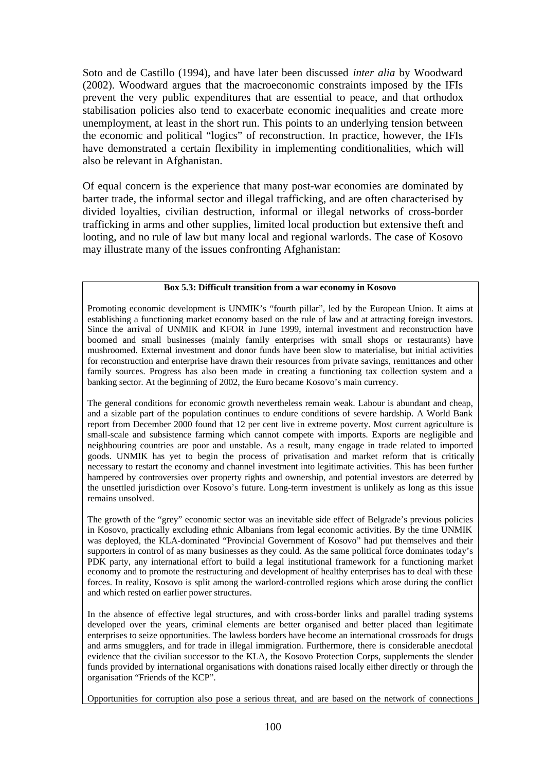Soto and de Castillo (1994), and have later been discussed *inter alia* by Woodward (2002). Woodward argues that the macroeconomic constraints imposed by the IFIs prevent the very public expenditures that are essential to peace, and that orthodox stabilisation policies also tend to exacerbate economic inequalities and create more unemployment, at least in the short run. This points to an underlying tension between the economic and political "logics" of reconstruction. In practice, however, the IFIs have demonstrated a certain flexibility in implementing conditionalities, which will also be relevant in Afghanistan.

Of equal concern is the experience that many post-war economies are dominated by barter trade, the informal sector and illegal trafficking, and are often characterised by divided loyalties, civilian destruction, informal or illegal networks of cross-border trafficking in arms and other supplies, limited local production but extensive theft and looting, and no rule of law but many local and regional warlords. The case of Kosovo may illustrate many of the issues confronting Afghanistan:

**Box 5.3: Difficult transition from a war economy in Kosovo**

Promoting economic development is UNMIK's "fourth pillar", led by the European Union. It aims at establishing a functioning market economy based on the rule of law and at attracting foreign investors. Since the arrival of UNMIK and KFOR in June 1999, internal investment and reconstruction have boomed and small businesses (mainly family enterprises with small shops or restaurants) have mushroomed. External investment and donor funds have been slow to materialise, but initial activities for reconstruction and enterprise have drawn their resources from private savings, remittances and other family sources. Progress has also been made in creating a functioning tax collection system and a banking sector. At the beginning of 2002, the Euro became Kosovo's main currency.

The general conditions for economic growth nevertheless remain weak. Labour is abundant and cheap, and a sizable part of the population continues to endure conditions of severe hardship. A World Bank report from December 2000 found that 12 per cent live in extreme poverty. Most current agriculture is small-scale and subsistence farming which cannot compete with imports. Exports are negligible and neighbouring countries are poor and unstable. As a result, many engage in trade related to imported goods. UNMIK has yet to begin the process of privatisation and market reform that is critically necessary to restart the economy and channel investment into legitimate activities. This has been further hampered by controversies over property rights and ownership, and potential investors are deterred by the unsettled jurisdiction over Kosovo's future. Long-term investment is unlikely as long as this issue remains unsolved.

The growth of the "grey" economic sector was an inevitable side effect of Belgrade's previous policies in Kosovo, practically excluding ethnic Albanians from legal economic activities. By the time UNMIK was deployed, the KLA-dominated "Provincial Government of Kosovo" had put themselves and their supporters in control of as many businesses as they could. As the same political force dominates today's PDK party, any international effort to build a legal institutional framework for a functioning market economy and to promote the restructuring and development of healthy enterprises has to deal with these forces. In reality, Kosovo is split among the warlord-controlled regions which arose during the conflict and which rested on earlier power structures.

In the absence of effective legal structures, and with cross-border links and parallel trading systems developed over the years, criminal elements are better organised and better placed than legitimate enterprises to seize opportunities. The lawless borders have become an international crossroads for drugs and arms smugglers, and for trade in illegal immigration. Furthermore, there is considerable anecdotal evidence that the civilian successor to the KLA, the Kosovo Protection Corps, supplements the slender funds provided by international organisations with donations raised locally either directly or through the organisation "Friends of the KCP".

Opportunities for corruption also pose a serious threat, and are based on the network of connections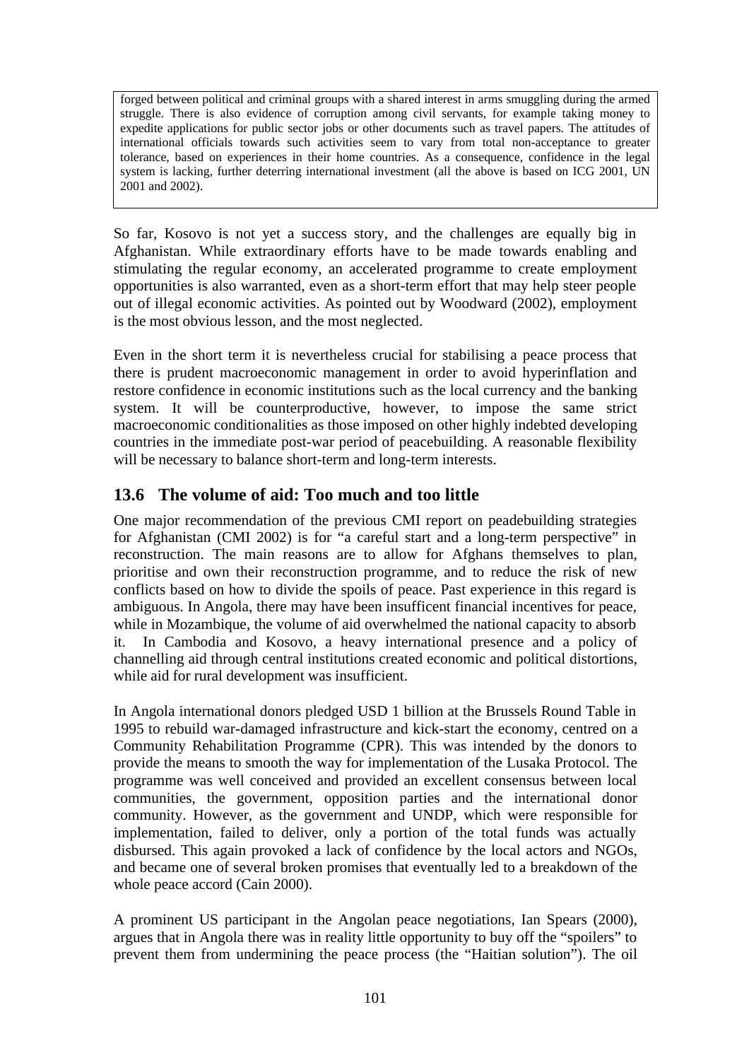forged between political and criminal groups with a shared interest in arms smuggling during the armed struggle. There is also evidence of corruption among civil servants, for example taking money to expedite applications for public sector jobs or other documents such as travel papers. The attitudes of international officials towards such activities seem to vary from total non-acceptance to greater tolerance, based on experiences in their home countries. As a consequence, confidence in the legal system is lacking, further deterring international investment (all the above is based on ICG 2001, UN 2001 and 2002).

So far, Kosovo is not yet a success story, and the challenges are equally big in Afghanistan. While extraordinary efforts have to be made towards enabling and stimulating the regular economy, an accelerated programme to create employment opportunities is also warranted, even as a short-term effort that may help steer people out of illegal economic activities. As pointed out by Woodward (2002), employment is the most obvious lesson, and the most neglected.

Even in the short term it is nevertheless crucial for stabilising a peace process that there is prudent macroeconomic management in order to avoid hyperinflation and restore confidence in economic institutions such as the local currency and the banking system. It will be counterproductive, however, to impose the same strict macroeconomic conditionalities as those imposed on other highly indebted developing countries in the immediate post-war period of peacebuilding. A reasonable flexibility will be necessary to balance short-term and long-term interests.

## 13.6 The volume of aid: Too much and too little

One major recommendation of the previous CMI report on peadebuilding strategies for Afghanistan (CMI 2002) is for "a careful start and a long-term perspective" in reconstruction. The main reasons are to allow for Afghans themselves to plan, prioritise and own their reconstruction programme, and to reduce the risk of new conflicts based on how to divide the spoils of peace. Past experience in this regard is ambiguous. In Angola, there may have been insuffice nt financial incentives for peace, while in Mozambique, the volume of aid overwhelmed the national capacity to absorb it. In Cambodia and Kosovo, a heavy international presence and a policy of channelling aid through central institutions created economic and political distortions, while aid for rural development was insufficient.

In Angola international donors pledged USD 1 billion at the Brussels Round Table in 1995 to rebuild war-damaged infrastructure and kick-start the economy, centred on a Community Rehabilitation Programme (CPR). This was intended by the donors to provide the means to smooth the way for implementation of the Lusaka Protocol. The programme was well conceived and provided an excellent consensus between local communities, the government, opposition parties and the international donor community. However, as the government and UNDP, which were responsible for implementation, failed to deliver, only a portion of the total funds was actually disbursed. This again provoked a lack of confidence by the local actors and NGOs, and became one of several broken promises that eventually led to a breakdown of the whole peace accord (Cain 2000).

A prominent US participant in the Angolan peace negotiations, Ian Spears (2000), argues that in Angola there was in reality little opportunity to buy off the "spoilers" to prevent them from undermining the peace process (the "Haitian solution"). The oil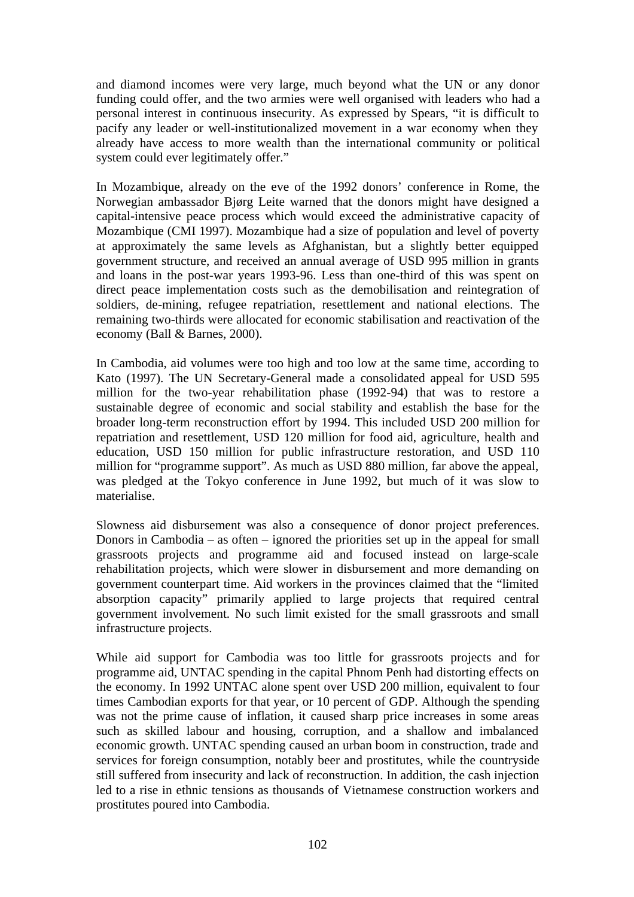and diamond incomes were very large, much beyond what the UN or any donor funding could offer, and the two armies were well organised with leaders who had a personal interest in continuous insecurity. As expressed by Spears, "it is difficult to pacify any leader or well-institutionalized movement in a war economy when they already have access to more wealth than the international community or political system could ever legitimately offer."

In Mozambique, already on the eve of the 1992 donors' conference in Rome, the Norwegian ambassador Bjørg Leite warned that the donors might have designed a capital-intensive peace process which would exceed the administrative capacity of Mozambique (CMI 1997). Mozambique had a size of population and level of poverty at approximately the same levels as Afghanistan, but a slightly better equipped government structure, and received an annual average of USD 995 million in grants and loans in the post-war years 1993-96. Less than one-third of this was spent on direct peace implementation costs such as the demobilisation and reintegration of soldiers, de-mining, refugee repatriation, resettlement and national elections. The remaining two-thirds were allocated for economic stabilisation and reactivation of the economy (Ball & Barnes, 2000).

In Cambodia, aid volumes were too high and too low at the same time, according to Kato (1997). The UN Secretary-General made a consolidated appeal for USD 595 million for the two-year rehabilitation phase (1992-94) that was to restore a sustainable degree of economic and social stability and establish the base for the broader long-term reconstruction effort by 1994. This included USD 200 million for repatriation and resettlement, USD 120 million for food aid, agriculture, health and education, USD 150 million for public infrastructure restoration, and USD 110 million for "programme support". As much as USD 880 million, far above the appeal, was pledged at the Tokyo conference in June 1992, but much of it was slow to materialise.

Slowness aid disbursement was also a consequence of donor project preferences. Donors in Cambodia – as often – ignored the priorities set up in the appeal for small grassroots projects and programme aid and focused instead on large-scale rehabilitation projects, which were slower in disbursement and more demanding on government counterpart time. Aid workers in the provinces claimed that the "limited absorption capacity" primarily applied to large projects that required central government involvement. No such limit existed for the small grassroots and small infrastructure projects.

While aid support for Cambodia was too little for grassroots projects and for programme aid, UNTAC spending in the capital Phnom Penh had distorting effects on the economy. In 1992 UNTAC alone spent over USD 200 million, equivalent to four times Cambodian exports for that year, or 10 percent of GDP. Although the spending was not the prime cause of inflation, it caused sharp price increases in some areas such as skilled labour and housing, corruption, and a shallow and imbalanced economic growth. UNTAC spending caused an urban boom in construction, trade and services for foreign consumption, notably beer and prostitutes, while the countryside still suffered from insecurity and lack of reconstruction. In addition, the cash injection led to a rise in ethnic tensions as thousands of Vietnamese construction workers and prostitutes poured into Cambodia.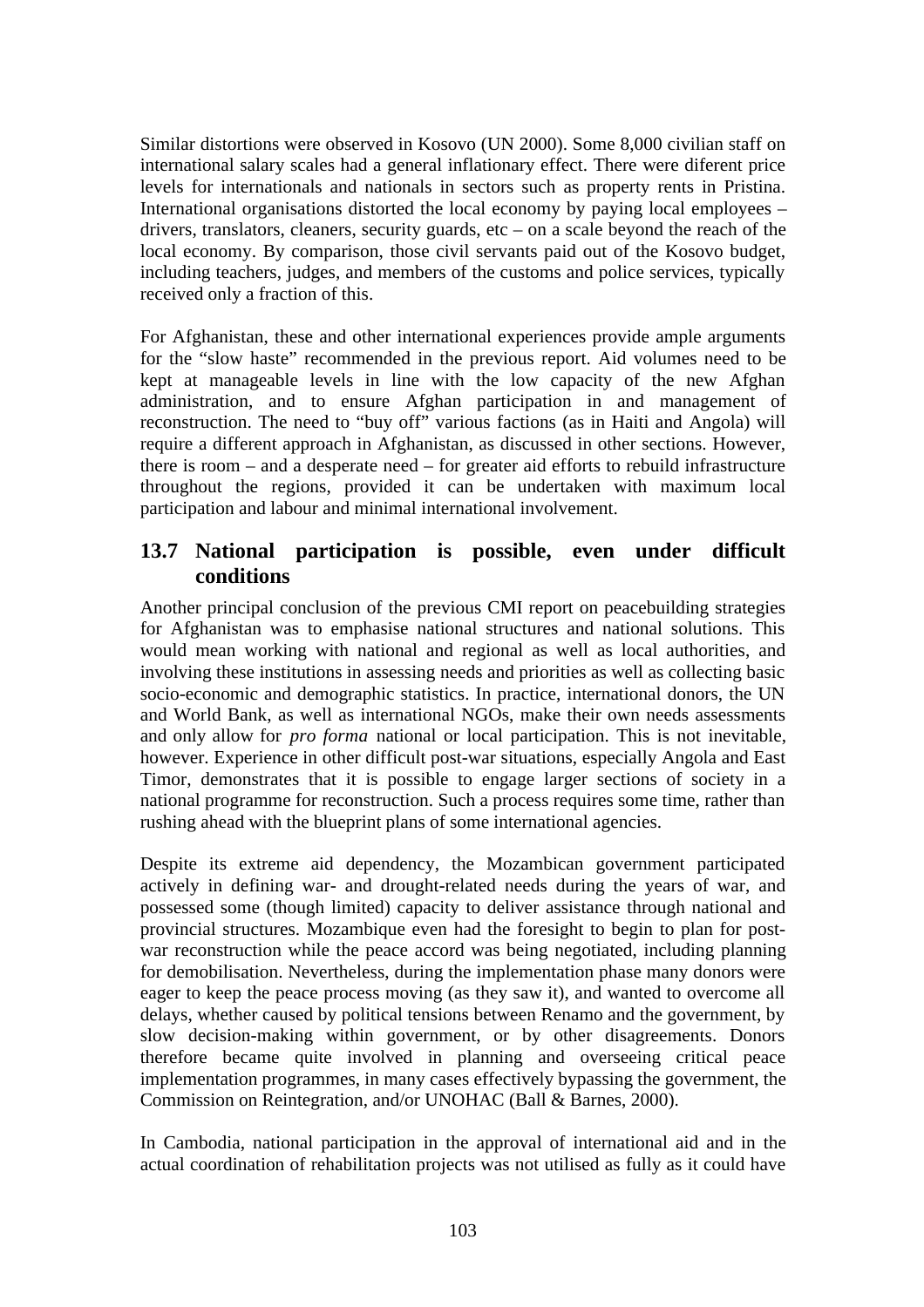Similar distortions were observed in Kosovo (UN 2000). Some 8,000 civilian staff on international salary scales had a general inflationary effect. There were diferent price levels for internationals and nationals in sectors such as property rents in Pristina. International organisations distorted the local economy by paying local employees – drivers, translators, cleaners, security guards, etc – on a scale beyond the reach of the local economy. By comparison, those civil servants paid out of the Kosovo budget, including teachers, judges, and members of the customs and police services, typically received only a fraction of this.

For Afghanistan, these and other international experiences provide ample arguments for the "slow haste" recommended in the previous report. Aid volumes need to be kept at manageable levels in line with the low capacity of the new Afghan administration, and to ensure Afghan participation in and management of reconstruction. The need to "buy off" various factions (as in Haiti and Angola) will require a different approach in Afghanistan, as discussed in other sections. However, there is room – and a desperate need – for greater aid efforts to rebuild infrastructure throughout the regions, provided it can be undertaken with maximum local participation and labour and minimal international involvement.

## 13.7 National participation is possible, even under difficult conditions

Another principal conclusion of the previous CMI report on peacebuilding strategies for Afghanistan was to emphasise national structures and national solutions. This would mean working with national and regional as well as local authorities, and involving these institutions in assessing needs and priorities as well as collecting basic socio-economic and demographic statistics. In practice, international donors, the UN and World Bank, as well as international NGOs, make their own needs assessments and only allow for *pro forma* national or local participation. This is not inevitable, however. Experience in other difficult post-war situations, especially Angola and East Timor, demonstrates that it is possible to engage larger sections of society in a national programme for reconstruction. Such a process requires some time, rather than rushing ahead with the blueprint plans of some international agencies.

Despite its extreme aid dependency, the Mozambican government participated actively in defining war- and drought-related needs during the years of war, and possessed some (though limited) capacity to deliver assistance through national and provincial structures. Mozambique even had the foresight to begin to plan for post-war reconstruction while the peace accord was being negotiated, including planning for demobilisation. Nevertheless, during the implementation phase many donors were eager to keep the peace process moving (as they saw it), and wanted to overcome all delays, whether caused by political tensions between Renamo and the government, by slow decision-making within government, or by other disagreements. Donors therefore became quite involved in planning and overseeing critical peace implementation programmes, in many cases effectively bypassing the government, the Commission on Reintegration, and/or UNOHAC (Ball & Barnes, 2000).

In Cambodia, national participation in the approval of international aid and in the actual coordination of rehabilitation projects was not utilised as fully as it could have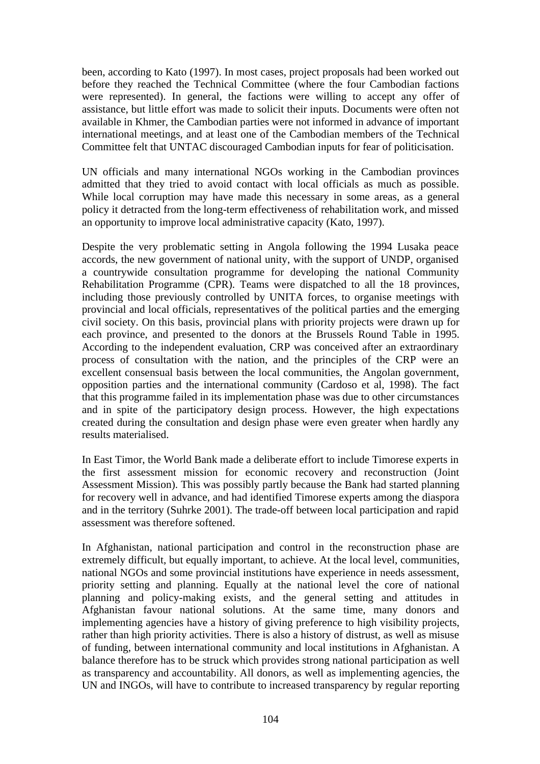been, according to Kato (1997). In most cases, project proposals had been worked out before they reached the Technical Committee (where the four Cambodian factions were represented). In general, the factions were willing to accept any offer of assistance, but little effort was made to solicit their inputs. Documents were often not available in Khmer, the Cambodian parties were not informed in advance of important international meetings, and at least one of the Cambodian members of the Technical Committee felt that UNTAC discouraged Cambodian inputs for fear of politicisation.

UN officials and many international NGOs working in the Cambodian provinces admitted that they tried to avoid contact with local officials as much as possible. While local corruption may have made this necessary in some areas, as a general policy it detracted from the long-term effectiveness of rehabilitation work, and missed an opportunity to improve local administrative capacity (Kato, 1997).

Despite the very problematic setting in Angola following the 1994 Lusaka peace accords, the new government of national unity, with the support of UNDP, organised a countrywide consultation programme for developing the national Community Rehabilitation Programme (CPR). Teams were dispatched to all the 18 provinces, including those previously controlled by UNITA forces, to organise meetings with provincial and local officials, representatives of the political parties and the emerging civil society. On this basis, provincial plans with priority projects were drawn up for each province, and presented to the donors at the Brussels Round Table in 1995. According to the independent evaluation, CRP was conceived after an extraordinary process of consultation with the nation, and the principles of the CRP were an excellent consensual basis between the local communities, the Angolan government, opposition parties and the international community (Cardoso et al, 1998). The fact that this programme failed in its implementation phase was due to other circumstances and in spite of the participatory design process. However, the high expectations created during the consultation and design phase were even greater when hardly any results materialised.

In East Timor, the World Bank made a deliberate effort to include Timorese experts in the first assessment mission for economic recovery and reconstruction (Joint Assessment Mission). This was possibly partly because the Bank had started planning for recovery well in advance, and had identified Timorese experts among the diaspora and in the territory (Suhrke 2001). The trade-off between local participation and rapid assessment was therefore softened.

In Afghanistan, national participation and control in the reconstruction phase are extremely difficult, but equally important, to achieve. At the local level, communities, national NGOs and some provincial institutions have experience in needs assessment, priority setting and planning. Equally at the national level the core of national planning and policy-making exists, and the general setting and attitudes in Afghanistan favour national solutions. At the same time, many donors and implementing agencies have a history of giving preference to high visibility projects, rather than high priority activities. There is also a history of distrust, as well as misuse of funding, between international community and local institutions in Afghanistan. A balance therefore has to be struck which provides strong national participation as well as transparency and accountability. All donors, as well as implementing agencies, the UN and INGOs, will have to contribute to increased transparency by regular reporting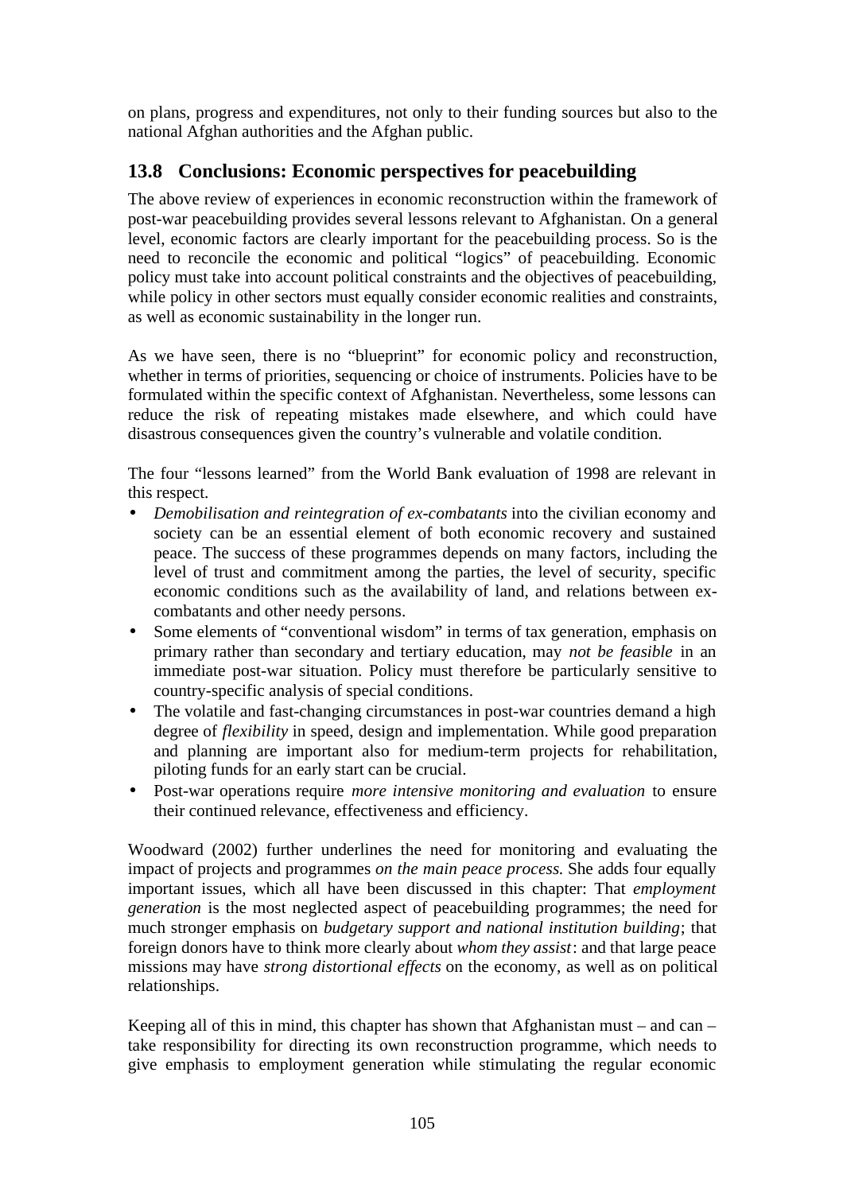on plans, progress and expenditures, not only to their funding sources but also to the national Afghan authorities and the Afghan public.

## 13.8 Conclusions: Economic perspectives for peacebuilding

The above review of experiences in economic reconstruction within the framework of post-war peacebuilding provides several lessons relevant to Afghanistan. On a general level, economic factors are clearly important for the peacebuilding process. So is the need to reconcile the economic and political "logics" of peacebuilding. Economic policy must take into account political constraints and the objectives of peacebuilding, while policy in other sectors must equally consider economic realities and constraints, as well as economic sustainability in the longer run.

As we have seen, there is no "blueprint" for economic policy and reconstruction, whether in terms of priorities, sequencing or choice of instruments. Policies have to be formulated within the specific context of Afghanistan. Nevertheless, some lessons can reduce the risk of repeating mistakes made elsewhere, and which could have disastrous consequences given the country's vulnerable and volatile condition.

The four "lessons learned" from the World Bank evaluation of 1998 are relevant in this respect.

- *Demobilisation and reintegration of ex-combatants* into the civilian economy and society can be an essential element of both economic recovery and sustained peace. The success of these programmes depends on many factors, including the level of trust and commitment among the parties, the level of security, specific economic conditions such as the availability of land, and relations between ex-combatants and other needy persons.
- Some elements of "conventional wisdom" in terms of tax generation, emphasis on primary rather than secondary and tertiary education, may *not be feasible* in an immediate post-war situation. Policy must therefore be particularly sensitive to country-specific analysis of special conditions.
- The volatile and fast-changing circumstances in post-war countries demand a high degree of *flexibility* in speed, design and implementation. While good preparation and planning are important also for medium-term projects for rehabilitation, piloting funds for an early start can be crucial.
- Post-war operations require *more intensive monitoring and evaluation* to ensure their continued relevance, effectiveness and efficiency.

Woodward (2002) further underlines the need for monitoring and evaluating the impact of projects and programmes *on the main peace process.* She adds four equally important issues, which all have been discussed in this chapter: That *employment generation* is the most neglected aspect of peacebuilding programmes; the need for much stronger emphasis on *budgetary support and national institution building*; that foreign donors have to think more clearly about *whom they assist*: and that large peace missions may have *strong distortional effects* on the economy, as well as on political relationships.

Keeping all of this in mind, this chapter has shown that Afghanistan must – and can – take responsibility for directing its own reconstruction programme, which needs to give emphasis to employment generation while stimulating the regular economic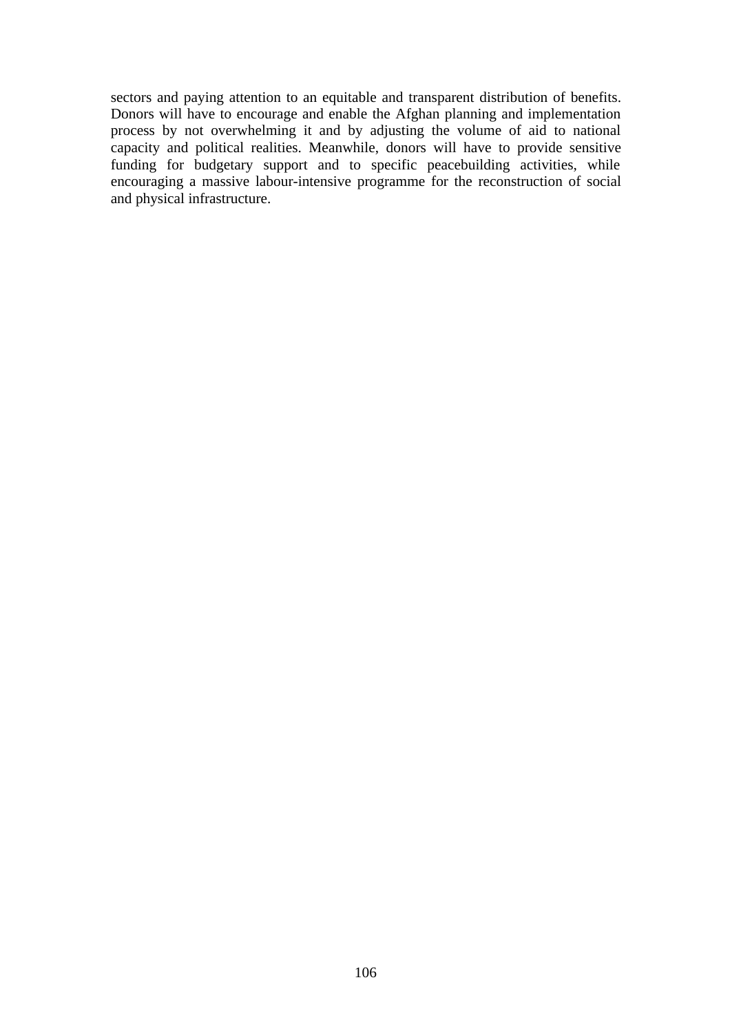sectors and paying attention to an equitable and transparent distribution of benefits. Donors will have to encourage and enable the Afghan planning and implementation process by not overwhelming it and by adjusting the volume of aid to national capacity and political realities. Meanwhile, donors will have to provide sensitive funding for budgetary support and to specific peacebuilding activities, while encouraging a massive labour-intensive programme for the reconstruction of social and physical infrastructure.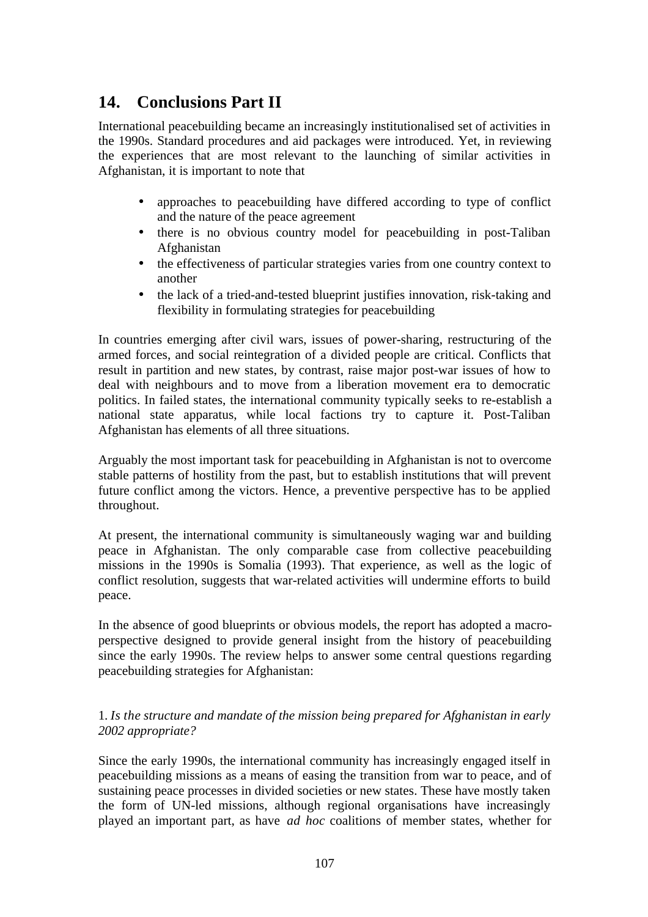## 14. Conclusions Part II

International peacebuilding became an increasingly institutionalised set of activities in the 1990s. Standard procedures and aid packages were introduced. Yet, in reviewing the experiences that are most relevant to the launching of similar activities in Afghanistan, it is important to note that

- approaches to peacebuilding have differed according to type of conflict and the nature of the peace agreement
- there is no obvious country model for peacebuilding in post-Taliban Afghanistan
- the effectiveness of particular strategies varies from one country context to another
- the lack of a tried-and-tested blueprint justifies innovation, risk-taking and flexibility in formulating strategies for peacebuilding

In countries emerging after civil wars, issues of power-sharing, restructuring of the armed forces, and social reintegration of a divided people are critical. Conflicts that result in partition and new states, by contrast, raise major post-war issues of how to deal with neighbours and to move from a liberation movement era to democratic politics. In failed states, the international community typically seeks to re-establish a national state apparatus, while local factions try to capture it. Post-Taliban Afghanistan has elements of all three situations.

Arguably the most important task for peacebuilding in Afghanistan is not to overcome stable patterns of hostility from the past, but to establish institutions that will prevent future conflict among the victors. Hence, a preventive perspective has to be applied throughout.

At present, the international community is simultaneously waging war and building peace in Afghanistan. The only comparable case from collective peacebuilding missions in the 1990s is Somalia (1993). That experience, as well as the logic of conflict resolution, suggests that war-related activities will undermine efforts to build peace.

In the absence of good blueprints or obvious models, the report has adopted a macro-perspective designed to provide general insight from the history of peacebuilding since the early 1990s. The review helps to answer some central questions regarding peacebuilding strategies for Afghanistan:

1. *Is the structure and mandate of the mission being prepared for Afghanistan in early 2002 appropriate?*

Since the early 1990s, the international community has increasingly engaged itself in peacebuilding missions as a means of easing the transition from war to peace, and of sustaining peace processes in divided societies or new states. These have mostly taken the form of UN-led missions, although regional organisations have increasingly played an important part, as have *ad hoc* coalitions of member states, whether for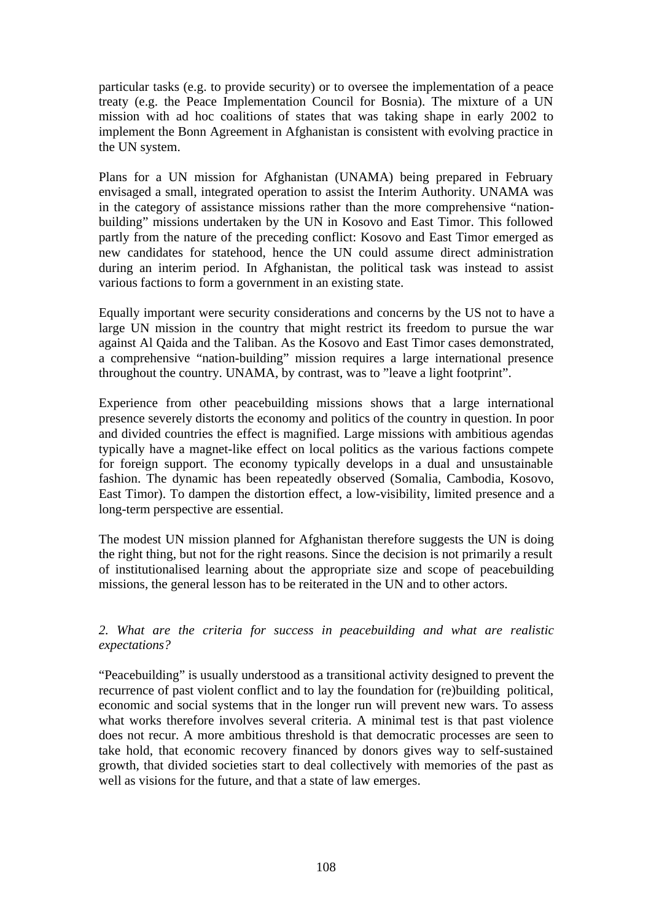particular tasks (e.g. to provide security) or to oversee the implementation of a peace treaty (e.g. the Peace Implementation Council for Bosnia). The mixture of a UN mission with ad hoc coalitions of states that was taking shape in early 2002 to implement the Bonn Agreement in Afghanistan is consistent with evolving practice in the UN system.

Plans for a UN mission for Afghanistan (UNAMA) being prepared in February envisaged a small, integrated operation to assist the Interim Authority. UNAMA was in the category of assistance missions rather than the more comprehensive "nation-building" missions undertaken by the UN in Kosovo and East Timor. This followed partly from the nature of the preceding conflict: Kosovo and East Timor emerged as new candidates for statehood, hence the UN could assume direct administration during an interim period. In Afghanistan, the political task was instead to assist various factions to form a government in an existing state.

Equally important were security considerations and concerns by the US not to have a large UN mission in the country that might restrict its freedom to pursue the war against Al Qaida and the Taliban. As the Kosovo and East Timor cases demonstrated, a comprehensive "nation-building" mission requires a large international presence throughout the country. UNAMA, by contrast, was to "leave a light footprint".

Experience from other peacebuilding missions shows that a large international presence severely distorts the economy and politics of the country in question. In poor and divided countries the effect is magnified. Large missions with ambitious agendas typically have a magnet-like effect on local politics as the various factions compete for foreign support. The economy typically develops in a dual and unsustainable fashion. The dynamic has been repeatedly observed (Somalia, Cambodia, Kosovo, East Timor). To dampen the distortion effect, a low-visibility, limited presence and a long-term perspective are essential.

The modest UN mission planned for Afghanistan therefore suggests the UN is doing the right thing, but not for the right reasons. Since the decision is not primarily a result of institutionalised learning about the appropriate size and scope of peacebuilding missions, the general lesson has to be reiterated in the UN and to other actors.

*2. What are the criteria for success in peacebuilding and what are realistic expectations?*

"Peacebuilding" is usually understood as a transitional activity designed to prevent the recurrence of past violent conflict and to lay the foundation for (re)building political, economic and social systems that in the longer run will prevent new wars. To assess what works therefore involves several criteria. A minimal test is that past violence does not recur. A more ambitious threshold is that democratic processes are seen to take hold, that economic recovery financed by donors gives way to self-sustained growth, that divided societies start to deal collectively with memories of the past as well as visions for the future, and that a state of law emerges.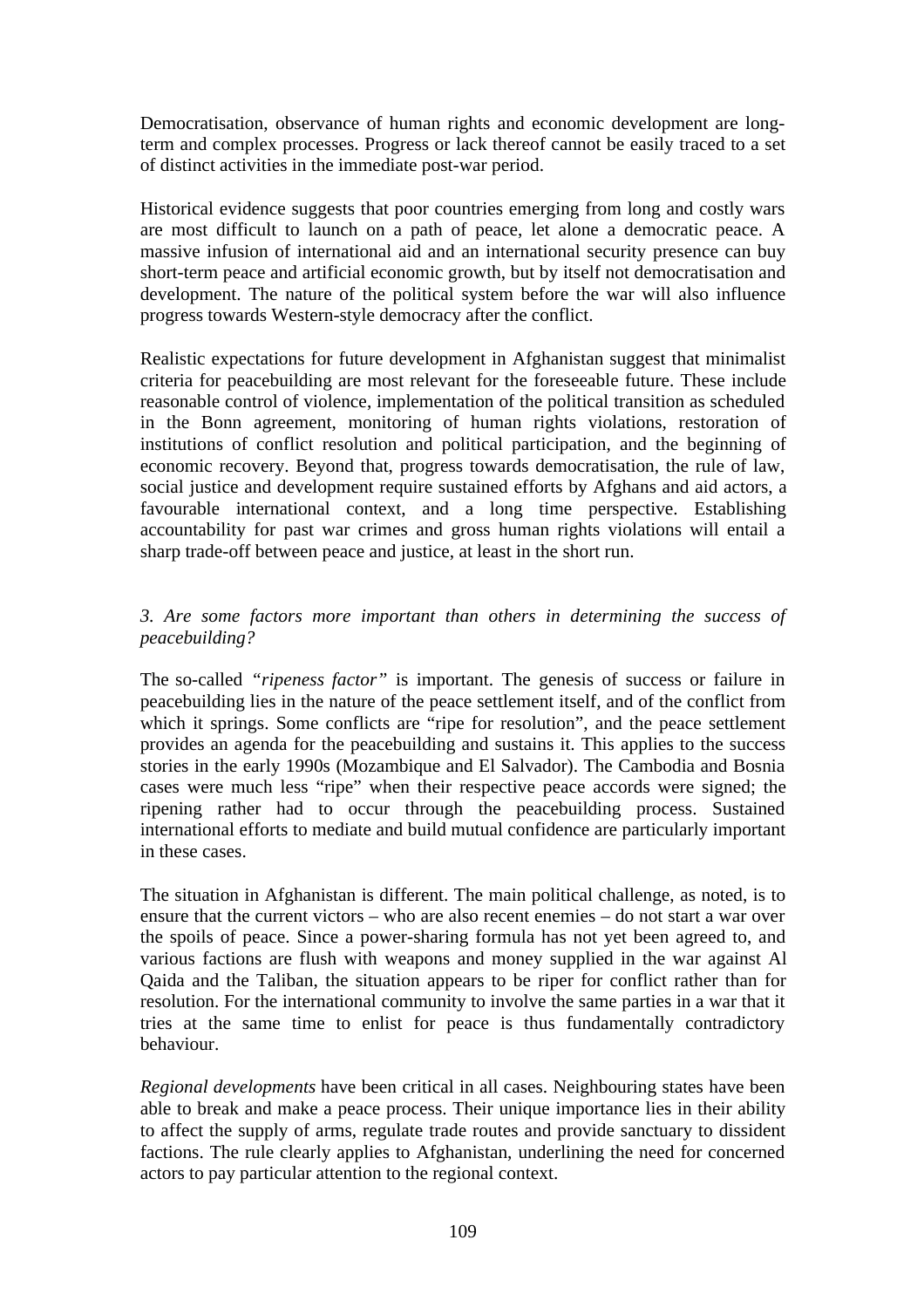Democratisation, observance of human rights and economic development are long-term and complex processes. Progress or lack thereof cannot be easily traced to a set of distinct activities in the immediate post-war period.

Historical evidence suggests that poor countries emerging from long and costly wars are most difficult to launch on a path of peace, let alone a democratic peace. A massive infusion of international aid and an international security presence can buy short-term peace and artificial economic growth, but by itself not democratisation and development. The nature of the political system before the war will also influence progress towards Western-style democracy after the conflict.

Realistic expectations for future development in Afghanistan suggest that minimalist criteria for peacebuilding are most relevant for the foreseeable future. These include reasonable control of violence, implementation of the political transition as scheduled in the Bonn agreement, monitoring of human rights violations, restoration of institutions of conflict resolution and political participation, and the beginning of economic recovery. Beyond that, progress towards democratisation, the rule of law, social justice and development require sustained efforts by Afghans and aid actors, a favourable international context, and a long time perspective. Establishing accountability for past war crimes and gross human rights violations will entail a sharp trade-off between peace and justice, at least in the short run.

*3. Are some factors more important than others in determining the success of peacebuilding?*

The so-called *"ripeness factor"* is important. The genesis of success or failure in peacebuilding lies in the nature of the peace settlement itself, and of the conflict from which it springs. Some conflicts are "ripe for resolution", and the peace settlement provides an agenda for the peacebuilding and sustains it. This applies to the success stories in the early 1990s (Mozambique and El Salvador). The Cambodia and Bosnia cases were much less "ripe" when their respective peace accords were signed; the ripening rather had to occur through the peacebuilding process. Sustained international efforts to mediate and build mutual confidence are particularly important in these cases.

The situation in Afghanistan is different. The main political challenge, as noted, is to ensure that the current victors – who are also recent enemies – do not start a war over the spoils of peace. Since a power-sharing formula has not yet been agreed to, and various factions are flush with weapons and money supplied in the war against Al Qaida and the Taliban, the situation appears to be riper for conflict rather than for resolution. For the international community to involve the same parties in a war that it tries at the same time to enlist for peace is thus fundamentally contradictory behaviour.

*Regional developments* have been critical in all cases. Neighbouring states have been able to break and make a peace process. Their unique importance lies in their ability to affect the supply of arms, regulate trade routes and provide sanctuary to dissident factions. The rule clearly applies to Afghanistan, underlining the need for concerned actors to pay particular attention to the regional context.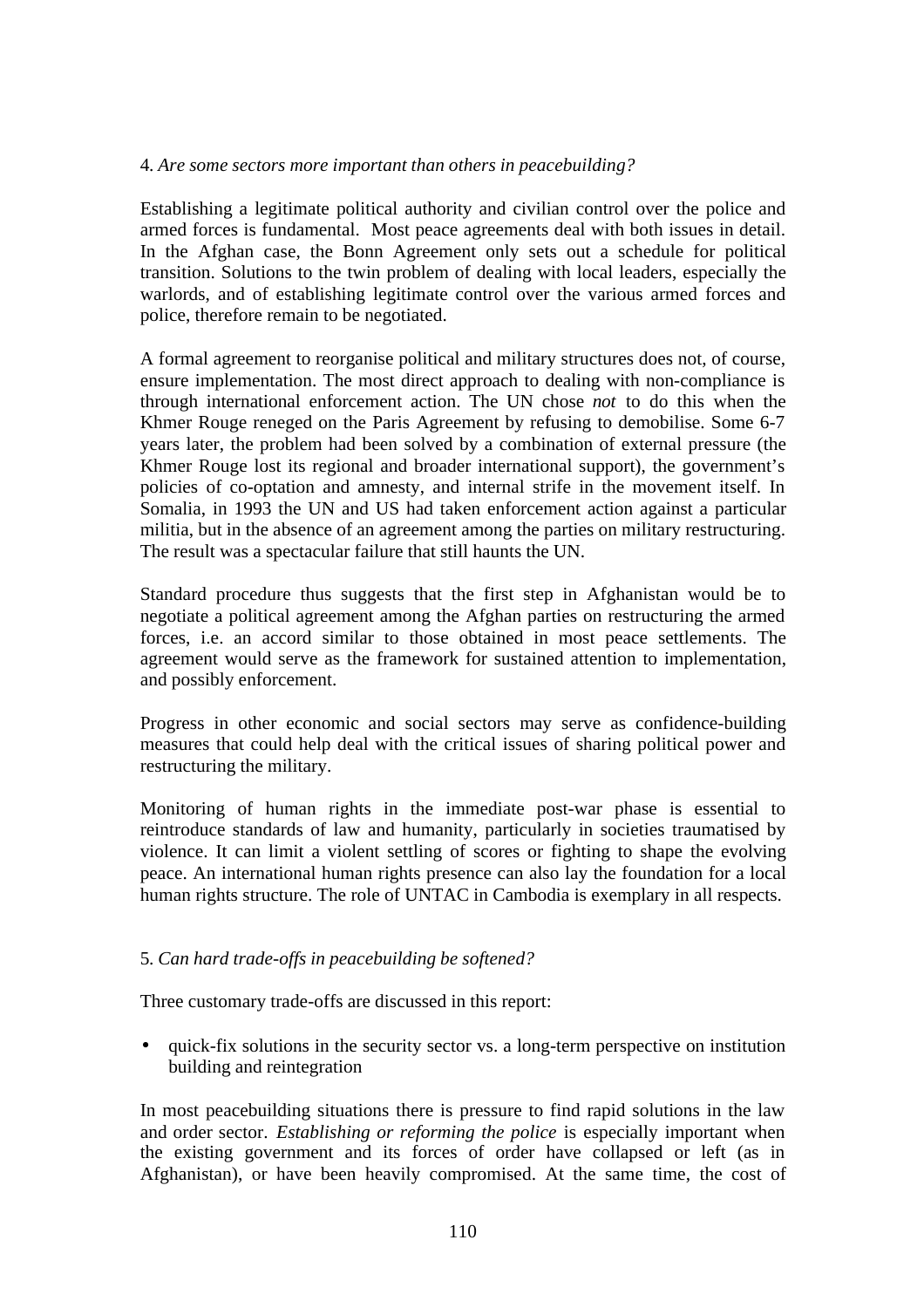4. *Are some sectors more important than others in peacebuilding?*

Establishing a legitimate political authority and civilian control over the police and armed forces is fundamental. Most peace agreements deal with both issues in detail. In the Afghan case, the Bonn Agreement only sets out a schedule for political transition. Solutions to the twin problem of dealing with local leaders, especially the warlords, and of establishing legitimate control over the various armed forces and police, therefore remain to be negotiated.

A formal agreement to reorganise political and military structures does not, of course, ensure implementation. The most direct approach to dealing with non-compliance is through international enforcement action. The UN chose *not* to do this when the Khmer Rouge reneged on the Paris Agreement by refusing to demobilise. Some 6-7 years later, the problem had been solved by a combination of external pressure (the Khmer Rouge lost its regional and broader international support), the government's policies of co-optation and amnesty, and internal strife in the movement itself. In Somalia, in 1993 the UN and US had taken enforcement action against a particular militia, but in the absence of an agreement among the parties on military restructuring. The result was a spectacular failure that still haunts the UN.

Standard procedure thus suggests that the first step in Afghanistan would be to negotiate a political agreement among the Afghan parties on restructuring the armed forces, i.e. an accord similar to those obtained in most peace settlements. The agreement would serve as the framework for sustained attention to implementation, and possibly enforcement.

Progress in other economic and social sectors may serve as confidence-building measures that could help deal with the critical issues of sharing political power and restructuring the military.

Monitoring of human rights in the immediate post-war phase is essential to reintroduce standards of law and humanity, particularly in societies traumatised by violence. It can limit a violent settling of scores or fighting to shape the evolving peace. An international human rights presence can also lay the foundation for a local human rights structure. The role of UNTAC in Cambodia is exemplary in all respects.

5. *Can hard trade-offs in peacebuilding be softened?*

Three customary trade-offs are discussed in this report:

- quick-fix solutions in the security sector vs. a long-term perspective on institution building and reintegration

In most peacebuilding situations there is pressure to find rapid solutions in the law and order sector. *Establishing or reforming the police* is especially important when the existing government and its forces of order have collapsed or left (as in Afghanistan), or have been heavily compromised. At the same time, the cost of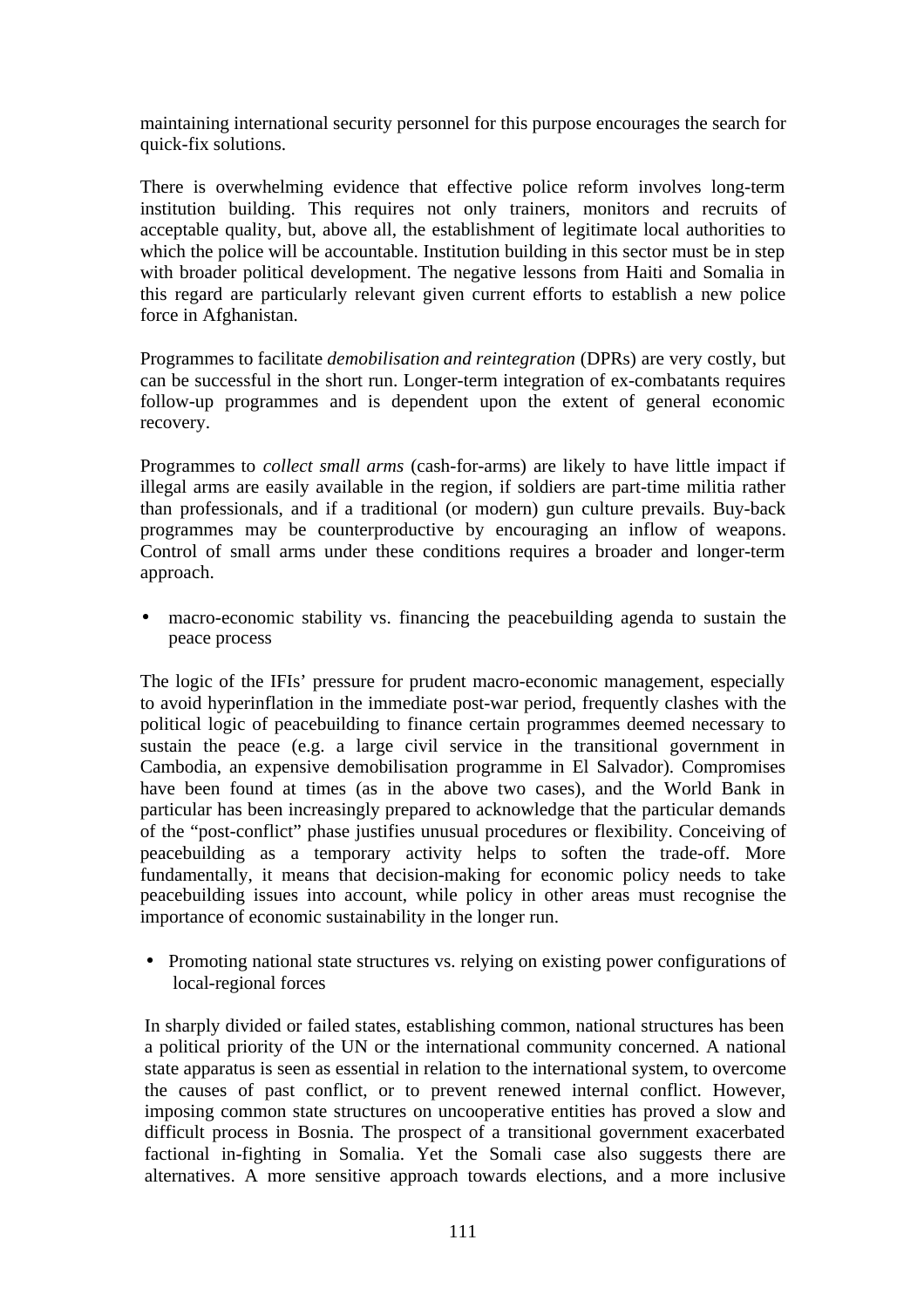maintaining international security personnel for this purpose encourages the search for quick-fix solutions.

There is overwhelming evidence that effective police reform involves long-term institution building. This requires not only trainers, monitors and recruits of acceptable quality, but, above all, the establishment of legitimate local authorities to which the police will be accountable. Institution building in this sector must be in step with broader political development. The negative lessons from Haiti and Somalia in this regard are particularly relevant given current efforts to establish a new police force in Afghanistan.

Programmes to facilitate *demobilisation and reintegration* (DPRs) are very costly, but can be successful in the short run. Longer-term integration of ex-combatants requires follow-up programmes and is dependent upon the extent of general economic recovery.

Programmes to *collect small arms* (cash-for-arms) are likely to have little impact if illegal arms are easily available in the region, if soldiers are part-time militia rather than professionals, and if a traditional (or modern) gun culture prevails. Buy-back programmes may be counterproductive by encouraging an inflow of weapons. Control of small arms under these conditions requires a broader and longer-term approach.

- macro-economic stability vs. financing the peacebuilding agenda to sustain the peace process

The logic of the IFIs' pressure for prudent macro-economic management, especially to avoid hyperinflation in the immediate post-war period, frequently clashes with the political logic of peacebuilding to finance certain programmes deemed necessary to sustain the peace (e.g. a large civil service in the transitional government in Cambodia, an expensive demobilisation programme in El Salvador). Compromises have been found at times (as in the above two cases), and the World Bank in particular has been increasingly prepared to acknowledge that the particular demands of the "post-conflict" phase justifies unusual procedures or flexibility. Conceiving of peacebuilding as a temporary activity helps to soften the trade-off. More fundamentally, it means that decision-making for economic policy needs to take peacebuilding issues into account, while policy in other areas must recognise the importance of economic sustainability in the longer run.

- Promoting national state structures vs. relying on existing power configurations of local-regional forces

In sharply divided or failed states, establishing common, national structures has been a political priority of the UN or the international community concerned. A national state apparatus is seen as essential in relation to the international system, to overcome the causes of past conflict, or to prevent renewed internal conflict. However, imposing common state structures on uncooperative entities has proved a slow and difficult process in Bosnia. The prospect of a transitional government exacerbated factional in-fighting in Somalia. Yet the Somali case also suggests there are alternatives. A more sensitive approach towards elections, and a more inclusive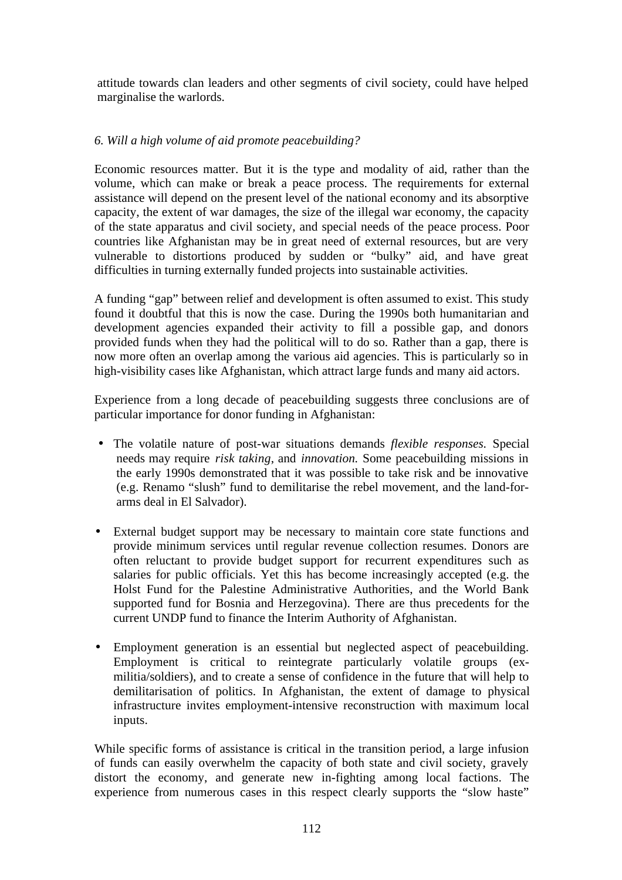attitude towards clan leaders and other segments of civil society, could have helped marginalise the warlords.

*6. Will a high volume of aid promote peacebuilding?*

Economic resources matter. But it is the type and modality of aid, rather than the volume, which can make or break a peace process. The requirements for external assistance will depend on the present level of the national economy and its absorptive capacity, the extent of war damages, the size of the illegal war economy, the capacity of the state apparatus and civil society, and special needs of the peace process. Poor countries like Afghanistan may be in great need of external resources, but are very vulnerable to distortions produced by sudden or "bulky" aid, and have great difficulties in turning externally funded projects into sustainable activities.

A funding "gap" between relief and development is often assumed to exist. This study found it doubtful that this is now the case. During the 1990s both humanitarian and development agencies expanded their activity to fill a possible gap, and donors provided funds when they had the political will to do so. Rather than a gap, there is now more often an overlap among the various aid agencies. This is particularly so in high-visibility cases like Afghanistan, which attract large funds and many aid actors.

Experience from a long decade of peacebuilding suggests three conclusions are of particular importance for donor funding in Afghanistan:

- The volatile nature of post-war situations demands *flexible responses.* Special needs may require *risk taking*, and *innovation.* Some peacebuilding missions in the early 1990s demonstrated that it was possible to take risk and be innovative (e.g. Renamo "slush" fund to demilitarise the rebel movement, and the land-for-arms deal in El Salvador).

- External budget support may be necessary to maintain core state functions and provide minimum services until regular revenue collection resumes. Donors are often reluctant to provide budget support for recurrent expenditures such as salaries for public officials. Yet this has become increasingly accepted (e.g. the Holst Fund for the Palestine Administrative Authorities, and the World Bank supported fund for Bosnia and Herzegovina). There are thus precedents for the current UNDP fund to finance the Interim Authority of Afghanistan.

- Employment generation is an essential but neglected aspect of peacebuilding. Employment is critical to reintegrate particularly volatile groups (ex-militia/soldiers), and to create a sense of confidence in the future that will help to demilitarisation of politics. In Afghanistan, the extent of damage to physical infrastructure invites employment-intensive reconstruction with maximum local inputs.

While specific forms of assistance is critical in the transition period, a large infusion of funds can easily overwhelm the capacity of both state and civil society, gravely distort the economy, and generate new in-fighting among local factions. The experience from numerous cases in this respect clearly supports the "slow haste"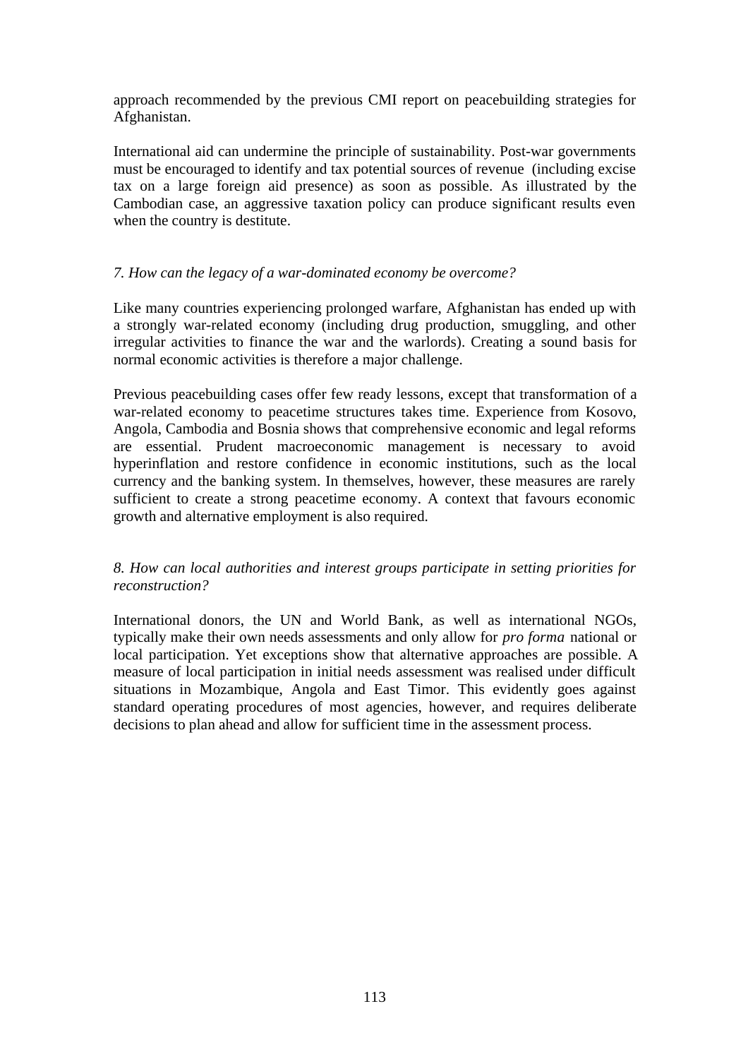approach recommended by the previous CMI report on peacebuilding strategies for Afghanistan.

International aid can undermine the principle of sustainability. Post-war governments must be encouraged to identify and tax potential sources of revenue (including excise tax on a large foreign aid presence) as soon as possible. As illustrated by the Cambodian case, an aggressive taxation policy can produce significant results even when the country is destitute.

*7. How can the legacy of a war-dominated economy be overcome?*

Like many countries experiencing prolonged warfare, Afghanistan has ended up with a strongly war-related economy (including drug production, smuggling, and other irregular activities to finance the war and the warlords). Creating a sound basis for normal economic activities is therefore a major challenge.

Previous peacebuilding cases offer few ready lessons, except that transformation of a war-related economy to peacetime structures takes time. Experience from Kosovo, Angola, Cambodia and Bosnia shows that comprehensive economic and legal reforms are essential. Prudent macroeconomic management is necessary to avoid hyperinflation and restore confidence in economic institutions, such as the local currency and the banking system. In themselves, however, these measures are rarely sufficient to create a strong peacetime economy. A context that favours economic growth and alternative employment is also required.

*8. How can local authorities and interest groups participate in setting priorities for reconstruction?*

International donors, the UN and World Bank, as well as international NGOs, typically make their own needs assessments and only allow for *pro forma* national or local participation. Yet exceptions show that alternative approaches are possible. A measure of local participation in initial needs assessment was realised under difficult situations in Mozambique, Angola and East Timor. This evidently goes against standard operating procedures of most agencies, however, and requires deliberate decisions to plan ahead and allow for sufficient time in the assessment process.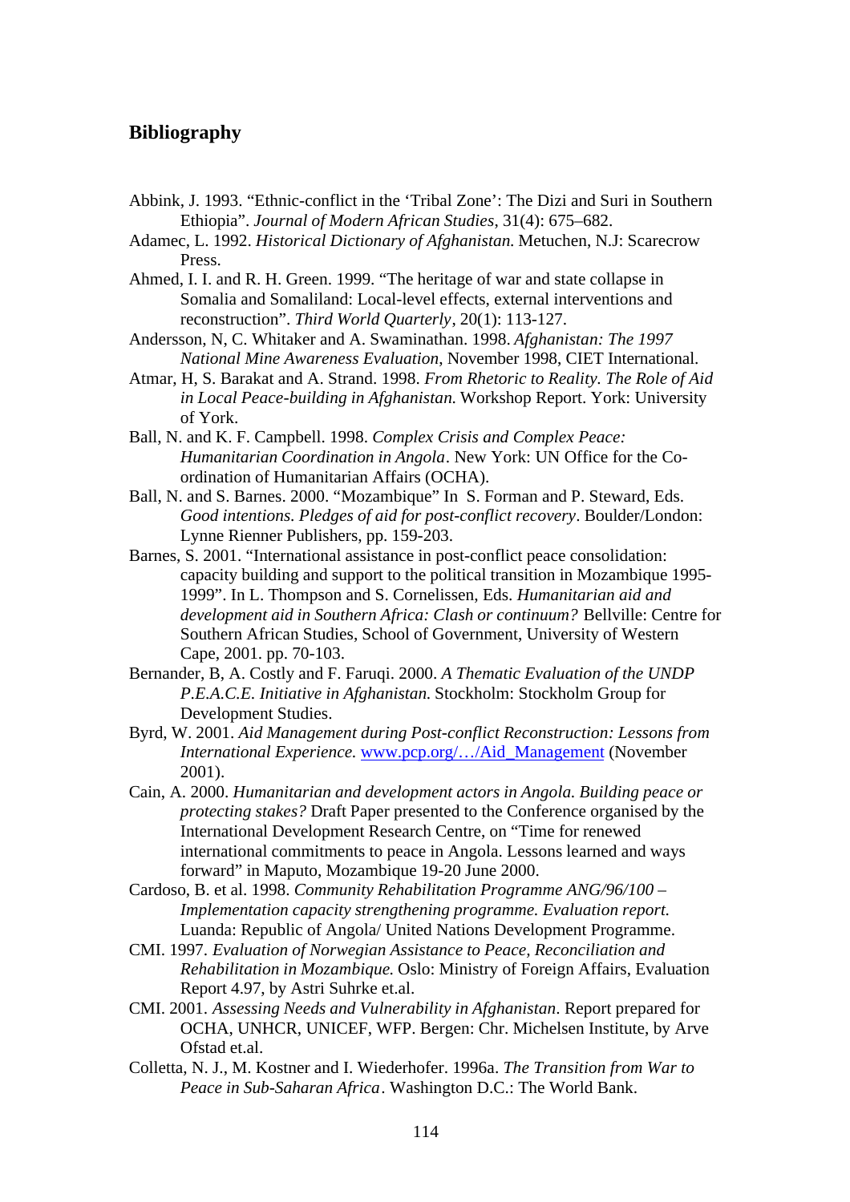## Bibliography

Abbink, J. 1993. "Ethnic-conflict in the 'Tribal Zone': The Dizi and Suri in Southern Ethiopia". *Journal of Modern African Studies*, 31(4): 675–682.

Adamec, L. 1992. *Historical Dictionary of Afghanistan.* Metuchen, N.J: Scarecrow Press.

Ahmed, I. I. and R. H. Green. 1999. "The heritage of war and state collapse in Somalia and Somaliland: Local-level effects, external interventions and reconstruction". *Third World Quarterly*, 20(1): 113-127.

Andersson, N, C. Whitaker and A. Swaminathan. 1998. *Afghanistan: The 1997 National Mine Awareness Evaluation*, November 1998, CIET International.

Atmar, H, S. Barakat and A. Strand. 1998. *From Rhetoric to Reality. The Role of Aid in Local Peace-building in Afghanistan.* Workshop Report. York: University of York.

Ball, N. and K. F. Campbell. 1998. *Complex Crisis and Complex Peace: Humanitarian Coordination in Angola*. New York: UN Office for the Co-ordination of Humanitarian Affairs (OCHA).

Ball, N. and S. Barnes. 2000. "Mozambique" In S. Forman and P. Steward, Eds. *Good intentions. Pledges of aid for post-conflict recovery*. Boulder/London: Lynne Rienner Publishers, pp. 159-203.

Barnes, S. 2001. "International assistance in post-conflict peace consolidation: capacity building and support to the political transition in Mozambique 1995-1999". In L. Thompson and S. Cornelissen, Eds. *Humanitarian aid and development aid in Southern Africa: Clash or continuum?* Bellville: Centre for Southern African Studies, School of Government, University of Western Cape, 2001. pp. 70-103.

Bernander, B, A. Costly and F. Faruqi. 2000. *A Thematic Evaluation of the UNDP P.E.A.C.E. Initiative in Afghanistan.* Stockholm: Stockholm Group for Development Studies.

Byrd, W. 2001. *Aid Management during Post-conflict Reconstruction: Lessons from International Experience.* www.pcp.org/…/Aid_Management (November 2001).

Cain, A. 2000. *Humanitarian and development actors in Angola. Building peace or protecting stakes?* Draft Paper presented to the Conference organised by the International Development Research Centre, on "Time for renewed international commitments to peace in Angola. Lessons learned and ways forward" in Maputo, Mozambique 19-20 June 2000.

Cardoso, B. et al. 1998. *Community Rehabilitation Programme ANG/96/100 – Implementation capacity strengthening programme. Evaluation report.* Luanda: Republic of Angola/ United Nations Development Programme.

CMI. 1997. *Evaluation of Norwegian Assistance to Peace, Reconciliation and Rehabilitation in Mozambique.* Oslo: Ministry of Foreign Affairs, Evaluation Report 4.97, by Astri Suhrke et.al.

CMI. 2001. *Assessing Needs and Vulnerability in Afghanistan*. Report prepared for OCHA, UNHCR, UNICEF, WFP. Bergen: Chr. Michelsen Institute, by Arve Ofstad et.al.

Colletta, N. J., M. Kostner and I. Wiederhofer. 1996a. *The Transition from War to Peace in Sub-Saharan Africa*. Washington D.C.: The World Bank.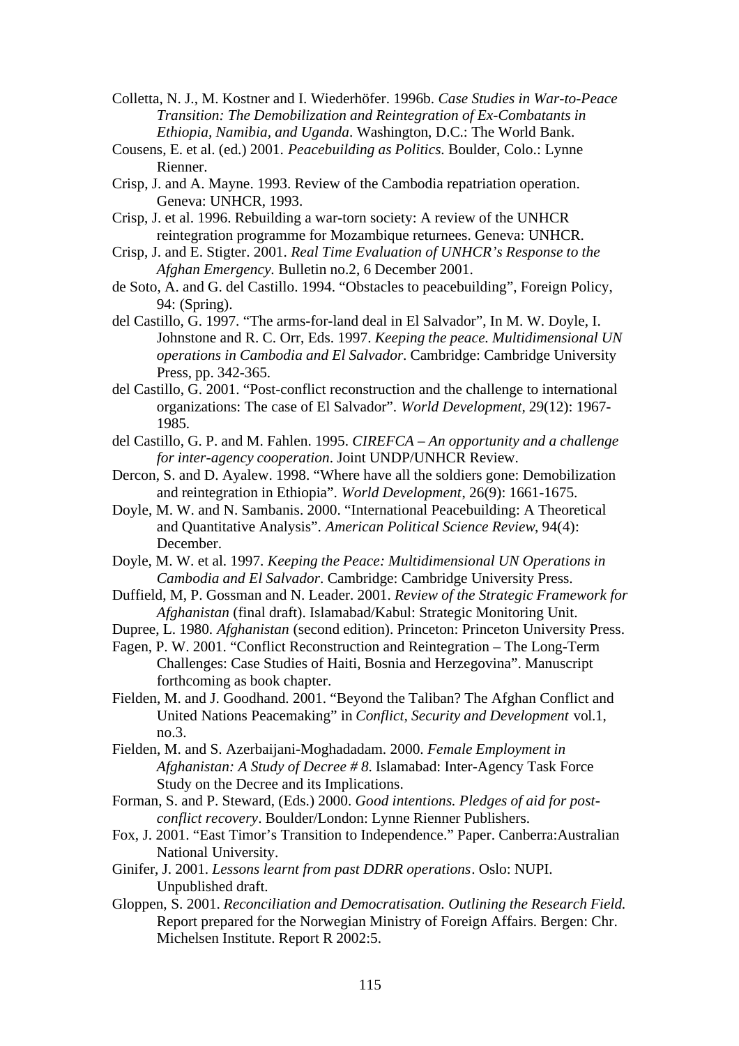Colletta, N. J., M. Kostner and I. Wiederhöfer. 1996b. *Case Studies in War-to-Peace Transition: The Demobilization and Reintegration of Ex-Combatants in Ethiopia, Namibia, and Uganda*. Washington, D.C.: The World Bank.

Cousens, E. et al. (ed.) 2001. *Peacebuilding as Politics.* Boulder, Colo.: Lynne Rienner.

Crisp, J. and A. Mayne. 1993. Review of the Cambodia repatriation operation. Geneva: UNHCR, 1993.

Crisp, J. et al. 1996. Rebuilding a war-torn society: A review of the UNHCR reintegration programme for Mozambique returnees. Geneva: UNHCR.

Crisp, J. and E. Stigter. 2001. *Real Time Evaluation of UNHCR's Response to the Afghan Emergency.* Bulletin no.2, 6 December 2001.

de Soto, A. and G. del Castillo. 1994. "Obstacles to peacebuilding", Foreign Policy, 94: (Spring).

del Castillo, G. 1997. "The arms-for-land deal in El Salvador", In M. W. Doyle, I. Johnstone and R. C. Orr, Eds. 1997. *Keeping the peace. Multidimensional UN operations in Cambodia and El Salvador.* Cambridge: Cambridge University Press, pp. 342-365.

del Castillo, G. 2001. "Post-conflict reconstruction and the challenge to international organizations: The case of El Salvador". *World Development,* 29(12): 1967-1985.

del Castillo, G. P. and M. Fahlen. 1995. *CIREFCA – An opportunity and a challenge for inter-agency cooperation*. Joint UNDP/UNHCR Review.

Dercon, S. and D. Ayalew. 1998. "Where have all the soldiers gone: Demobilization and reintegration in Ethiopia". *World Development*, 26(9): 1661-1675.

Doyle, M. W. and N. Sambanis. 2000. "International Peacebuilding: A Theoretical and Quantitative Analysis". *American Political Science Review*, 94(4): December.

Doyle, M. W. et al. 1997. *Keeping the Peace: Multidimensional UN Operations in Cambodia and El Salvador*. Cambridge: Cambridge University Press.

Duffield, M, P. Gossman and N. Leader. 2001. *Review of the Strategic Framework for Afghanistan* (final draft). Islamabad/Kabul: Strategic Monitoring Unit.

Dupree, L. 1980. *Afghanistan* (second edition). Princeton: Princeton University Press.

Fagen, P. W. 2001. "Conflict Reconstruction and Reintegration – The Long-Term Challenges: Case Studies of Haiti, Bosnia and Herzegovina". Manuscript forthcoming as book chapter.

Fielden, M. and J. Goodhand. 2001. "Beyond the Taliban? The Afghan Conflict and United Nations Peacemaking" in *Conflict, Security and Development* vol.1, no.3.

Fielden, M. and S. Azerbaijani-Moghadadam. 2000. *Female Employment in Afghanistan: A Study of Decree # 8*. Islamabad: Inter-Agency Task Force Study on the Decree and its Implications.

Forman, S. and P. Steward, (Eds.) 2000. *Good intentions. Pledges of aid for post-conflict recovery*. Boulder/London: Lynne Rienner Publishers.

Fox, J. 2001. "East Timor's Transition to Independence." Paper. Canberra:Australian National University.

Ginifer, J. 2001. *Lessons learnt from past DDRR operations*. Oslo: NUPI. Unpublished draft.

Gloppen, S. 2001. *Reconciliation and Democratisation. Outlining the Research Field.* Report prepared for the Norwegian Ministry of Foreign Affairs. Bergen: Chr. Michelsen Institute. Report R 2002:5.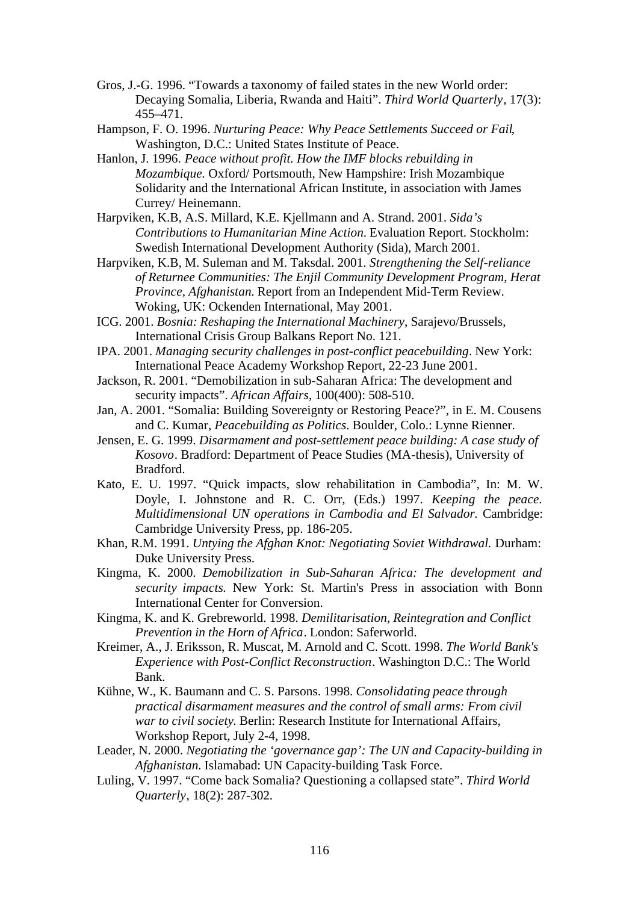Gros, J.-G. 1996. "Towards a taxonomy of failed states in the new World order: Decaying Somalia, Liberia, Rwanda and Haiti". *Third World Quarterly*, 17(3): 455–471.

Hampson, F. O. 1996. *Nurturing Peace: Why Peace Settlements Succeed or Fail*, Washington, D.C.: United States Institute of Peace.

Hanlon, J. 1996. *Peace without profit. How the IMF blocks rebuilding in Mozambique.* Oxford/ Portsmouth, New Hampshire: Irish Mozambique Solidarity and the International African Institute, in association with James Currey/ Heinemann.

Harpviken, K.B, A.S. Millard, K.E. Kjellmann and A. Strand. 2001. *Sida's Contributions to Humanitarian Mine Action*. Evaluation Report. Stockholm: Swedish International Development Authority (Sida), March 2001.

Harpviken, K.B, M. Suleman and M. Taksdal. 2001. *Strengthening the Self-reliance of Returnee Communities: The Enjil Community Development Program, Herat Province, Afghanistan.* Report from an Independent Mid-Term Review. Woking, UK: Ockenden International, May 2001.

ICG. 2001. *Bosnia: Reshaping the International Machinery*, Sarajevo/Brussels, International Crisis Group Balkans Report No. 121.

IPA. 2001. *Managing security challenges in post-conflict peacebuilding*. New York: International Peace Academy Workshop Report, 22-23 June 2001.

Jackson, R. 2001. "Demobilization in sub-Saharan Africa: The development and security impacts". *African Affairs*, 100(400): 508-510.

Jan, A. 2001. "Somalia: Building Sovereignty or Restoring Peace?", in E. M. Cousens and C. Kumar, *Peacebuilding as Politics*. Boulder, Colo.: Lynne Rienner.

Jensen, E. G. 1999. *Disarmament and post-settlement peace building: A case study of Kosovo*. Bradford: Department of Peace Studies (MA-thesis), University of Bradford.

Kato, E. U. 1997. "Quick impacts, slow rehabilitation in Cambodia", In: M. W. Doyle, I. Johnstone and R. C. Orr, (Eds.) 1997. *Keeping the peace. Multidimensional UN operations in Cambodia and El Salvador.* Cambridge: Cambridge University Press, pp. 186-205.

Khan, R.M. 1991. *Untying the Afghan Knot: Negotiating Soviet Withdrawal.* Durham: Duke University Press.

Kingma, K. 2000. *Demobilization in Sub-Saharan Africa: The development and security impacts.* New York: St. Martin's Press in association with Bonn International Center for Conversion.

Kingma, K. and K. Grebreworld. 1998. *Demilitarisation, Reintegration and Conflict Prevention in the Horn of Africa*. London: Saferworld.

Kreimer, A., J. Eriksson, R. Muscat, M. Arnold and C. Scott. 1998. *The World Bank's Experience with Post-Conflict Reconstruction*. Washington D.C.: The World Bank.

Kühne, W., K. Baumann and C. S. Parsons. 1998. *Consolidating peace through practical disarmament measures and the control of small arms: From civil war to civil society.* Berlin: Research Institute for International Affairs, Workshop Report, July 2-4, 1998.

Leader, N. 2000. *Negotiating the 'governance gap': The UN and Capacity-building in Afghanistan.* Islamabad: UN Capacity-building Task Force.

Luling, V. 1997. "Come back Somalia? Questioning a collapsed state". *Third World Quarterly*, 18(2): 287-302.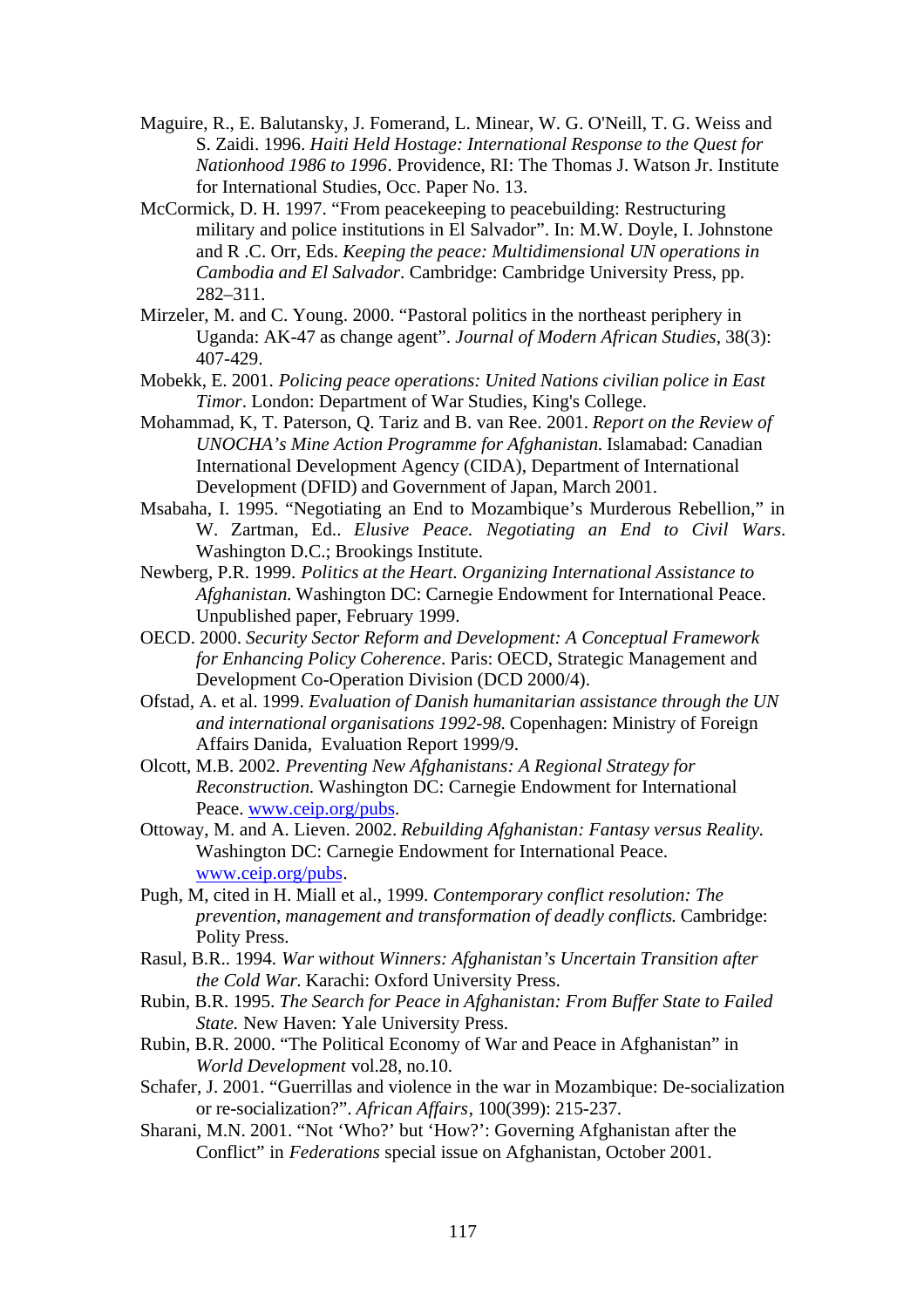Maguire, R., E. Balutansky, J. Fomerand, L. Minear, W. G. O'Neill, T. G. Weiss and S. Zaidi. 1996. *Haiti Held Hostage: International Response to the Quest for Nationhood 1986 to 1996*. Providence, RI: The Thomas J. Watson Jr. Institute for International Studies, Occ. Paper No. 13.

McCormick, D. H. 1997. "From peacekeeping to peacebuilding: Restructuring military and police institutions in El Salvador". In: M.W. Doyle, I. Johnstone and R .C. Orr, Eds. *Keeping the peace: Multidimensional UN operations in Cambodia and El Salvador*. Cambridge: Cambridge University Press, pp. 282–311.

Mirzeler, M. and C. Young. 2000. "Pastoral politics in the northeast periphery in Uganda: AK-47 as change agent". *Journal of Modern African Studies*, 38(3): 407-429.

Mobekk, E. 2001. *Policing peace operations: United Nations civilian police in East Timor*. London: Department of War Studies, King's College.

Mohammad, K, T. Paterson, Q. Tariz and B. van Ree. 2001. *Report on the Review of UNOCHA's Mine Action Programme for Afghanistan.* Islamabad: Canadian International Development Agency (CIDA), Department of International Development (DFID) and Government of Japan, March 2001.

Msabaha, I. 1995. "Negotiating an End to Mozambique's Murderous Rebellion," in W. Zartman, Ed.. *Elusive Peace. Negotiating an End to Civil Wars*. Washington D.C.; Brookings Institute.

Newberg, P.R. 1999. *Politics at the Heart. Organizing International Assistance to Afghanistan.* Washington DC: Carnegie Endowment for International Peace. Unpublished paper, February 1999.

OECD. 2000. *Security Sector Reform and Development: A Conceptual Framework for Enhancing Policy Coherence*. Paris: OECD, Strategic Management and Development Co-Operation Division (DCD 2000/4).

Ofstad, A. et al. 1999. *Evaluation of Danish humanitarian assistance through the UN and international organisations 1992-98.* Copenhagen: Ministry of Foreign Affairs Danida, Evaluation Report 1999/9.

Olcott, M.B. 2002. *Preventing New Afghanistans: A Regional Strategy for Reconstruction.* Washington DC: Carnegie Endowment for International Peace. www.ceip.org/pubs.

Ottoway, M. and A. Lieven. 2002. *Rebuilding Afghanistan: Fantasy versus Reality.* Washington DC: Carnegie Endowment for International Peace. www.ceip.org/pubs.

Pugh, M, cited in H. Miall et al., 1999. *Contemporary conflict resolution: The prevention, management and transformation of deadly conflicts.* Cambridge: Polity Press.

Rasul, B.R.. 1994. *War without Winners: Afghanistan's Uncertain Transition after the Cold War.* Karachi: Oxford University Press.

Rubin, B.R. 1995. *The Search for Peace in Afghanistan: From Buffer State to Failed State.* New Haven: Yale University Press.

Rubin, B.R. 2000. "The Political Economy of War and Peace in Afghanistan" in *World Development* vol.28, no.10.

Schafer, J. 2001. "Guerrillas and violence in the war in Mozambique: De-socialization or re-socialization?". *African Affairs*, 100(399): 215-237.

Sharani, M.N. 2001. "Not 'Who?' but 'How?': Governing Afghanistan after the Conflict" in *Federations* special issue on Afghanistan, October 2001.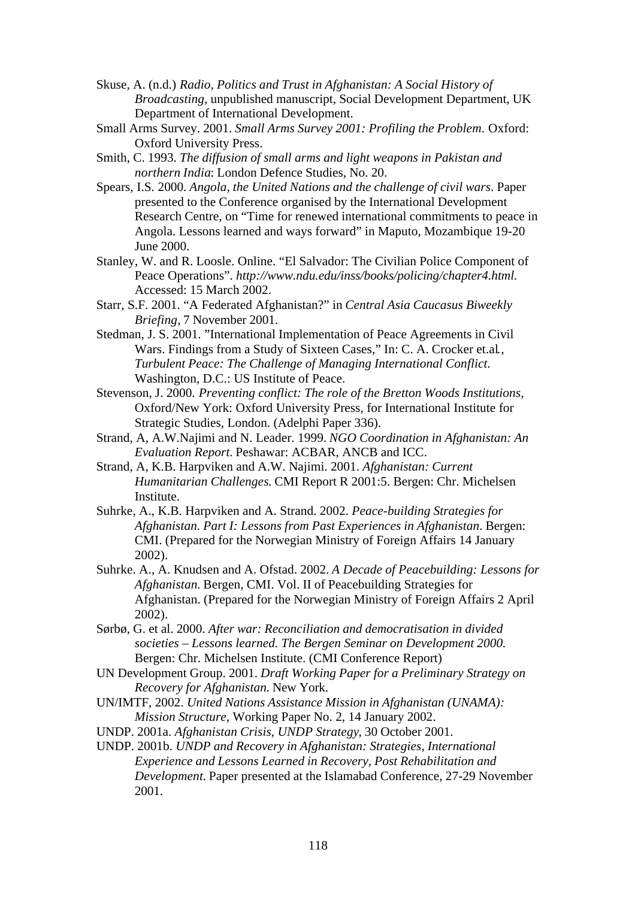Skuse, A. (n.d.) *Radio, Politics and Trust in Afghanistan: A Social History of Broadcasting*, unpublished manuscript, Social Development Department, UK Department of International Development.

Small Arms Survey. 2001. *Small Arms Survey 2001: Profiling the Problem*. Oxford: Oxford University Press.

Smith, C. 1993. *The diffusion of small arms and light weapons in Pakistan and northern India*: London Defence Studies, No. 20.

Spears, I.S. 2000. *Angola, the United Nations and the challenge of civil wars*. Paper presented to the Conference organised by the International Development Research Centre, on "Time for renewed international commitments to peace in Angola. Lessons learned and ways forward" in Maputo, Mozambique 19-20 June 2000.

Stanley, W. and R. Loosle. Online. "El Salvador: The Civilian Police Component of Peace Operations". *http://www.ndu.edu/inss/books/policing/chapter4.html.* Accessed: 15 March 2002.

Starr, S.F. 2001. "A Federated Afghanistan?" in *Central Asia Caucasus Biweekly Briefing*, 7 November 2001.

Stedman, J. S. 2001. "International Implementation of Peace Agreements in Civil Wars. Findings from a Study of Sixteen Cases," In: C. A. Crocker et.al., *Turbulent Peace: The Challenge of Managing International Conflict*. Washington, D.C.: US Institute of Peace.

Stevenson, J. 2000. *Preventing conflict: The role of the Bretton Woods Institutions,* Oxford/New York: Oxford University Press, for International Institute for Strategic Studies, London. (Adelphi Paper 336).

Strand, A, A.W.Najimi and N. Leader. 1999. *NGO Coordination in Afghanistan: An Evaluation Report.* Peshawar: ACBAR, ANCB and ICC.

Strand, A, K.B. Harpviken and A.W. Najimi. 2001. *Afghanistan: Current Humanitarian Challenges.* CMI Report R 2001:5. Bergen: Chr. Michelsen Institute.

Suhrke, A., K.B. Harpviken and A. Strand. 2002. *Peace-building Strategies for Afghanistan. Part I: Lessons from Past Experiences in Afghanistan*. Bergen: CMI. (Prepared for the Norwegian Ministry of Foreign Affairs 14 January 2002).

Suhrke. A., A. Knudsen and A. Ofstad. 2002. *A Decade of Peacebuilding: Lessons for Afghanistan.* Bergen, CMI. Vol. II of Peacebuilding Strategies for Afghanistan. (Prepared for the Norwegian Ministry of Foreign Affairs 2 April 2002).

Sørbø, G. et al. 2000. *After war: Reconciliation and democratisation in divided societies – Lessons learned. The Bergen Seminar on Development 2000.* Bergen: Chr. Michelsen Institute. (CMI Conference Report)

UN Development Group. 2001. *Draft Working Paper for a Preliminary Strategy on Recovery for Afghanistan.* New York.

UN/IMTF, 2002. *United Nations Assistance Mission in Afghanistan (UNAMA): Mission Structure*, Working Paper No. 2, 14 January 2002.

UNDP. 2001a. *Afghanistan Crisis, UNDP Strategy*, 30 October 2001.

UNDP. 2001b. *UNDP and Recovery in Afghanistan: Strategies, International Experience and Lessons Learned in Recovery, Post Rehabilitation and Development.* Paper presented at the Islamabad Conference, 27-29 November 2001.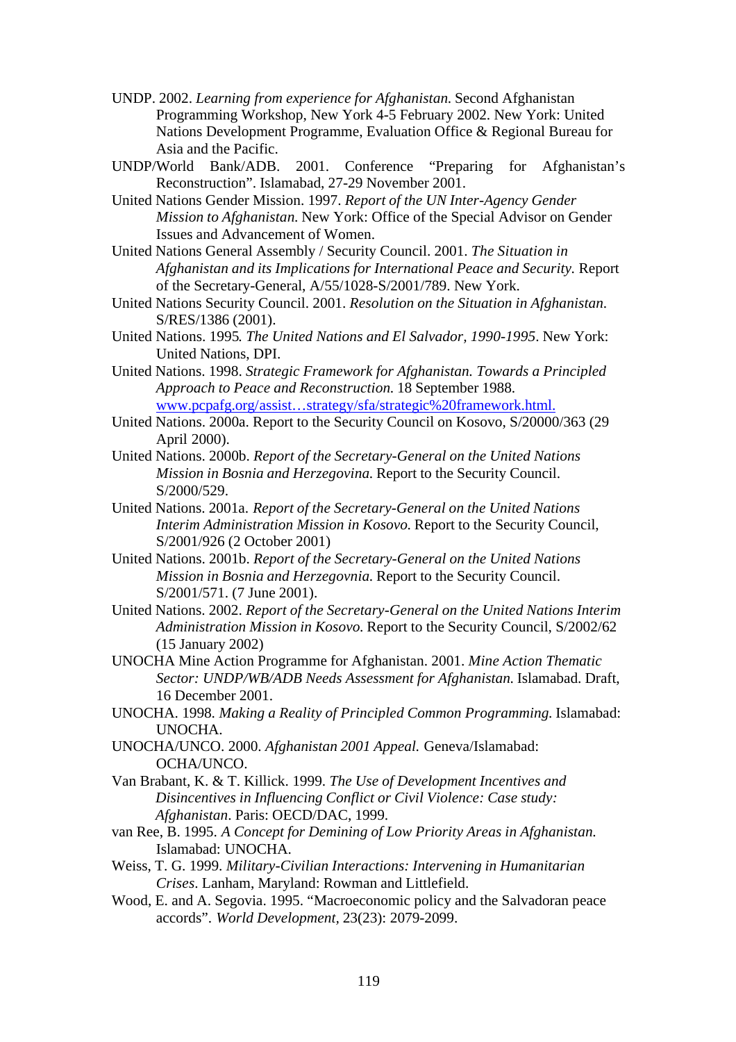UNDP. 2002. *Learning from experience for Afghanistan.* Second Afghanistan Programming Workshop, New York 4-5 February 2002. New York: United Nations Development Programme, Evaluation Office & Regional Bureau for Asia and the Pacific.

UNDP/World Bank/ADB. 2001. Conference "Preparing for Afghanistan's Reconstruction". Islamabad, 27-29 November 2001.

United Nations Gender Mission. 1997. *Report of the UN Inter-Agency Gender Mission to Afghanistan.* New York: Office of the Special Advisor on Gender Issues and Advancement of Women.

United Nations General Assembly / Security Council. 2001. *The Situation in Afghanistan and its Implications for International Peace and Security.* Report of the Secretary-General, A/55/1028-S/2001/789. New York.

United Nations Security Council. 2001. *Resolution on the Situation in Afghanistan.* S/RES/1386 (2001).

United Nations. 1995*. The United Nations and El Salvador, 1990-1995*. New York: United Nations, DPI.

United Nations. 1998. *Strategic Framework for Afghanistan. Towards a Principled Approach to Peace and Reconstruction.* 18 September 1988. www.pcpafg.org/assist…strategy/sfa/strategic%20framework.html.

United Nations. 2000a. Report to the Security Council on Kosovo, S/20000/363 (29 April 2000).

United Nations. 2000b. *Report of the Secretary-General on the United Nations Mission in Bosnia and Herzegovina.* Report to the Security Council. S/2000/529.

United Nations. 2001a. *Report of the Secretary-General on the United Nations Interim Administration Mission in Kosovo.* Report to the Security Council, S/2001/926 (2 October 2001)

United Nations. 2001b. *Report of the Secretary-General on the United Nations Mission in Bosnia and Herzegovnia.* Report to the Security Council. S/2001/571. (7 June 2001).

United Nations. 2002. *Report of the Secretary-General on the United Nations Interim Administration Mission in Kosovo.* Report to the Security Council, S/2002/62 (15 January 2002)

UNOCHA Mine Action Programme for Afghanistan. 2001. *Mine Action Thematic Sector: UNDP/WB/ADB Needs Assessment for Afghanistan.* Islamabad. Draft, 16 December 2001.

UNOCHA. 1998. *Making a Reality of Principled Common Programming.* Islamabad: UNOCHA.

UNOCHA/UNCO. 2000. *Afghanistan 2001 Appeal.* Geneva/Islamabad: OCHA/UNCO.

Van Brabant, K. & T. Killick. 1999. *The Use of Development Incentives and Disincentives in Influencing Conflict or Civil Violence: Case study: Afghanistan*. Paris: OECD/DAC, 1999.

van Ree, B. 1995. *A Concept for Demining of Low Priority Areas in Afghanistan.* Islamabad: UNOCHA.

Weiss, T. G. 1999. *Military-Civilian Interactions: Intervening in Humanitarian Crises*. Lanham, Maryland: Rowman and Littlefield.

Wood, E. and A. Segovia. 1995. "Macroeconomic policy and the Salvadoran peace accords". *World Development,* 23(23): 2079-2099.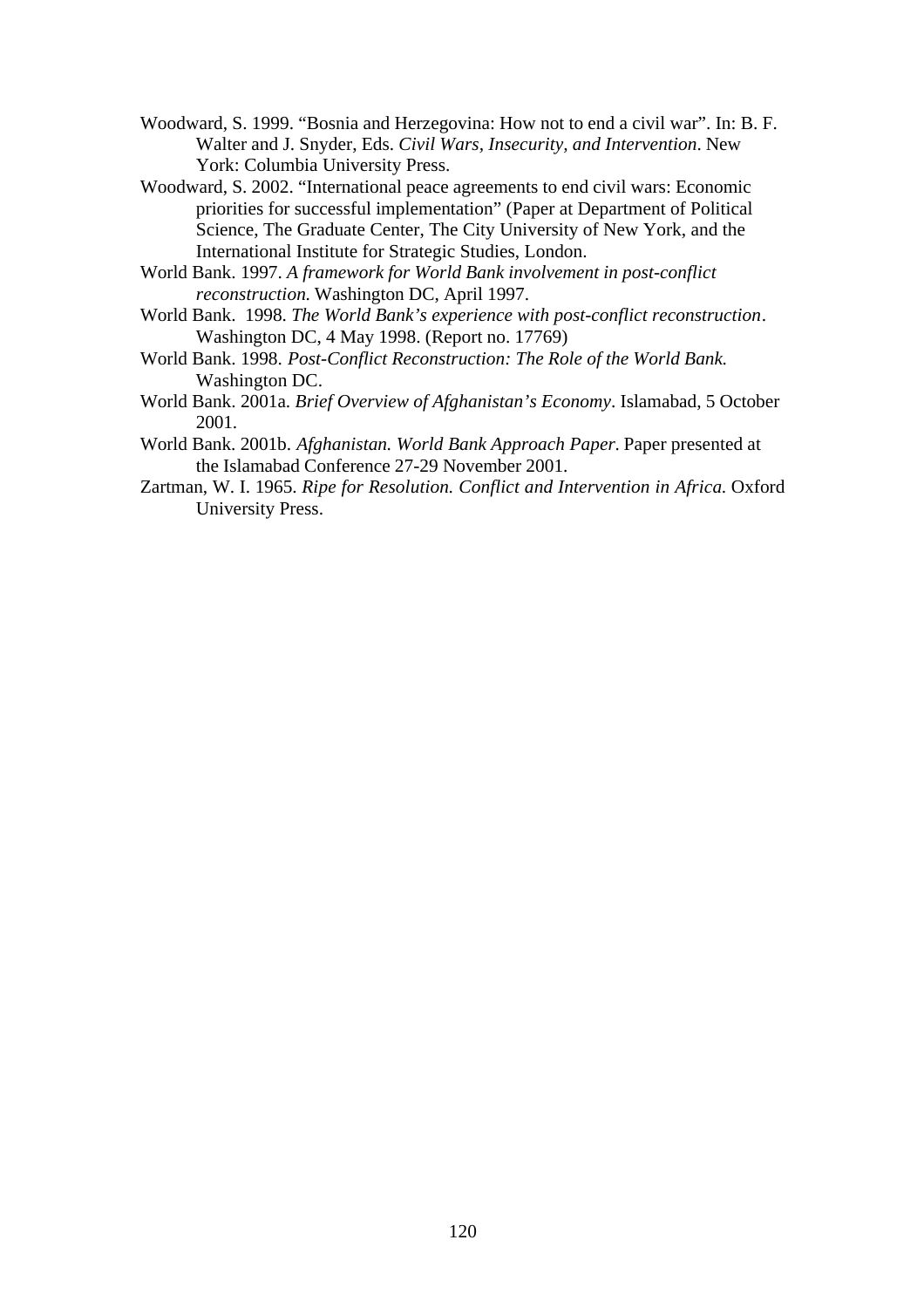Woodward, S. 1999. "Bosnia and Herzegovina: How not to end a civil war". In: B. F. Walter and J. Snyder, Eds. *Civil Wars, Insecurity, and Intervention*. New York: Columbia University Press.

Woodward, S. 2002. "International peace agreements to end civil wars: Economic priorities for successful implementation" (Paper at Department of Political Science, The Graduate Center, The City University of New York, and the International Institute for Strategic Studies, London.

World Bank. 1997. *A framework for World Bank involvement in post-conflict reconstruction.* Washington DC, April 1997.

World Bank. 1998. *The World Bank's experience with post-conflict reconstruction*. Washington DC, 4 May 1998. (Report no. 17769)

World Bank. 1998. *Post-Conflict Reconstruction: The Role of the World Bank.* Washington DC.

World Bank. 2001a. *Brief Overview of Afghanistan's Economy*. Islamabad, 5 October 2001.

World Bank. 2001b. *Afghanistan. World Bank Approach Paper.* Paper presented at the Islamabad Conference 27-29 November 2001.

Zartman, W. I. 1965. *Ripe for Resolution. Conflict and Intervention in Africa.* Oxford University Press.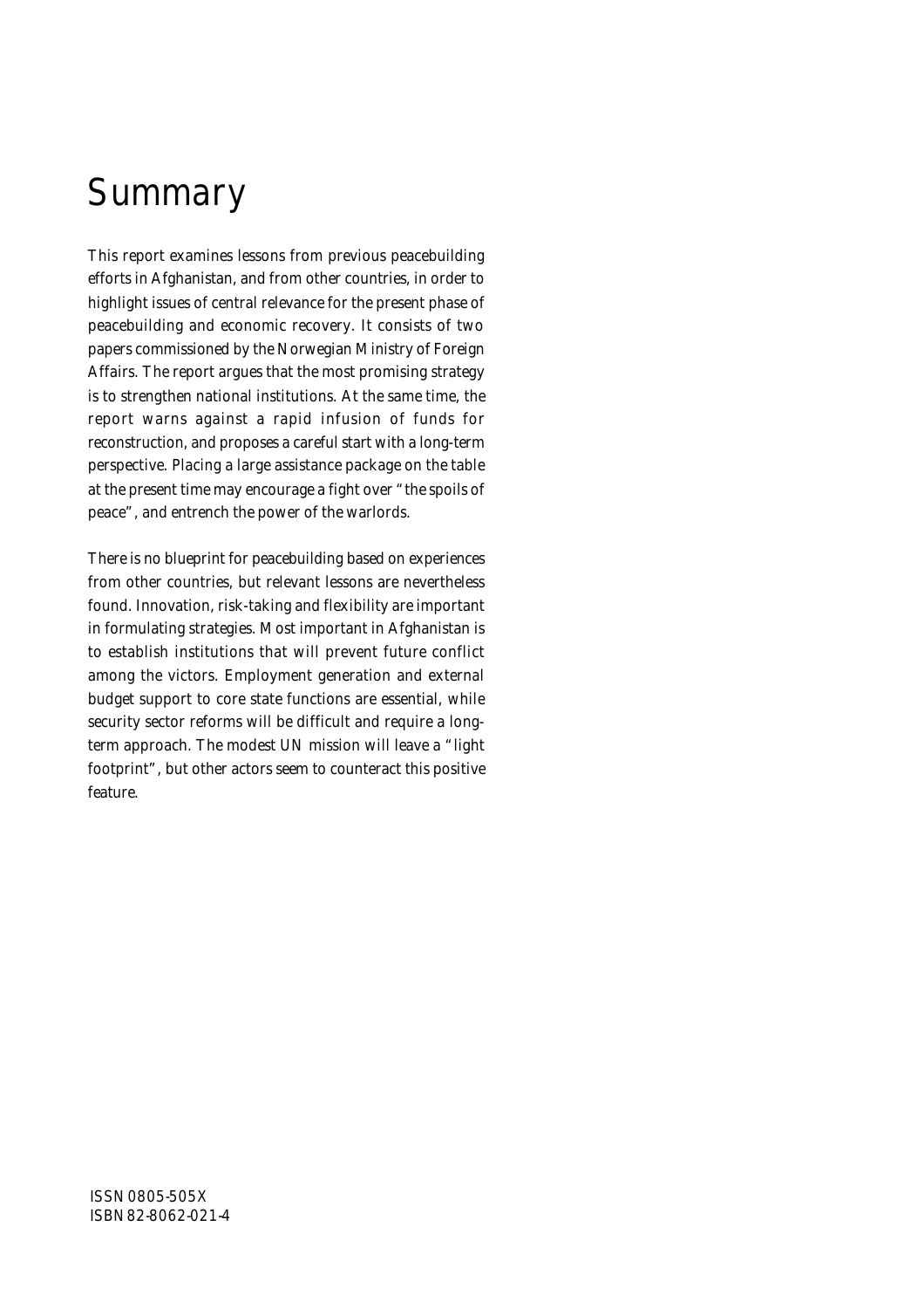# Summary

This report examines lessons from previous peacebuilding efforts in Afghanistan, and from other countries, in order to highlight issues of central relevance for the present phase of peacebuilding and economic recovery. It consists of two papers commissioned by the Norwegian Ministry of Foreign Affairs. The report argues that the most promising strategy is to strengthen national institutions. At the same time, the report warns against a rapid infusion of funds for reconstruction, and proposes a careful start with a long-term perspective. Placing a large assistance package on the table at the present time may encourage a fight over "the spoils of peace", and entrench the power of the warlords.

There is no blueprint for peacebuilding based on experiences from other countries, but relevant lessons are nevertheless found. Innovation, risk-taking and flexibility are important in formulating strategies. Most important in Afghanistan is to establish institutions that will prevent future conflict among the victors. Employment generation and external budget support to core state functions are essential, while security sector reforms will be difficult and require a long-term approach. The modest UN mission will leave a "light footprint", but other actors seem to counteract this positive feature.

ISSN 0805-505X
ISBN 82-8062-021-4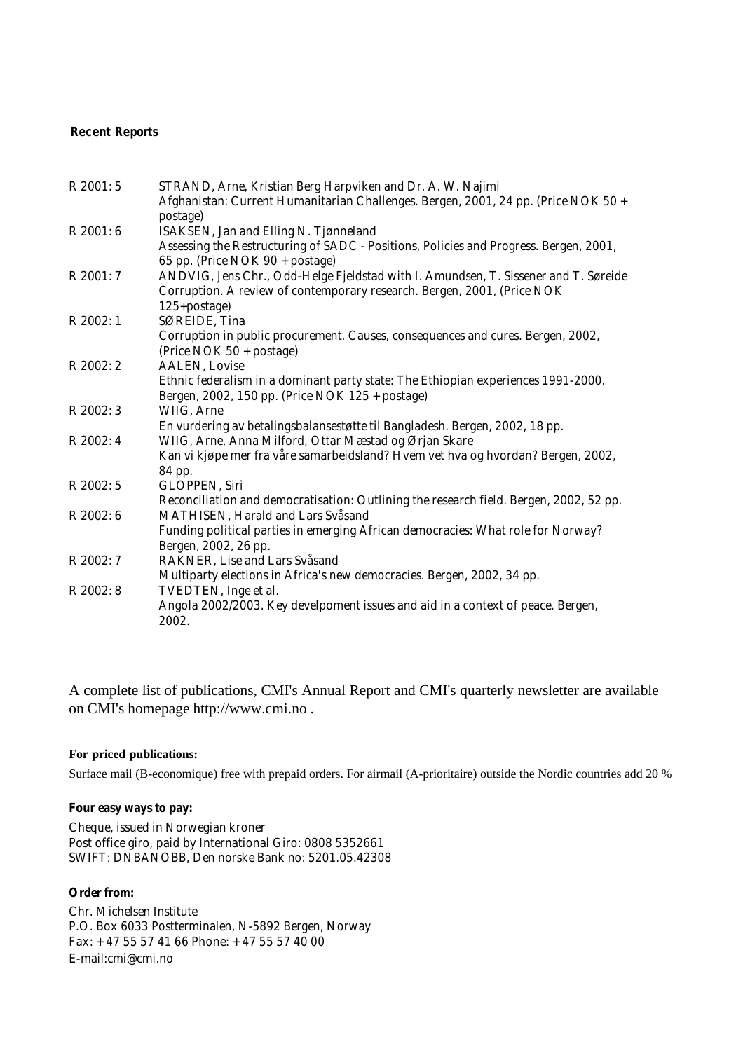**Recent Reports**

| | |
|---|---|
| R 2001: 5 | STRAND, Arne, Kristian Berg Harpviken and Dr. A. W. Najimi<br>Afghanistan: Current Humanitarian Challenges. Bergen, 2001, 24 pp. (Price NOK 50 + postage) |
| R 2001: 6 | ISAKSEN, Jan and Elling N. Tjønneland<br>Assessing the Restructuring of SADC - Positions, Policies and Progress. Bergen, 2001, 65 pp. (Price NOK 90 + postage) |
| R 2001: 7 | ANDVIG, Jens Chr., Odd-Helge Fjeldstad with I. Amundsen, T. Sissener and T. Søreide<br>Corruption. A review of contemporary research. Bergen, 2001, (Price NOK 125+postage) |
| R 2002: 1 | SØREIDE, Tina<br>Corruption in public procurement. Causes, consequences and cures. Bergen, 2002, (Price NOK 50 + postage) |
| R 2002: 2 | AALEN, Lovise<br>Ethnic federalism in a dominant party state: The Ethiopian experiences 1991-2000. Bergen, 2002, 150 pp. (Price NOK 125 + postage) |
| R 2002: 3 | WIIG, Arne<br>En vurdering av betalingsbalansestøtte til Bangladesh. Bergen, 2002, 18 pp. |
| R 2002: 4 | WIIG, Arne, Anna Milford, Ottar Mæstad og Ørjan Skare<br>Kan vi kjøpe mer fra våre samarbeidsland? Hvem vet hva og hvordan? Bergen, 2002, 84 pp. |
| R 2002: 5 | GLOPPEN, Siri<br>Reconciliation and democratisation: Outlining the research field. Bergen, 2002, 52 pp. |
| R 2002: 6 | MATHISEN, Harald and Lars Svåsand<br>Funding political parties in emerging African democracies: What role for Norway? Bergen, 2002, 26 pp. |
| R 2002: 7 | RAKNER, Lise and Lars Svåsand<br>Multiparty elections in Africa's new democracies. Bergen, 2002, 34 pp. |
| R 2002: 8 | TVEDTEN, Inge et al.<br>Angola 2002/2003. Key develpoment issues and aid in a context of peace. Bergen, 2002. |

A complete list of publications, CMI's Annual Report and CMI's quarterly newsletter are available on CMI's homepage http://www.cmi.no .

**For priced publications:**

Surface mail (B-economique) free with prepaid orders. For airmail (A-prioritaire) outside the Nordic countries add 20 %

**Four easy ways to pay:**

Cheque, issued in Norwegian kroner
Post office giro, paid by International Giro: 0808 5352661
SWIFT: DNBANOBB, Den norske Bank no: 5201.05.42308

**Order from:**

Chr. Michelsen Institute
P.O. Box 6033 Postterminalen, N-5892 Bergen, Norway
Fax: + 47 55 57 41 66 Phone: + 47 55 57 40 00
E-mail:cmi@cmi.no